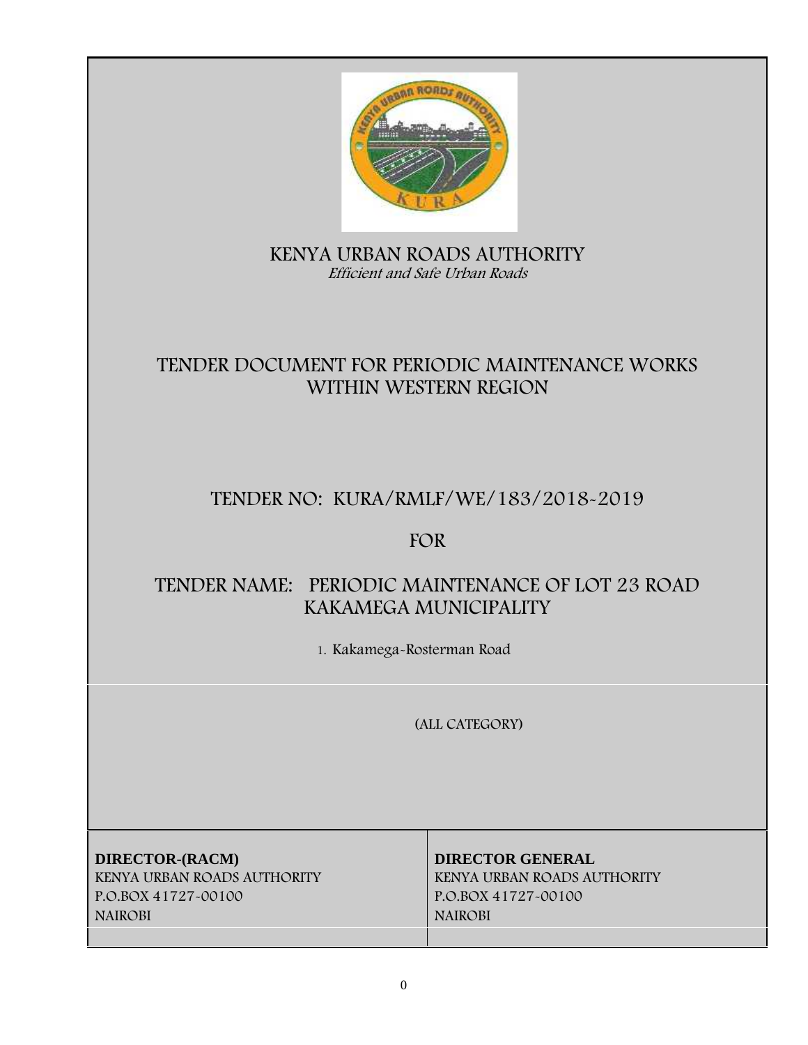# KENYA URBAN ROADS AUTHORITY

*Efficient and Safe Urban Roads*

## TENDER DOCUMENT FOR PERIODIC MAINTENANCE WORKS WITHIN WESTERN REGION

## TENDER NO: KURA/RMLF/WE/183/2018-2019

## FOR

## TENDER NAME: PERIODIC MAINTENANCE OF LOT 23 ROAD KAKAMEGA MUNICIPALITY

1. Kakamega-Rosterman Road

(ALL CATEGORY)

| **DIRECTOR-(RACM)** | **DIRECTOR GENERAL** |
| --- | --- |
| KENYA URBAN ROADS AUTHORITY | KENYA URBAN ROADS AUTHORITY |
| P.O.BOX 41727-00100 | P.O.BOX 41727-00100 |
| NAIROBI | NAIROBI |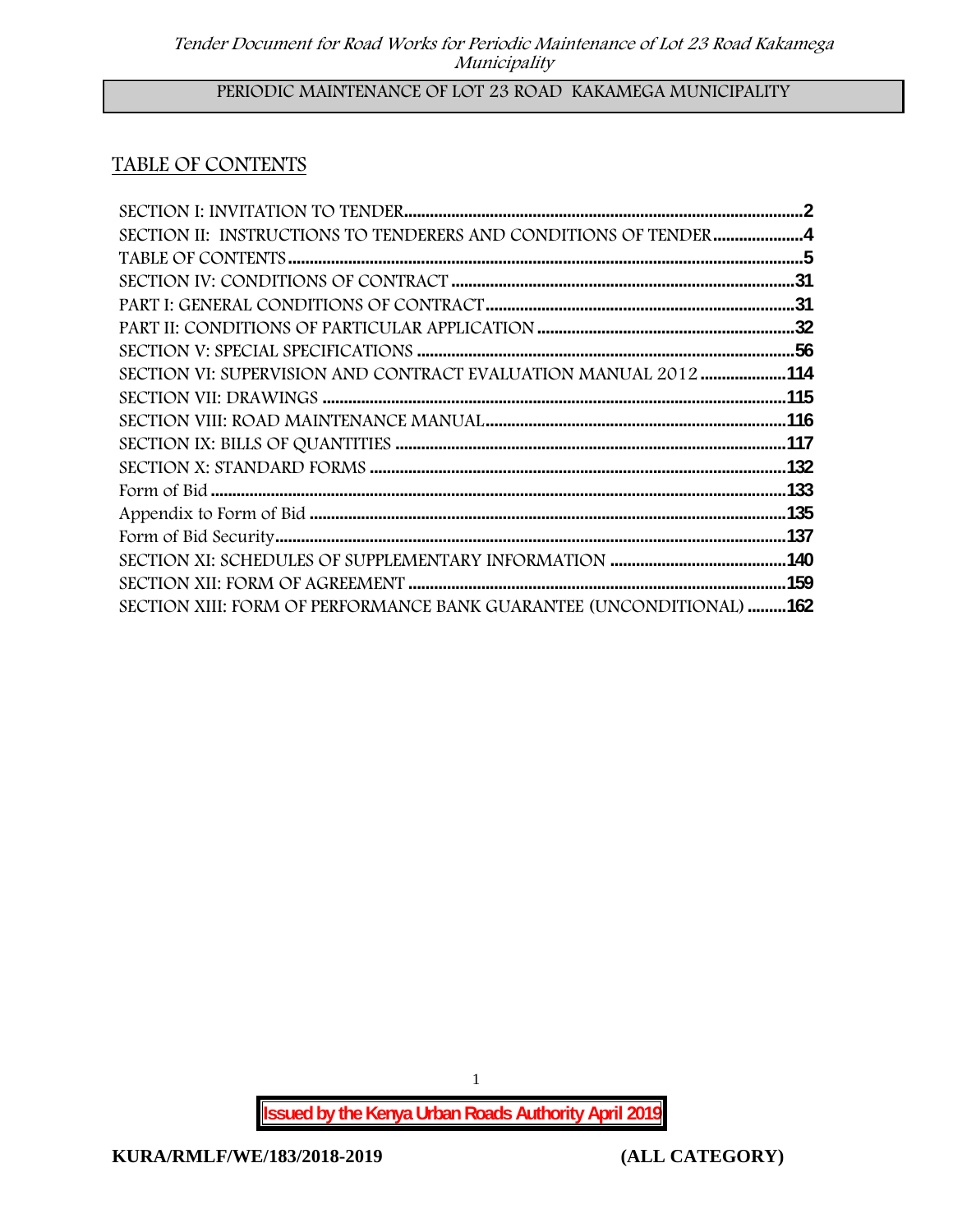PERIODIC MAINTENANCE OF LOT 23 ROAD KAKAMEGA MUNICIPALITY

## TABLE OF CONTENTS

SECTION I: INVITATION TO TENDER....................2
SECTION II: INSTRUCTIONS TO TENDERERS AND CONDITIONS OF TENDER....................4
TABLE OF CONTENTS....................5
SECTION IV: CONDITIONS OF CONTRACT....................31
PART I: GENERAL CONDITIONS OF CONTRACT....................31
PART II: CONDITIONS OF PARTICULAR APPLICATION....................32
SECTION V: SPECIAL SPECIFICATIONS....................56
SECTION VI: SUPERVISION AND CONTRACT EVALUATION MANUAL 2012....................114
SECTION VII: DRAWINGS....................115
SECTION VIII: ROAD MAINTENANCE MANUAL....................116
SECTION IX: BILLS OF QUANTITIES....................117
SECTION X: STANDARD FORMS....................132
Form of Bid....................133
Appendix to Form of Bid....................135
Form of Bid Security....................137
SECTION XI: SCHEDULES OF SUPPLEMENTARY INFORMATION....................140
SECTION XII: FORM OF AGREEMENT....................159
SECTION XIII: FORM OF PERFORMANCE BANK GUARANTEE (UNCONDITIONAL)....................162

**Issued by the Kenya Urban Roads Authority April 2019**

**KURA/RMLF/WE/183/2018-2019** **(ALL CATEGORY)**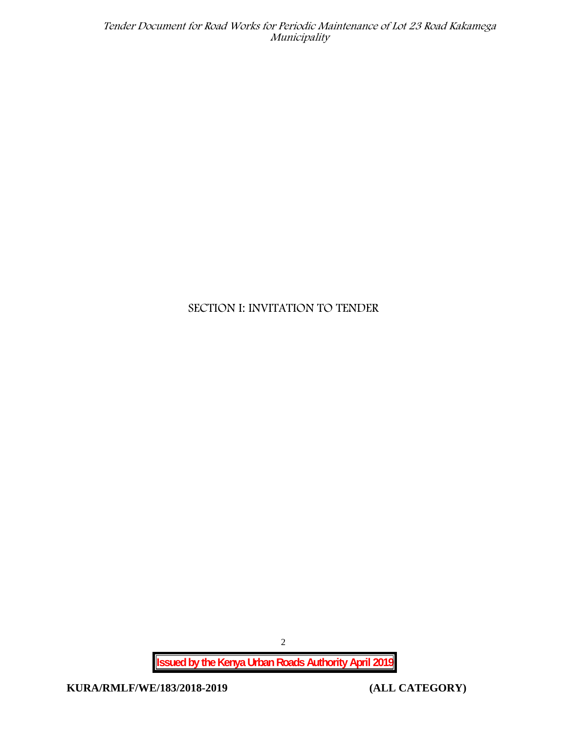# SECTION I: INVITATION TO TENDER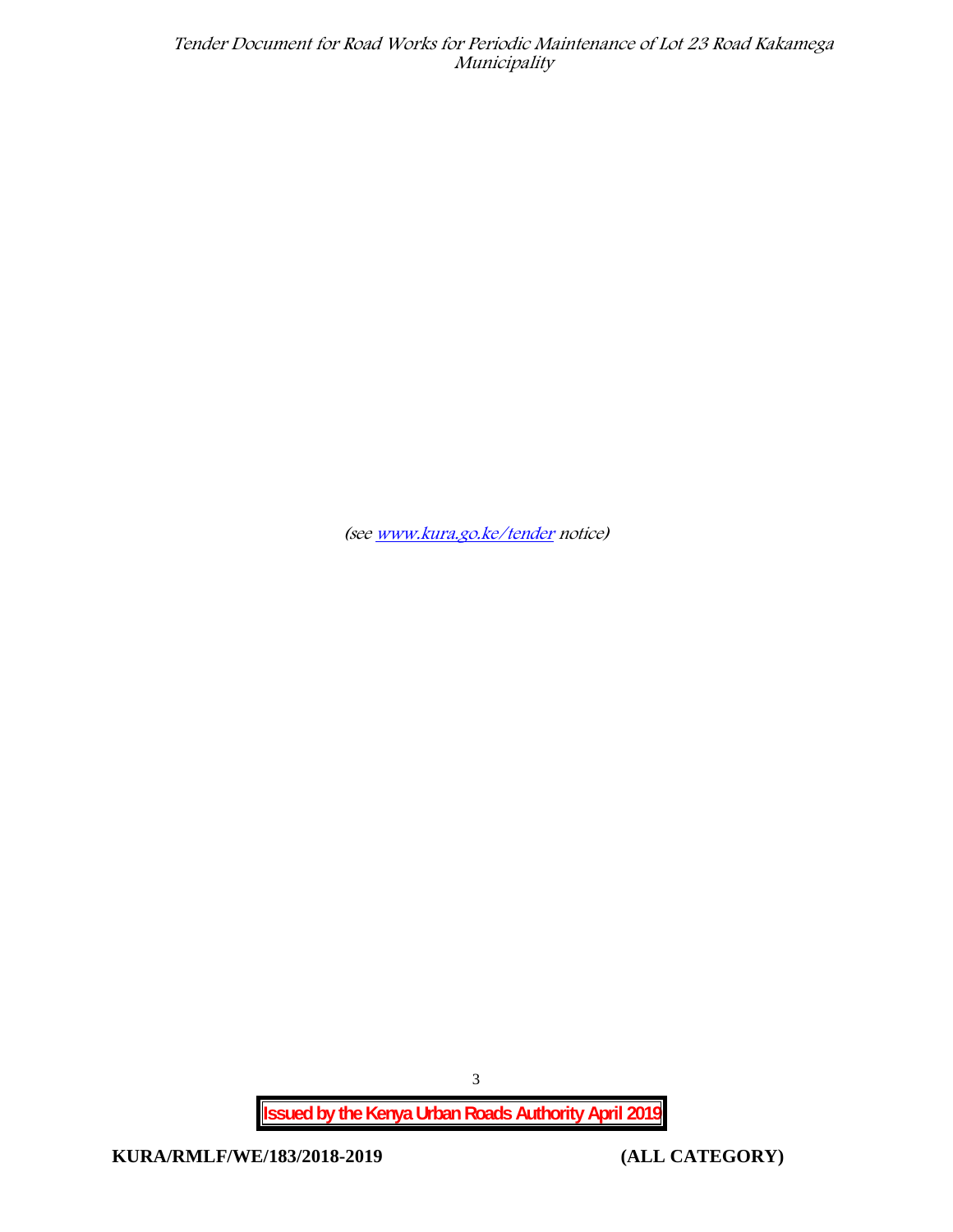*(see [www.kura.go.ke/tender](www.kura.go.ke/tender) notice)*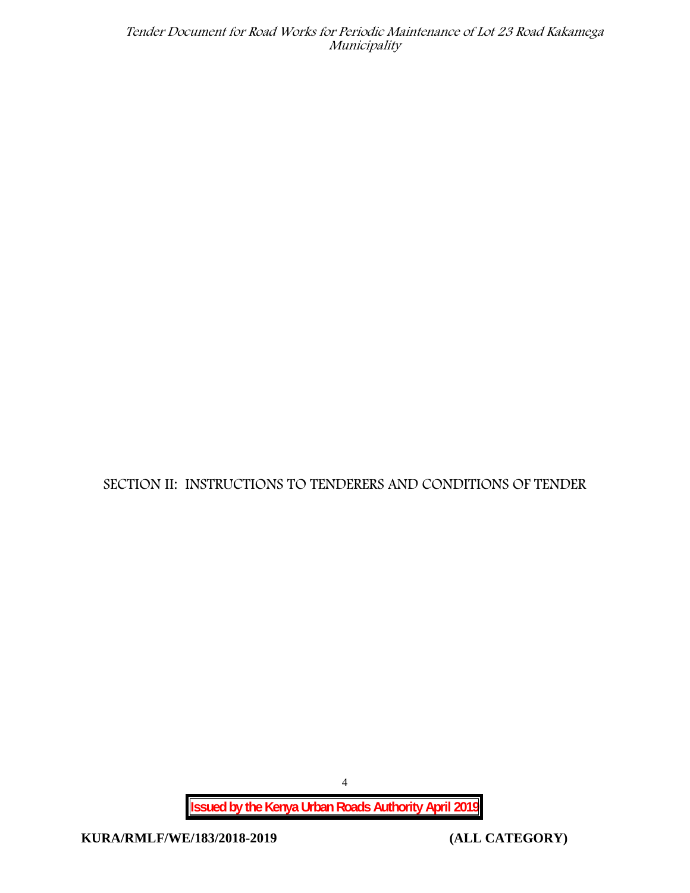# SECTION II: INSTRUCTIONS TO TENDERERS AND CONDITIONS OF TENDER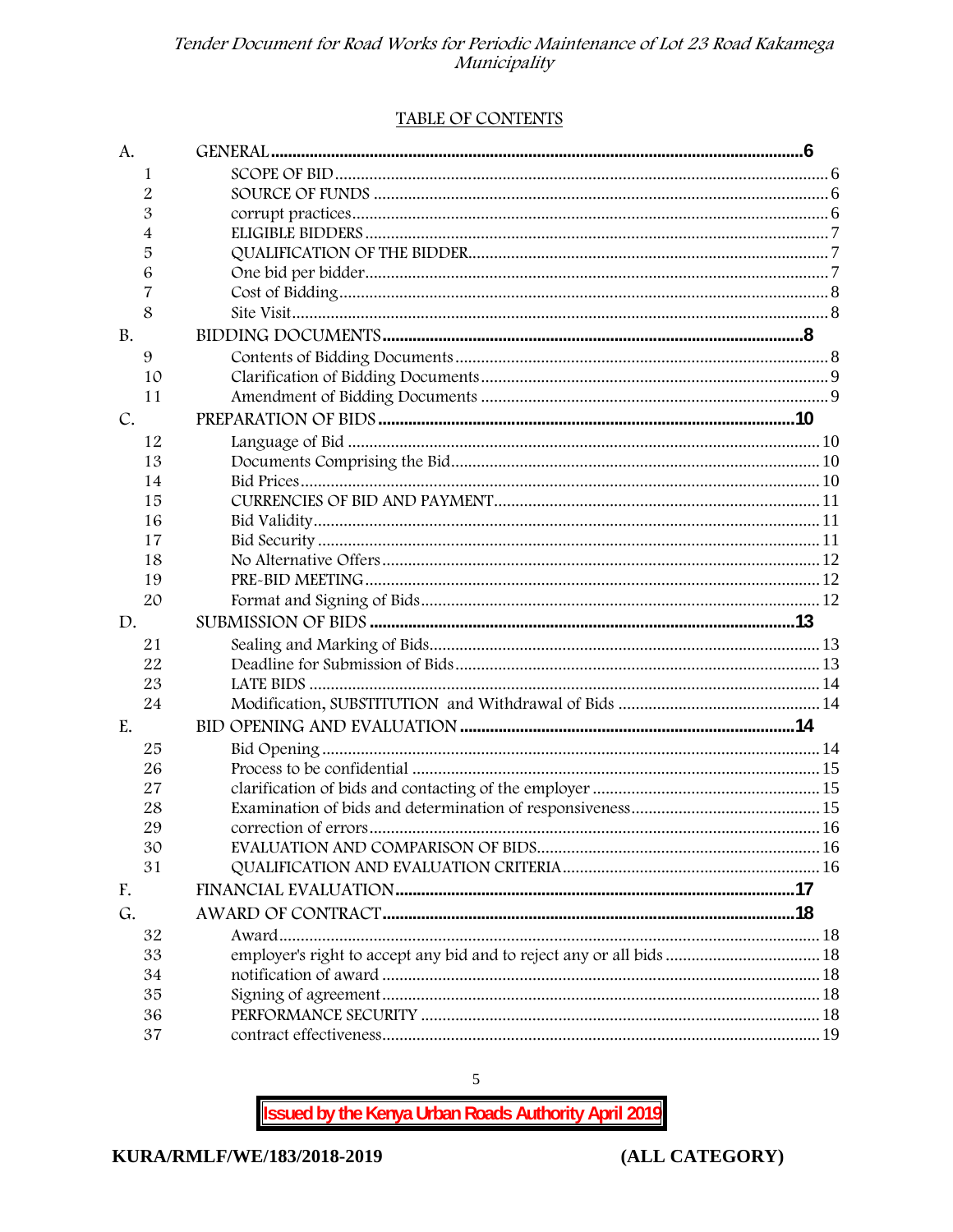## TABLE OF CONTENTS

| | | |
|---|---|---|
| **A.** | **GENERAL** | **6** |
| 1 | SCOPE OF BID | 6 |
| 2 | SOURCE OF FUNDS | 6 |
| 3 | corrupt practices | 6 |
| 4 | ELIGIBLE BIDDERS | 7 |
| 5 | QUALIFICATION OF THE BIDDER | 7 |
| 6 | One bid per bidder | 7 |
| 7 | Cost of Bidding | 8 |
| 8 | Site Visit | 8 |
| **B.** | **BIDDING DOCUMENTS** | **8** |
| 9 | Contents of Bidding Documents | 8 |
| 10 | Clarification of Bidding Documents | 9 |
| 11 | Amendment of Bidding Documents | 9 |
| **C.** | **PREPARATION OF BIDS** | **10** |
| 12 | Language of Bid | 10 |
| 13 | Documents Comprising the Bid | 10 |
| 14 | Bid Prices | 10 |
| 15 | CURRENCIES OF BID AND PAYMENT | 11 |
| 16 | Bid Validity | 11 |
| 17 | Bid Security | 11 |
| 18 | No Alternative Offers | 12 |
| 19 | PRE-BID MEETING | 12 |
| 20 | Format and Signing of Bids | 12 |
| **D.** | **SUBMISSION OF BIDS** | **13** |
| 21 | Sealing and Marking of Bids | 13 |
| 22 | Deadline for Submission of Bids | 13 |
| 23 | LATE BIDS | 14 |
| 24 | Modification, SUBSTITUTION and Withdrawal of Bids | 14 |
| **E.** | **BID OPENING AND EVALUATION** | **14** |
| 25 | Bid Opening | 14 |
| 26 | Process to be confidential | 15 |
| 27 | clarification of bids and contacting of the employer | 15 |
| 28 | Examination of bids and determination of responsiveness | 15 |
| 29 | correction of errors | 16 |
| 30 | EVALUATION AND COMPARISON OF BIDS | 16 |
| 31 | QUALIFICATION AND EVALUATION CRITERIA | 16 |
| **F.** | **FINANCIAL EVALUATION** | **17** |
| **G.** | **AWARD OF CONTRACT** | **18** |
| 32 | Award | 18 |
| 33 | employer's right to accept any bid and to reject any or all bids | 18 |
| 34 | notification of award | 18 |
| 35 | Signing of agreement | 18 |
| 36 | PERFORMANCE SECURITY | 18 |
| 37 | contract effectiveness | 19 |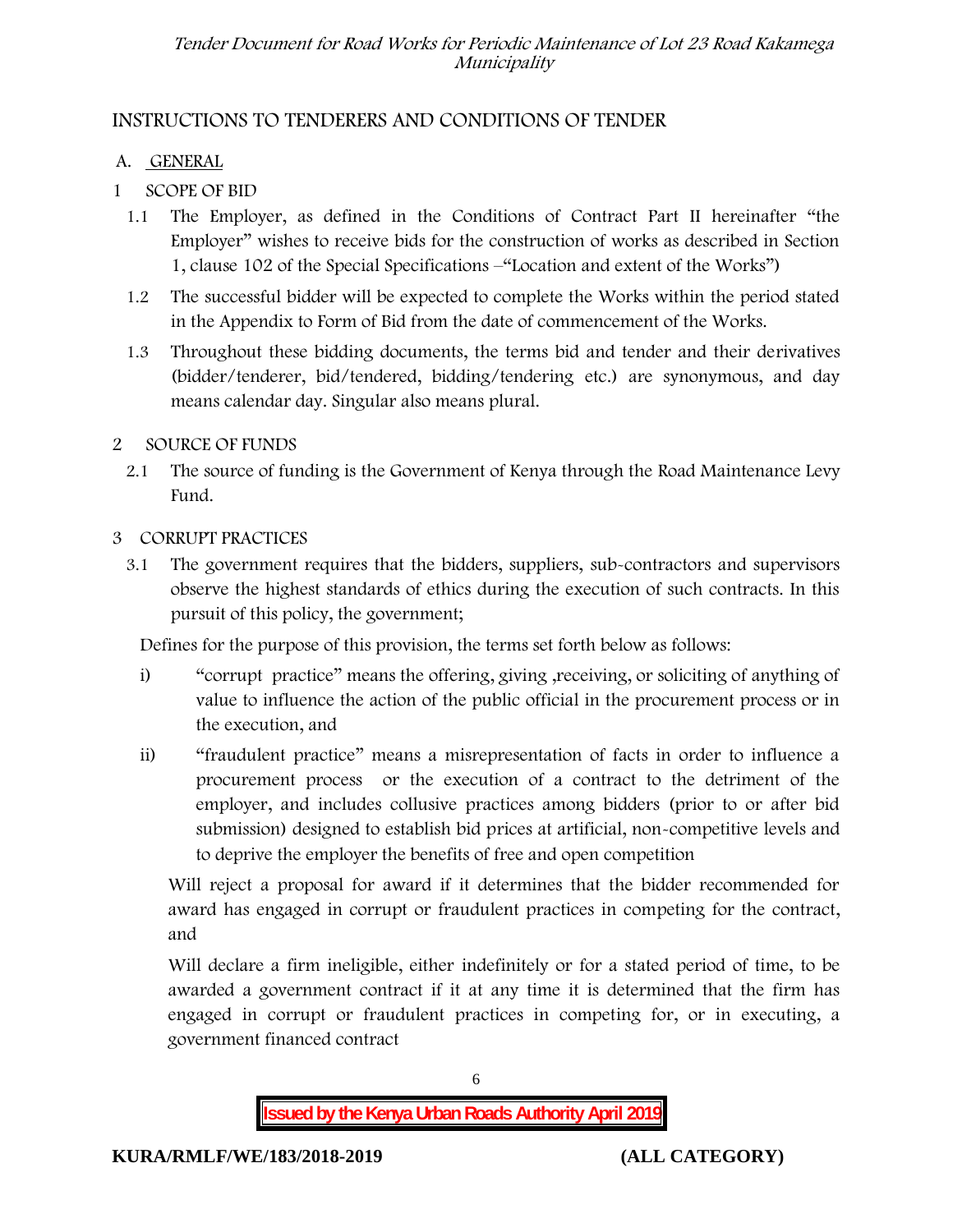## INSTRUCTIONS TO TENDERERS AND CONDITIONS OF TENDER

### A. GENERAL

**1 SCOPE OF BID**

1.1 The Employer, as defined in the Conditions of Contract Part II hereinafter "the Employer" wishes to receive bids for the construction of works as described in Section 1, clause 102 of the Special Specifications –"Location and extent of the Works")

1.2 The successful bidder will be expected to complete the Works within the period stated in the Appendix to Form of Bid from the date of commencement of the Works.

1.3 Throughout these bidding documents, the terms bid and tender and their derivatives (bidder/tenderer, bid/tendered, bidding/tendering etc.) are synonymous, and day means calendar day. Singular also means plural.

**2 SOURCE OF FUNDS**

2.1 The source of funding is the Government of Kenya through the Road Maintenance Levy Fund.

**3 CORRUPT PRACTICES**

3.1 The government requires that the bidders, suppliers, sub-contractors and supervisors observe the highest standards of ethics during the execution of such contracts. In this pursuit of this policy, the government;

Defines for the purpose of this provision, the terms set forth below as follows:

i) "corrupt practice" means the offering, giving ,receiving, or soliciting of anything of value to influence the action of the public official in the procurement process or in the execution, and

ii) "fraudulent practice" means a misrepresentation of facts in order to influence a procurement process or the execution of a contract to the detriment of the employer, and includes collusive practices among bidders (prior to or after bid submission) designed to establish bid prices at artificial, non-competitive levels and to deprive the employer the benefits of free and open competition

Will reject a proposal for award if it determines that the bidder recommended for award has engaged in corrupt or fraudulent practices in competing for the contract, and

Will declare a firm ineligible, either indefinitely or for a stated period of time, to be awarded a government contract if it at any time it is determined that the firm has engaged in corrupt or fraudulent practices in competing for, or in executing, a government financed contract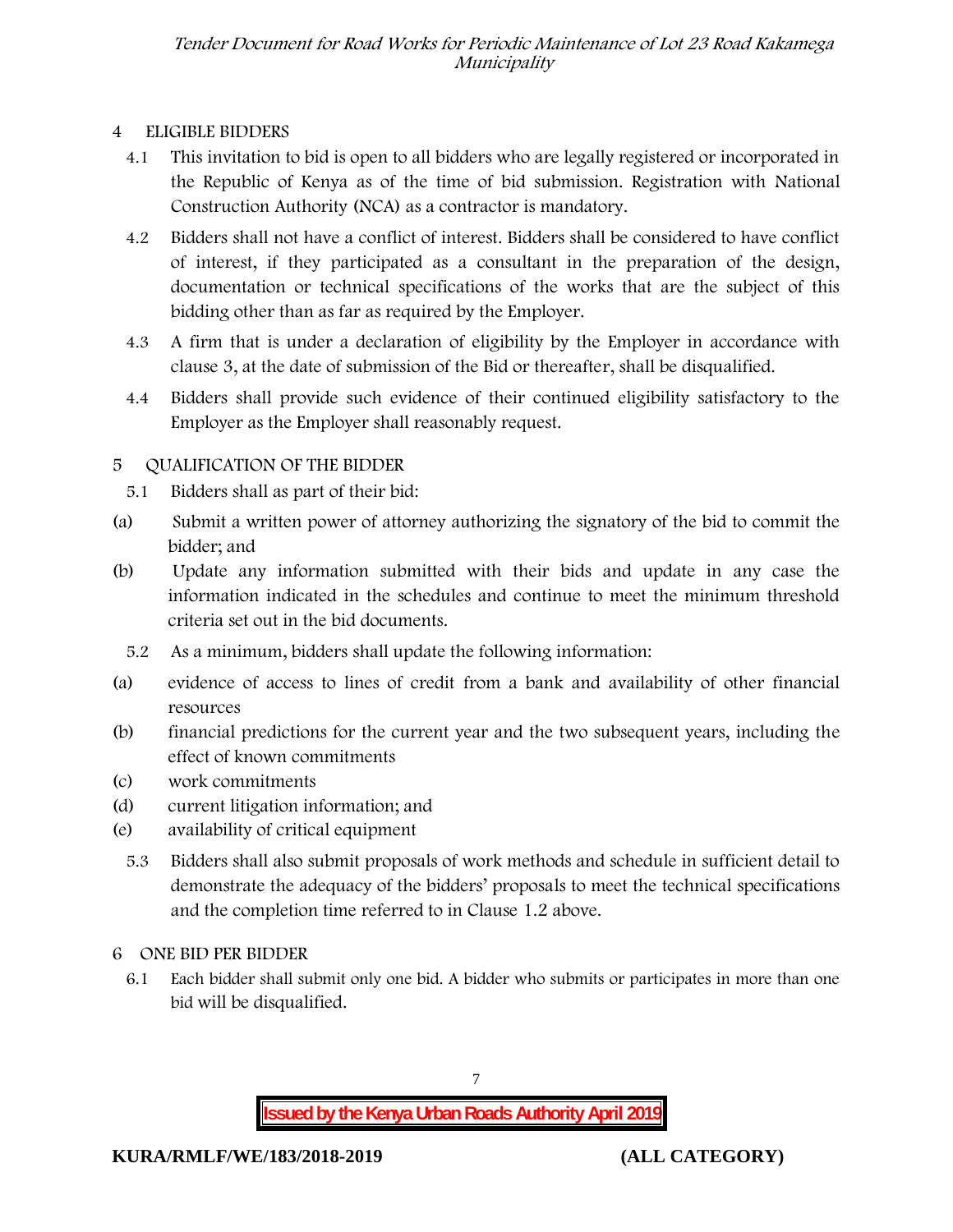## 4 ELIGIBLE BIDDERS

4.1 This invitation to bid is open to all bidders who are legally registered or incorporated in the Republic of Kenya as of the time of bid submission. Registration with National Construction Authority (NCA) as a contractor is mandatory.

4.2 Bidders shall not have a conflict of interest. Bidders shall be considered to have conflict of interest, if they participated as a consultant in the preparation of the design, documentation or technical specifications of the works that are the subject of this bidding other than as far as required by the Employer.

4.3 A firm that is under a declaration of eligibility by the Employer in accordance with clause 3, at the date of submission of the Bid or thereafter, shall be disqualified.

4.4 Bidders shall provide such evidence of their continued eligibility satisfactory to the Employer as the Employer shall reasonably request.

## 5 QUALIFICATION OF THE BIDDER

5.1 Bidders shall as part of their bid:

(a) Submit a written power of attorney authorizing the signatory of the bid to commit the bidder; and

(b) Update any information submitted with their bids and update in any case the information indicated in the schedules and continue to meet the minimum threshold criteria set out in the bid documents.

5.2 As a minimum, bidders shall update the following information:

(a) evidence of access to lines of credit from a bank and availability of other financial resources

(b) financial predictions for the current year and the two subsequent years, including the effect of known commitments

(c) work commitments

(d) current litigation information; and

(e) availability of critical equipment

5.3 Bidders shall also submit proposals of work methods and schedule in sufficient detail to demonstrate the adequacy of the bidders' proposals to meet the technical specifications and the completion time referred to in Clause 1.2 above.

## 6 ONE BID PER BIDDER

6.1 Each bidder shall submit only one bid. A bidder who submits or participates in more than one bid will be disqualified.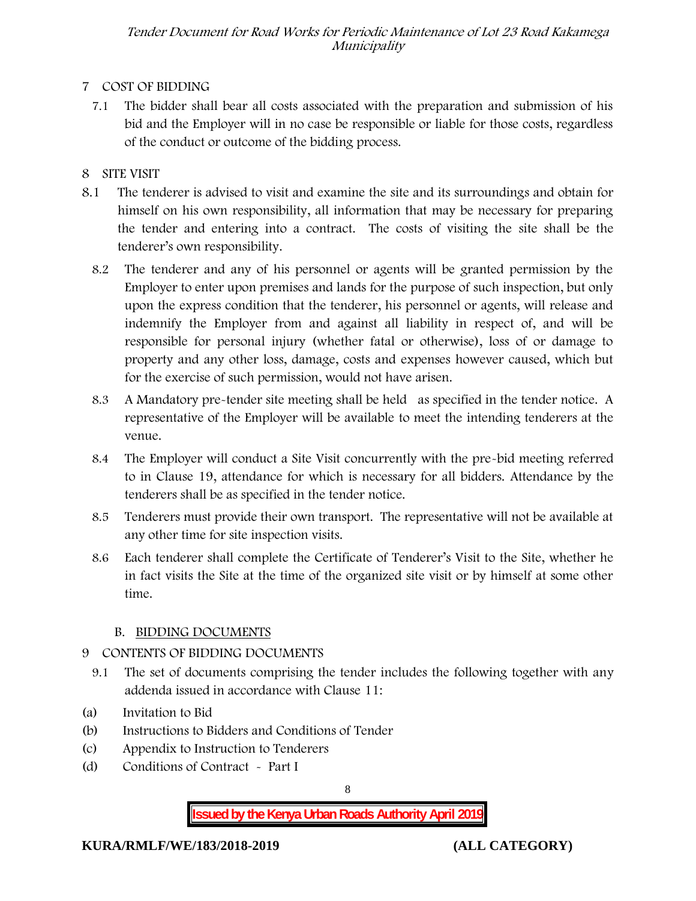## 7 COST OF BIDDING

7.1 The bidder shall bear all costs associated with the preparation and submission of his bid and the Employer will in no case be responsible or liable for those costs, regardless of the conduct or outcome of the bidding process.

## 8 SITE VISIT

8.1 The tenderer is advised to visit and examine the site and its surroundings and obtain for himself on his own responsibility, all information that may be necessary for preparing the tender and entering into a contract. The costs of visiting the site shall be the tenderer's own responsibility.

8.2 The tenderer and any of his personnel or agents will be granted permission by the Employer to enter upon premises and lands for the purpose of such inspection, but only upon the express condition that the tenderer, his personnel or agents, will release and indemnify the Employer from and against all liability in respect of, and will be responsible for personal injury (whether fatal or otherwise), loss of or damage to property and any other loss, damage, costs and expenses however caused, which but for the exercise of such permission, would not have arisen.

8.3 A Mandatory pre-tender site meeting shall be held as specified in the tender notice. A representative of the Employer will be available to meet the intending tenderers at the venue.

8.4 The Employer will conduct a Site Visit concurrently with the pre-bid meeting referred to in Clause 19, attendance for which is necessary for all bidders. Attendance by the tenderers shall be as specified in the tender notice.

8.5 Tenderers must provide their own transport. The representative will not be available at any other time for site inspection visits.

8.6 Each tenderer shall complete the Certificate of Tenderer's Visit to the Site, whether he in fact visits the Site at the time of the organized site visit or by himself at some other time.

## B. <u>BIDDING DOCUMENTS</u>

## 9 CONTENTS OF BIDDING DOCUMENTS

9.1 The set of documents comprising the tender includes the following together with any addenda issued in accordance with Clause 11:

(a) Invitation to Bid
(b) Instructions to Bidders and Conditions of Tender
(c) Appendix to Instruction to Tenderers
(d) Conditions of Contract - Part I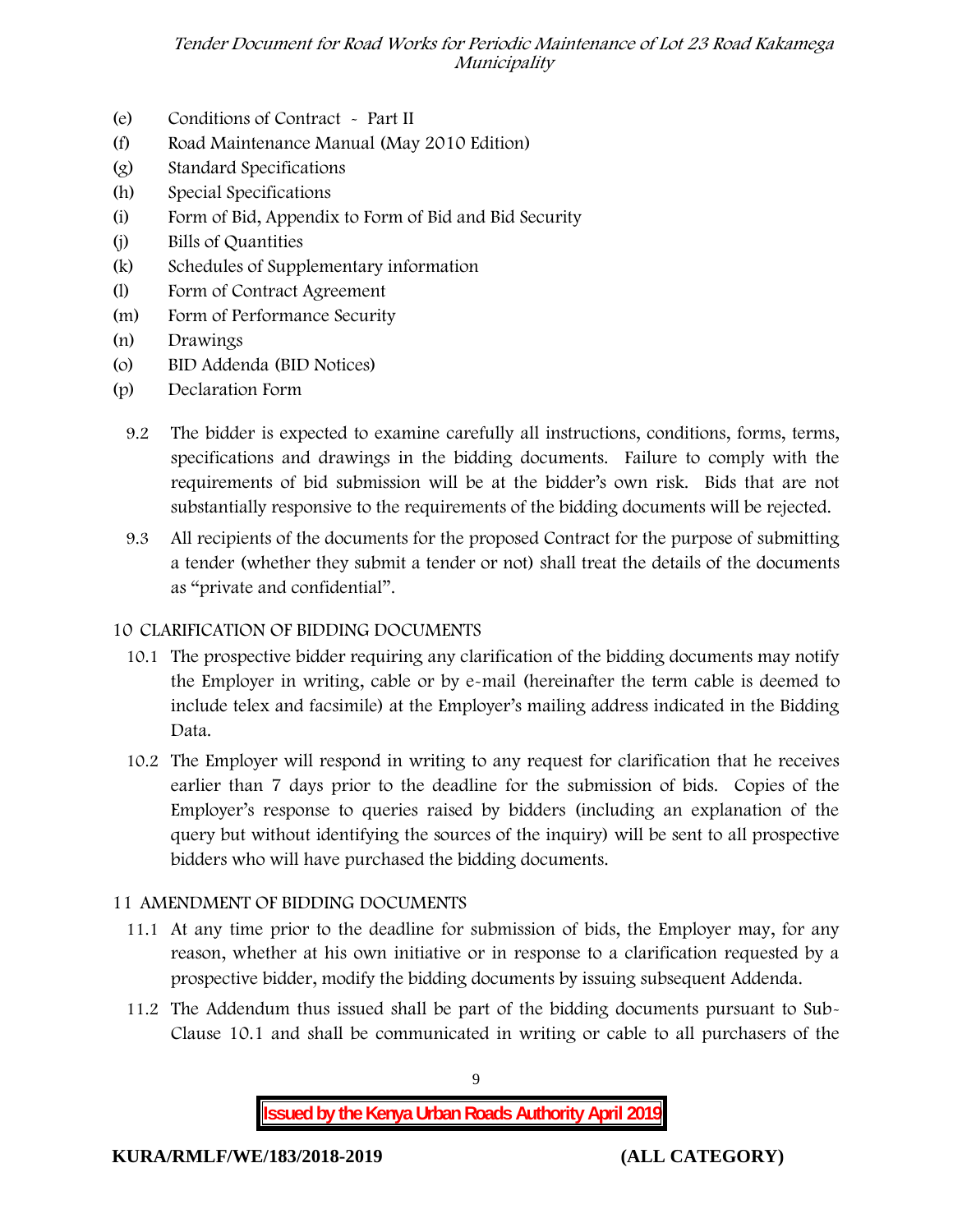(e) Conditions of Contract - Part II
(f) Road Maintenance Manual (May 2010 Edition)
(g) Standard Specifications
(h) Special Specifications
(i) Form of Bid, Appendix to Form of Bid and Bid Security
(j) Bills of Quantities
(k) Schedules of Supplementary information
(l) Form of Contract Agreement
(m) Form of Performance Security
(n) Drawings
(o) BID Addenda (BID Notices)
(p) Declaration Form

9.2 The bidder is expected to examine carefully all instructions, conditions, forms, terms, specifications and drawings in the bidding documents. Failure to comply with the requirements of bid submission will be at the bidder's own risk. Bids that are not substantially responsive to the requirements of the bidding documents will be rejected.

9.3 All recipients of the documents for the proposed Contract for the purpose of submitting a tender (whether they submit a tender or not) shall treat the details of the documents as "private and confidential".

## 10 CLARIFICATION OF BIDDING DOCUMENTS

10.1 The prospective bidder requiring any clarification of the bidding documents may notify the Employer in writing, cable or by e-mail (hereinafter the term cable is deemed to include telex and facsimile) at the Employer's mailing address indicated in the Bidding Data.

10.2 The Employer will respond in writing to any request for clarification that he receives earlier than 7 days prior to the deadline for the submission of bids. Copies of the Employer's response to queries raised by bidders (including an explanation of the query but without identifying the sources of the inquiry) will be sent to all prospective bidders who will have purchased the bidding documents.

## 11 AMENDMENT OF BIDDING DOCUMENTS

11.1 At any time prior to the deadline for submission of bids, the Employer may, for any reason, whether at his own initiative or in response to a clarification requested by a prospective bidder, modify the bidding documents by issuing subsequent Addenda.

11.2 The Addendum thus issued shall be part of the bidding documents pursuant to Sub-Clause 10.1 and shall be communicated in writing or cable to all purchasers of the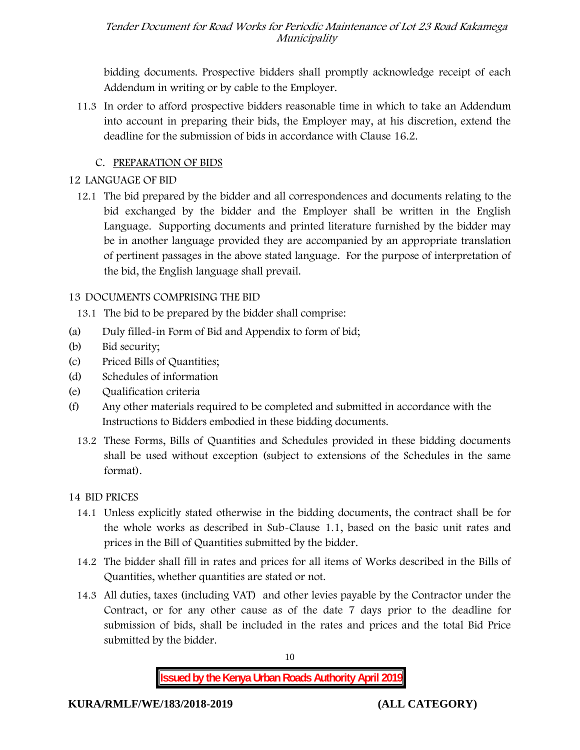bidding documents. Prospective bidders shall promptly acknowledge receipt of each Addendum in writing or by cable to the Employer.

11.3 In order to afford prospective bidders reasonable time in which to take an Addendum into account in preparing their bids, the Employer may, at his discretion, extend the deadline for the submission of bids in accordance with Clause 16.2.

## C. PREPARATION OF BIDS

### 12 LANGUAGE OF BID

12.1 The bid prepared by the bidder and all correspondences and documents relating to the bid exchanged by the bidder and the Employer shall be written in the English Language. Supporting documents and printed literature furnished by the bidder may be in another language provided they are accompanied by an appropriate translation of pertinent passages in the above stated language. For the purpose of interpretation of the bid, the English language shall prevail.

### 13 DOCUMENTS COMPRISING THE BID

13.1 The bid to be prepared by the bidder shall comprise:

(a) Duly filled-in Form of Bid and Appendix to form of bid;

(b) Bid security;

(c) Priced Bills of Quantities;

(d) Schedules of information

(e) Qualification criteria

(f) Any other materials required to be completed and submitted in accordance with the Instructions to Bidders embodied in these bidding documents.

13.2 These Forms, Bills of Quantities and Schedules provided in these bidding documents shall be used without exception (subject to extensions of the Schedules in the same format).

### 14 BID PRICES

14.1 Unless explicitly stated otherwise in the bidding documents, the contract shall be for the whole works as described in Sub-Clause 1.1, based on the basic unit rates and prices in the Bill of Quantities submitted by the bidder.

14.2 The bidder shall fill in rates and prices for all items of Works described in the Bills of Quantities, whether quantities are stated or not.

14.3 All duties, taxes (including VAT) and other levies payable by the Contractor under the Contract, or for any other cause as of the date 7 days prior to the deadline for submission of bids, shall be included in the rates and prices and the total Bid Price submitted by the bidder.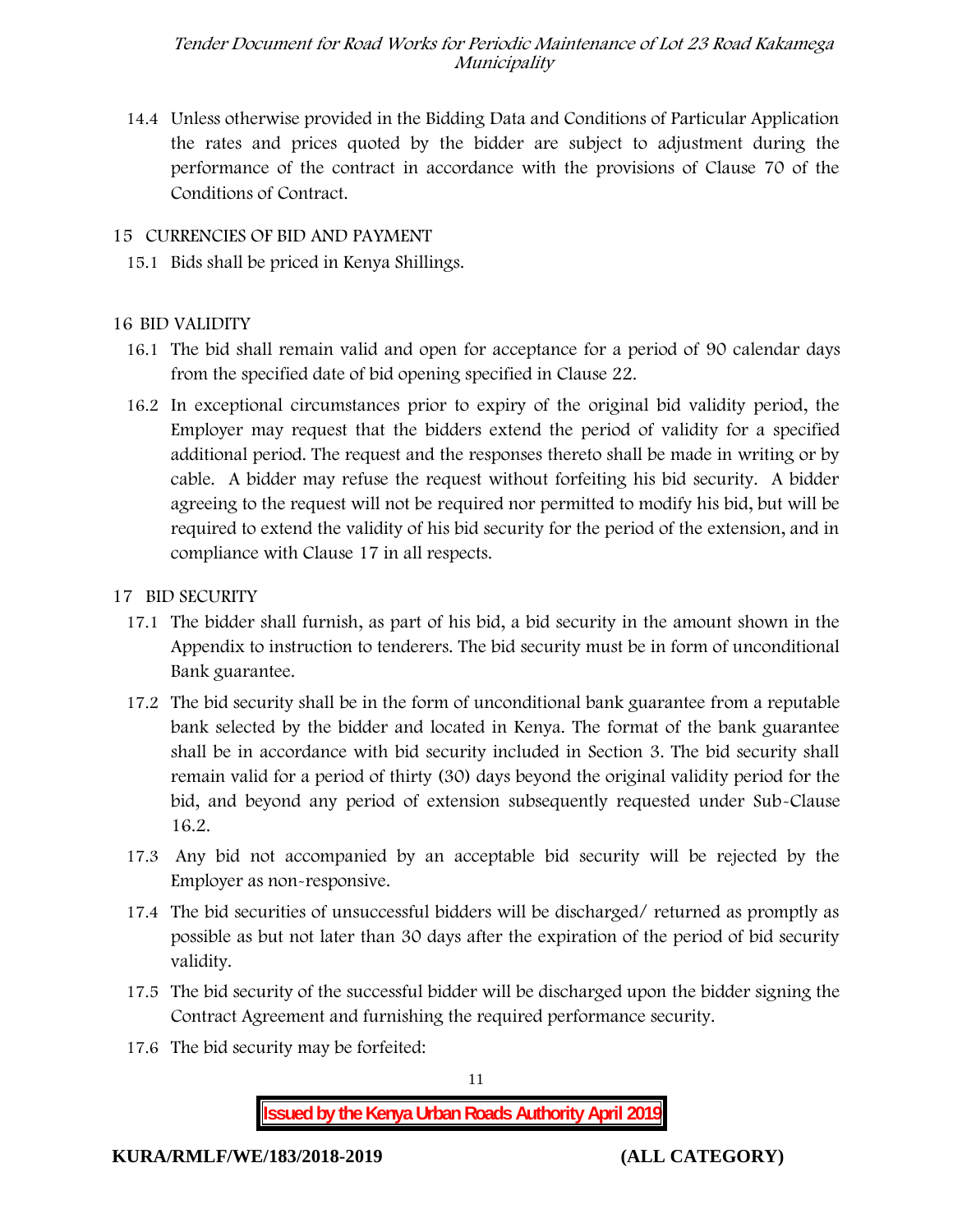14.4 Unless otherwise provided in the Bidding Data and Conditions of Particular Application the rates and prices quoted by the bidder are subject to adjustment during the performance of the contract in accordance with the provisions of Clause 70 of the Conditions of Contract.

## 15 CURRENCIES OF BID AND PAYMENT

15.1 Bids shall be priced in Kenya Shillings.

## 16 BID VALIDITY

16.1 The bid shall remain valid and open for acceptance for a period of 90 calendar days from the specified date of bid opening specified in Clause 22.

16.2 In exceptional circumstances prior to expiry of the original bid validity period, the Employer may request that the bidders extend the period of validity for a specified additional period. The request and the responses thereto shall be made in writing or by cable. A bidder may refuse the request without forfeiting his bid security. A bidder agreeing to the request will not be required nor permitted to modify his bid, but will be required to extend the validity of his bid security for the period of the extension, and in compliance with Clause 17 in all respects.

## 17 BID SECURITY

17.1 The bidder shall furnish, as part of his bid, a bid security in the amount shown in the Appendix to instruction to tenderers. The bid security must be in form of unconditional Bank guarantee.

17.2 The bid security shall be in the form of unconditional bank guarantee from a reputable bank selected by the bidder and located in Kenya. The format of the bank guarantee shall be in accordance with bid security included in Section 3. The bid security shall remain valid for a period of thirty (30) days beyond the original validity period for the bid, and beyond any period of extension subsequently requested under Sub-Clause 16.2.

17.3 Any bid not accompanied by an acceptable bid security will be rejected by the Employer as non-responsive.

17.4 The bid securities of unsuccessful bidders will be discharged/ returned as promptly as possible as but not later than 30 days after the expiration of the period of bid security validity.

17.5 The bid security of the successful bidder will be discharged upon the bidder signing the Contract Agreement and furnishing the required performance security.

17.6 The bid security may be forfeited: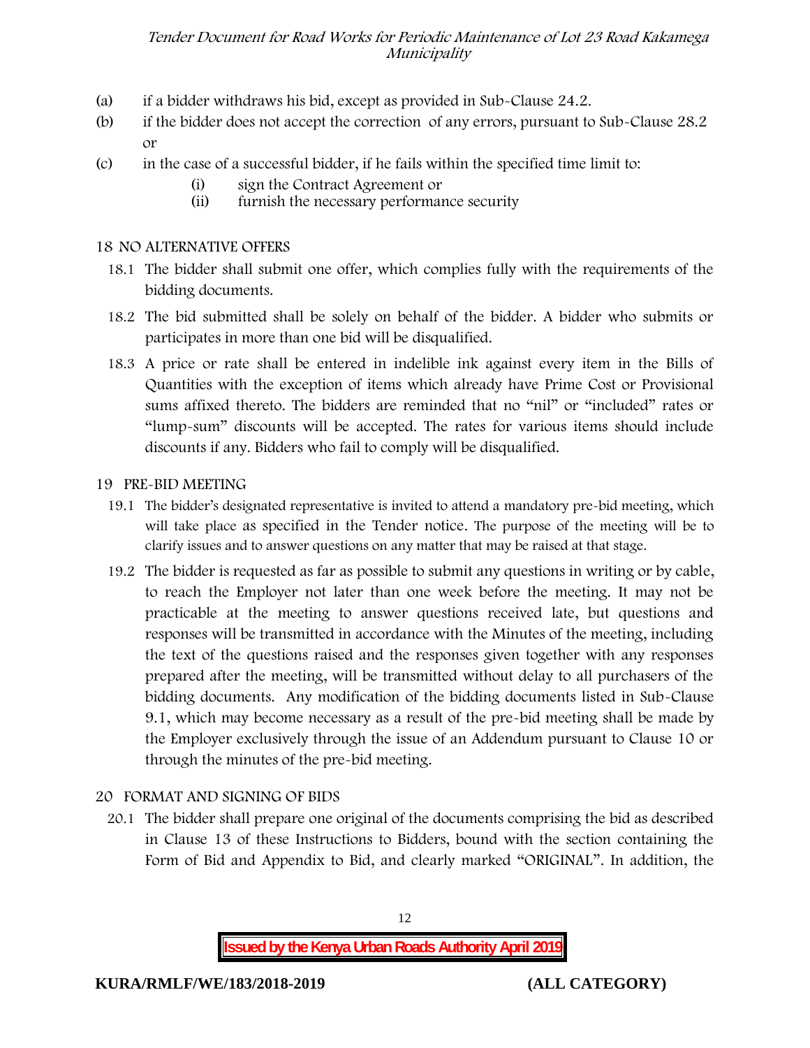(a) if a bidder withdraws his bid, except as provided in Sub-Clause 24.2.

(b) if the bidder does not accept the correction of any errors, pursuant to Sub-Clause 28.2 or

(c) in the case of a successful bidder, if he fails within the specified time limit to:

   (i) sign the Contract Agreement or
   (ii) furnish the necessary performance security

## 18 NO ALTERNATIVE OFFERS

18.1 The bidder shall submit one offer, which complies fully with the requirements of the bidding documents.

18.2 The bid submitted shall be solely on behalf of the bidder. A bidder who submits or participates in more than one bid will be disqualified.

18.3 A price or rate shall be entered in indelible ink against every item in the Bills of Quantities with the exception of items which already have Prime Cost or Provisional sums affixed thereto. The bidders are reminded that no "nil" or "included" rates or "lump-sum" discounts will be accepted. The rates for various items should include discounts if any. Bidders who fail to comply will be disqualified.

## 19 PRE-BID MEETING

19.1 The bidder's designated representative is invited to attend a mandatory pre-bid meeting, which will take place as specified in the Tender notice. The purpose of the meeting will be to clarify issues and to answer questions on any matter that may be raised at that stage.

19.2 The bidder is requested as far as possible to submit any questions in writing or by cable, to reach the Employer not later than one week before the meeting. It may not be practicable at the meeting to answer questions received late, but questions and responses will be transmitted in accordance with the Minutes of the meeting, including the text of the questions raised and the responses given together with any responses prepared after the meeting, will be transmitted without delay to all purchasers of the bidding documents. Any modification of the bidding documents listed in Sub-Clause 9.1, which may become necessary as a result of the pre-bid meeting shall be made by the Employer exclusively through the issue of an Addendum pursuant to Clause 10 or through the minutes of the pre-bid meeting.

## 20 FORMAT AND SIGNING OF BIDS

20.1 The bidder shall prepare one original of the documents comprising the bid as described in Clause 13 of these Instructions to Bidders, bound with the section containing the Form of Bid and Appendix to Bid, and clearly marked "ORIGINAL". In addition, the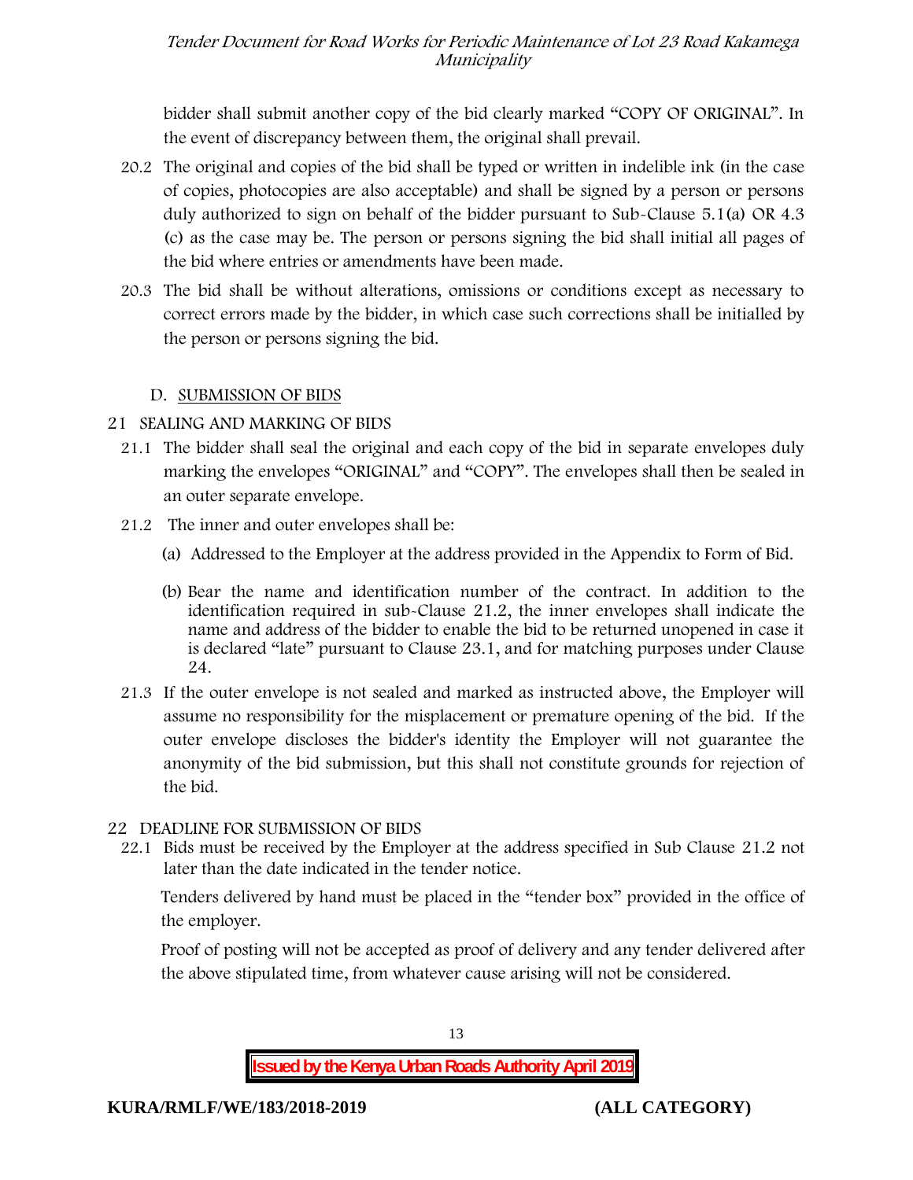bidder shall submit another copy of the bid clearly marked "COPY OF ORIGINAL". In the event of discrepancy between them, the original shall prevail.

20.2 The original and copies of the bid shall be typed or written in indelible ink (in the case of copies, photocopies are also acceptable) and shall be signed by a person or persons duly authorized to sign on behalf of the bidder pursuant to Sub-Clause 5.1(a) OR 4.3 (c) as the case may be. The person or persons signing the bid shall initial all pages of the bid where entries or amendments have been made.

20.3 The bid shall be without alterations, omissions or conditions except as necessary to correct errors made by the bidder, in which case such corrections shall be initialled by the person or persons signing the bid.

## D. SUBMISSION OF BIDS

### 21 SEALING AND MARKING OF BIDS

21.1 The bidder shall seal the original and each copy of the bid in separate envelopes duly marking the envelopes "ORIGINAL" and "COPY". The envelopes shall then be sealed in an outer separate envelope.

21.2 The inner and outer envelopes shall be:

(a) Addressed to the Employer at the address provided in the Appendix to Form of Bid.

(b) Bear the name and identification number of the contract. In addition to the identification required in sub-Clause 21.2, the inner envelopes shall indicate the name and address of the bidder to enable the bid to be returned unopened in case it is declared "late" pursuant to Clause 23.1, and for matching purposes under Clause 24.

21.3 If the outer envelope is not sealed and marked as instructed above, the Employer will assume no responsibility for the misplacement or premature opening of the bid. If the outer envelope discloses the bidder's identity the Employer will not guarantee the anonymity of the bid submission, but this shall not constitute grounds for rejection of the bid.

### 22 DEADLINE FOR SUBMISSION OF BIDS

22.1 Bids must be received by the Employer at the address specified in Sub Clause 21.2 not later than the date indicated in the tender notice.

Tenders delivered by hand must be placed in the "tender box" provided in the office of the employer.

Proof of posting will not be accepted as proof of delivery and any tender delivered after the above stipulated time, from whatever cause arising will not be considered.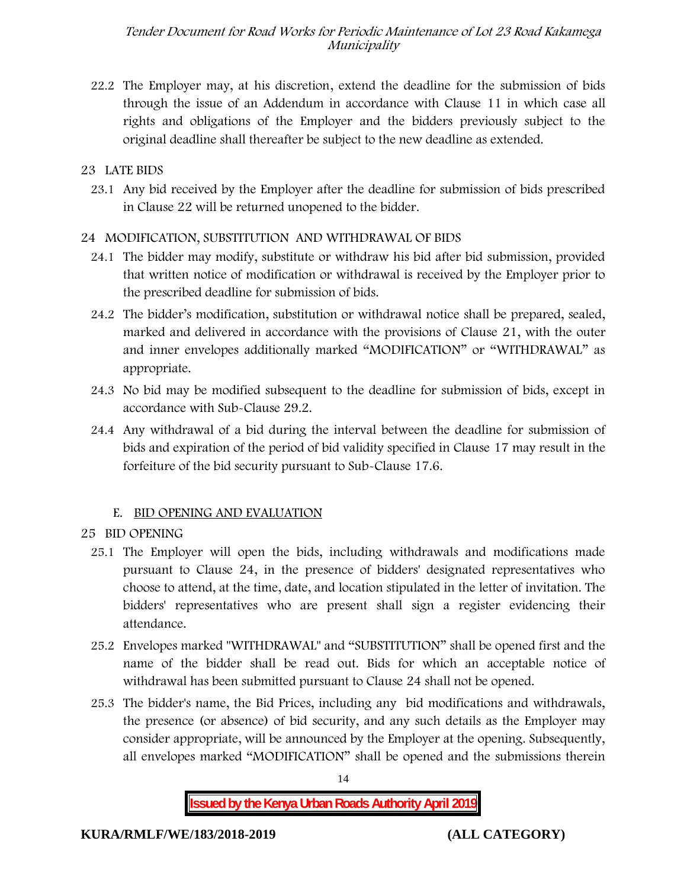22.2 The Employer may, at his discretion, extend the deadline for the submission of bids through the issue of an Addendum in accordance with Clause 11 in which case all rights and obligations of the Employer and the bidders previously subject to the original deadline shall thereafter be subject to the new deadline as extended.

## 23 LATE BIDS

23.1 Any bid received by the Employer after the deadline for submission of bids prescribed in Clause 22 will be returned unopened to the bidder.

## 24 MODIFICATION, SUBSTITUTION AND WITHDRAWAL OF BIDS

24.1 The bidder may modify, substitute or withdraw his bid after bid submission, provided that written notice of modification or withdrawal is received by the Employer prior to the prescribed deadline for submission of bids.

24.2 The bidder's modification, substitution or withdrawal notice shall be prepared, sealed, marked and delivered in accordance with the provisions of Clause 21, with the outer and inner envelopes additionally marked "MODIFICATION" or "WITHDRAWAL" as appropriate.

24.3 No bid may be modified subsequent to the deadline for submission of bids, except in accordance with Sub-Clause 29.2.

24.4 Any withdrawal of a bid during the interval between the deadline for submission of bids and expiration of the period of bid validity specified in Clause 17 may result in the forfeiture of the bid security pursuant to Sub-Clause 17.6.

# E. BID OPENING AND EVALUATION

## 25 BID OPENING

25.1 The Employer will open the bids, including withdrawals and modifications made pursuant to Clause 24, in the presence of bidders' designated representatives who choose to attend, at the time, date, and location stipulated in the letter of invitation. The bidders' representatives who are present shall sign a register evidencing their attendance.

25.2 Envelopes marked "WITHDRAWAL" and "SUBSTITUTION" shall be opened first and the name of the bidder shall be read out. Bids for which an acceptable notice of withdrawal has been submitted pursuant to Clause 24 shall not be opened.

25.3 The bidder's name, the Bid Prices, including any bid modifications and withdrawals, the presence (or absence) of bid security, and any such details as the Employer may consider appropriate, will be announced by the Employer at the opening. Subsequently, all envelopes marked "MODIFICATION" shall be opened and the submissions therein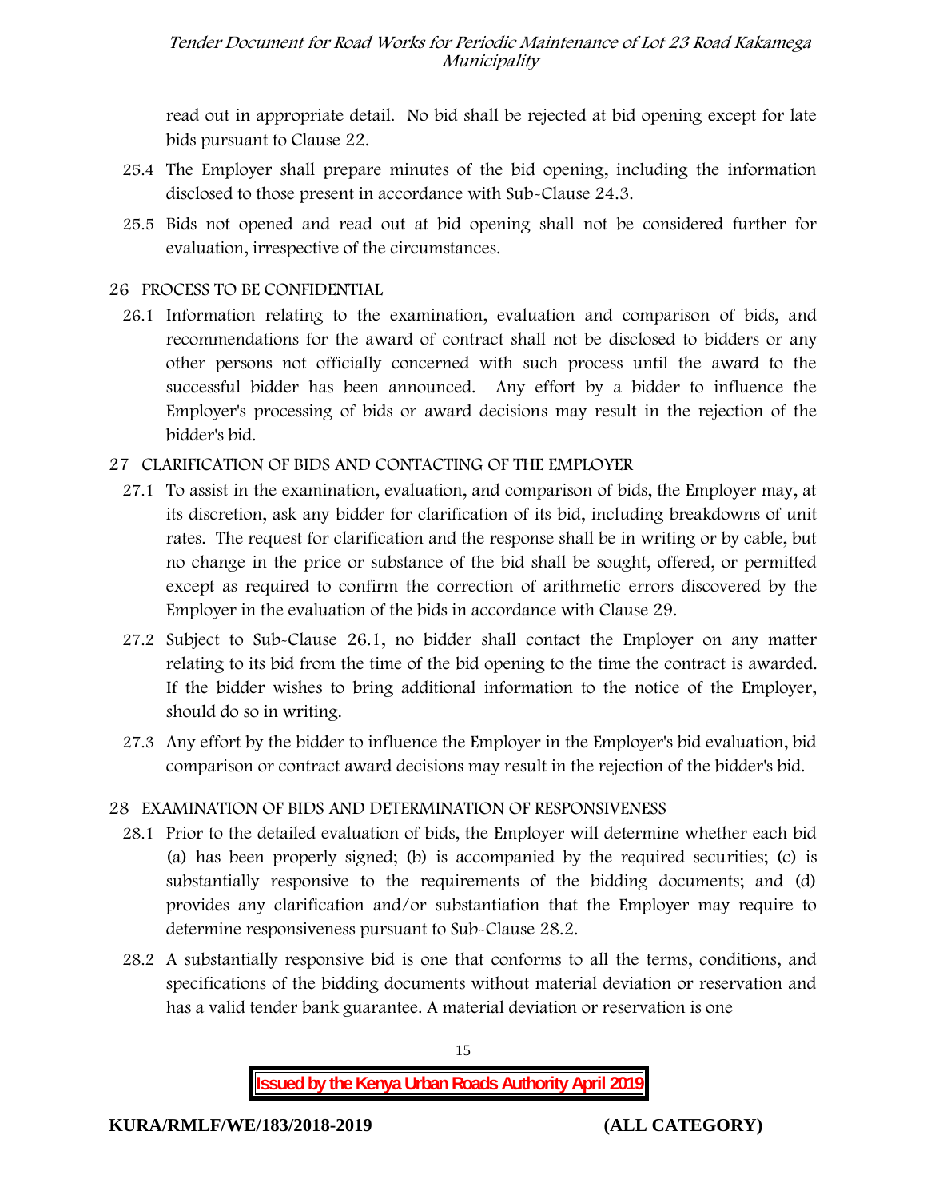read out in appropriate detail. No bid shall be rejected at bid opening except for late bids pursuant to Clause 22.

25.4 The Employer shall prepare minutes of the bid opening, including the information disclosed to those present in accordance with Sub-Clause 24.3.

25.5 Bids not opened and read out at bid opening shall not be considered further for evaluation, irrespective of the circumstances.

## 26 PROCESS TO BE CONFIDENTIAL

26.1 Information relating to the examination, evaluation and comparison of bids, and recommendations for the award of contract shall not be disclosed to bidders or any other persons not officially concerned with such process until the award to the successful bidder has been announced. Any effort by a bidder to influence the Employer's processing of bids or award decisions may result in the rejection of the bidder's bid.

## 27 CLARIFICATION OF BIDS AND CONTACTING OF THE EMPLOYER

27.1 To assist in the examination, evaluation, and comparison of bids, the Employer may, at its discretion, ask any bidder for clarification of its bid, including breakdowns of unit rates. The request for clarification and the response shall be in writing or by cable, but no change in the price or substance of the bid shall be sought, offered, or permitted except as required to confirm the correction of arithmetic errors discovered by the Employer in the evaluation of the bids in accordance with Clause 29.

27.2 Subject to Sub-Clause 26.1, no bidder shall contact the Employer on any matter relating to its bid from the time of the bid opening to the time the contract is awarded. If the bidder wishes to bring additional information to the notice of the Employer, should do so in writing.

27.3 Any effort by the bidder to influence the Employer in the Employer's bid evaluation, bid comparison or contract award decisions may result in the rejection of the bidder's bid.

## 28 EXAMINATION OF BIDS AND DETERMINATION OF RESPONSIVENESS

28.1 Prior to the detailed evaluation of bids, the Employer will determine whether each bid (a) has been properly signed; (b) is accompanied by the required securities; (c) is substantially responsive to the requirements of the bidding documents; and (d) provides any clarification and/or substantiation that the Employer may require to determine responsiveness pursuant to Sub-Clause 28.2.

28.2 A substantially responsive bid is one that conforms to all the terms, conditions, and specifications of the bidding documents without material deviation or reservation and has a valid tender bank guarantee. A material deviation or reservation is one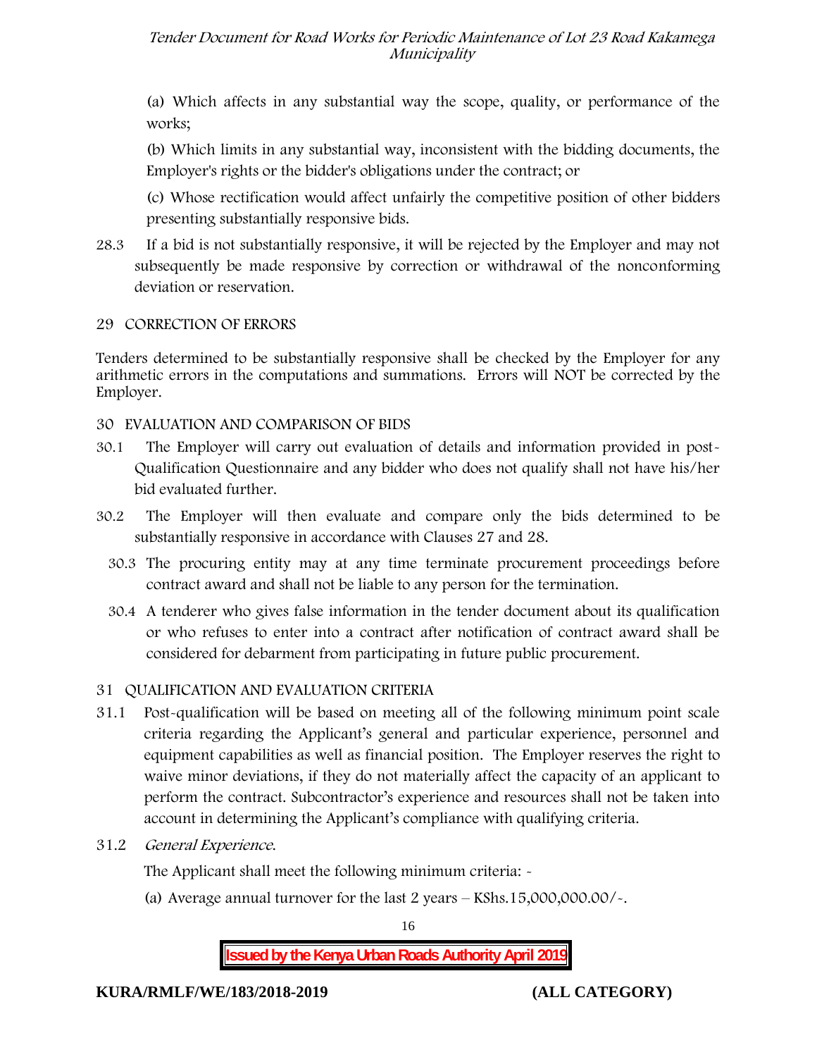(a) Which affects in any substantial way the scope, quality, or performance of the works;

(b) Which limits in any substantial way, inconsistent with the bidding documents, the Employer's rights or the bidder's obligations under the contract; or

(c) Whose rectification would affect unfairly the competitive position of other bidders presenting substantially responsive bids.

28.3 If a bid is not substantially responsive, it will be rejected by the Employer and may not subsequently be made responsive by correction or withdrawal of the nonconforming deviation or reservation.

## 29 CORRECTION OF ERRORS

Tenders determined to be substantially responsive shall be checked by the Employer for any arithmetic errors in the computations and summations. Errors will NOT be corrected by the Employer.

## 30 EVALUATION AND COMPARISON OF BIDS

30.1 The Employer will carry out evaluation of details and information provided in post-Qualification Questionnaire and any bidder who does not qualify shall not have his/her bid evaluated further.

30.2 The Employer will then evaluate and compare only the bids determined to be substantially responsive in accordance with Clauses 27 and 28.

30.3 The procuring entity may at any time terminate procurement proceedings before contract award and shall not be liable to any person for the termination.

30.4 A tenderer who gives false information in the tender document about its qualification or who refuses to enter into a contract after notification of contract award shall be considered for debarment from participating in future public procurement.

## 31 QUALIFICATION AND EVALUATION CRITERIA

31.1 Post-qualification will be based on meeting all of the following minimum point scale criteria regarding the Applicant's general and particular experience, personnel and equipment capabilities as well as financial position. The Employer reserves the right to waive minor deviations, if they do not materially affect the capacity of an applicant to perform the contract. Subcontractor's experience and resources shall not be taken into account in determining the Applicant's compliance with qualifying criteria.

31.2 *General Experience.*

The Applicant shall meet the following minimum criteria: -

(a) Average annual turnover for the last 2 years – KShs.15,000,000.00/-.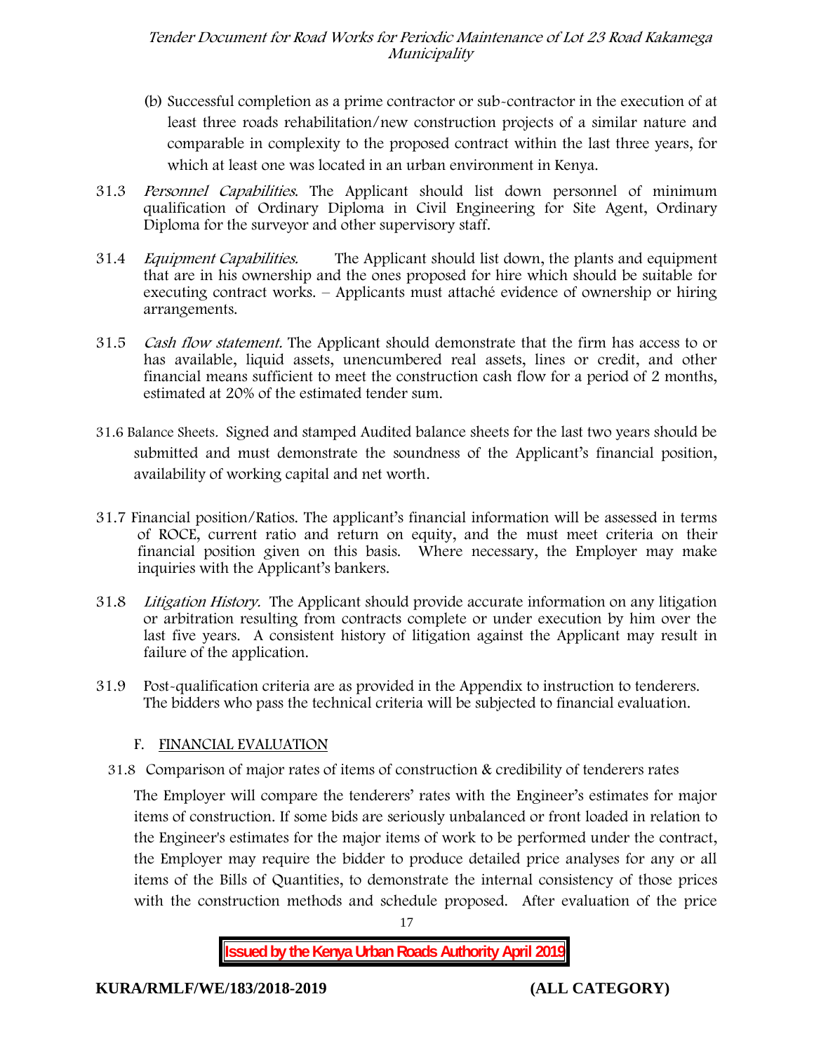(b) Successful completion as a prime contractor or sub-contractor in the execution of at least three roads rehabilitation/new construction projects of a similar nature and comparable in complexity to the proposed contract within the last three years, for which at least one was located in an urban environment in Kenya.

31.3 *Personnel Capabilities*. The Applicant should list down personnel of minimum qualification of Ordinary Diploma in Civil Engineering for Site Agent, Ordinary Diploma for the surveyor and other supervisory staff.

31.4 *Equipment Capabilities.* The Applicant should list down, the plants and equipment that are in his ownership and the ones proposed for hire which should be suitable for executing contract works. – Applicants must attaché evidence of ownership or hiring arrangements.

31.5 *Cash flow statement.* The Applicant should demonstrate that the firm has access to or has available, liquid assets, unencumbered real assets, lines or credit, and other financial means sufficient to meet the construction cash flow for a period of 2 months, estimated at 20% of the estimated tender sum.

31.6 Balance Sheets. Signed and stamped Audited balance sheets for the last two years should be submitted and must demonstrate the soundness of the Applicant's financial position, availability of working capital and net worth.

31.7 Financial position/Ratios. The applicant's financial information will be assessed in terms of ROCE, current ratio and return on equity, and the must meet criteria on their financial position given on this basis. Where necessary, the Employer may make inquiries with the Applicant's bankers.

31.8 *Litigation History.* The Applicant should provide accurate information on any litigation or arbitration resulting from contracts complete or under execution by him over the last five years. A consistent history of litigation against the Applicant may result in failure of the application.

31.9 Post-qualification criteria are as provided in the Appendix to instruction to tenderers. The bidders who pass the technical criteria will be subjected to financial evaluation.

## F. FINANCIAL EVALUATION

31.8 Comparison of major rates of items of construction & credibility of tenderers rates

The Employer will compare the tenderers' rates with the Engineer's estimates for major items of construction. If some bids are seriously unbalanced or front loaded in relation to the Engineer's estimates for the major items of work to be performed under the contract, the Employer may require the bidder to produce detailed price analyses for any or all items of the Bills of Quantities, to demonstrate the internal consistency of those prices with the construction methods and schedule proposed. After evaluation of the price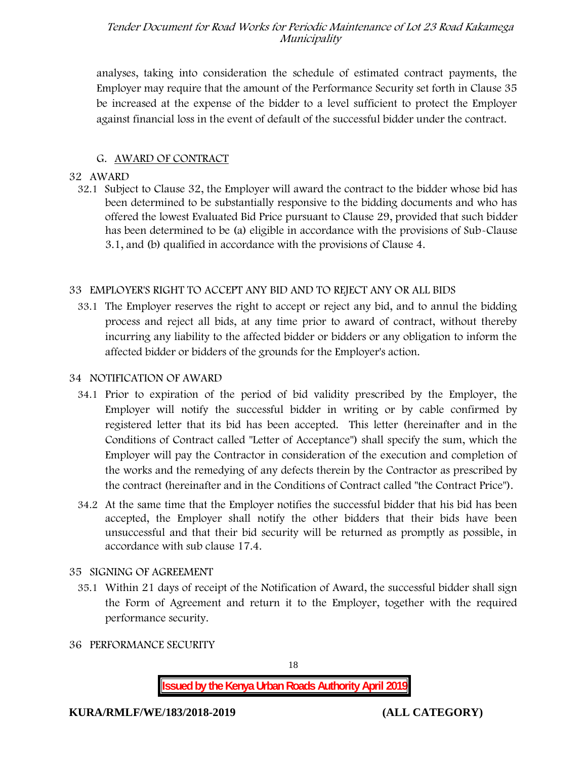analyses, taking into consideration the schedule of estimated contract payments, the Employer may require that the amount of the Performance Security set forth in Clause 35 be increased at the expense of the bidder to a level sufficient to protect the Employer against financial loss in the event of default of the successful bidder under the contract.

## G. AWARD OF CONTRACT

### 32 AWARD

32.1 Subject to Clause 32, the Employer will award the contract to the bidder whose bid has been determined to be substantially responsive to the bidding documents and who has offered the lowest Evaluated Bid Price pursuant to Clause 29, provided that such bidder has been determined to be (a) eligible in accordance with the provisions of Sub-Clause 3.1, and (b) qualified in accordance with the provisions of Clause 4.

### 33 EMPLOYER'S RIGHT TO ACCEPT ANY BID AND TO REJECT ANY OR ALL BIDS

33.1 The Employer reserves the right to accept or reject any bid, and to annul the bidding process and reject all bids, at any time prior to award of contract, without thereby incurring any liability to the affected bidder or bidders or any obligation to inform the affected bidder or bidders of the grounds for the Employer's action.

### 34 NOTIFICATION OF AWARD

34.1 Prior to expiration of the period of bid validity prescribed by the Employer, the Employer will notify the successful bidder in writing or by cable confirmed by registered letter that its bid has been accepted. This letter (hereinafter and in the Conditions of Contract called "Letter of Acceptance") shall specify the sum, which the Employer will pay the Contractor in consideration of the execution and completion of the works and the remedying of any defects therein by the Contractor as prescribed by the contract (hereinafter and in the Conditions of Contract called "the Contract Price").

34.2 At the same time that the Employer notifies the successful bidder that his bid has been accepted, the Employer shall notify the other bidders that their bids have been unsuccessful and that their bid security will be returned as promptly as possible, in accordance with sub clause 17.4.

### 35 SIGNING OF AGREEMENT

35.1 Within 21 days of receipt of the Notification of Award, the successful bidder shall sign the Form of Agreement and return it to the Employer, together with the required performance security.

### 36 PERFORMANCE SECURITY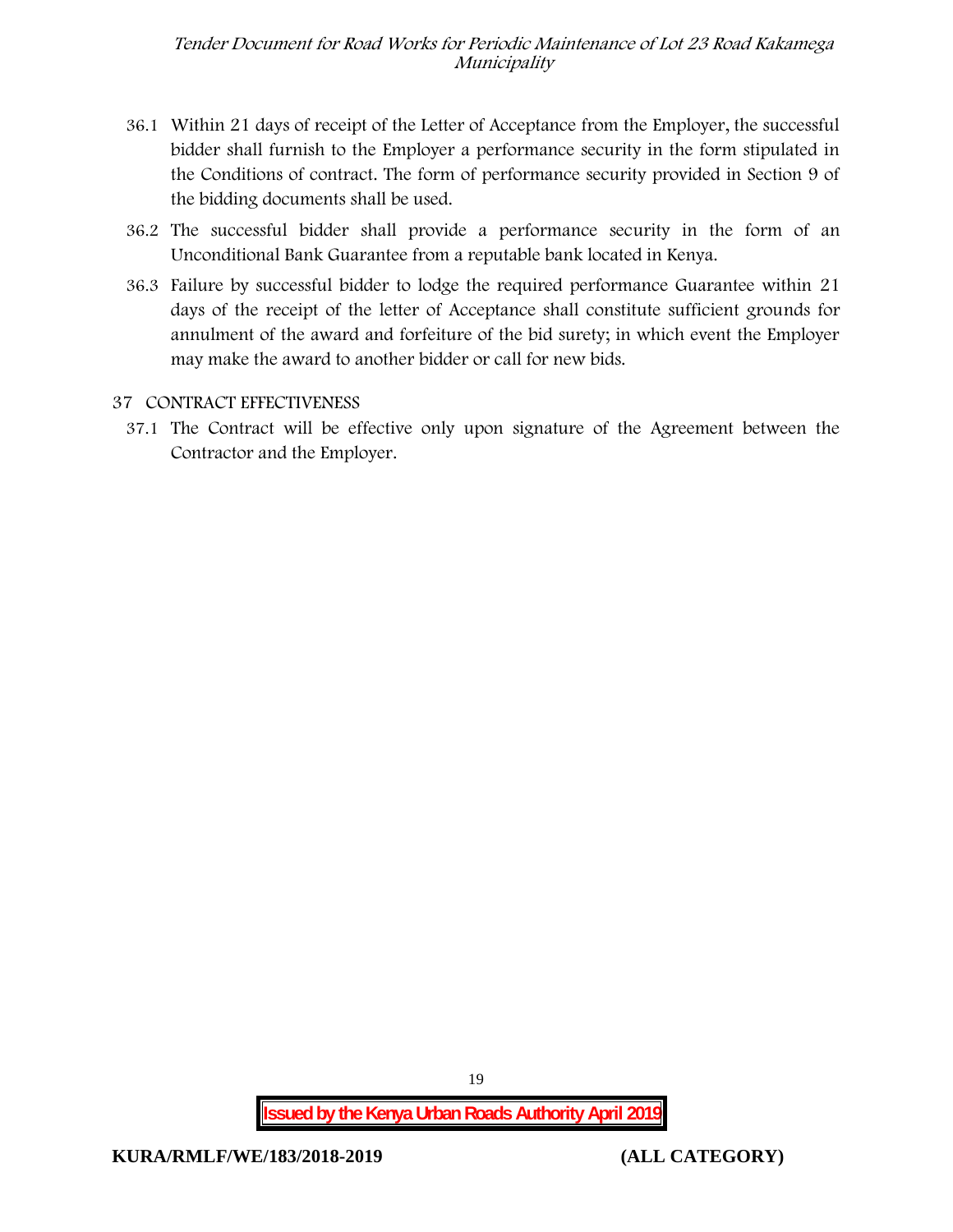36.1 Within 21 days of receipt of the Letter of Acceptance from the Employer, the successful bidder shall furnish to the Employer a performance security in the form stipulated in the Conditions of contract. The form of performance security provided in Section 9 of the bidding documents shall be used.

36.2 The successful bidder shall provide a performance security in the form of an Unconditional Bank Guarantee from a reputable bank located in Kenya.

36.3 Failure by successful bidder to lodge the required performance Guarantee within 21 days of the receipt of the letter of Acceptance shall constitute sufficient grounds for annulment of the award and forfeiture of the bid surety; in which event the Employer may make the award to another bidder or call for new bids.

## 37 CONTRACT EFFECTIVENESS

37.1 The Contract will be effective only upon signature of the Agreement between the Contractor and the Employer.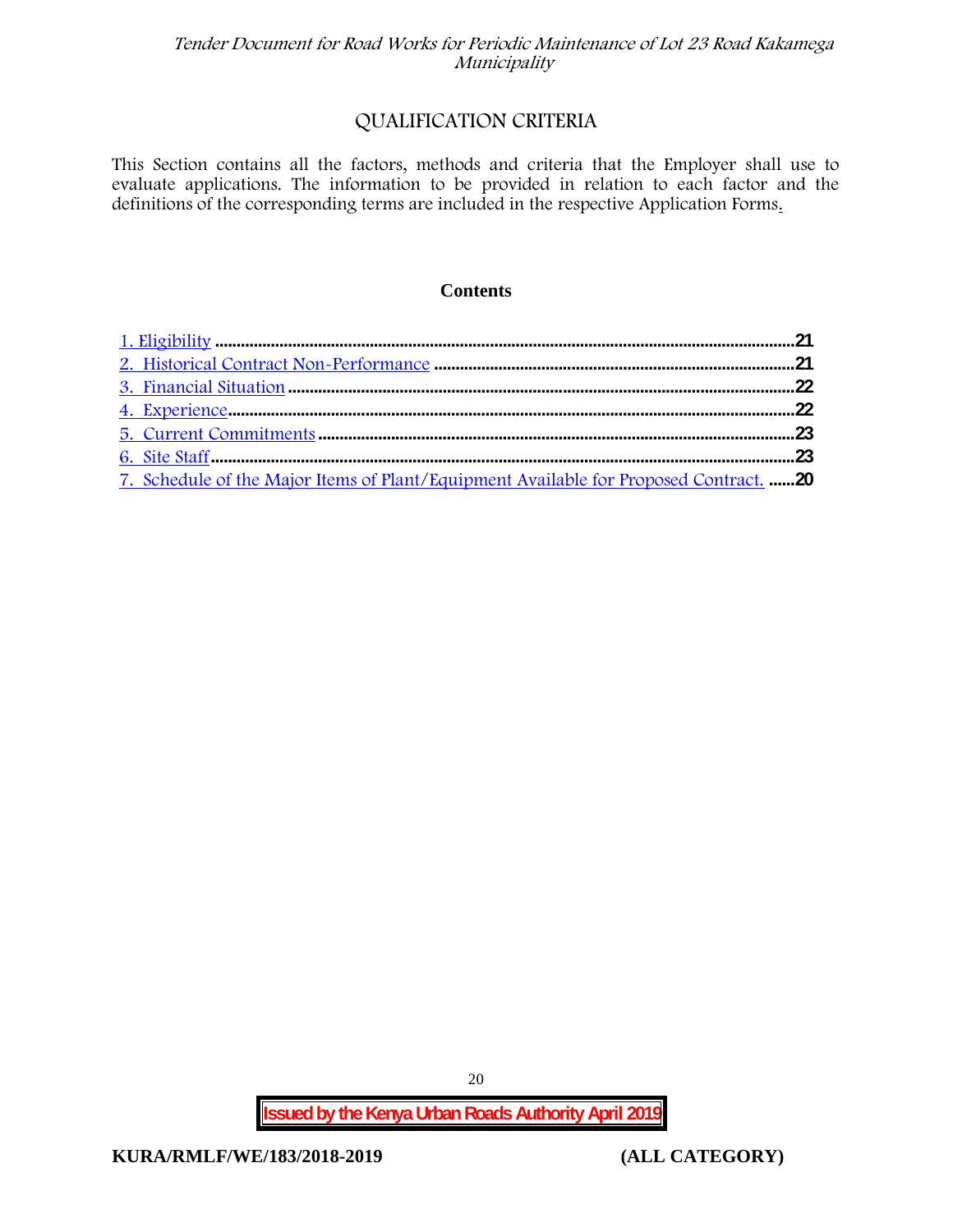# QUALIFICATION CRITERIA

This Section contains all the factors, methods and criteria that the Employer shall use to evaluate applications. The information to be provided in relation to each factor and the definitions of the corresponding terms are included in the respective Application Forms.

**Contents**

1. Eligibility ....................................................................................................................................21
2. Historical Contract Non-Performance ..................................................................................21
3. Financial Situation ....................................................................................................................22
4. Experience....................................................................................................................................22
5. Current Commitments ..............................................................................................................23
6. Site Staff......................................................................................................................................23
7. Schedule of the Major Items of Plant/Equipment Available for Proposed Contract. ......20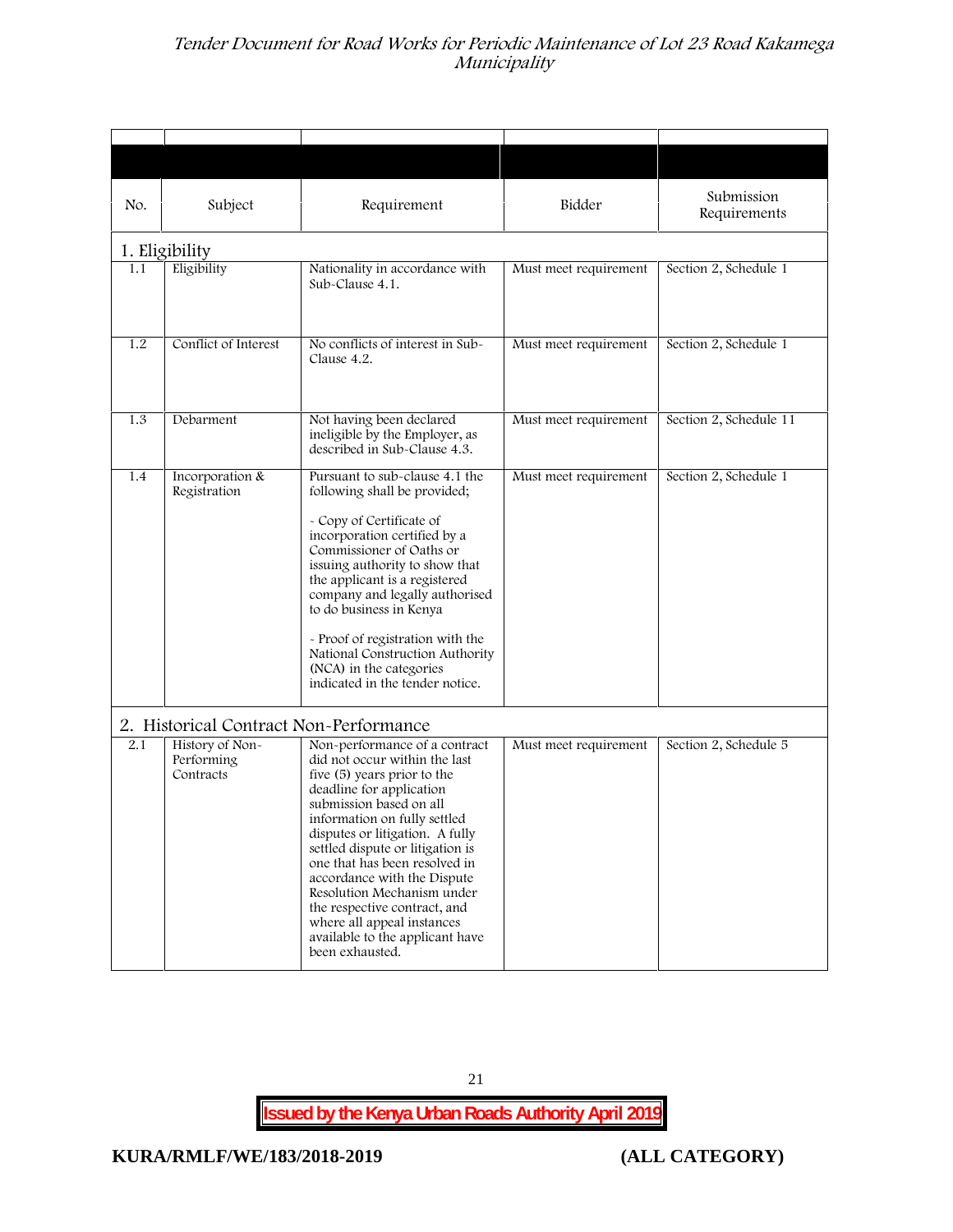| No. | Subject | Requirement | Bidder | Submission Requirements |
|---|---|---|---|---|
| **1. Eligibility** | | | | |
| 1.1 | Eligibility | Nationality in accordance with Sub-Clause 4.1. | Must meet requirement | Section 2, Schedule 1 |
| 1.2 | Conflict of Interest | No conflicts of interest in Sub-Clause 4.2. | Must meet requirement | Section 2, Schedule 1 |
| 1.3 | Debarment | Not having been declared ineligible by the Employer, as described in Sub-Clause 4.3. | Must meet requirement | Section 2, Schedule 11 |
| 1.4 | Incorporation & Registration | Pursuant to sub-clause 4.1 the following shall be provided;<br><br>- Copy of Certificate of incorporation certified by a Commissioner of Oaths or issuing authority to show that the applicant is a registered company and legally authorised to do business in Kenya<br><br>- Proof of registration with the National Construction Authority (NCA) in the categories indicated in the tender notice. | Must meet requirement | Section 2, Schedule 1 |
| **2. Historical Contract Non-Performance** | | | | |
| 2.1 | History of Non-Performing Contracts | Non-performance of a contract did not occur within the last five (5) years prior to the deadline for application submission based on all information on fully settled disputes or litigation. A fully settled dispute or litigation is one that has been resolved in accordance with the Dispute Resolution Mechanism under the respective contract, and where all appeal instances available to the applicant have been exhausted. | Must meet requirement | Section 2, Schedule 5 |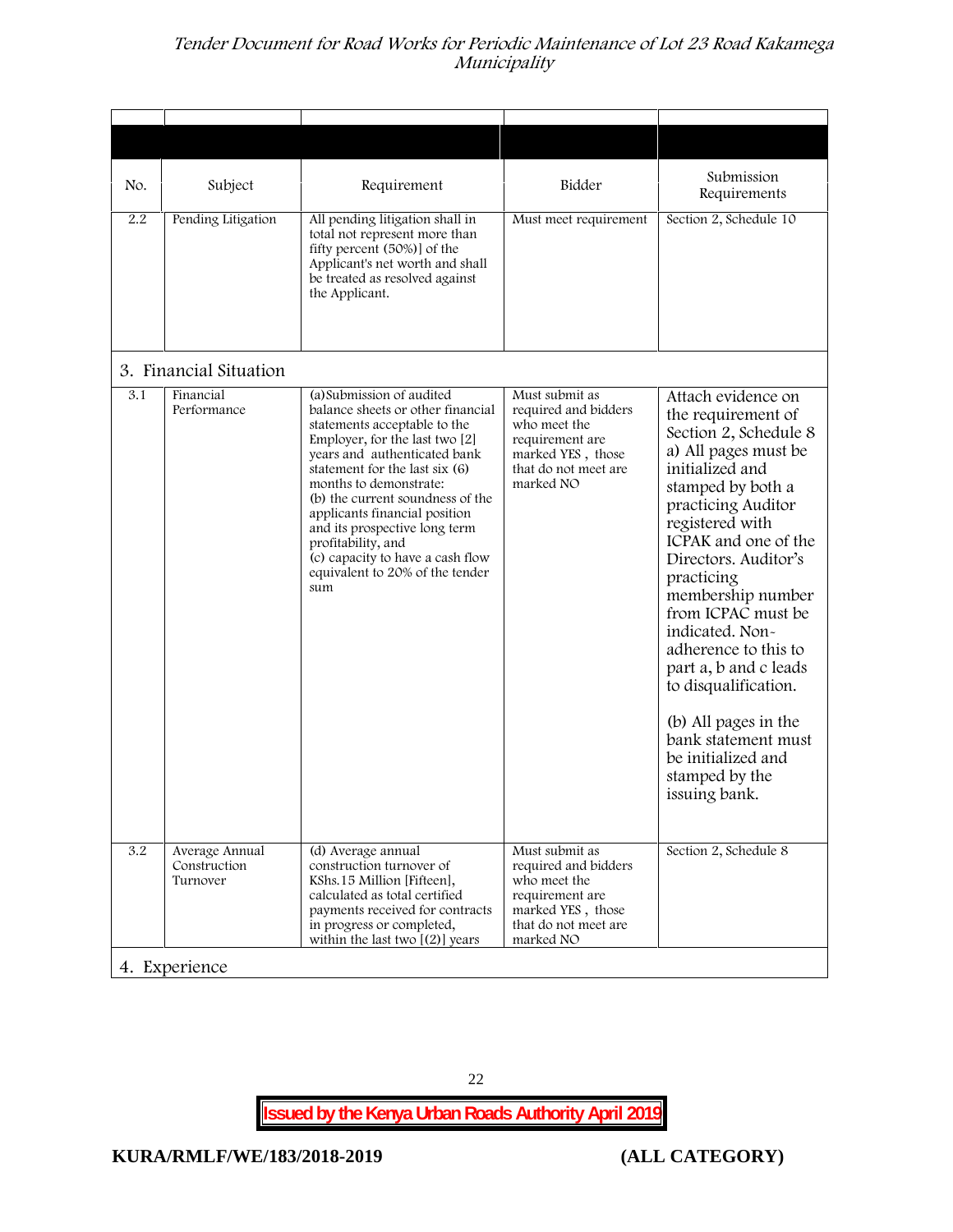| No. | Subject | Requirement | Bidder | Submission Requirements |
|---|---|---|---|---|
| 2.2 | Pending Litigation | All pending litigation shall in total not represent more than fifty percent (50%)] of the Applicant's net worth and shall be treated as resolved against the Applicant. | Must meet requirement | Section 2, Schedule 10 |
| 3. Financial Situation | | | | |
| 3.1 | Financial Performance | (a)Submission of audited balance sheets or other financial statements acceptable to the Employer, for the last two [2] years and authenticated bank statement for the last six (6) months to demonstrate:<br>(b) the current soundness of the applicants financial position and its prospective long term profitability, and<br>(c) capacity to have a cash flow equivalent to 20% of the tender sum | Must submit as required and bidders who meet the requirement are marked YES , those that do not meet are marked NO | Attach evidence on the requirement of Section 2, Schedule 8 a) All pages must be initialized and stamped by both a practicing Auditor registered with ICPAK and one of the Directors. Auditor's practicing membership number from ICPAC must be indicated. Non-adherence to this to part a, b and c leads to disqualification.<br><br>(b) All pages in the bank statement must be initialized and stamped by the issuing bank. |
| 3.2 | Average Annual Construction Turnover | (d) Average annual construction turnover of KShs.15 Million [Fifteen], calculated as total certified payments received for contracts in progress or completed, within the last two [(2)] years | Must submit as required and bidders who meet the requirement are marked YES , those that do not meet are marked NO | Section 2, Schedule 8 |
| 4. Experience | | | | |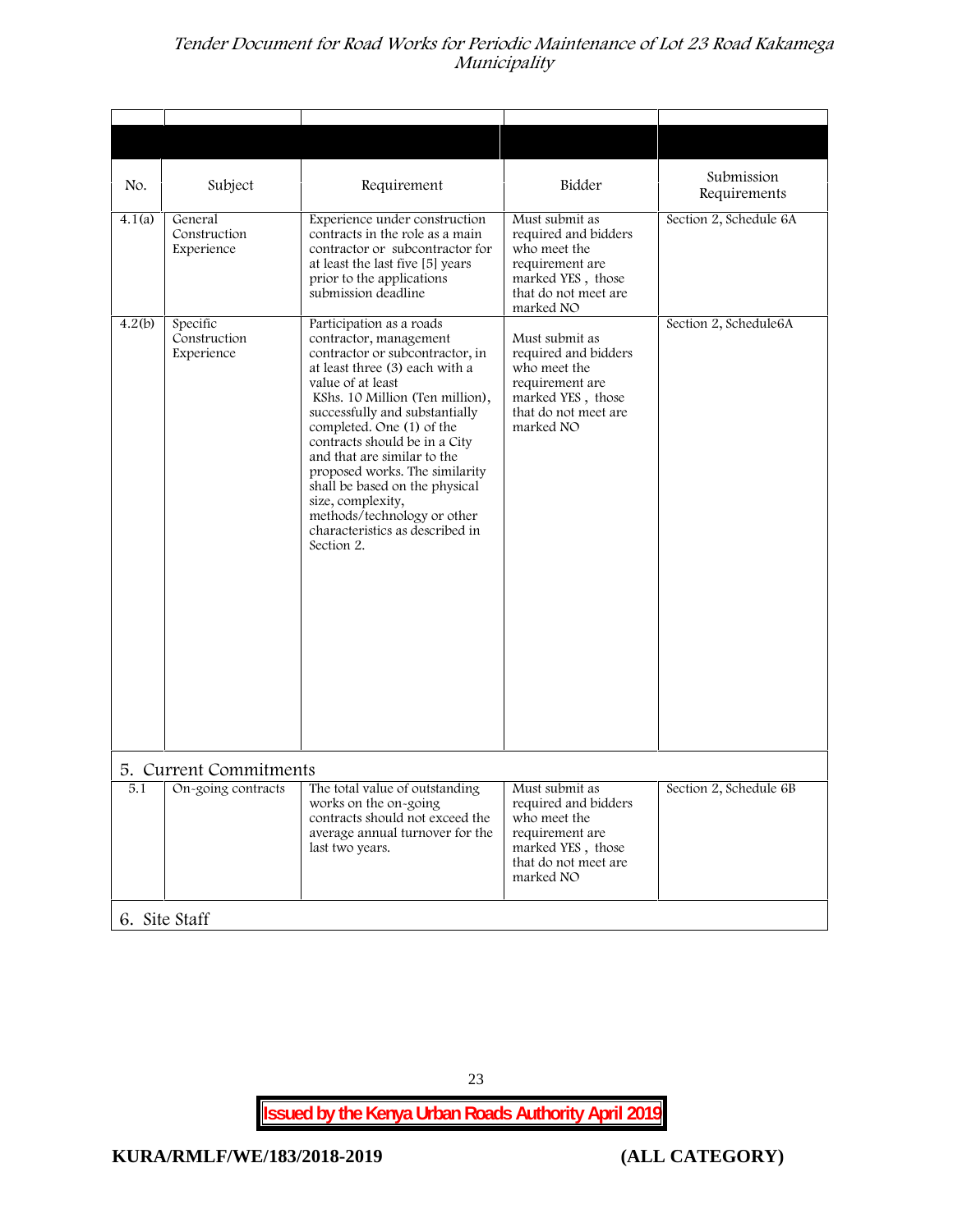| No. | Subject | Requirement | Bidder | Submission Requirements |
|---|---|---|---|---|
| 4.1(a) | General Construction Experience | Experience under construction contracts in the role as a main contractor or subcontractor for at least the last five [5] years prior to the applications submission deadline | Must submit as required and bidders who meet the requirement are marked YES , those that do not meet are marked NO | Section 2, Schedule 6A |
| 4.2(b) | Specific Construction Experience | Participation as a roads contractor, management contractor or subcontractor, in at least three (3) each with a value of at least KShs. 10 Million (Ten million), successfully and substantially completed. One (1) of the contracts should be in a City and that are similar to the proposed works. The similarity shall be based on the physical size, complexity, methods/technology or other characteristics as described in Section 2. | Must submit as required and bidders who meet the requirement are marked YES , those that do not meet are marked NO | Section 2, Schedule6A |
| **5. Current Commitments** | | | | |
| 5.1 | On-going contracts | The total value of outstanding works on the on-going contracts should not exceed the average annual turnover for the last two years. | Must submit as required and bidders who meet the requirement are marked YES , those that do not meet are marked NO | Section 2, Schedule 6B |
| **6. Site Staff** | | | | |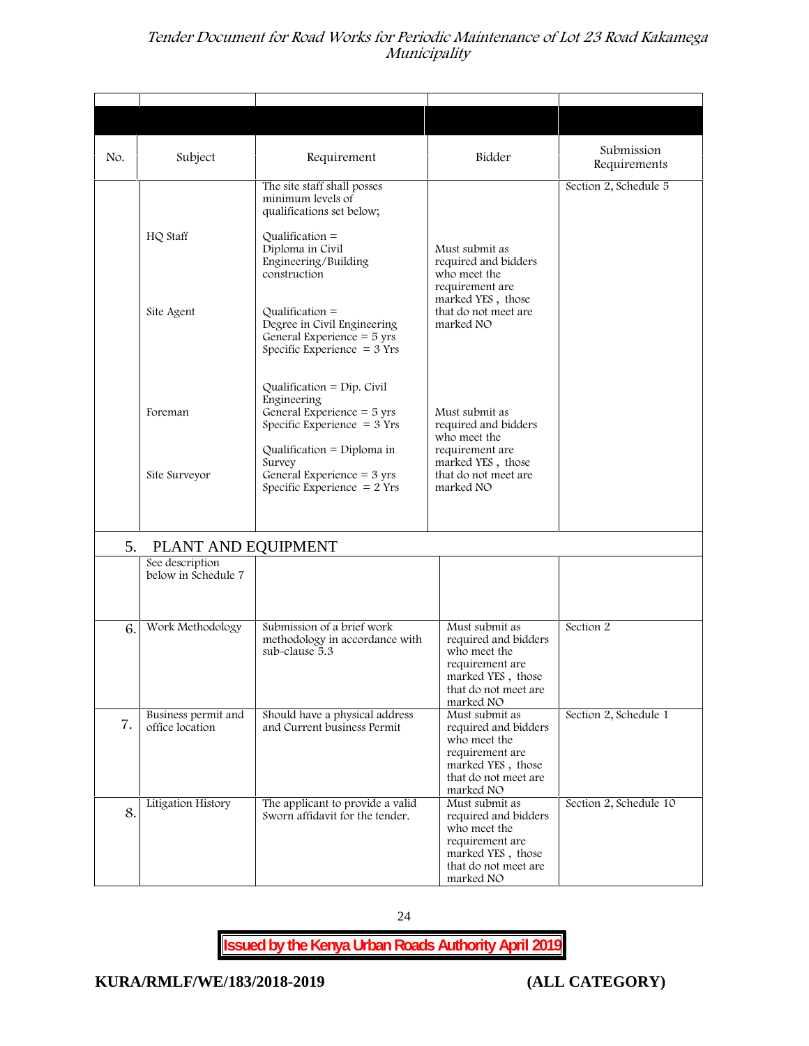| No. | Subject | Requirement | Bidder | Submission Requirements |
|---|---|---|---|---|
| | | The site staff shall posses minimum levels of qualifications set below; | | Section 2, Schedule 5 |
| | HQ Staff | Qualification = Diploma in Civil Engineering/Building construction | Must submit as required and bidders who meet the requirement are marked YES , those that do not meet are marked NO | |
| | Site Agent | Qualification = Degree in Civil Engineering<br>General Experience = 5 yrs<br>Specific Experience = 3 Yrs | | |
| | Foreman | Qualification = Dip. Civil Engineering<br>General Experience = 5 yrs<br>Specific Experience = 3 Yrs | Must submit as required and bidders who meet the requirement are marked YES , those that do not meet are marked NO | |
| | Site Surveyor | Qualification = Diploma in Survey<br>General Experience = 3 yrs<br>Specific Experience = 2 Yrs | | |
| 5. | PLANT AND EQUIPMENT | | | |
| | See description below in Schedule 7 | | | |
| 6. | Work Methodology | Submission of a brief work methodology in accordance with sub-clause 5.3 | Must submit as required and bidders who meet the requirement are marked YES , those that do not meet are marked NO | Section 2 |
| 7. | Business permit and office location | Should have a physical address and Current business Permit | Must submit as required and bidders who meet the requirement are marked YES , those that do not meet are marked NO | Section 2, Schedule 1 |
| 8. | Litigation History | The applicant to provide a valid Sworn affidavit for the tender. | Must submit as required and bidders who meet the requirement are marked YES , those that do not meet are marked NO | Section 2, Schedule 10 |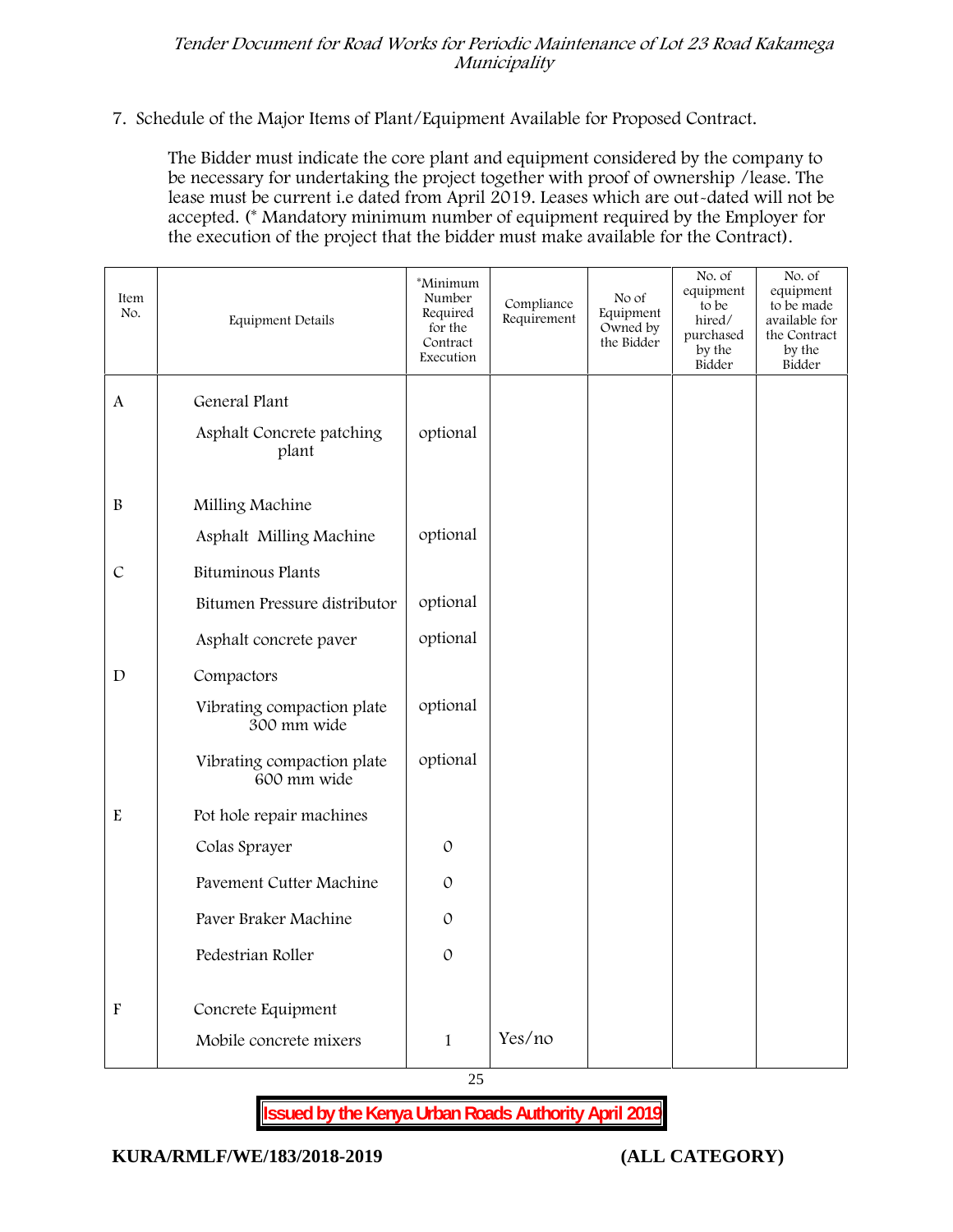7. Schedule of the Major Items of Plant/Equipment Available for Proposed Contract.

The Bidder must indicate the core plant and equipment considered by the company to be necessary for undertaking the project together with proof of ownership /lease. The lease must be current i.e dated from April 2019. Leases which are out-dated will not be accepted. (* Mandatory minimum number of equipment required by the Employer for the execution of the project that the bidder must make available for the Contract).

| Item No. | Equipment Details | *Minimum Number Required for the Contract Execution | Compliance Requirement | No of Equipment Owned by the Bidder | No. of equipment to be hired/ purchased by the Bidder | No. of equipment to be made available for the Contract by the Bidder |
|---|---|---|---|---|---|---|
| A | General Plant | | | | | |
| | Asphalt Concrete patching plant | optional | | | | |
| B | Milling Machine | | | | | |
| | Asphalt Milling Machine | optional | | | | |
| C | Bituminous Plants | | | | | |
| | Bitumen Pressure distributor | optional | | | | |
| | Asphalt concrete paver | optional | | | | |
| D | Compactors | | | | | |
| | Vibrating compaction plate 300 mm wide | optional | | | | |
| | Vibrating compaction plate 600 mm wide | optional | | | | |
| E | Pot hole repair machines | | | | | |
| | Colas Sprayer | 0 | | | | |
| | Pavement Cutter Machine | 0 | | | | |
| | Paver Braker Machine | 0 | | | | |
| | Pedestrian Roller | 0 | | | | |
| F | Concrete Equipment | | | | | |
| | Mobile concrete mixers | 1 | Yes/no | | | |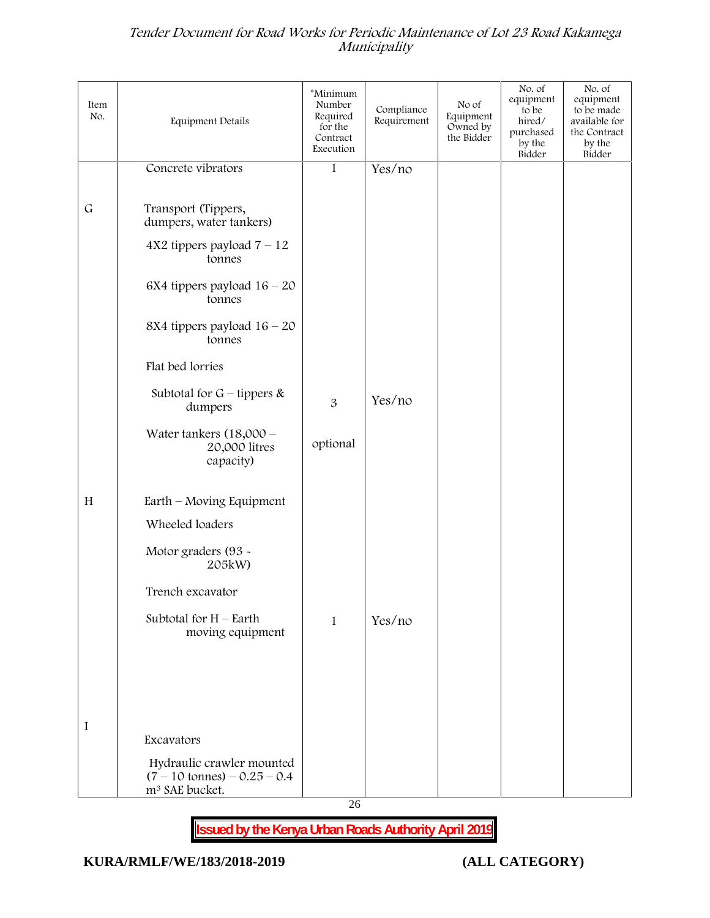| Item No. | Equipment Details | *Minimum Number Required for the Contract Execution | Compliance Requirement | No of Equipment Owned by the Bidder | No. of equipment to be hired/ purchased by the Bidder | No. of equipment to be made available for the Contract by the Bidder |
|---|---|---|---|---|---|---|
| | Concrete vibrators | 1 | Yes/no | | | |
| G | Transport (Tippers, dumpers, water tankers) | | | | | |
| | 4X2 tippers payload 7 – 12 tonnes | | | | | |
| | 6X4 tippers payload 16 – 20 tonnes | | | | | |
| | 8X4 tippers payload 16 – 20 tonnes | | | | | |
| | Flat bed lorries | | | | | |
| | Subtotal for G – tippers & dumpers | 3 | Yes/no | | | |
| | Water tankers (18,000 – 20,000 litres capacity) | optional | | | | |
| H | Earth – Moving Equipment | | | | | |
| | Wheeled loaders | | | | | |
| | Motor graders (93 - 205kW) | | | | | |
| | Trench excavator | | | | | |
| | Subtotal for H – Earth moving equipment | 1 | Yes/no | | | |
| I | Excavators | | | | | |
| | Hydraulic crawler mounted (7 – 10 tonnes) – 0.25 – 0.4 m³ SAE bucket. | | | | | |

**Issued by the Kenya Urban Roads Authority April 2019**

**KURA/RMLF/WE/183/2018-2019 (ALL CATEGORY)**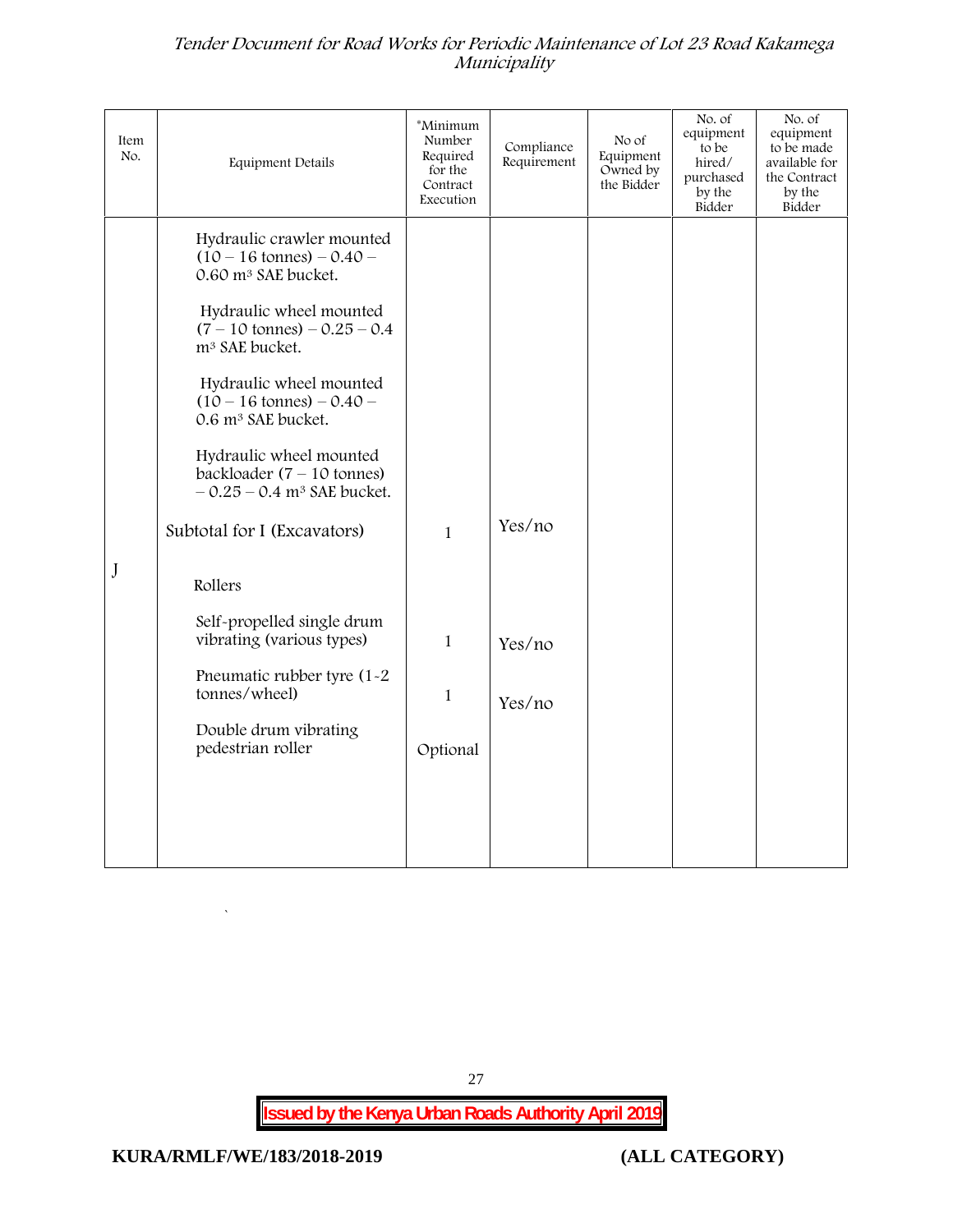| Item No. | Equipment Details | *Minimum Number Required for the Contract Execution | Compliance Requirement | No of Equipment Owned by the Bidder | No. of equipment to be hired/ purchased by the Bidder | No. of equipment to be made available for the Contract by the Bidder |
|---|---|---|---|---|---|---|
| | Hydraulic crawler mounted (10 – 16 tonnes) – 0.40 – 0.60 m³ SAE bucket. | | | | | |
| | Hydraulic wheel mounted (7 – 10 tonnes) – 0.25 – 0.4 m³ SAE bucket. | | | | | |
| | Hydraulic wheel mounted (10 – 16 tonnes) – 0.40 – 0.6 m³ SAE bucket. | | | | | |
| | Hydraulic wheel mounted backloader (7 – 10 tonnes) – 0.25 – 0.4 m³ SAE bucket. | | | | | |
| | Subtotal for I (Excavators) | 1 | Yes/no | | | |
| J | Rollers | | | | | |
| | Self-propelled single drum vibrating (various types) | 1 | Yes/no | | | |
| | Pneumatic rubber tyre (1-2 tonnes/wheel) | 1 | Yes/no | | | |
| | Double drum vibrating pedestrian roller | Optional | | | | |

**Issued by the Kenya Urban Roads Authority April 2019**

**KURA/RMLF/WE/183/2018-2019** **(ALL CATEGORY)**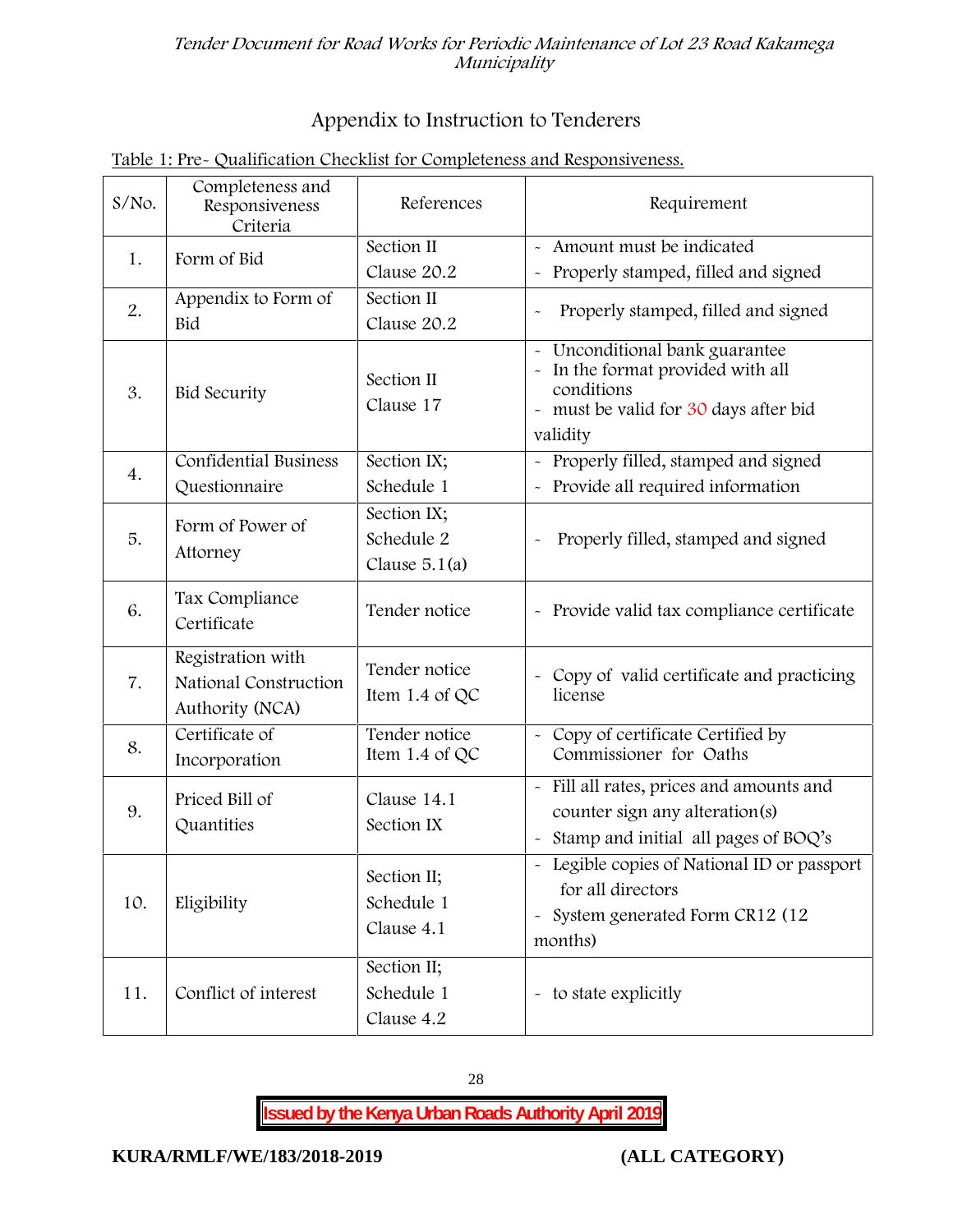## Appendix to Instruction to Tenderers

Table 1: Pre- Qualification Checklist for Completeness and Responsiveness.

| S/No. | Completeness and Responsiveness Criteria | References | Requirement |
|---|---|---|---|
| 1. | Form of Bid | Section II Clause 20.2 | - Amount must be indicated<br>- Properly stamped, filled and signed |
| 2. | Appendix to Form of Bid | Section II Clause 20.2 | - Properly stamped, filled and signed |
| 3. | Bid Security | Section II Clause 17 | - Unconditional bank guarantee<br>- In the format provided with all conditions<br>- must be valid for 30 days after bid validity |
| 4. | Confidential Business Questionnaire | Section IX; Schedule 1 | - Properly filled, stamped and signed<br>- Provide all required information |
| 5. | Form of Power of Attorney | Section IX; Schedule 2 Clause 5.1(a) | - Properly filled, stamped and signed |
| 6. | Tax Compliance Certificate | Tender notice | - Provide valid tax compliance certificate |
| 7. | Registration with National Construction Authority (NCA) | Tender notice Item 1.4 of QC | - Copy of valid certificate and practicing license |
| 8. | Certificate of Incorporation | Tender notice Item 1.4 of QC | - Copy of certificate Certified by Commissioner for Oaths |
| 9. | Priced Bill of Quantities | Clause 14.1 Section IX | - Fill all rates, prices and amounts and counter sign any alteration(s)<br>- Stamp and initial all pages of BOQ's |
| 10. | Eligibility | Section II; Schedule 1 Clause 4.1 | - Legible copies of National ID or passport for all directors<br>- System generated Form CR12 (12 months) |
| 11. | Conflict of interest | Section II; Schedule 1 Clause 4.2 | - to state explicitly |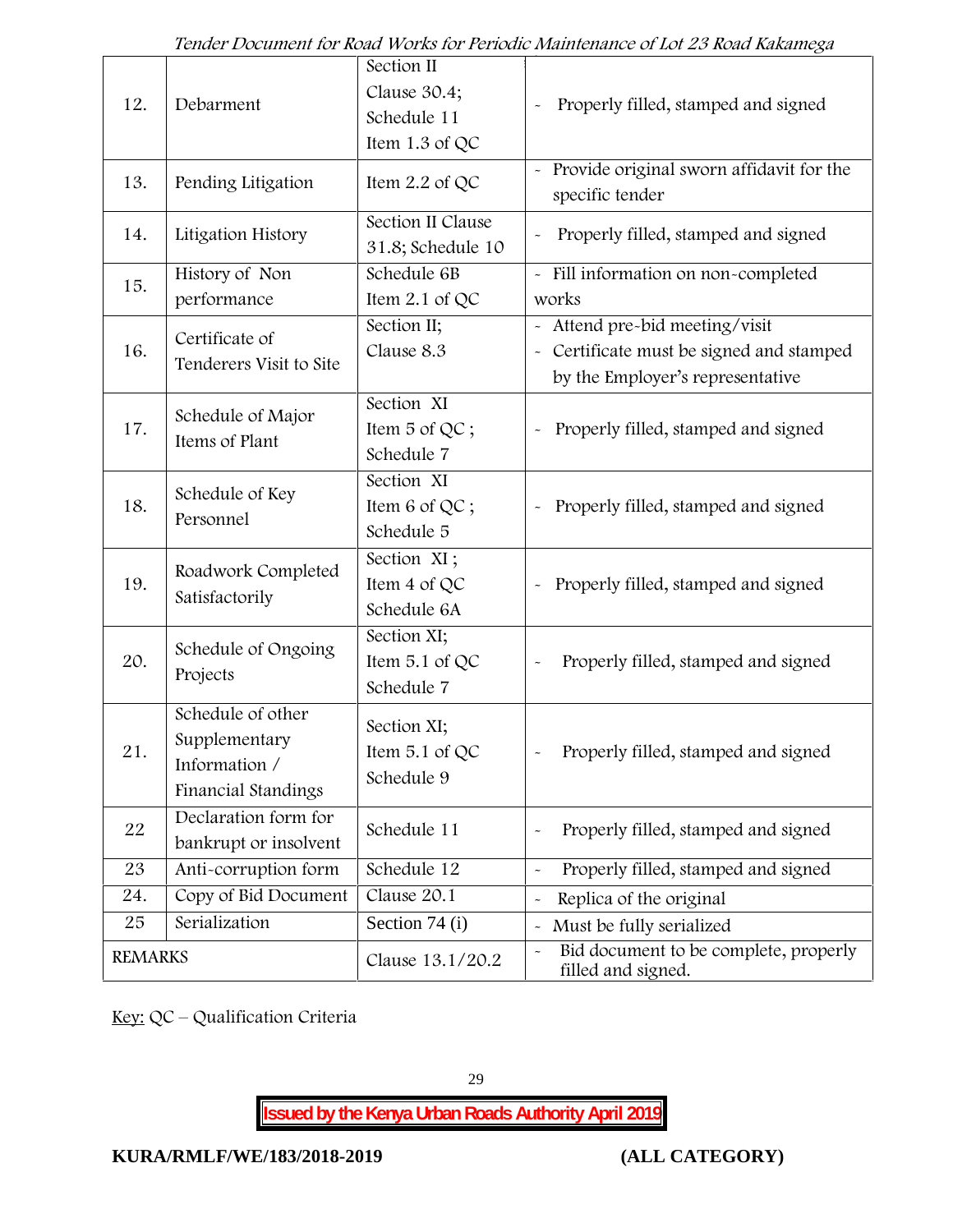| | | | |
|---|---|---|---|
| 12. | Debarment | Section II Clause 30.4; Schedule 11 Item 1.3 of QC | - Properly filled, stamped and signed |
| 13. | Pending Litigation | Item 2.2 of QC | - Provide original sworn affidavit for the specific tender |
| 14. | Litigation History | Section II Clause 31.8; Schedule 10 | - Properly filled, stamped and signed |
| 15. | History of Non performance | Schedule 6B Item 2.1 of QC | - Fill information on non-completed works |
| 16. | Certificate of Tenderers Visit to Site | Section II; Clause 8.3 | - Attend pre-bid meeting/visit<br>- Certificate must be signed and stamped by the Employer's representative |
| 17. | Schedule of Major Items of Plant | Section XI Item 5 of QC ; Schedule 7 | - Properly filled, stamped and signed |
| 18. | Schedule of Key Personnel | Section XI Item 6 of QC ; Schedule 5 | - Properly filled, stamped and signed |
| 19. | Roadwork Completed Satisfactorily | Section XI ; Item 4 of QC Schedule 6A | - Properly filled, stamped and signed |
| 20. | Schedule of Ongoing Projects | Section XI; Item 5.1 of QC Schedule 7 | - Properly filled, stamped and signed |
| 21. | Schedule of other Supplementary Information / Financial Standings | Section XI; Item 5.1 of QC Schedule 9 | - Properly filled, stamped and signed |
| 22 | Declaration form for bankrupt or insolvent | Schedule 11 | - Properly filled, stamped and signed |
| 23 | Anti-corruption form | Schedule 12 | - Properly filled, stamped and signed |
| 24. | Copy of Bid Document | Clause 20.1 | - Replica of the original |
| 25 | Serialization | Section 74 (i) | - Must be fully serialized |
| REMARKS | | Clause 13.1/20.2 | - Bid document to be complete, properly filled and signed. |

Key: QC – Qualification Criteria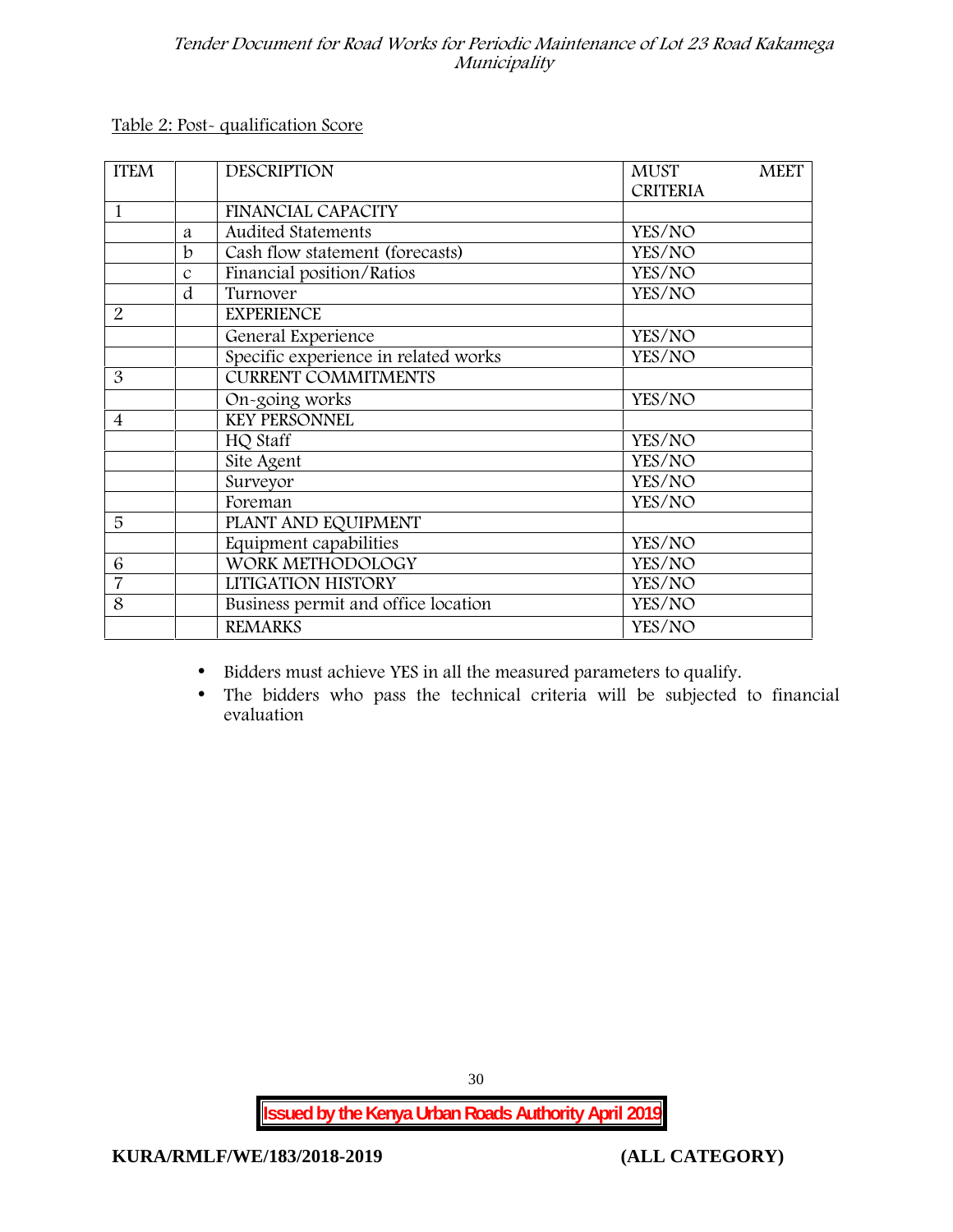Table 2: Post- qualification Score

| ITEM | | DESCRIPTION | MUST MEET CRITERIA |
|---|---|---|---|
| 1 | | FINANCIAL CAPACITY | |
| | a | Audited Statements | YES/NO |
| | b | Cash flow statement (forecasts) | YES/NO |
| | c | Financial position/Ratios | YES/NO |
| | d | Turnover | YES/NO |
| 2 | | EXPERIENCE | |
| | | General Experience | YES/NO |
| | | Specific experience in related works | YES/NO |
| 3 | | CURRENT COMMITMENTS | |
| | | On-going works | YES/NO |
| 4 | | KEY PERSONNEL | |
| | | HQ Staff | YES/NO |
| | | Site Agent | YES/NO |
| | | Surveyor | YES/NO |
| | | Foreman | YES/NO |
| 5 | | PLANT AND EQUIPMENT | |
| | | Equipment capabilities | YES/NO |
| 6 | | WORK METHODOLOGY | YES/NO |
| 7 | | LITIGATION HISTORY | YES/NO |
| 8 | | Business permit and office location | YES/NO |
| | | REMARKS | YES/NO |

- Bidders must achieve YES in all the measured parameters to qualify.
- The bidders who pass the technical criteria will be subjected to financial evaluation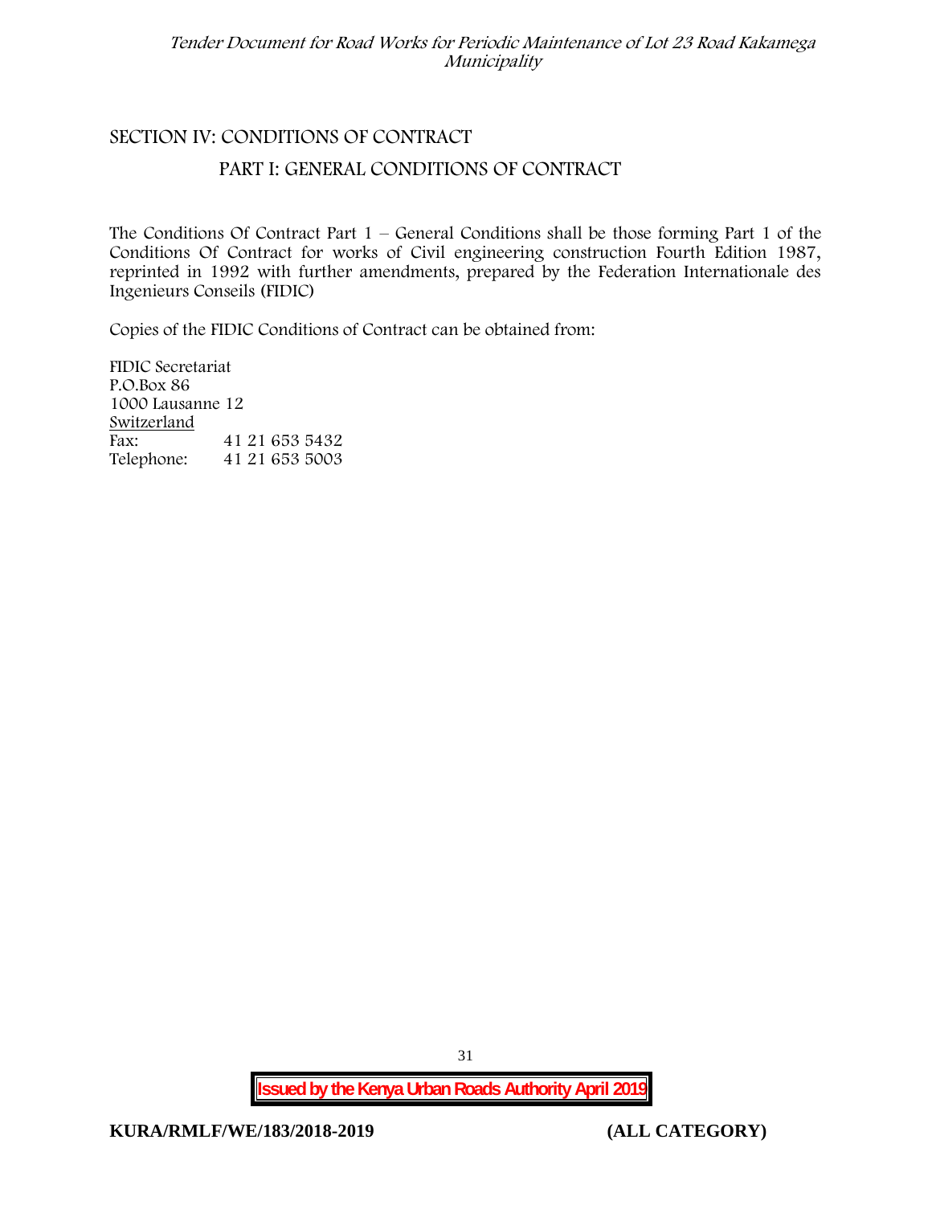## SECTION IV: CONDITIONS OF CONTRACT

### PART I: GENERAL CONDITIONS OF CONTRACT

The Conditions Of Contract Part 1 – General Conditions shall be those forming Part 1 of the Conditions Of Contract for works of Civil engineering construction Fourth Edition 1987, reprinted in 1992 with further amendments, prepared by the Federation Internationale des Ingenieurs Conseils (FIDIC)

Copies of the FIDIC Conditions of Contract can be obtained from:

FIDIC Secretariat
P.O.Box 86
1000 Lausanne 12
Switzerland
Fax: 41 21 653 5432
Telephone: 41 21 653 5003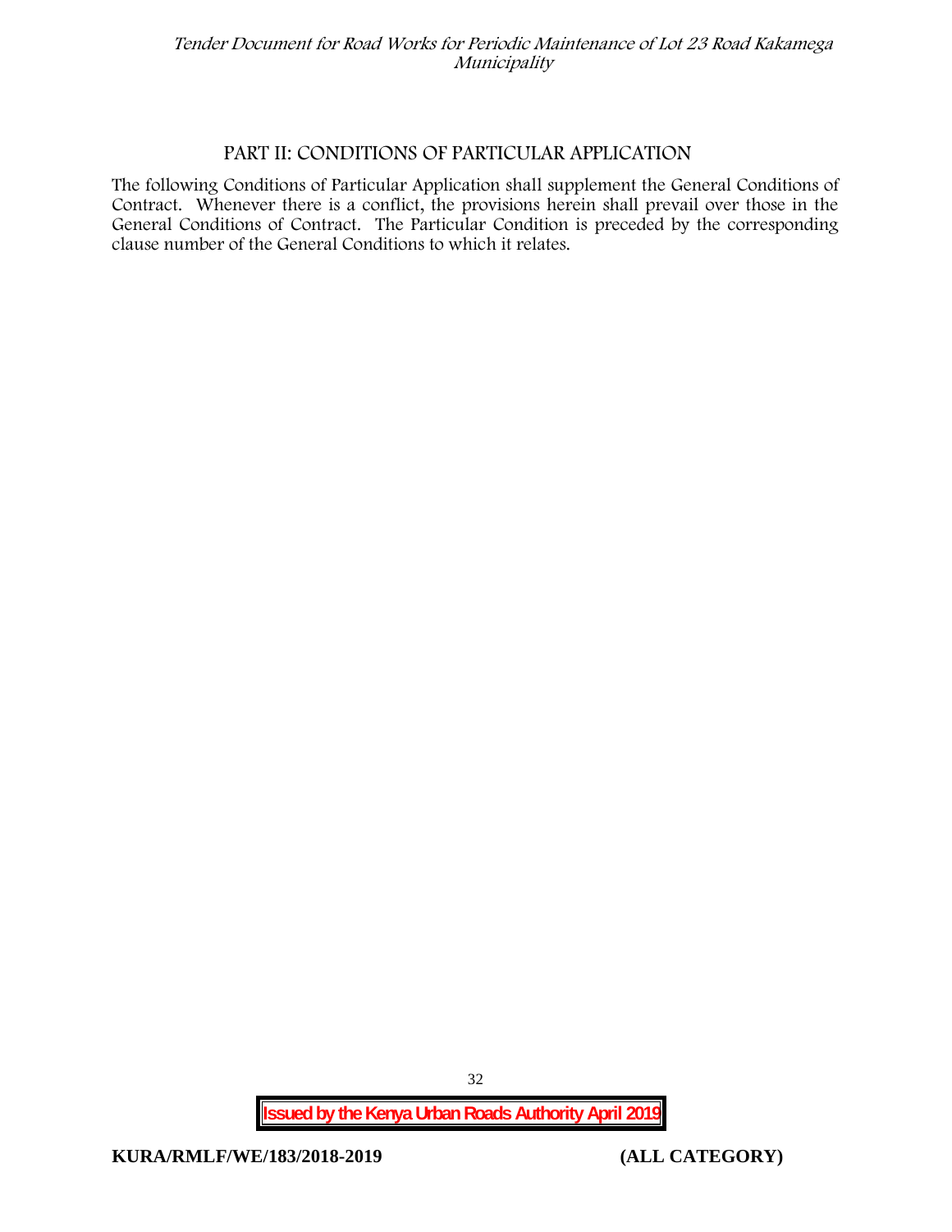## PART II: CONDITIONS OF PARTICULAR APPLICATION

The following Conditions of Particular Application shall supplement the General Conditions of Contract. Whenever there is a conflict, the provisions herein shall prevail over those in the General Conditions of Contract. The Particular Condition is preceded by the corresponding clause number of the General Conditions to which it relates.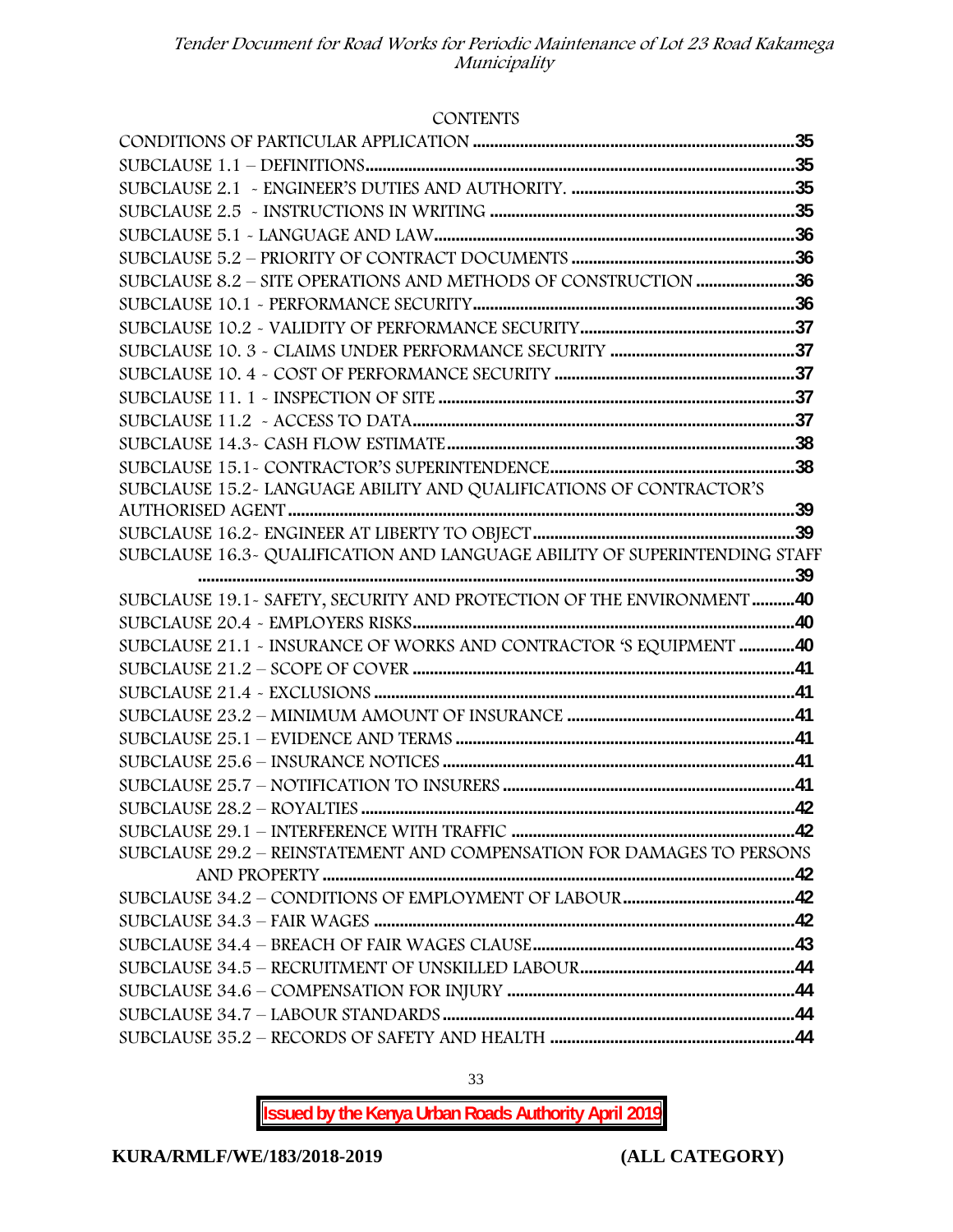CONTENTS

| | |
|---|---|
| CONDITIONS OF PARTICULAR APPLICATION | 35 |
| SUBCLAUSE 1.1 – DEFINITIONS | 35 |
| SUBCLAUSE 2.1 - ENGINEER'S DUTIES AND AUTHORITY. | 35 |
| SUBCLAUSE 2.5 - INSTRUCTIONS IN WRITING | 35 |
| SUBCLAUSE 5.1 - LANGUAGE AND LAW | 36 |
| SUBCLAUSE 5.2 – PRIORITY OF CONTRACT DOCUMENTS | 36 |
| SUBCLAUSE 8.2 – SITE OPERATIONS AND METHODS OF CONSTRUCTION | 36 |
| SUBCLAUSE 10.1 - PERFORMANCE SECURITY | 36 |
| SUBCLAUSE 10.2 - VALIDITY OF PERFORMANCE SECURITY | 37 |
| SUBCLAUSE 10. 3 - CLAIMS UNDER PERFORMANCE SECURITY | 37 |
| SUBCLAUSE 10. 4 - COST OF PERFORMANCE SECURITY | 37 |
| SUBCLAUSE 11. 1 - INSPECTION OF SITE | 37 |
| SUBCLAUSE 11.2 - ACCESS TO DATA | 37 |
| SUBCLAUSE 14.3- CASH FLOW ESTIMATE | 38 |
| SUBCLAUSE 15.1- CONTRACTOR'S SUPERINTENDENCE | 38 |
| SUBCLAUSE 15.2- LANGUAGE ABILITY AND QUALIFICATIONS OF CONTRACTOR'S AUTHORISED AGENT | 39 |
| SUBCLAUSE 16.2- ENGINEER AT LIBERTY TO OBJECT | 39 |
| SUBCLAUSE 16.3- QUALIFICATION AND LANGUAGE ABILITY OF SUPERINTENDING STAFF | 39 |
| SUBCLAUSE 19.1- SAFETY, SECURITY AND PROTECTION OF THE ENVIRONMENT | 40 |
| SUBCLAUSE 20.4 - EMPLOYERS RISKS | 40 |
| SUBCLAUSE 21.1 - INSURANCE OF WORKS AND CONTRACTOR 'S EQUIPMENT | 40 |
| SUBCLAUSE 21.2 – SCOPE OF COVER | 41 |
| SUBCLAUSE 21.4 - EXCLUSIONS | 41 |
| SUBCLAUSE 23.2 – MINIMUM AMOUNT OF INSURANCE | 41 |
| SUBCLAUSE 25.1 – EVIDENCE AND TERMS | 41 |
| SUBCLAUSE 25.6 – INSURANCE NOTICES | 41 |
| SUBCLAUSE 25.7 – NOTIFICATION TO INSURERS | 41 |
| SUBCLAUSE 28.2 – ROYALTIES | 42 |
| SUBCLAUSE 29.1 – INTERFERENCE WITH TRAFFIC | 42 |
| SUBCLAUSE 29.2 – REINSTATEMENT AND COMPENSATION FOR DAMAGES TO PERSONS AND PROPERTY | 42 |
| SUBCLAUSE 34.2 – CONDITIONS OF EMPLOYMENT OF LABOUR | 42 |
| SUBCLAUSE 34.3 – FAIR WAGES | 42 |
| SUBCLAUSE 34.4 – BREACH OF FAIR WAGES CLAUSE | 43 |
| SUBCLAUSE 34.5 – RECRUITMENT OF UNSKILLED LABOUR | 44 |
| SUBCLAUSE 34.6 – COMPENSATION FOR INJURY | 44 |
| SUBCLAUSE 34.7 – LABOUR STANDARDS | 44 |
| SUBCLAUSE 35.2 – RECORDS OF SAFETY AND HEALTH | 44 |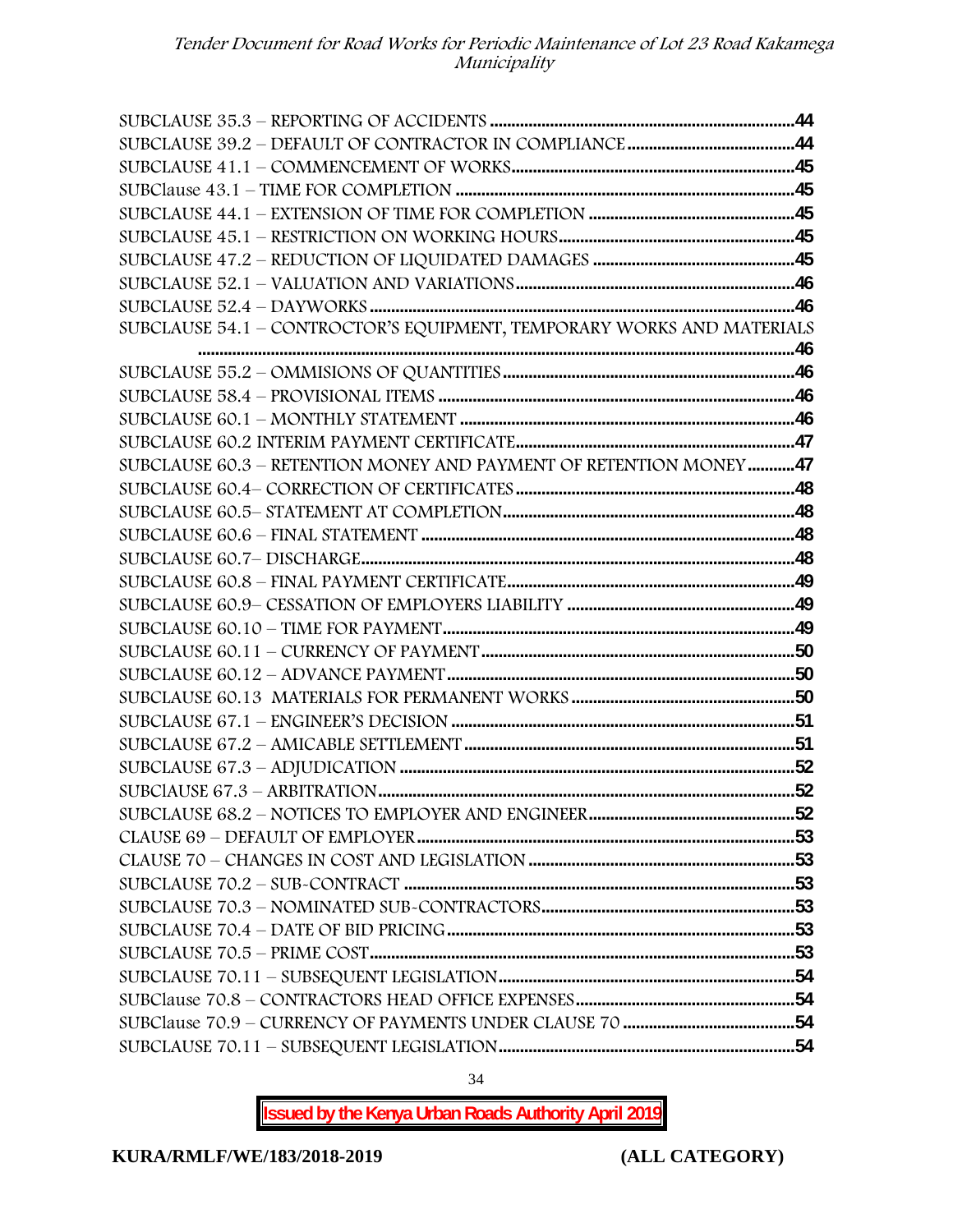SUBCLAUSE 35.3 – REPORTING OF ACCIDENTS .......................................................................44
SUBCLAUSE 39.2 – DEFAULT OF CONTRACTOR IN COMPLIANCE.......................................44
SUBCLAUSE 41.1 – COMMENCEMENT OF WORKS.................................................................45
SUBClause 43.1 – TIME FOR COMPLETION ...............................................................................45
SUBCLAUSE 44.1 – EXTENSION OF TIME FOR COMPLETION ................................................45
SUBCLAUSE 45.1 – RESTRICTION ON WORKING HOURS.......................................................45
SUBCLAUSE 47.2 – REDUCTION OF LIQUIDATED DAMAGES ...............................................45
SUBCLAUSE 52.1 – VALUATION AND VARIATIONS................................................................46
SUBCLAUSE 52.4 – DAYWORKS ...................................................................................................46
SUBCLAUSE 54.1 – CONTROCTOR'S EQUIPMENT, TEMPORARY WORKS AND MATERIALS ............................................................................................................................................46
SUBCLAUSE 55.2 – OMMISIONS OF QUANTITIES...................................................................46
SUBCLAUSE 58.4 – PROVISIONAL ITEMS ..................................................................................46
SUBCLAUSE 60.1 – MONTHLY STATEMENT ..............................................................................46
SUBCLAUSE 60.2 INTERIM PAYMENT CERTIFICATE.................................................................47
SUBCLAUSE 60.3 – RETENTION MONEY AND PAYMENT OF RETENTION MONEY...........47
SUBCLAUSE 60.4– CORRECTION OF CERTIFICATES.................................................................48
SUBCLAUSE 60.5– STATEMENT AT COMPLETION....................................................................48
SUBCLAUSE 60.6 – FINAL STATEMENT .......................................................................................48
SUBCLAUSE 60.7– DISCHARGE.......................................................................................................48
SUBCLAUSE 60.8 – FINAL PAYMENT CERTIFICATE...................................................................49
SUBCLAUSE 60.9– CESSATION OF EMPLOYERS LIABILITY .....................................................49
SUBCLAUSE 60.10 – TIME FOR PAYMENT..................................................................................49
SUBCLAUSE 60.11 – CURRENCY OF PAYMENT.........................................................................50
SUBCLAUSE 60.12 – ADVANCE PAYMENT.................................................................................50
SUBCLAUSE 60.13 MATERIALS FOR PERMANENT WORKS ....................................................50
SUBCLAUSE 67.1 – ENGINEER'S DECISION ...............................................................................51
SUBCLAUSE 67.2 – AMICABLE SETTLEMENT............................................................................51
SUBCLAUSE 67.3 – ADJUDICATION ...........................................................................................52
SUBClAUSE 67.3 – ARBITRATION.................................................................................................52
SUBCLAUSE 68.2 – NOTICES TO EMPLOYER AND ENGINEER................................................52
CLAUSE 69 – DEFAULT OF EMPLOYER.......................................................................................53
CLAUSE 70 – CHANGES IN COST AND LEGISLATION .............................................................53
SUBCLAUSE 70.2 – SUB-CONTRACT ..........................................................................................53
SUBCLAUSE 70.3 – NOMINATED SUB-CONTRACTORS...........................................................53
SUBCLAUSE 70.4 – DATE OF BID PRICING.................................................................................53
SUBCLAUSE 70.5 – PRIME COST..................................................................................................53
SUBCLAUSE 70.11 – SUBSEQUENT LEGISLATION.....................................................................54
SUBClause 70.8 – CONTRACTORS HEAD OFFICE EXPENSES...................................................54
SUBClause 70.9 – CURRENCY OF PAYMENTS UNDER CLAUSE 70 ........................................54
SUBCLAUSE 70.11 – SUBSEQUENT LEGISLATION.....................................................................54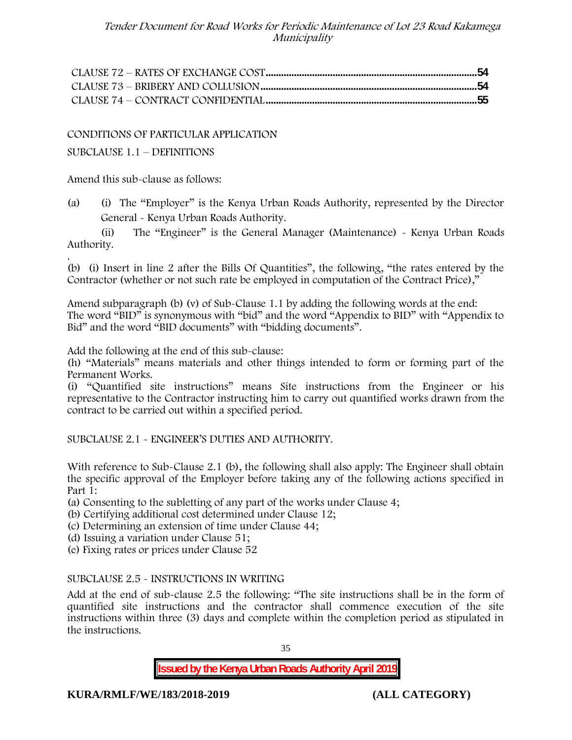CLAUSE 72 – RATES OF EXCHANGE COST....................................................................................54
CLAUSE 73 – BRIBERY AND COLLUSION.................................................................................54
CLAUSE 74 – CONTRACT CONFIDENTIAL...............................................................................55

CONDITIONS OF PARTICULAR APPLICATION

SUBCLAUSE 1.1 – DEFINITIONS

Amend this sub-clause as follows:

(a) (i) The "Employer" is the Kenya Urban Roads Authority, represented by the Director General - Kenya Urban Roads Authority.

(ii) The "Engineer" is the General Manager (Maintenance) - Kenya Urban Roads Authority.

.

(b) (i) Insert in line 2 after the Bills Of Quantities", the following, "the rates entered by the Contractor (whether or not such rate be employed in computation of the Contract Price),"

Amend subparagraph (b) (v) of Sub-Clause 1.1 by adding the following words at the end: The word "BID" is synonymous with "bid" and the word "Appendix to BID" with "Appendix to Bid" and the word "BID documents" with "bidding documents".

Add the following at the end of this sub-clause:
(h) "Materials" means materials and other things intended to form or forming part of the Permanent Works.
(i) "Quantified site instructions" means Site instructions from the Engineer or his representative to the Contractor instructing him to carry out quantified works drawn from the contract to be carried out within a specified period.

SUBCLAUSE 2.1 - ENGINEER'S DUTIES AND AUTHORITY.

With reference to Sub-Clause 2.1 (b), the following shall also apply: The Engineer shall obtain the specific approval of the Employer before taking any of the following actions specified in Part 1:
(a) Consenting to the subletting of any part of the works under Clause 4;
(b) Certifying additional cost determined under Clause 12;
(c) Determining an extension of time under Clause 44;
(d) Issuing a variation under Clause 51;
(e) Fixing rates or prices under Clause 52

SUBCLAUSE 2.5 - INSTRUCTIONS IN WRITING

Add at the end of sub-clause 2.5 the following: "The site instructions shall be in the form of quantified site instructions and the contractor shall commence execution of the site instructions within three (3) days and complete within the completion period as stipulated in the instructions.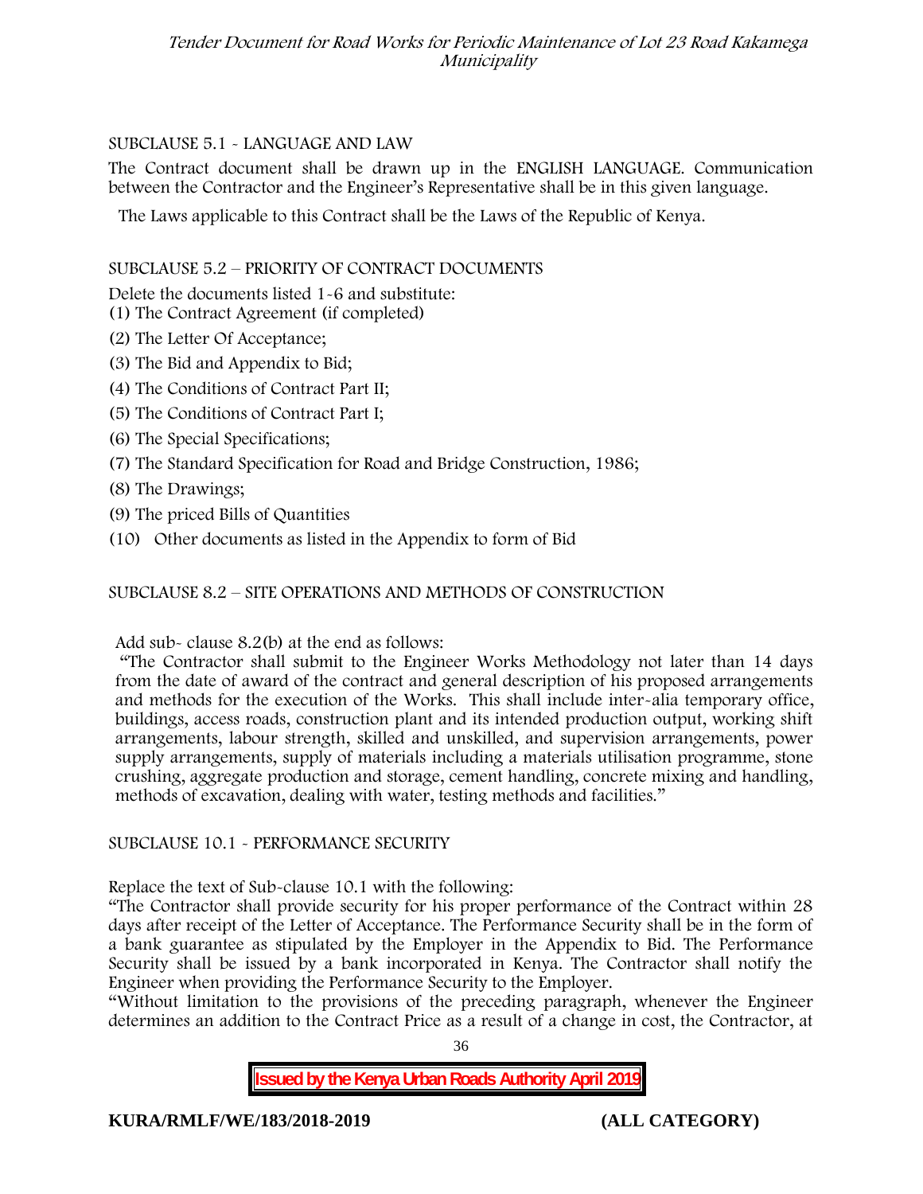SUBCLAUSE 5.1 - LANGUAGE AND LAW

The Contract document shall be drawn up in the ENGLISH LANGUAGE. Communication between the Contractor and the Engineer's Representative shall be in this given language.

The Laws applicable to this Contract shall be the Laws of the Republic of Kenya.

SUBCLAUSE 5.2 – PRIORITY OF CONTRACT DOCUMENTS

Delete the documents listed 1-6 and substitute:

(1) The Contract Agreement (if completed)

(2) The Letter Of Acceptance;

(3) The Bid and Appendix to Bid;

(4) The Conditions of Contract Part II;

(5) The Conditions of Contract Part I;

(6) The Special Specifications;

(7) The Standard Specification for Road and Bridge Construction, 1986;

(8) The Drawings;

(9) The priced Bills of Quantities

(10) Other documents as listed in the Appendix to form of Bid

SUBCLAUSE 8.2 – SITE OPERATIONS AND METHODS OF CONSTRUCTION

Add sub- clause 8.2(b) at the end as follows:

"The Contractor shall submit to the Engineer Works Methodology not later than 14 days from the date of award of the contract and general description of his proposed arrangements and methods for the execution of the Works. This shall include inter-alia temporary office, buildings, access roads, construction plant and its intended production output, working shift arrangements, labour strength, skilled and unskilled, and supervision arrangements, power supply arrangements, supply of materials including a materials utilisation programme, stone crushing, aggregate production and storage, cement handling, concrete mixing and handling, methods of excavation, dealing with water, testing methods and facilities."

SUBCLAUSE 10.1 - PERFORMANCE SECURITY

Replace the text of Sub-clause 10.1 with the following:

"The Contractor shall provide security for his proper performance of the Contract within 28 days after receipt of the Letter of Acceptance. The Performance Security shall be in the form of a bank guarantee as stipulated by the Employer in the Appendix to Bid. The Performance Security shall be issued by a bank incorporated in Kenya. The Contractor shall notify the Engineer when providing the Performance Security to the Employer.

"Without limitation to the provisions of the preceding paragraph, whenever the Engineer determines an addition to the Contract Price as a result of a change in cost, the Contractor, at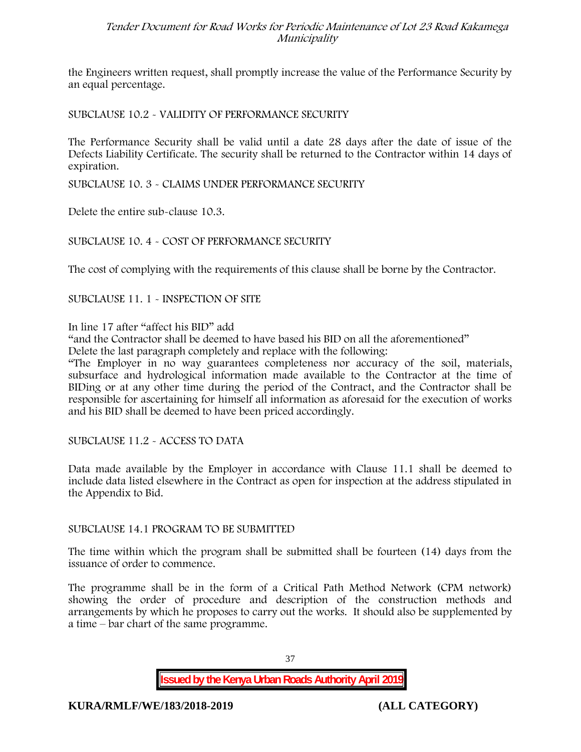the Engineers written request, shall promptly increase the value of the Performance Security by an equal percentage.

SUBCLAUSE 10.2 - VALIDITY OF PERFORMANCE SECURITY

The Performance Security shall be valid until a date 28 days after the date of issue of the Defects Liability Certificate. The security shall be returned to the Contractor within 14 days of expiration.

SUBCLAUSE 10. 3 - CLAIMS UNDER PERFORMANCE SECURITY

Delete the entire sub-clause 10.3.

SUBCLAUSE 10. 4 - COST OF PERFORMANCE SECURITY

The cost of complying with the requirements of this clause shall be borne by the Contractor.

SUBCLAUSE 11. 1 - INSPECTION OF SITE

In line 17 after "affect his BID" add

"and the Contractor shall be deemed to have based his BID on all the aforementioned"

Delete the last paragraph completely and replace with the following:

"The Employer in no way guarantees completeness nor accuracy of the soil, materials, subsurface and hydrological information made available to the Contractor at the time of BIDing or at any other time during the period of the Contract, and the Contractor shall be responsible for ascertaining for himself all information as aforesaid for the execution of works and his BID shall be deemed to have been priced accordingly.

SUBCLAUSE 11.2 - ACCESS TO DATA

Data made available by the Employer in accordance with Clause 11.1 shall be deemed to include data listed elsewhere in the Contract as open for inspection at the address stipulated in the Appendix to Bid.

SUBCLAUSE 14.1 PROGRAM TO BE SUBMITTED

The time within which the program shall be submitted shall be fourteen (14) days from the issuance of order to commence.

The programme shall be in the form of a Critical Path Method Network (CPM network) showing the order of procedure and description of the construction methods and arrangements by which he proposes to carry out the works. It should also be supplemented by a time – bar chart of the same programme.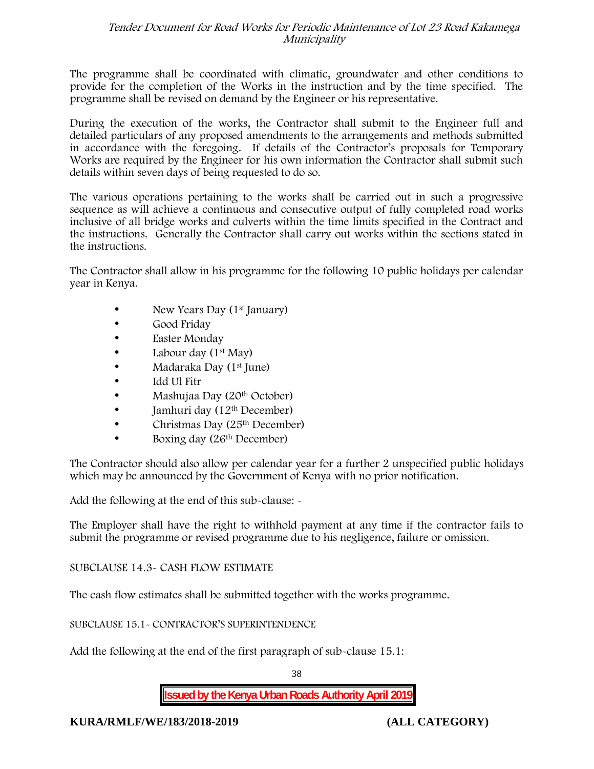The programme shall be coordinated with climatic, groundwater and other conditions to provide for the completion of the Works in the instruction and by the time specified. The programme shall be revised on demand by the Engineer or his representative.

During the execution of the works, the Contractor shall submit to the Engineer full and detailed particulars of any proposed amendments to the arrangements and methods submitted in accordance with the foregoing. If details of the Contractor's proposals for Temporary Works are required by the Engineer for his own information the Contractor shall submit such details within seven days of being requested to do so.

The various operations pertaining to the works shall be carried out in such a progressive sequence as will achieve a continuous and consecutive output of fully completed road works inclusive of all bridge works and culverts within the time limits specified in the Contract and the instructions. Generally the Contractor shall carry out works within the sections stated in the instructions.

The Contractor shall allow in his programme for the following 10 public holidays per calendar year in Kenya.

- New Years Day (1st January)
- Good Friday
- Easter Monday
- Labour day (1st May)
- Madaraka Day (1st June)
- Idd Ul Fitr
- Mashujaa Day (20th October)
- Jamhuri day (12th December)
- Christmas Day (25th December)
- Boxing day (26th December)

The Contractor should also allow per calendar year for a further 2 unspecified public holidays which may be announced by the Government of Kenya with no prior notification.

Add the following at the end of this sub-clause: -

The Employer shall have the right to withhold payment at any time if the contractor fails to submit the programme or revised programme due to his negligence, failure or omission.

SUBCLAUSE 14.3- CASH FLOW ESTIMATE

The cash flow estimates shall be submitted together with the works programme.

SUBCLAUSE 15.1- CONTRACTOR'S SUPERINTENDENCE

Add the following at the end of the first paragraph of sub-clause 15.1: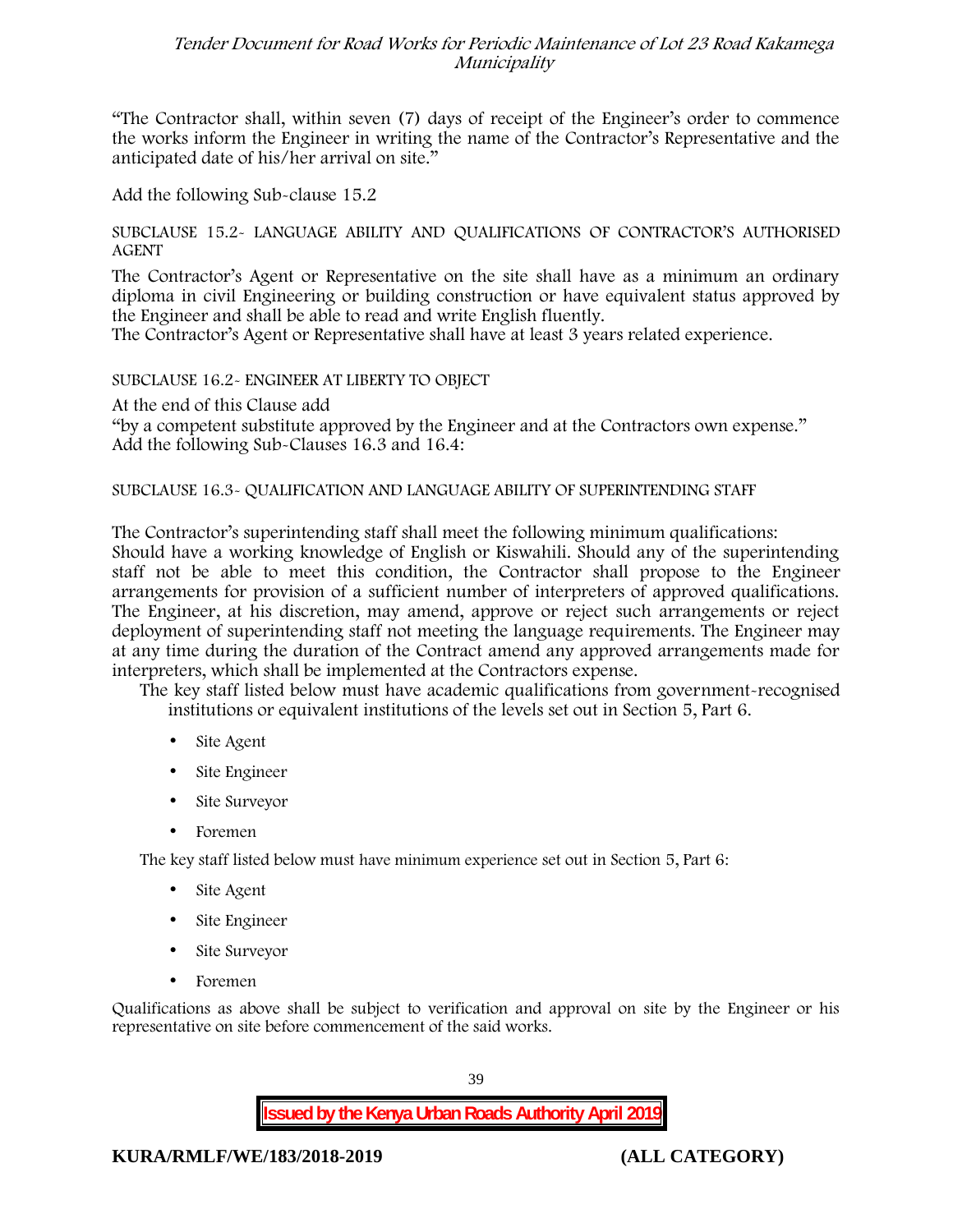"The Contractor shall, within seven (7) days of receipt of the Engineer's order to commence the works inform the Engineer in writing the name of the Contractor's Representative and the anticipated date of his/her arrival on site."

Add the following Sub-clause 15.2

SUBCLAUSE 15.2- LANGUAGE ABILITY AND QUALIFICATIONS OF CONTRACTOR'S AUTHORISED AGENT

The Contractor's Agent or Representative on the site shall have as a minimum an ordinary diploma in civil Engineering or building construction or have equivalent status approved by the Engineer and shall be able to read and write English fluently.
The Contractor's Agent or Representative shall have at least 3 years related experience.

SUBCLAUSE 16.2- ENGINEER AT LIBERTY TO OBJECT

At the end of this Clause add
"by a competent substitute approved by the Engineer and at the Contractors own expense."
Add the following Sub-Clauses 16.3 and 16.4:

SUBCLAUSE 16.3- QUALIFICATION AND LANGUAGE ABILITY OF SUPERINTENDING STAFF

The Contractor's superintending staff shall meet the following minimum qualifications:
Should have a working knowledge of English or Kiswahili. Should any of the superintending staff not be able to meet this condition, the Contractor shall propose to the Engineer arrangements for provision of a sufficient number of interpreters of approved qualifications. The Engineer, at his discretion, may amend, approve or reject such arrangements or reject deployment of superintending staff not meeting the language requirements. The Engineer may at any time during the duration of the Contract amend any approved arrangements made for interpreters, which shall be implemented at the Contractors expense.

The key staff listed below must have academic qualifications from government-recognised institutions or equivalent institutions of the levels set out in Section 5, Part 6.

- Site Agent
- Site Engineer
- Site Surveyor
- Foremen

The key staff listed below must have minimum experience set out in Section 5, Part 6:

- Site Agent
- Site Engineer
- Site Surveyor
- Foremen

Qualifications as above shall be subject to verification and approval on site by the Engineer or his representative on site before commencement of the said works.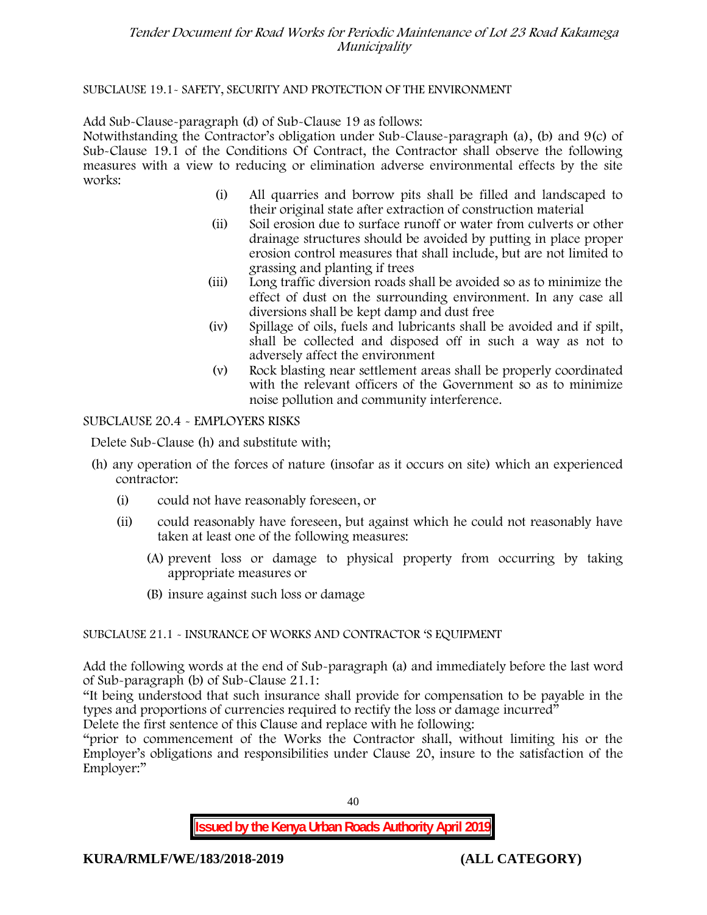SUBCLAUSE 19.1- SAFETY, SECURITY AND PROTECTION OF THE ENVIRONMENT

Add Sub-Clause-paragraph (d) of Sub-Clause 19 as follows:
Notwithstanding the Contractor's obligation under Sub-Clause-paragraph (a), (b) and 9(c) of Sub-Clause 19.1 of the Conditions Of Contract, the Contractor shall observe the following measures with a view to reducing or elimination adverse environmental effects by the site works:

(i) All quarries and borrow pits shall be filled and landscaped to their original state after extraction of construction material
(ii) Soil erosion due to surface runoff or water from culverts or other drainage structures should be avoided by putting in place proper erosion control measures that shall include, but are not limited to grassing and planting if trees
(iii) Long traffic diversion roads shall be avoided so as to minimize the effect of dust on the surrounding environment. In any case all diversions shall be kept damp and dust free
(iv) Spillage of oils, fuels and lubricants shall be avoided and if spilt, shall be collected and disposed off in such a way as not to adversely affect the environment
(v) Rock blasting near settlement areas shall be properly coordinated with the relevant officers of the Government so as to minimize noise pollution and community interference.

SUBCLAUSE 20.4 - EMPLOYERS RISKS

Delete Sub-Clause (h) and substitute with;

(h) any operation of the forces of nature (insofar as it occurs on site) which an experienced contractor:
   (i) could not have reasonably foreseen, or
   (ii) could reasonably have foreseen, but against which he could not reasonably have taken at least one of the following measures:
      (A) prevent loss or damage to physical property from occurring by taking appropriate measures or
      (B) insure against such loss or damage

SUBCLAUSE 21.1 - INSURANCE OF WORKS AND CONTRACTOR 'S EQUIPMENT

Add the following words at the end of Sub-paragraph (a) and immediately before the last word of Sub-paragraph (b) of Sub-Clause 21.1:
"It being understood that such insurance shall provide for compensation to be payable in the types and proportions of currencies required to rectify the loss or damage incurred"
Delete the first sentence of this Clause and replace with he following:
"prior to commencement of the Works the Contractor shall, without limiting his or the Employer's obligations and responsibilities under Clause 20, insure to the satisfaction of the Employer:"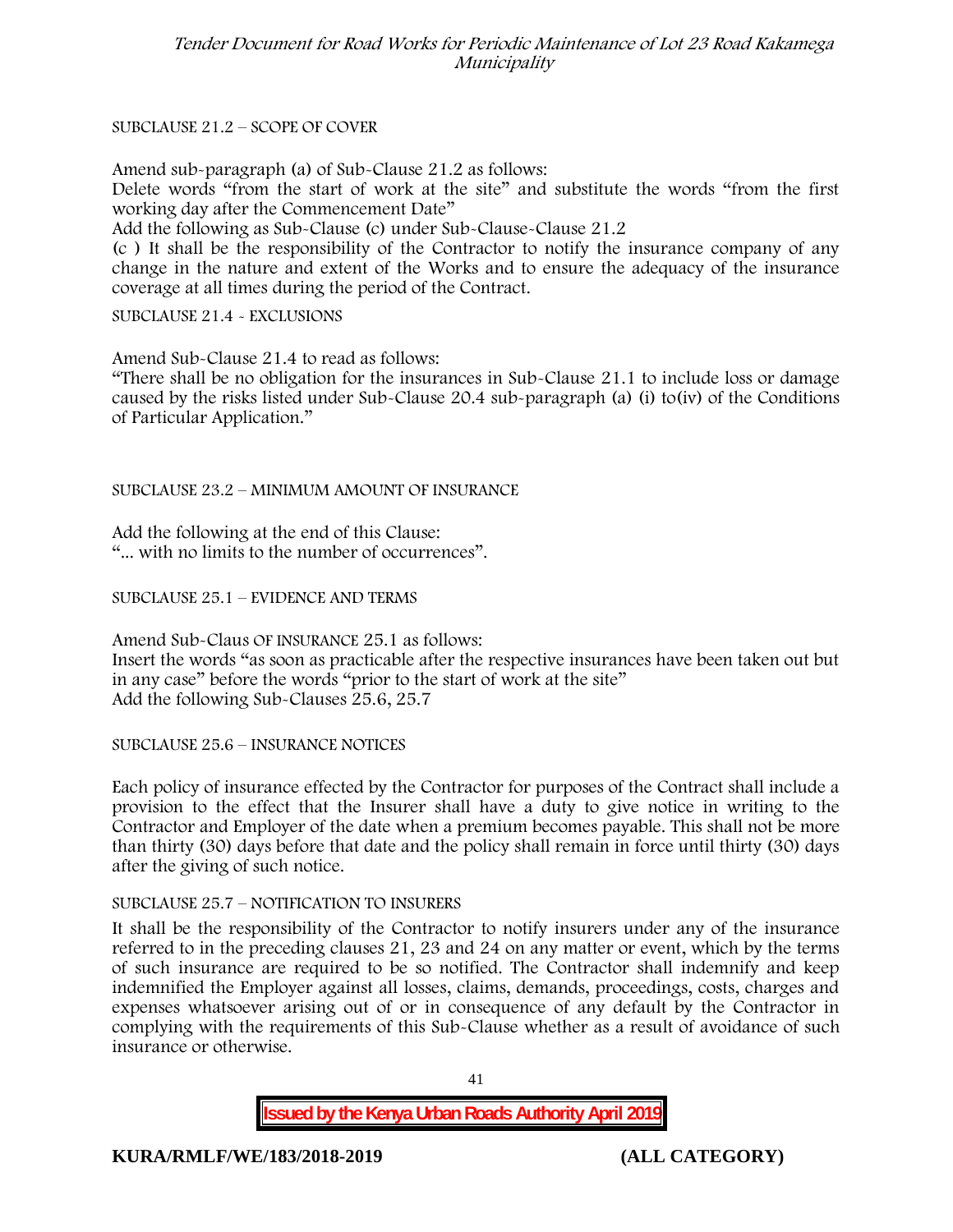SUBCLAUSE 21.2 – SCOPE OF COVER

Amend sub-paragraph (a) of Sub-Clause 21.2 as follows:
Delete words "from the start of work at the site" and substitute the words "from the first working day after the Commencement Date"
Add the following as Sub-Clause (c) under Sub-Clause-Clause 21.2
(c ) It shall be the responsibility of the Contractor to notify the insurance company of any change in the nature and extent of the Works and to ensure the adequacy of the insurance coverage at all times during the period of the Contract.

SUBCLAUSE 21.4 - EXCLUSIONS

Amend Sub-Clause 21.4 to read as follows:
"There shall be no obligation for the insurances in Sub-Clause 21.1 to include loss or damage caused by the risks listed under Sub-Clause 20.4 sub-paragraph (a) (i) to(iv) of the Conditions of Particular Application."

SUBCLAUSE 23.2 – MINIMUM AMOUNT OF INSURANCE

Add the following at the end of this Clause:
"... with no limits to the number of occurrences".

SUBCLAUSE 25.1 – EVIDENCE AND TERMS

Amend Sub-Claus OF INSURANCE 25.1 as follows:
Insert the words "as soon as practicable after the respective insurances have been taken out but in any case" before the words "prior to the start of work at the site"
Add the following Sub-Clauses 25.6, 25.7

SUBCLAUSE 25.6 – INSURANCE NOTICES

Each policy of insurance effected by the Contractor for purposes of the Contract shall include a provision to the effect that the Insurer shall have a duty to give notice in writing to the Contractor and Employer of the date when a premium becomes payable. This shall not be more than thirty (30) days before that date and the policy shall remain in force until thirty (30) days after the giving of such notice.

SUBCLAUSE 25.7 – NOTIFICATION TO INSURERS

It shall be the responsibility of the Contractor to notify insurers under any of the insurance referred to in the preceding clauses 21, 23 and 24 on any matter or event, which by the terms of such insurance are required to be so notified. The Contractor shall indemnify and keep indemnified the Employer against all losses, claims, demands, proceedings, costs, charges and expenses whatsoever arising out of or in consequence of any default by the Contractor in complying with the requirements of this Sub-Clause whether as a result of avoidance of such insurance or otherwise.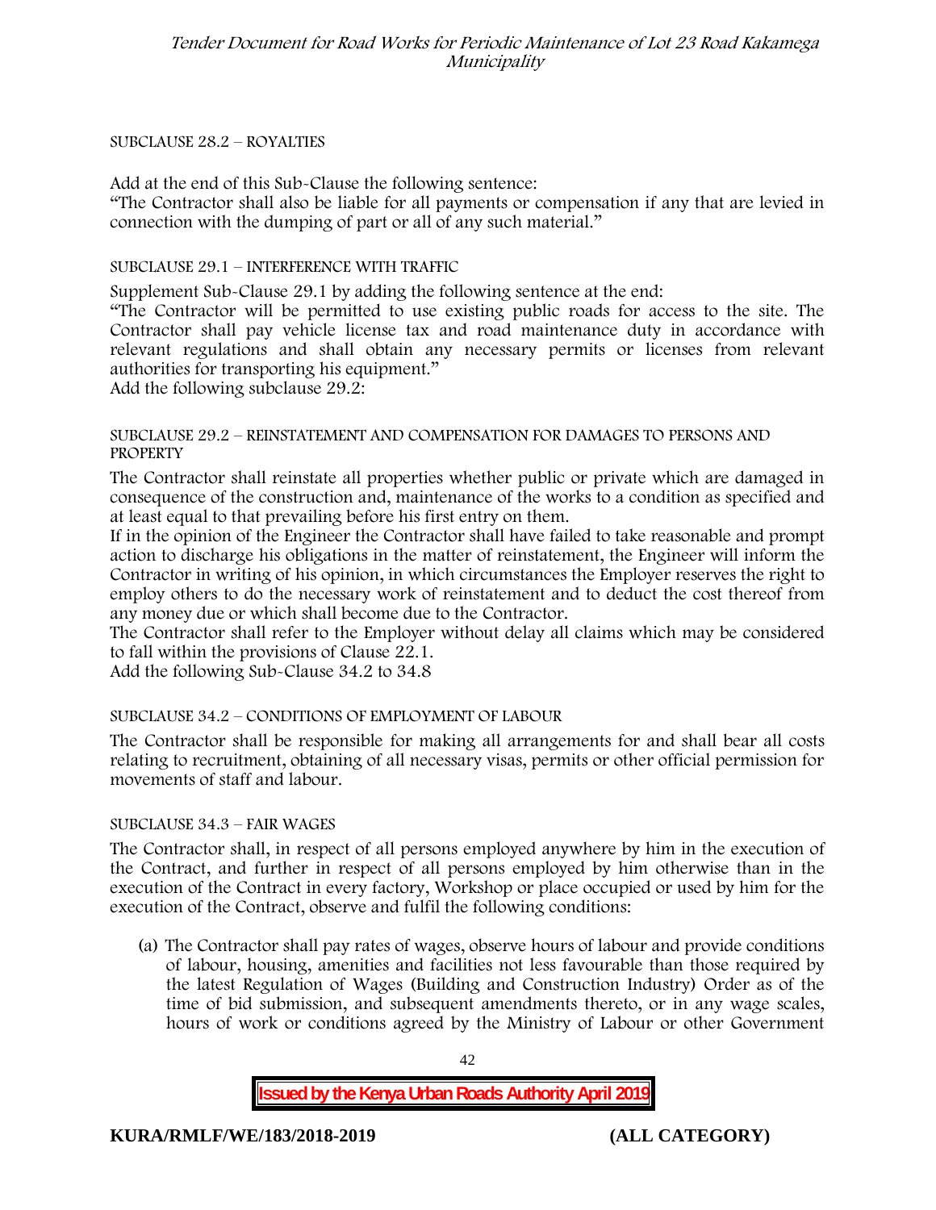SUBCLAUSE 28.2 – ROYALTIES

Add at the end of this Sub-Clause the following sentence:
"The Contractor shall also be liable for all payments or compensation if any that are levied in connection with the dumping of part or all of any such material."

SUBCLAUSE 29.1 – INTERFERENCE WITH TRAFFIC

Supplement Sub-Clause 29.1 by adding the following sentence at the end:
"The Contractor will be permitted to use existing public roads for access to the site. The Contractor shall pay vehicle license tax and road maintenance duty in accordance with relevant regulations and shall obtain any necessary permits or licenses from relevant authorities for transporting his equipment."
Add the following subclause 29.2:

SUBCLAUSE 29.2 – REINSTATEMENT AND COMPENSATION FOR DAMAGES TO PERSONS AND PROPERTY

The Contractor shall reinstate all properties whether public or private which are damaged in consequence of the construction and, maintenance of the works to a condition as specified and at least equal to that prevailing before his first entry on them.
If in the opinion of the Engineer the Contractor shall have failed to take reasonable and prompt action to discharge his obligations in the matter of reinstatement, the Engineer will inform the Contractor in writing of his opinion, in which circumstances the Employer reserves the right to employ others to do the necessary work of reinstatement and to deduct the cost thereof from any money due or which shall become due to the Contractor.
The Contractor shall refer to the Employer without delay all claims which may be considered to fall within the provisions of Clause 22.1.
Add the following Sub-Clause 34.2 to 34.8

SUBCLAUSE 34.2 – CONDITIONS OF EMPLOYMENT OF LABOUR

The Contractor shall be responsible for making all arrangements for and shall bear all costs relating to recruitment, obtaining of all necessary visas, permits or other official permission for movements of staff and labour.

SUBCLAUSE 34.3 – FAIR WAGES

The Contractor shall, in respect of all persons employed anywhere by him in the execution of the Contract, and further in respect of all persons employed by him otherwise than in the execution of the Contract in every factory, Workshop or place occupied or used by him for the execution of the Contract, observe and fulfil the following conditions:

(a) The Contractor shall pay rates of wages, observe hours of labour and provide conditions of labour, housing, amenities and facilities not less favourable than those required by the latest Regulation of Wages (Building and Construction Industry) Order as of the time of bid submission, and subsequent amendments thereto, or in any wage scales, hours of work or conditions agreed by the Ministry of Labour or other Government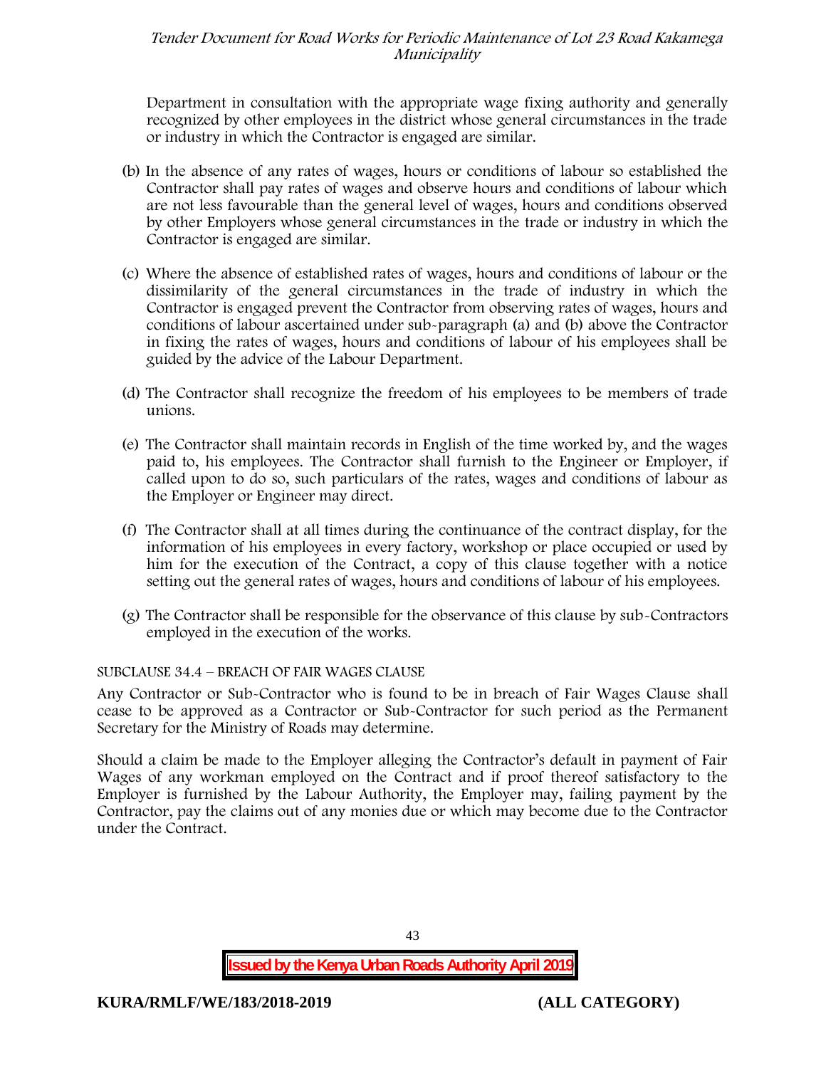Department in consultation with the appropriate wage fixing authority and generally recognized by other employees in the district whose general circumstances in the trade or industry in which the Contractor is engaged are similar.

(b) In the absence of any rates of wages, hours or conditions of labour so established the Contractor shall pay rates of wages and observe hours and conditions of labour which are not less favourable than the general level of wages, hours and conditions observed by other Employers whose general circumstances in the trade or industry in which the Contractor is engaged are similar.

(c) Where the absence of established rates of wages, hours and conditions of labour or the dissimilarity of the general circumstances in the trade of industry in which the Contractor is engaged prevent the Contractor from observing rates of wages, hours and conditions of labour ascertained under sub-paragraph (a) and (b) above the Contractor in fixing the rates of wages, hours and conditions of labour of his employees shall be guided by the advice of the Labour Department.

(d) The Contractor shall recognize the freedom of his employees to be members of trade unions.

(e) The Contractor shall maintain records in English of the time worked by, and the wages paid to, his employees. The Contractor shall furnish to the Engineer or Employer, if called upon to do so, such particulars of the rates, wages and conditions of labour as the Employer or Engineer may direct.

(f) The Contractor shall at all times during the continuance of the contract display, for the information of his employees in every factory, workshop or place occupied or used by him for the execution of the Contract, a copy of this clause together with a notice setting out the general rates of wages, hours and conditions of labour of his employees.

(g) The Contractor shall be responsible for the observance of this clause by sub-Contractors employed in the execution of the works.

SUBCLAUSE 34.4 – BREACH OF FAIR WAGES CLAUSE

Any Contractor or Sub-Contractor who is found to be in breach of Fair Wages Clause shall cease to be approved as a Contractor or Sub-Contractor for such period as the Permanent Secretary for the Ministry of Roads may determine.

Should a claim be made to the Employer alleging the Contractor's default in payment of Fair Wages of any workman employed on the Contract and if proof thereof satisfactory to the Employer is furnished by the Labour Authority, the Employer may, failing payment by the Contractor, pay the claims out of any monies due or which may become due to the Contractor under the Contract.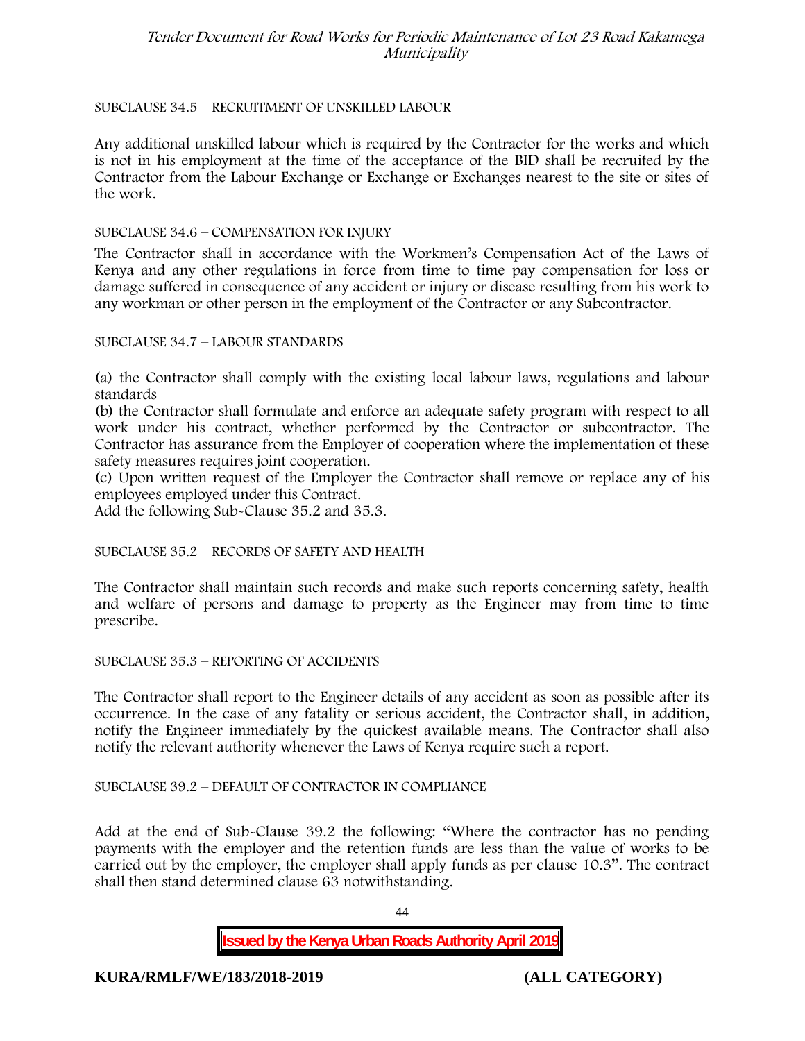SUBCLAUSE 34.5 – RECRUITMENT OF UNSKILLED LABOUR

Any additional unskilled labour which is required by the Contractor for the works and which is not in his employment at the time of the acceptance of the BID shall be recruited by the Contractor from the Labour Exchange or Exchange or Exchanges nearest to the site or sites of the work.

SUBCLAUSE 34.6 – COMPENSATION FOR INJURY

The Contractor shall in accordance with the Workmen's Compensation Act of the Laws of Kenya and any other regulations in force from time to time pay compensation for loss or damage suffered in consequence of any accident or injury or disease resulting from his work to any workman or other person in the employment of the Contractor or any Subcontractor.

SUBCLAUSE 34.7 – LABOUR STANDARDS

(a) the Contractor shall comply with the existing local labour laws, regulations and labour standards
(b) the Contractor shall formulate and enforce an adequate safety program with respect to all work under his contract, whether performed by the Contractor or subcontractor. The Contractor has assurance from the Employer of cooperation where the implementation of these safety measures requires joint cooperation.
(c) Upon written request of the Employer the Contractor shall remove or replace any of his employees employed under this Contract.
Add the following Sub-Clause 35.2 and 35.3.

SUBCLAUSE 35.2 – RECORDS OF SAFETY AND HEALTH

The Contractor shall maintain such records and make such reports concerning safety, health and welfare of persons and damage to property as the Engineer may from time to time prescribe.

SUBCLAUSE 35.3 – REPORTING OF ACCIDENTS

The Contractor shall report to the Engineer details of any accident as soon as possible after its occurrence. In the case of any fatality or serious accident, the Contractor shall, in addition, notify the Engineer immediately by the quickest available means. The Contractor shall also notify the relevant authority whenever the Laws of Kenya require such a report.

SUBCLAUSE 39.2 – DEFAULT OF CONTRACTOR IN COMPLIANCE

Add at the end of Sub-Clause 39.2 the following: "Where the contractor has no pending payments with the employer and the retention funds are less than the value of works to be carried out by the employer, the employer shall apply funds as per clause 10.3". The contract shall then stand determined clause 63 notwithstanding.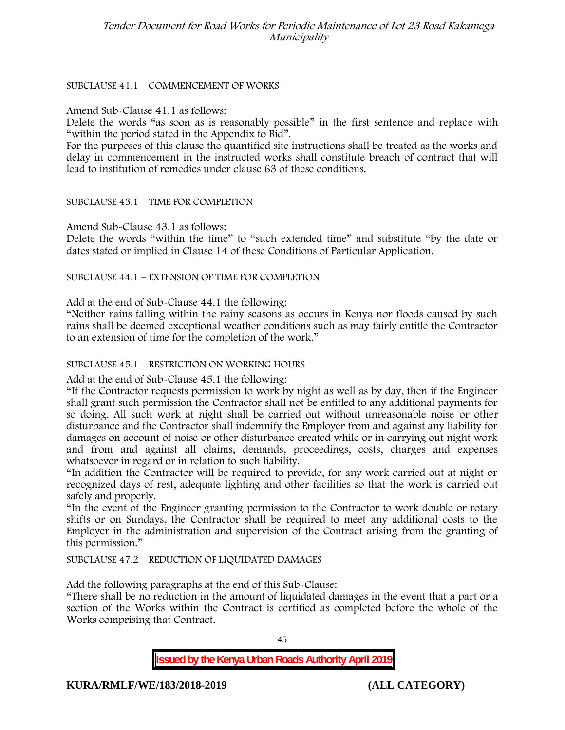SUBCLAUSE 41.1 – COMMENCEMENT OF WORKS

Amend Sub-Clause 41.1 as follows:
Delete the words "as soon as is reasonably possible" in the first sentence and replace with "within the period stated in the Appendix to Bid".
For the purposes of this clause the quantified site instructions shall be treated as the works and delay in commencement in the instructed works shall constitute breach of contract that will lead to institution of remedies under clause 63 of these conditions.

SUBCLAUSE 43.1 – TIME FOR COMPLETION

Amend Sub-Clause 43.1 as follows:
Delete the words "within the time" to "such extended time" and substitute "by the date or dates stated or implied in Clause 14 of these Conditions of Particular Application.

SUBCLAUSE 44.1 – EXTENSION OF TIME FOR COMPLETION

Add at the end of Sub-Clause 44.1 the following:
"Neither rains falling within the rainy seasons as occurs in Kenya nor floods caused by such rains shall be deemed exceptional weather conditions such as may fairly entitle the Contractor to an extension of time for the completion of the work."

SUBCLAUSE 45.1 – RESTRICTION ON WORKING HOURS

Add at the end of Sub-Clause 45.1 the following:
"If the Contractor requests permission to work by night as well as by day, then if the Engineer shall grant such permission the Contractor shall not be entitled to any additional payments for so doing. All such work at night shall be carried out without unreasonable noise or other disturbance and the Contractor shall indemnify the Employer from and against any liability for damages on account of noise or other disturbance created while or in carrying out night work and from and against all claims, demands, proceedings, costs, charges and expenses whatsoever in regard or in relation to such liability.
"In addition the Contractor will be required to provide, for any work carried out at night or recognized days of rest, adequate lighting and other facilities so that the work is carried out safely and properly.
"In the event of the Engineer granting permission to the Contractor to work double or rotary shifts or on Sundays, the Contractor shall be required to meet any additional costs to the Employer in the administration and supervision of the Contract arising from the granting of this permission."

SUBCLAUSE 47.2 – REDUCTION OF LIQUIDATED DAMAGES

Add the following paragraphs at the end of this Sub-Clause:
"There shall be no reduction in the amount of liquidated damages in the event that a part or a section of the Works within the Contract is certified as completed before the whole of the Works comprising that Contract.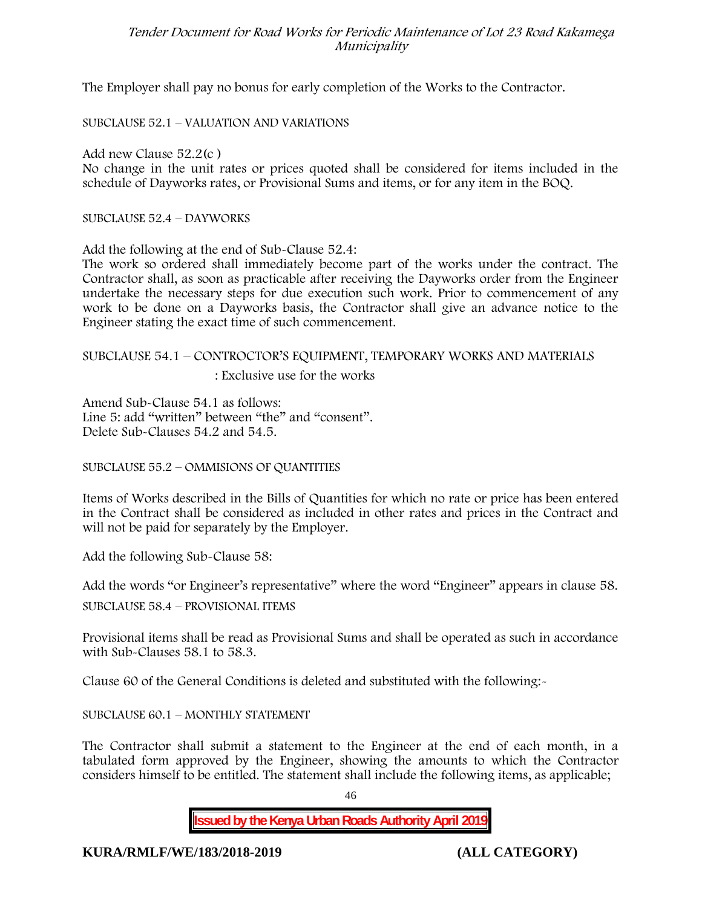The Employer shall pay no bonus for early completion of the Works to the Contractor.

SUBCLAUSE 52.1 – VALUATION AND VARIATIONS

Add new Clause 52.2(c )
No change in the unit rates or prices quoted shall be considered for items included in the schedule of Dayworks rates, or Provisional Sums and items, or for any item in the BOQ.

SUBCLAUSE 52.4 – DAYWORKS

Add the following at the end of Sub-Clause 52.4:
The work so ordered shall immediately become part of the works under the contract. The Contractor shall, as soon as practicable after receiving the Dayworks order from the Engineer undertake the necessary steps for due execution such work. Prior to commencement of any work to be done on a Dayworks basis, the Contractor shall give an advance notice to the Engineer stating the exact time of such commencement.

SUBCLAUSE 54.1 – CONTRCTOR'S EQUIPMENT, TEMPORARY WORKS AND MATERIALS

: Exclusive use for the works

Amend Sub-Clause 54.1 as follows:
Line 5: add "written" between "the" and "consent".
Delete Sub-Clauses 54.2 and 54.5.

SUBCLAUSE 55.2 – OMMISIONS OF QUANTITIES

Items of Works described in the Bills of Quantities for which no rate or price has been entered in the Contract shall be considered as included in other rates and prices in the Contract and will not be paid for separately by the Employer.

Add the following Sub-Clause 58:

Add the words "or Engineer's representative" where the word "Engineer" appears in clause 58.

SUBCLAUSE 58.4 – PROVISIONAL ITEMS

Provisional items shall be read as Provisional Sums and shall be operated as such in accordance with Sub-Clauses 58.1 to 58.3.

Clause 60 of the General Conditions is deleted and substituted with the following:-

SUBCLAUSE 60.1 – MONTHLY STATEMENT

The Contractor shall submit a statement to the Engineer at the end of each month, in a tabulated form approved by the Engineer, showing the amounts to which the Contractor considers himself to be entitled. The statement shall include the following items, as applicable;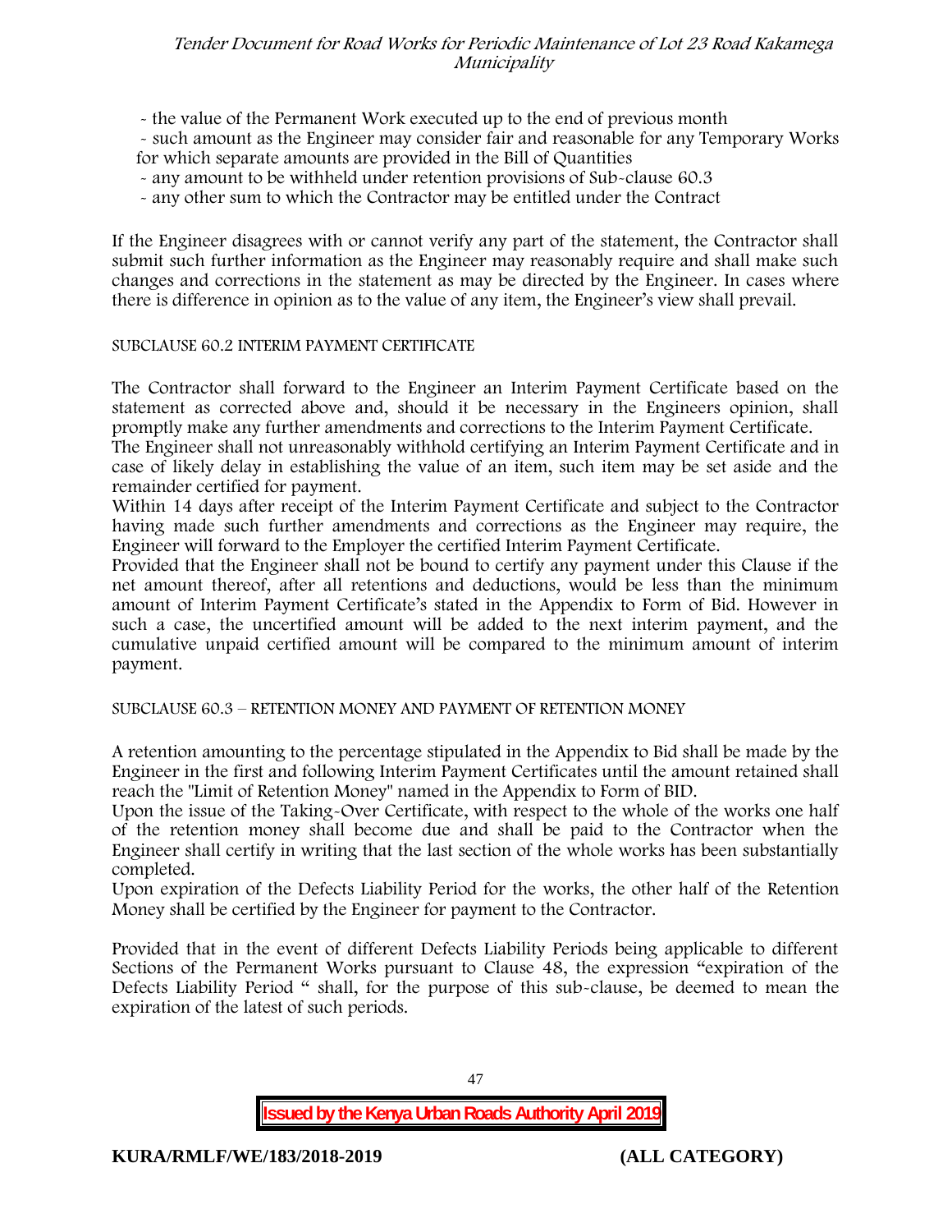- the value of the Permanent Work executed up to the end of previous month
- such amount as the Engineer may consider fair and reasonable for any Temporary Works for which separate amounts are provided in the Bill of Quantities
- any amount to be withheld under retention provisions of Sub-clause 60.3
- any other sum to which the Contractor may be entitled under the Contract

If the Engineer disagrees with or cannot verify any part of the statement, the Contractor shall submit such further information as the Engineer may reasonably require and shall make such changes and corrections in the statement as may be directed by the Engineer. In cases where there is difference in opinion as to the value of any item, the Engineer's view shall prevail.

SUBCLAUSE 60.2 INTERIM PAYMENT CERTIFICATE

The Contractor shall forward to the Engineer an Interim Payment Certificate based on the statement as corrected above and, should it be necessary in the Engineers opinion, shall promptly make any further amendments and corrections to the Interim Payment Certificate.

The Engineer shall not unreasonably withhold certifying an Interim Payment Certificate and in case of likely delay in establishing the value of an item, such item may be set aside and the remainder certified for payment.

Within 14 days after receipt of the Interim Payment Certificate and subject to the Contractor having made such further amendments and corrections as the Engineer may require, the Engineer will forward to the Employer the certified Interim Payment Certificate.

Provided that the Engineer shall not be bound to certify any payment under this Clause if the net amount thereof, after all retentions and deductions, would be less than the minimum amount of Interim Payment Certificate's stated in the Appendix to Form of Bid. However in such a case, the uncertified amount will be added to the next interim payment, and the cumulative unpaid certified amount will be compared to the minimum amount of interim payment.

SUBCLAUSE 60.3 – RETENTION MONEY AND PAYMENT OF RETENTION MONEY

A retention amounting to the percentage stipulated in the Appendix to Bid shall be made by the Engineer in the first and following Interim Payment Certificates until the amount retained shall reach the "Limit of Retention Money" named in the Appendix to Form of BID.

Upon the issue of the Taking-Over Certificate, with respect to the whole of the works one half of the retention money shall become due and shall be paid to the Contractor when the Engineer shall certify in writing that the last section of the whole works has been substantially completed.

Upon expiration of the Defects Liability Period for the works, the other half of the Retention Money shall be certified by the Engineer for payment to the Contractor.

Provided that in the event of different Defects Liability Periods being applicable to different Sections of the Permanent Works pursuant to Clause 48, the expression "expiration of the Defects Liability Period " shall, for the purpose of this sub-clause, be deemed to mean the expiration of the latest of such periods.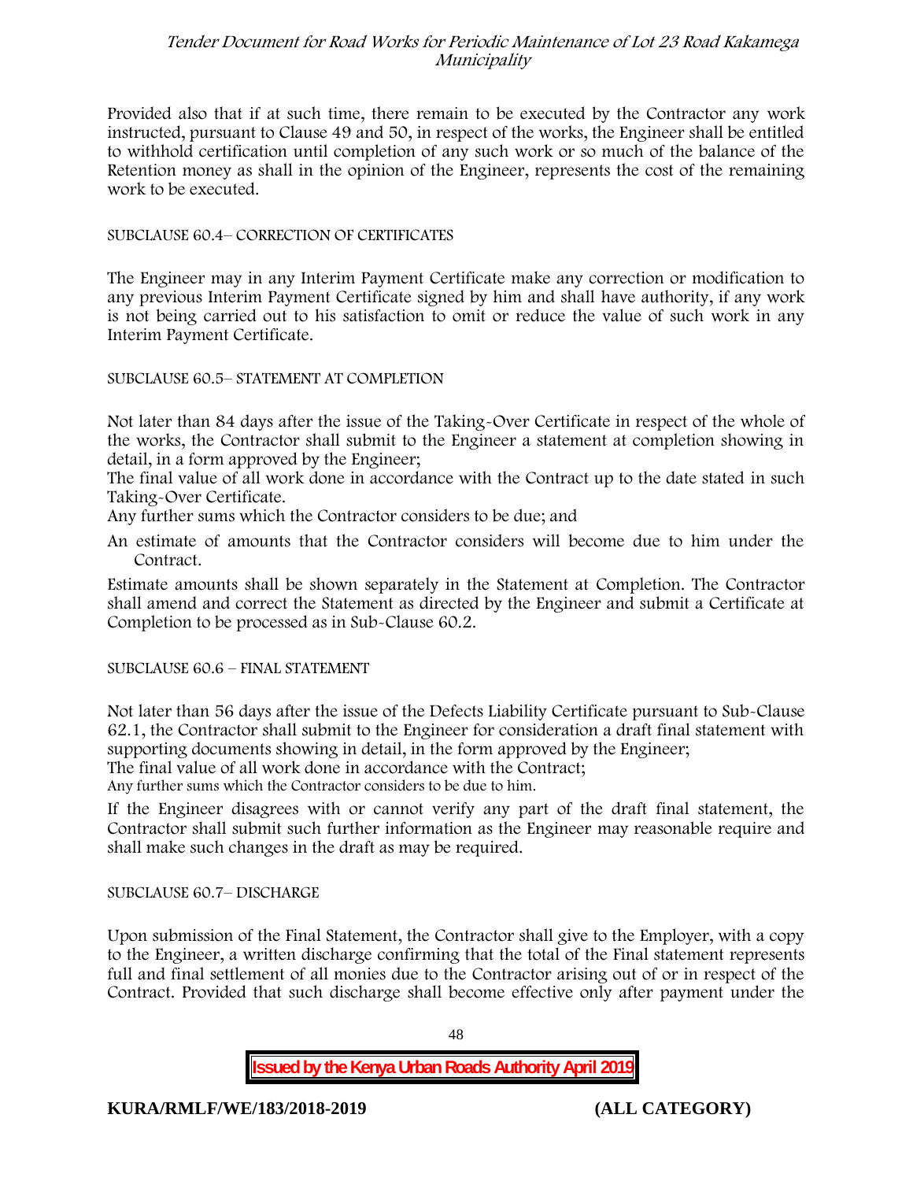Provided also that if at such time, there remain to be executed by the Contractor any work instructed, pursuant to Clause 49 and 50, in respect of the works, the Engineer shall be entitled to withhold certification until completion of any such work or so much of the balance of the Retention money as shall in the opinion of the Engineer, represents the cost of the remaining work to be executed.

SUBCLAUSE 60.4– CORRECTION OF CERTIFICATES

The Engineer may in any Interim Payment Certificate make any correction or modification to any previous Interim Payment Certificate signed by him and shall have authority, if any work is not being carried out to his satisfaction to omit or reduce the value of such work in any Interim Payment Certificate.

SUBCLAUSE 60.5– STATEMENT AT COMPLETION

Not later than 84 days after the issue of the Taking-Over Certificate in respect of the whole of the works, the Contractor shall submit to the Engineer a statement at completion showing in detail, in a form approved by the Engineer;

The final value of all work done in accordance with the Contract up to the date stated in such Taking-Over Certificate.

Any further sums which the Contractor considers to be due; and

An estimate of amounts that the Contractor considers will become due to him under the Contract.

Estimate amounts shall be shown separately in the Statement at Completion. The Contractor shall amend and correct the Statement as directed by the Engineer and submit a Certificate at Completion to be processed as in Sub-Clause 60.2.

SUBCLAUSE 60.6 – FINAL STATEMENT

Not later than 56 days after the issue of the Defects Liability Certificate pursuant to Sub-Clause 62.1, the Contractor shall submit to the Engineer for consideration a draft final statement with supporting documents showing in detail, in the form approved by the Engineer;

The final value of all work done in accordance with the Contract;

Any further sums which the Contractor considers to be due to him.

If the Engineer disagrees with or cannot verify any part of the draft final statement, the Contractor shall submit such further information as the Engineer may reasonable require and shall make such changes in the draft as may be required.

SUBCLAUSE 60.7– DISCHARGE

Upon submission of the Final Statement, the Contractor shall give to the Employer, with a copy to the Engineer, a written discharge confirming that the total of the Final statement represents full and final settlement of all monies due to the Contractor arising out of or in respect of the Contract. Provided that such discharge shall become effective only after payment under the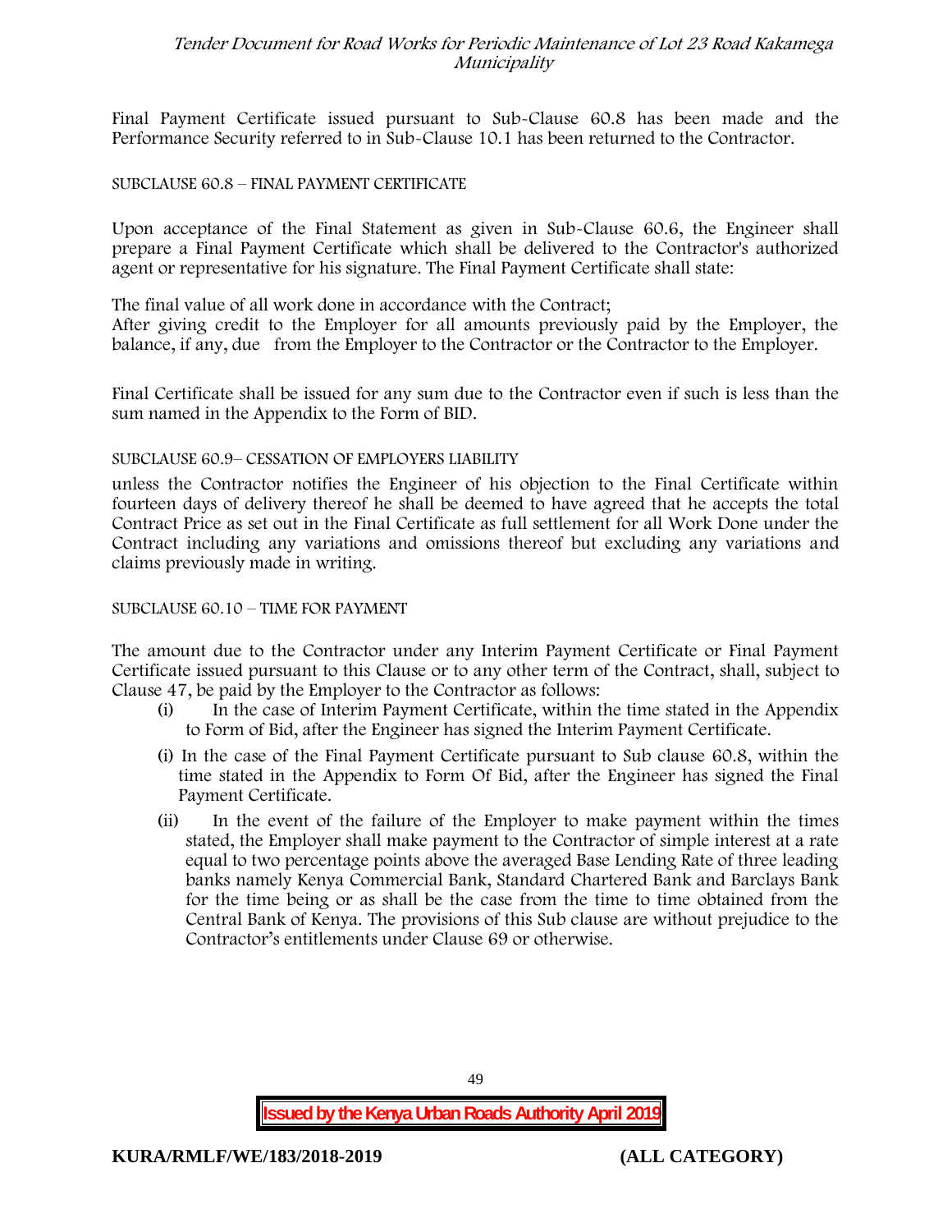Final Payment Certificate issued pursuant to Sub-Clause 60.8 has been made and the Performance Security referred to in Sub-Clause 10.1 has been returned to the Contractor.

SUBCLAUSE 60.8 – FINAL PAYMENT CERTIFICATE

Upon acceptance of the Final Statement as given in Sub-Clause 60.6, the Engineer shall prepare a Final Payment Certificate which shall be delivered to the Contractor's authorized agent or representative for his signature. The Final Payment Certificate shall state:

The final value of all work done in accordance with the Contract;
After giving credit to the Employer for all amounts previously paid by the Employer, the balance, if any, due from the Employer to the Contractor or the Contractor to the Employer.

Final Certificate shall be issued for any sum due to the Contractor even if such is less than the sum named in the Appendix to the Form of BID.

SUBCLAUSE 60.9– CESSATION OF EMPLOYERS LIABILITY

unless the Contractor notifies the Engineer of his objection to the Final Certificate within fourteen days of delivery thereof he shall be deemed to have agreed that he accepts the total Contract Price as set out in the Final Certificate as full settlement for all Work Done under the Contract including any variations and omissions thereof but excluding any variations and claims previously made in writing.

SUBCLAUSE 60.10 – TIME FOR PAYMENT

The amount due to the Contractor under any Interim Payment Certificate or Final Payment Certificate issued pursuant to this Clause or to any other term of the Contract, shall, subject to Clause 47, be paid by the Employer to the Contractor as follows:

(i) In the case of Interim Payment Certificate, within the time stated in the Appendix to Form of Bid, after the Engineer has signed the Interim Payment Certificate.

(i) In the case of the Final Payment Certificate pursuant to Sub clause 60.8, within the time stated in the Appendix to Form Of Bid, after the Engineer has signed the Final Payment Certificate.

(ii) In the event of the failure of the Employer to make payment within the times stated, the Employer shall make payment to the Contractor of simple interest at a rate equal to two percentage points above the averaged Base Lending Rate of three leading banks namely Kenya Commercial Bank, Standard Chartered Bank and Barclays Bank for the time being or as shall be the case from the time to time obtained from the Central Bank of Kenya. The provisions of this Sub clause are without prejudice to the Contractor's entitlements under Clause 69 or otherwise.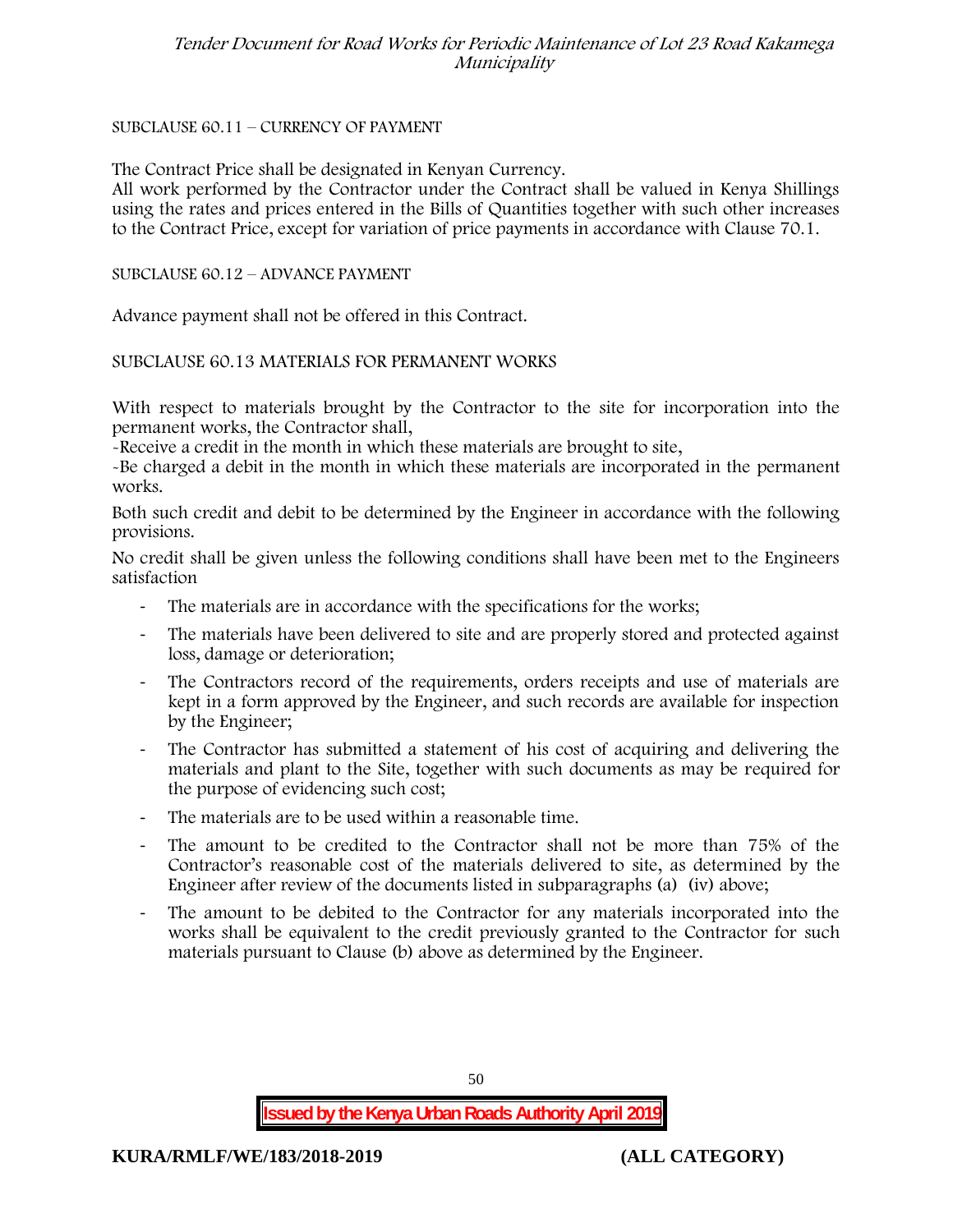SUBCLAUSE 60.11 – CURRENCY OF PAYMENT

The Contract Price shall be designated in Kenyan Currency.
All work performed by the Contractor under the Contract shall be valued in Kenya Shillings using the rates and prices entered in the Bills of Quantities together with such other increases to the Contract Price, except for variation of price payments in accordance with Clause 70.1.

SUBCLAUSE 60.12 – ADVANCE PAYMENT

Advance payment shall not be offered in this Contract.

SUBCLAUSE 60.13 MATERIALS FOR PERMANENT WORKS

With respect to materials brought by the Contractor to the site for incorporation into the permanent works, the Contractor shall,
-Receive a credit in the month in which these materials are brought to site,
-Be charged a debit in the month in which these materials are incorporated in the permanent works.

Both such credit and debit to be determined by the Engineer in accordance with the following provisions.

No credit shall be given unless the following conditions shall have been met to the Engineers satisfaction

- The materials are in accordance with the specifications for the works;
- The materials have been delivered to site and are properly stored and protected against loss, damage or deterioration;
- The Contractors record of the requirements, orders receipts and use of materials are kept in a form approved by the Engineer, and such records are available for inspection by the Engineer;
- The Contractor has submitted a statement of his cost of acquiring and delivering the materials and plant to the Site, together with such documents as may be required for the purpose of evidencing such cost;
- The materials are to be used within a reasonable time.
- The amount to be credited to the Contractor shall not be more than 75% of the Contractor's reasonable cost of the materials delivered to site, as determined by the Engineer after review of the documents listed in subparagraphs (a) (iv) above;
- The amount to be debited to the Contractor for any materials incorporated into the works shall be equivalent to the credit previously granted to the Contractor for such materials pursuant to Clause (b) above as determined by the Engineer.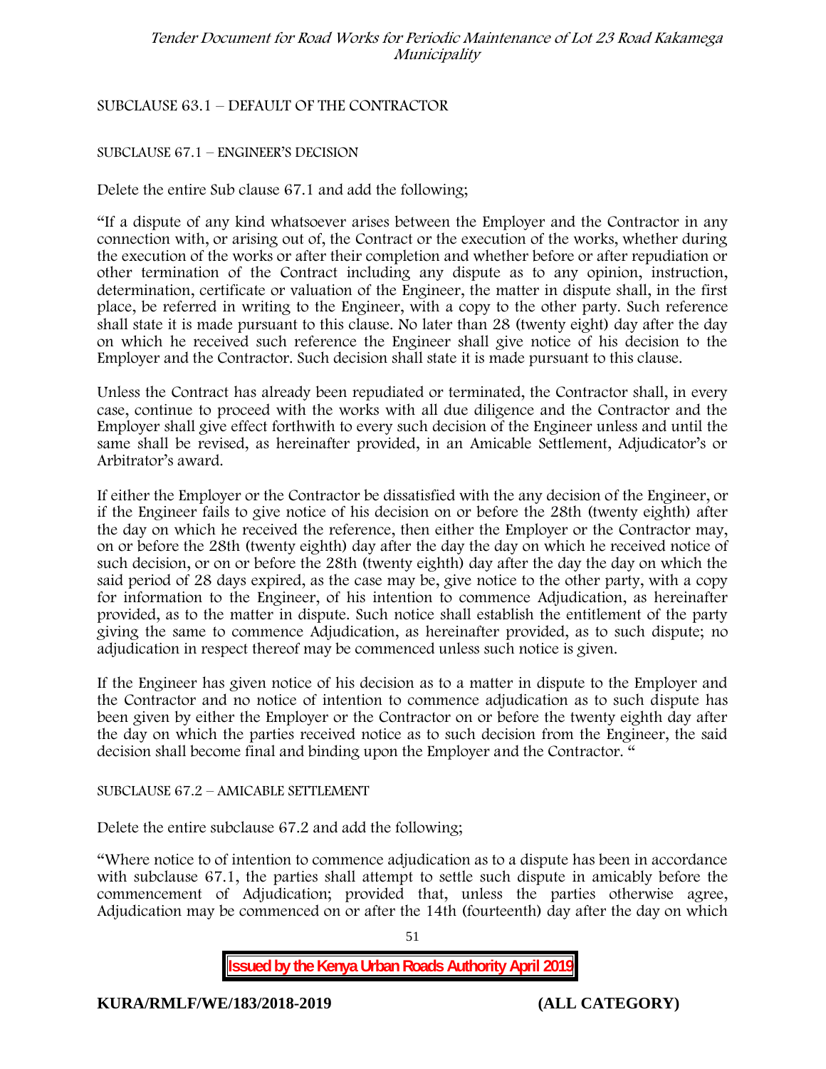SUBCLAUSE 63.1 – DEFAULT OF THE CONTRACTOR

SUBCLAUSE 67.1 – ENGINEER'S DECISION

Delete the entire Sub clause 67.1 and add the following;

"If a dispute of any kind whatsoever arises between the Employer and the Contractor in any connection with, or arising out of, the Contract or the execution of the works, whether during the execution of the works or after their completion and whether before or after repudiation or other termination of the Contract including any dispute as to any opinion, instruction, determination, certificate or valuation of the Engineer, the matter in dispute shall, in the first place, be referred in writing to the Engineer, with a copy to the other party. Such reference shall state it is made pursuant to this clause. No later than 28 (twenty eight) day after the day on which he received such reference the Engineer shall give notice of his decision to the Employer and the Contractor. Such decision shall state it is made pursuant to this clause.

Unless the Contract has already been repudiated or terminated, the Contractor shall, in every case, continue to proceed with the works with all due diligence and the Contractor and the Employer shall give effect forthwith to every such decision of the Engineer unless and until the same shall be revised, as hereinafter provided, in an Amicable Settlement, Adjudicator's or Arbitrator's award.

If either the Employer or the Contractor be dissatisfied with the any decision of the Engineer, or if the Engineer fails to give notice of his decision on or before the 28th (twenty eighth) after the day on which he received the reference, then either the Employer or the Contractor may, on or before the 28th (twenty eighth) day after the day the day on which he received notice of such decision, or on or before the 28th (twenty eighth) day after the day the day on which the said period of 28 days expired, as the case may be, give notice to the other party, with a copy for information to the Engineer, of his intention to commence Adjudication, as hereinafter provided, as to the matter in dispute. Such notice shall establish the entitlement of the party giving the same to commence Adjudication, as hereinafter provided, as to such dispute; no adjudication in respect thereof may be commenced unless such notice is given.

If the Engineer has given notice of his decision as to a matter in dispute to the Employer and the Contractor and no notice of intention to commence adjudication as to such dispute has been given by either the Employer or the Contractor on or before the twenty eighth day after the day on which the parties received notice as to such decision from the Engineer, the said decision shall become final and binding upon the Employer and the Contractor. "

SUBCLAUSE 67.2 – AMICABLE SETTLEMENT

Delete the entire subclause 67.2 and add the following;

"Where notice to of intention to commence adjudication as to a dispute has been in accordance with subclause 67.1, the parties shall attempt to settle such dispute in amicably before the commencement of Adjudication; provided that, unless the parties otherwise agree, Adjudication may be commenced on or after the 14th (fourteenth) day after the day on which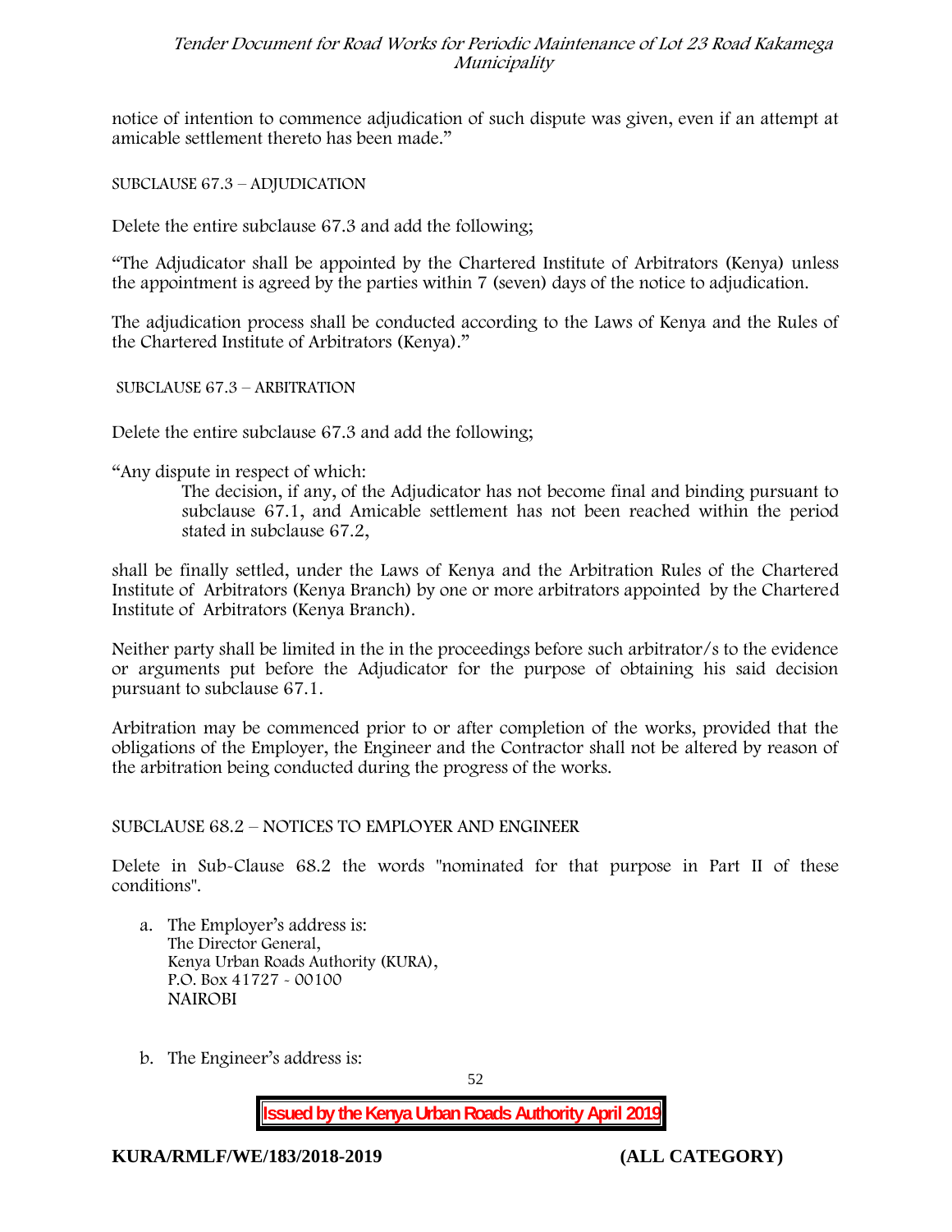notice of intention to commence adjudication of such dispute was given, even if an attempt at amicable settlement thereto has been made."

SUBCLAUSE 67.3 – ADJUDICATION

Delete the entire subclause 67.3 and add the following;

"The Adjudicator shall be appointed by the Chartered Institute of Arbitrators (Kenya) unless the appointment is agreed by the parties within 7 (seven) days of the notice to adjudication.

The adjudication process shall be conducted according to the Laws of Kenya and the Rules of the Chartered Institute of Arbitrators (Kenya)."

SUBCLAUSE 67.3 – ARBITRATION

Delete the entire subclause 67.3 and add the following;

"Any dispute in respect of which:

> The decision, if any, of the Adjudicator has not become final and binding pursuant to subclause 67.1, and Amicable settlement has not been reached within the period stated in subclause 67.2,

shall be finally settled, under the Laws of Kenya and the Arbitration Rules of the Chartered Institute of Arbitrators (Kenya Branch) by one or more arbitrators appointed by the Chartered Institute of Arbitrators (Kenya Branch).

Neither party shall be limited in the in the proceedings before such arbitrator/s to the evidence or arguments put before the Adjudicator for the purpose of obtaining his said decision pursuant to subclause 67.1.

Arbitration may be commenced prior to or after completion of the works, provided that the obligations of the Employer, the Engineer and the Contractor shall not be altered by reason of the arbitration being conducted during the progress of the works.

SUBCLAUSE 68.2 – NOTICES TO EMPLOYER AND ENGINEER

Delete in Sub-Clause 68.2 the words "nominated for that purpose in Part II of these conditions".

a. The Employer's address is:
   The Director General,
   Kenya Urban Roads Authority (KURA),
   P.O. Box 41727 - 00100
   NAIROBI

b. The Engineer's address is: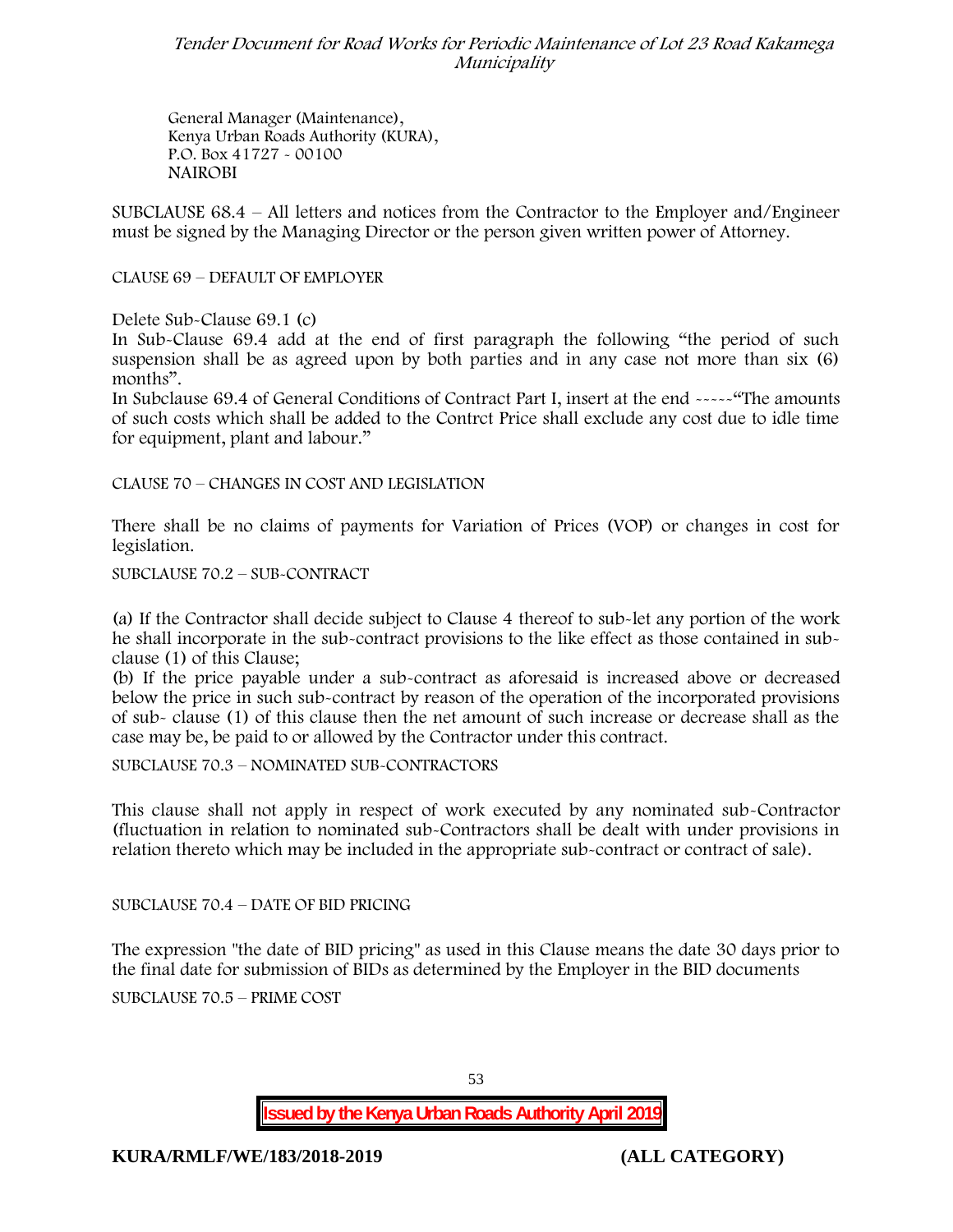General Manager (Maintenance),
Kenya Urban Roads Authority (KURA),
P.O. Box 41727 - 00100
NAIROBI

SUBCLAUSE 68.4 – All letters and notices from the Contractor to the Employer and/Engineer must be signed by the Managing Director or the person given written power of Attorney.

CLAUSE 69 – DEFAULT OF EMPLOYER

Delete Sub-Clause 69.1 (c)

In Sub-Clause 69.4 add at the end of first paragraph the following "the period of such suspension shall be as agreed upon by both parties and in any case not more than six (6) months".

In Subclause 69.4 of General Conditions of Contract Part I, insert at the end -----"The amounts of such costs which shall be added to the Contrct Price shall exclude any cost due to idle time for equipment, plant and labour."

CLAUSE 70 – CHANGES IN COST AND LEGISLATION

There shall be no claims of payments for Variation of Prices (VOP) or changes in cost for legislation.

SUBCLAUSE 70.2 – SUB-CONTRACT

(a) If the Contractor shall decide subject to Clause 4 thereof to sub-let any portion of the work he shall incorporate in the sub-contract provisions to the like effect as those contained in sub-clause (1) of this Clause;

(b) If the price payable under a sub-contract as aforesaid is increased above or decreased below the price in such sub-contract by reason of the operation of the incorporated provisions of sub- clause (1) of this clause then the net amount of such increase or decrease shall as the case may be, be paid to or allowed by the Contractor under this contract.

SUBCLAUSE 70.3 – NOMINATED SUB-CONTRACTORS

This clause shall not apply in respect of work executed by any nominated sub-Contractor (fluctuation in relation to nominated sub-Contractors shall be dealt with under provisions in relation thereto which may be included in the appropriate sub-contract or contract of sale).

SUBCLAUSE 70.4 – DATE OF BID PRICING

The expression "the date of BID pricing" as used in this Clause means the date 30 days prior to the final date for submission of BIDs as determined by the Employer in the BID documents

SUBCLAUSE 70.5 – PRIME COST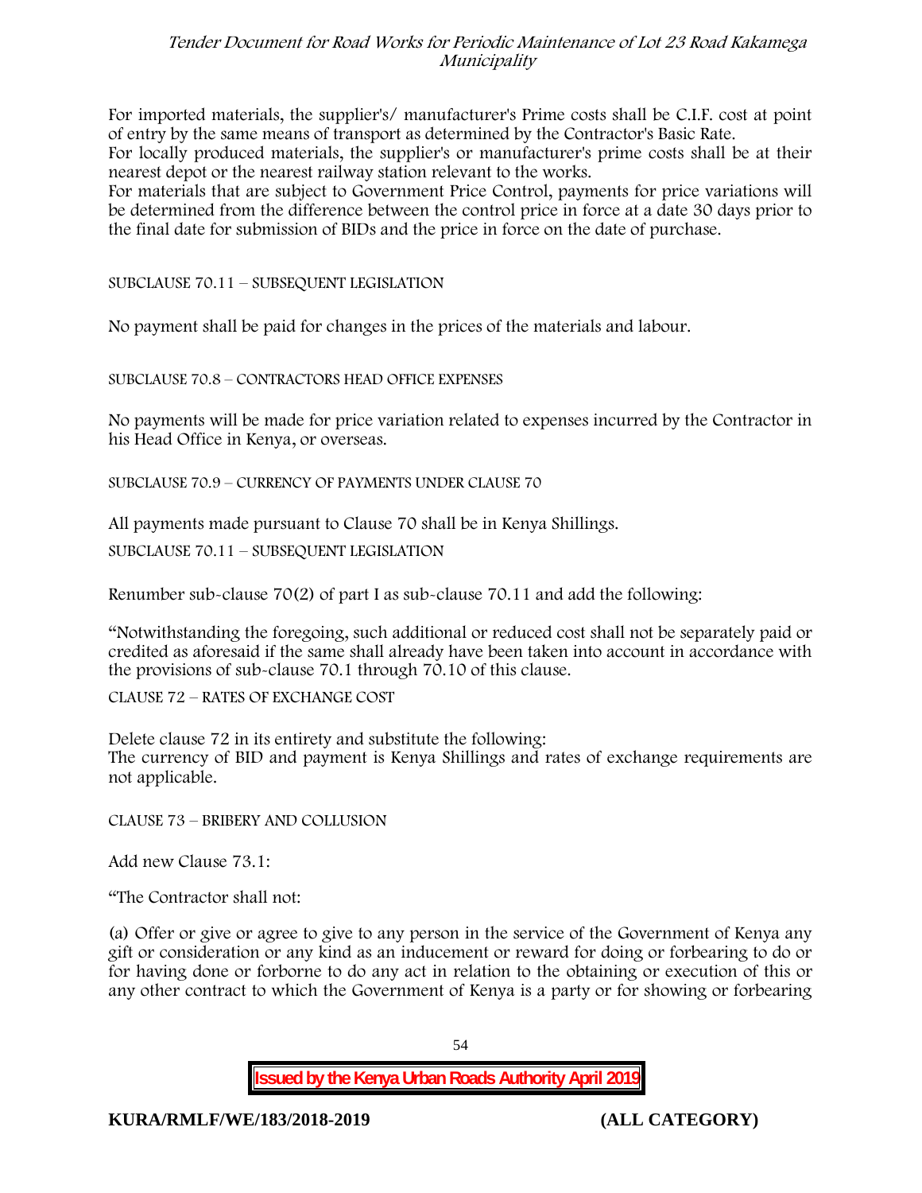For imported materials, the supplier's/ manufacturer's Prime costs shall be C.I.F. cost at point of entry by the same means of transport as determined by the Contractor's Basic Rate.
For locally produced materials, the supplier's or manufacturer's prime costs shall be at their nearest depot or the nearest railway station relevant to the works.
For materials that are subject to Government Price Control, payments for price variations will be determined from the difference between the control price in force at a date 30 days prior to the final date for submission of BIDs and the price in force on the date of purchase.

SUBCLAUSE 70.11 – SUBSEQUENT LEGISLATION

No payment shall be paid for changes in the prices of the materials and labour.

SUBCLAUSE 70.8 – CONTRACTORS HEAD OFFICE EXPENSES

No payments will be made for price variation related to expenses incurred by the Contractor in his Head Office in Kenya, or overseas.

SUBCLAUSE 70.9 – CURRENCY OF PAYMENTS UNDER CLAUSE 70

All payments made pursuant to Clause 70 shall be in Kenya Shillings.

SUBCLAUSE 70.11 – SUBSEQUENT LEGISLATION

Renumber sub-clause 70(2) of part I as sub-clause 70.11 and add the following:

"Notwithstanding the foregoing, such additional or reduced cost shall not be separately paid or credited as aforesaid if the same shall already have been taken into account in accordance with the provisions of sub-clause 70.1 through 70.10 of this clause.

CLAUSE 72 – RATES OF EXCHANGE COST

Delete clause 72 in its entirety and substitute the following:
The currency of BID and payment is Kenya Shillings and rates of exchange requirements are not applicable.

CLAUSE 73 – BRIBERY AND COLLUSION

Add new Clause 73.1:

"The Contractor shall not:

(a) Offer or give or agree to give to any person in the service of the Government of Kenya any gift or consideration or any kind as an inducement or reward for doing or forbearing to do or for having done or forborne to do any act in relation to the obtaining or execution of this or any other contract to which the Government of Kenya is a party or for showing or forbearing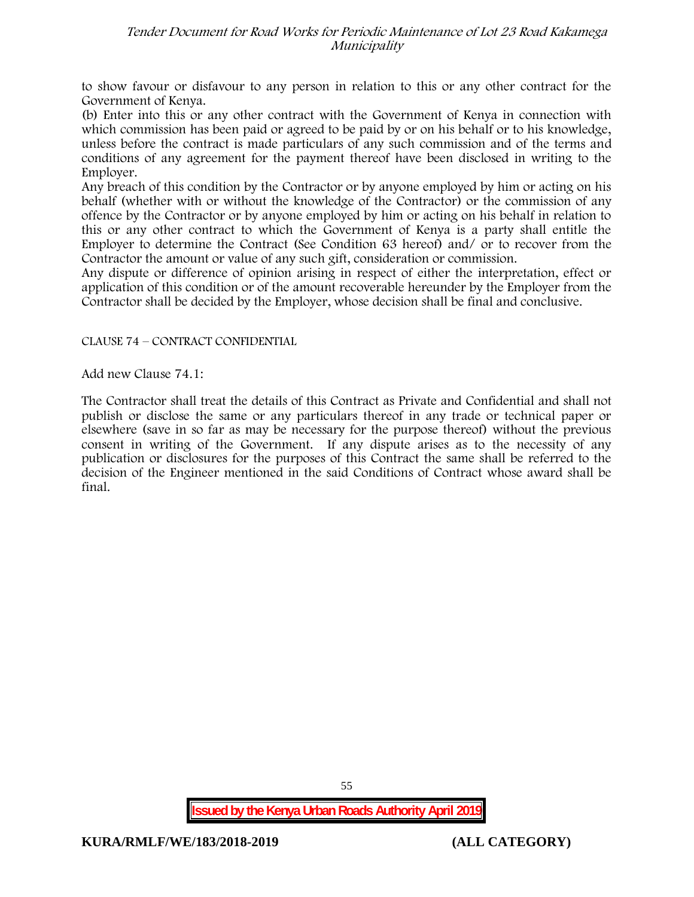to show favour or disfavour to any person in relation to this or any other contract for the Government of Kenya.

(b) Enter into this or any other contract with the Government of Kenya in connection with which commission has been paid or agreed to be paid by or on his behalf or to his knowledge, unless before the contract is made particulars of any such commission and of the terms and conditions of any agreement for the payment thereof have been disclosed in writing to the Employer.

Any breach of this condition by the Contractor or by anyone employed by him or acting on his behalf (whether with or without the knowledge of the Contractor) or the commission of any offence by the Contractor or by anyone employed by him or acting on his behalf in relation to this or any other contract to which the Government of Kenya is a party shall entitle the Employer to determine the Contract (See Condition 63 hereof) and/ or to recover from the Contractor the amount or value of any such gift, consideration or commission.

Any dispute or difference of opinion arising in respect of either the interpretation, effect or application of this condition or of the amount recoverable hereunder by the Employer from the Contractor shall be decided by the Employer, whose decision shall be final and conclusive.

CLAUSE 74 – CONTRACT CONFIDENTIAL

Add new Clause 74.1:

The Contractor shall treat the details of this Contract as Private and Confidential and shall not publish or disclose the same or any particulars thereof in any trade or technical paper or elsewhere (save in so far as may be necessary for the purpose thereof) without the previous consent in writing of the Government. If any dispute arises as to the necessity of any publication or disclosures for the purposes of this Contract the same shall be referred to the decision of the Engineer mentioned in the said Conditions of Contract whose award shall be final.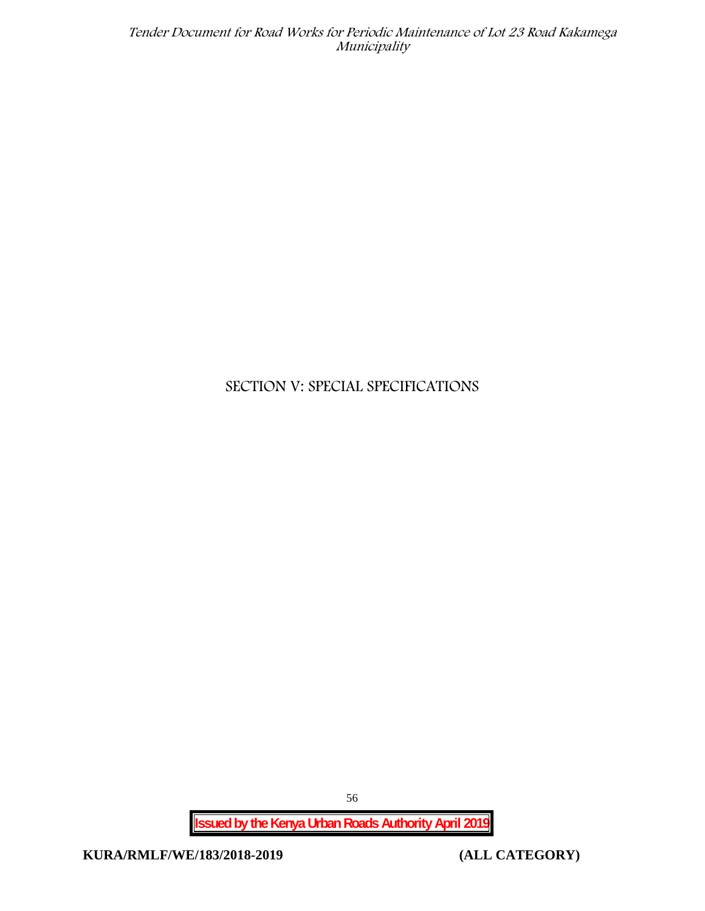# SECTION V: SPECIAL SPECIFICATIONS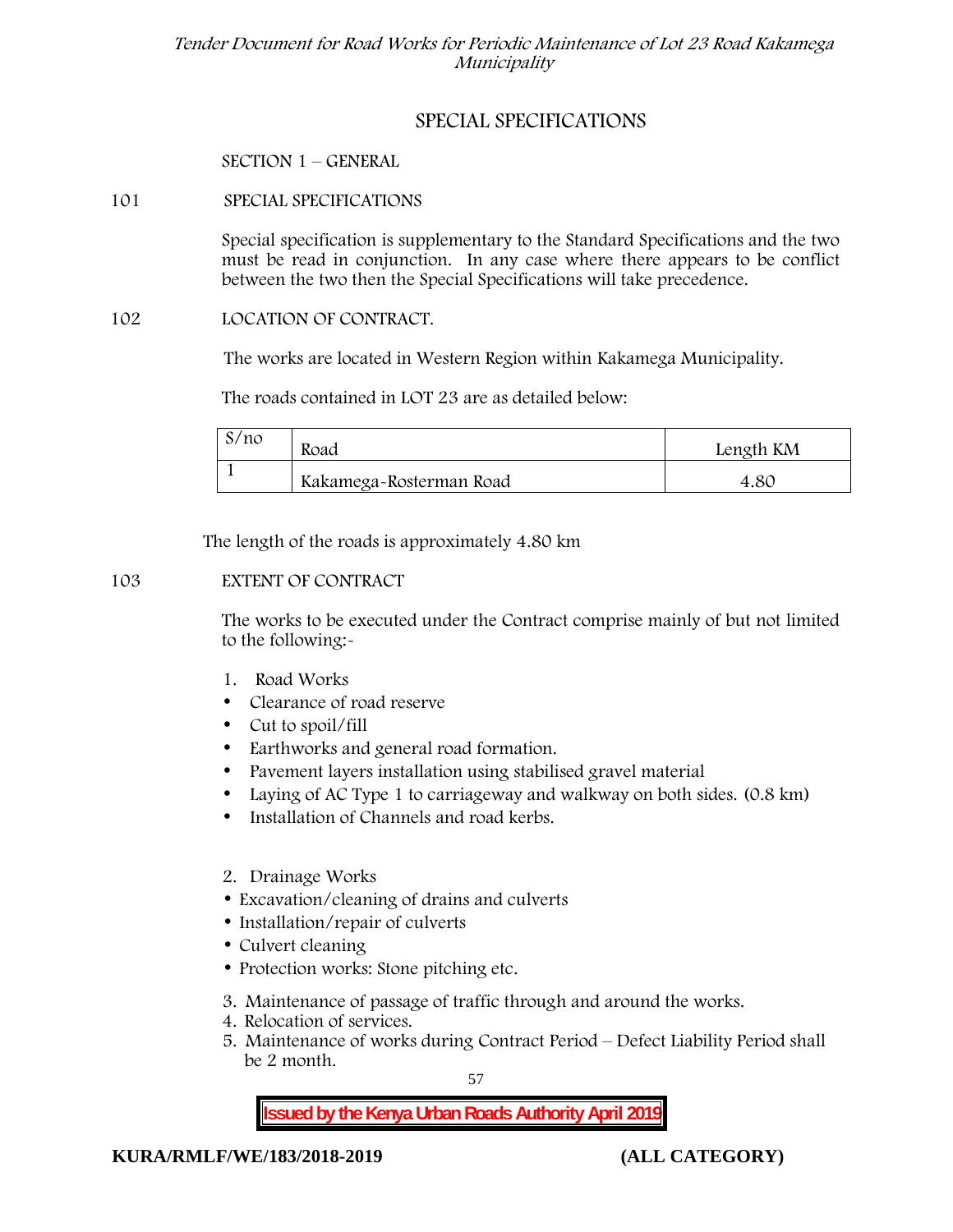# SPECIAL SPECIFICATIONS

## SECTION 1 – GENERAL

### 101 SPECIAL SPECIFICATIONS

Special specification is supplementary to the Standard Specifications and the two must be read in conjunction. In any case where there appears to be conflict between the two then the Special Specifications will take precedence.

### 102 LOCATION OF CONTRACT.

The works are located in Western Region within Kakamega Municipality.

The roads contained in LOT 23 are as detailed below:

| S/no | Road | Length KM |
|---|---|---|
| 1 | Kakamega-Rosterman Road | 4.80 |

The length of the roads is approximately 4.80 km

### 103 EXTENT OF CONTRACT

The works to be executed under the Contract comprise mainly of but not limited to the following:-

1. Road Works
   - Clearance of road reserve
   - Cut to spoil/fill
   - Earthworks and general road formation.
   - Pavement layers installation using stabilised gravel material
   - Laying of AC Type 1 to carriageway and walkway on both sides. (0.8 km)
   - Installation of Channels and road kerbs.

2. Drainage Works
   - Excavation/cleaning of drains and culverts
   - Installation/repair of culverts
   - Culvert cleaning
   - Protection works: Stone pitching etc.

3. Maintenance of passage of traffic through and around the works.
4. Relocation of services.
5. Maintenance of works during Contract Period – Defect Liability Period shall be 2 month.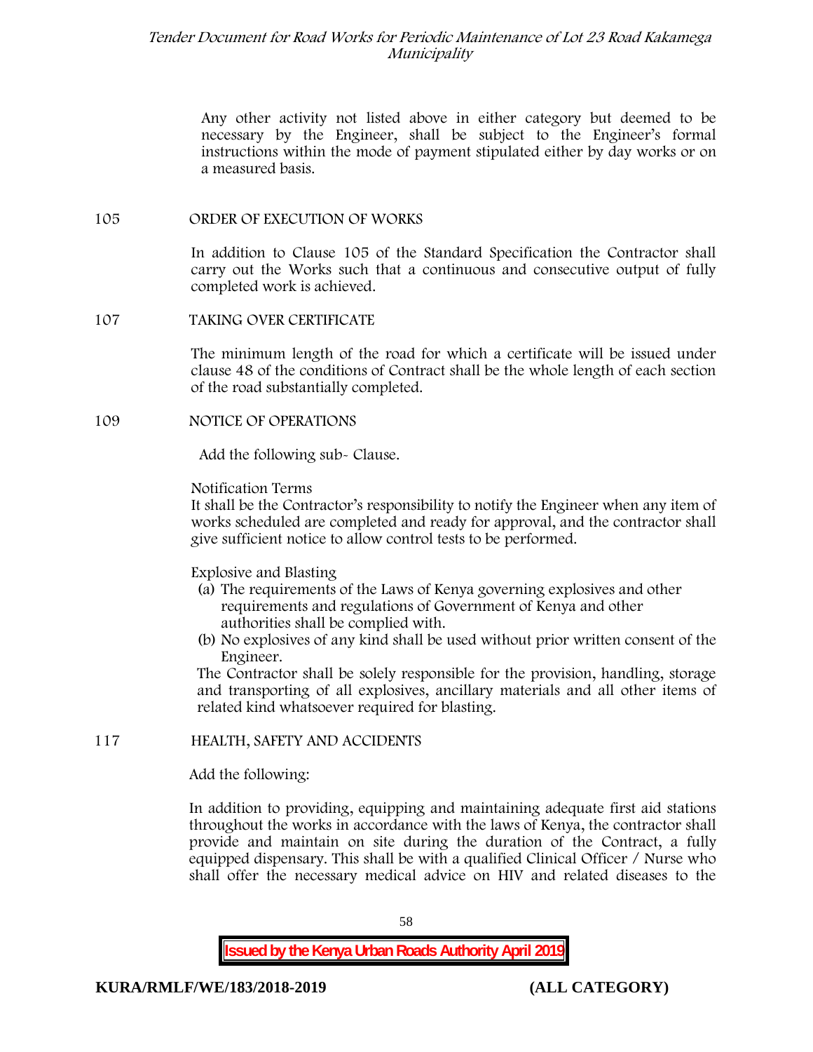Any other activity not listed above in either category but deemed to be necessary by the Engineer, shall be subject to the Engineer's formal instructions within the mode of payment stipulated either by day works or on a measured basis.

## 105 ORDER OF EXECUTION OF WORKS

In addition to Clause 105 of the Standard Specification the Contractor shall carry out the Works such that a continuous and consecutive output of fully completed work is achieved.

## 107 TAKING OVER CERTIFICATE

The minimum length of the road for which a certificate will be issued under clause 48 of the conditions of Contract shall be the whole length of each section of the road substantially completed.

## 109 NOTICE OF OPERATIONS

Add the following sub- Clause.

Notification Terms

It shall be the Contractor's responsibility to notify the Engineer when any item of works scheduled are completed and ready for approval, and the contractor shall give sufficient notice to allow control tests to be performed.

Explosive and Blasting

(a) The requirements of the Laws of Kenya governing explosives and other requirements and regulations of Government of Kenya and other authorities shall be complied with.
(b) No explosives of any kind shall be used without prior written consent of the Engineer.

The Contractor shall be solely responsible for the provision, handling, storage and transporting of all explosives, ancillary materials and all other items of related kind whatsoever required for blasting.

## 117 HEALTH, SAFETY AND ACCIDENTS

Add the following:

In addition to providing, equipping and maintaining adequate first aid stations throughout the works in accordance with the laws of Kenya, the contractor shall provide and maintain on site during the duration of the Contract, a fully equipped dispensary. This shall be with a qualified Clinical Officer / Nurse who shall offer the necessary medical advice on HIV and related diseases to the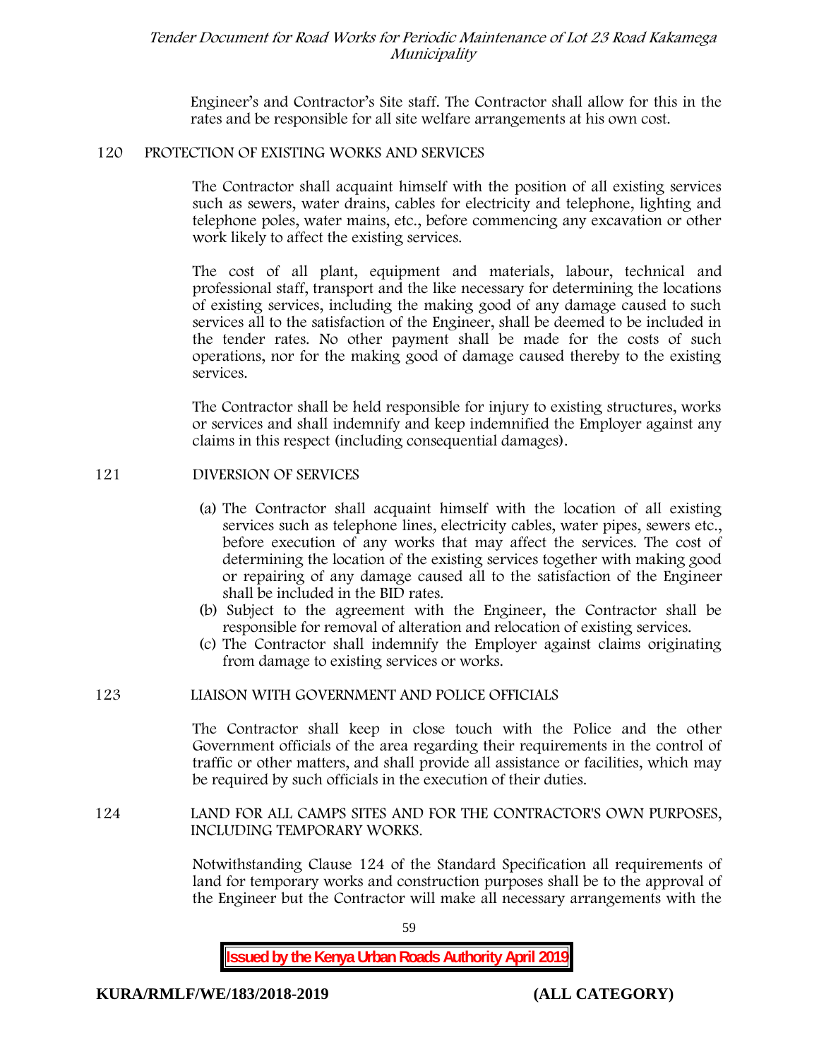Engineer's and Contractor's Site staff. The Contractor shall allow for this in the rates and be responsible for all site welfare arrangements at his own cost.

## 120 PROTECTION OF EXISTING WORKS AND SERVICES

The Contractor shall acquaint himself with the position of all existing services such as sewers, water drains, cables for electricity and telephone, lighting and telephone poles, water mains, etc., before commencing any excavation or other work likely to affect the existing services.

The cost of all plant, equipment and materials, labour, technical and professional staff, transport and the like necessary for determining the locations of existing services, including the making good of any damage caused to such services all to the satisfaction of the Engineer, shall be deemed to be included in the tender rates. No other payment shall be made for the costs of such operations, nor for the making good of damage caused thereby to the existing services.

The Contractor shall be held responsible for injury to existing structures, works or services and shall indemnify and keep indemnified the Employer against any claims in this respect (including consequential damages).

## 121 DIVERSION OF SERVICES

(a) The Contractor shall acquaint himself with the location of all existing services such as telephone lines, electricity cables, water pipes, sewers etc., before execution of any works that may affect the services. The cost of determining the location of the existing services together with making good or repairing of any damage caused all to the satisfaction of the Engineer shall be included in the BID rates.

(b) Subject to the agreement with the Engineer, the Contractor shall be responsible for removal of alteration and relocation of existing services.

(c) The Contractor shall indemnify the Employer against claims originating from damage to existing services or works.

## 123 LIAISON WITH GOVERNMENT AND POLICE OFFICIALS

The Contractor shall keep in close touch with the Police and the other Government officials of the area regarding their requirements in the control of traffic or other matters, and shall provide all assistance or facilities, which may be required by such officials in the execution of their duties.

## 124 LAND FOR ALL CAMPS SITES AND FOR THE CONTRACTOR'S OWN PURPOSES, INCLUDING TEMPORARY WORKS.

Notwithstanding Clause 124 of the Standard Specification all requirements of land for temporary works and construction purposes shall be to the approval of the Engineer but the Contractor will make all necessary arrangements with the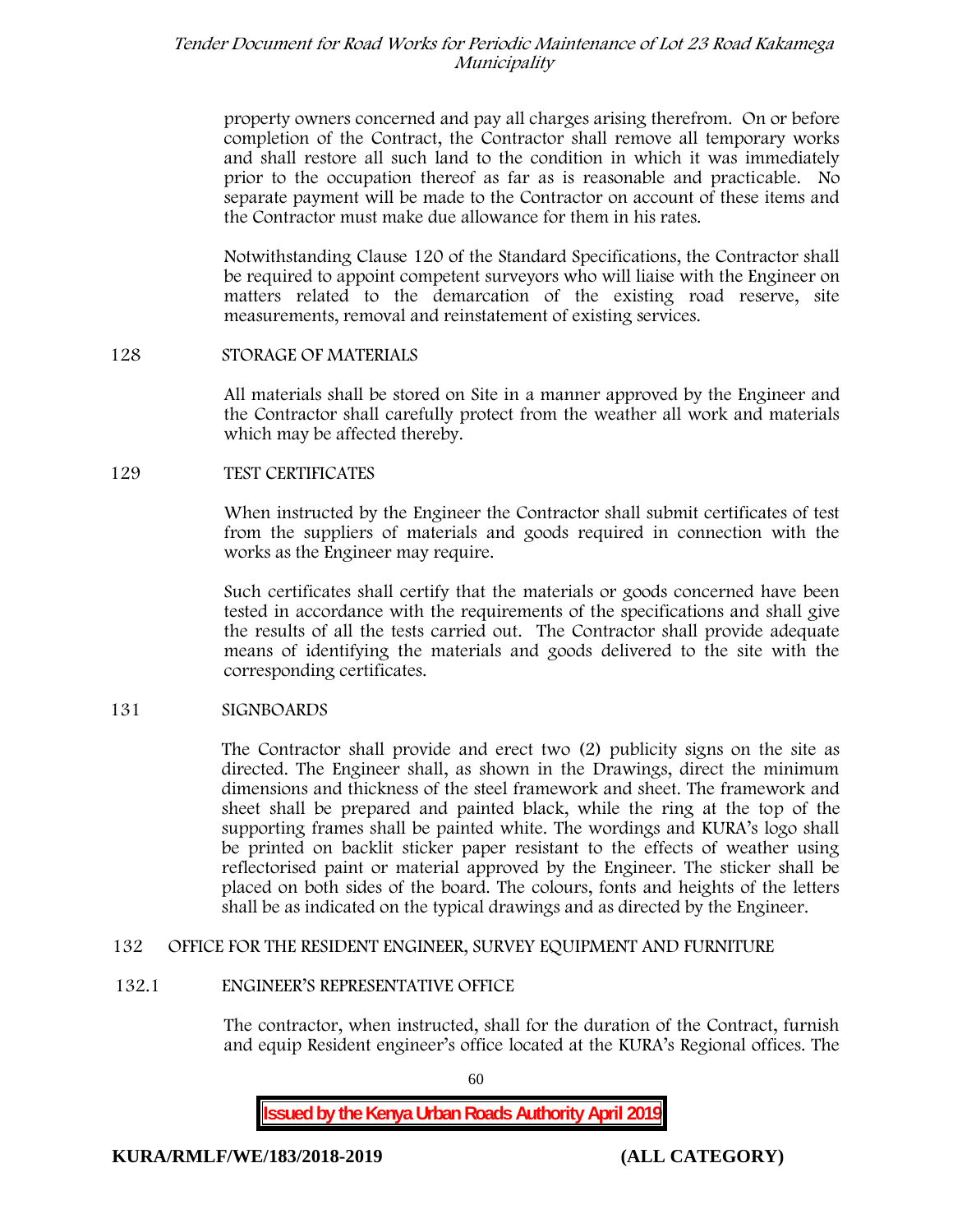property owners concerned and pay all charges arising therefrom. On or before completion of the Contract, the Contractor shall remove all temporary works and shall restore all such land to the condition in which it was immediately prior to the occupation thereof as far as is reasonable and practicable. No separate payment will be made to the Contractor on account of these items and the Contractor must make due allowance for them in his rates.

Notwithstanding Clause 120 of the Standard Specifications, the Contractor shall be required to appoint competent surveyors who will liaise with the Engineer on matters related to the demarcation of the existing road reserve, site measurements, removal and reinstatement of existing services.

## 128 STORAGE OF MATERIALS

All materials shall be stored on Site in a manner approved by the Engineer and the Contractor shall carefully protect from the weather all work and materials which may be affected thereby.

## 129 TEST CERTIFICATES

When instructed by the Engineer the Contractor shall submit certificates of test from the suppliers of materials and goods required in connection with the works as the Engineer may require.

Such certificates shall certify that the materials or goods concerned have been tested in accordance with the requirements of the specifications and shall give the results of all the tests carried out. The Contractor shall provide adequate means of identifying the materials and goods delivered to the site with the corresponding certificates.

## 131 SIGNBOARDS

The Contractor shall provide and erect two (2) publicity signs on the site as directed. The Engineer shall, as shown in the Drawings, direct the minimum dimensions and thickness of the steel framework and sheet. The framework and sheet shall be prepared and painted black, while the ring at the top of the supporting frames shall be painted white. The wordings and KURA's logo shall be printed on backlit sticker paper resistant to the effects of weather using reflectorised paint or material approved by the Engineer. The sticker shall be placed on both sides of the board. The colours, fonts and heights of the letters shall be as indicated on the typical drawings and as directed by the Engineer.

## 132 OFFICE FOR THE RESIDENT ENGINEER, SURVEY EQUIPMENT AND FURNITURE

### 132.1 ENGINEER'S REPRESENTATIVE OFFICE

The contractor, when instructed, shall for the duration of the Contract, furnish and equip Resident engineer's office located at the KURA's Regional offices. The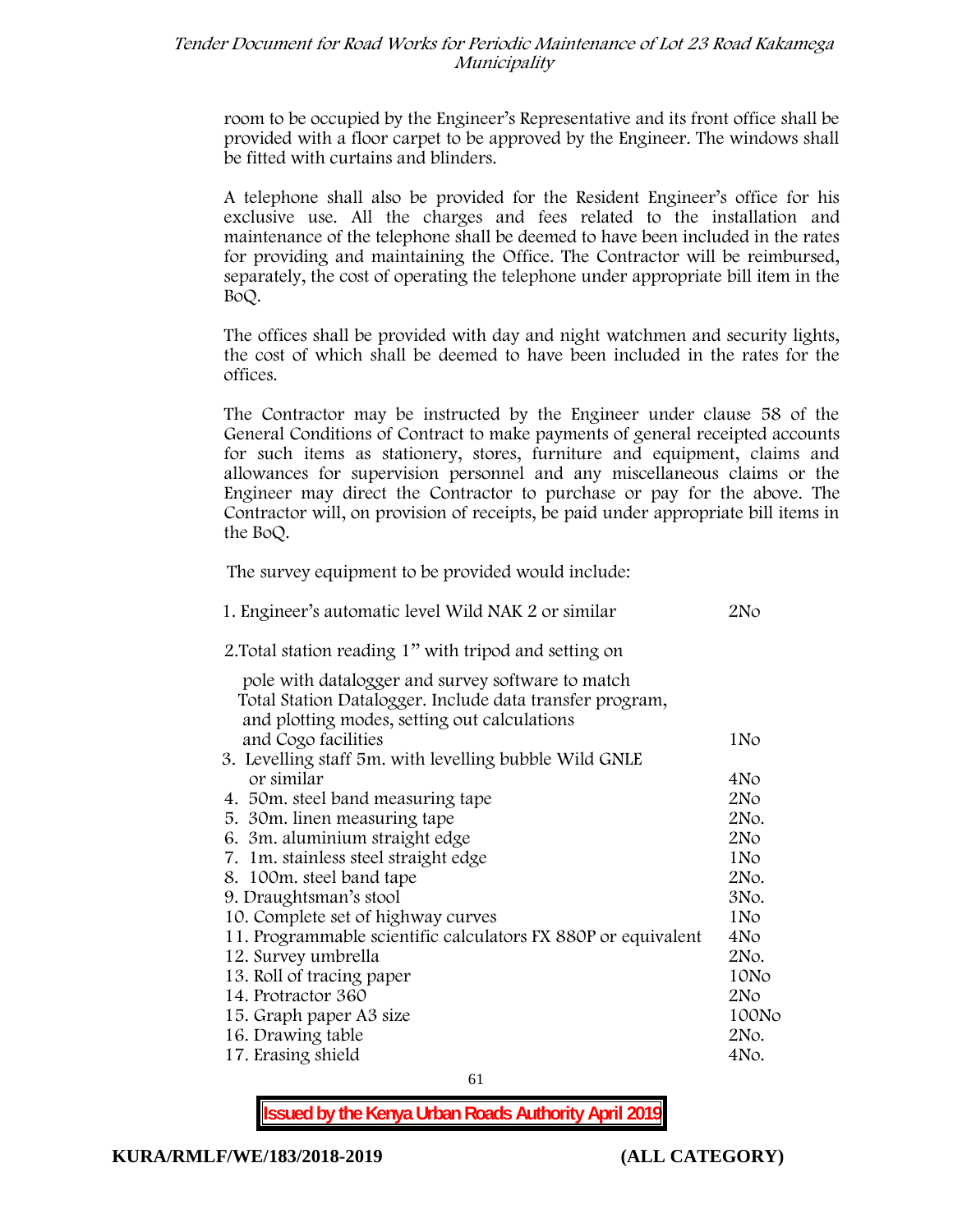room to be occupied by the Engineer's Representative and its front office shall be provided with a floor carpet to be approved by the Engineer. The windows shall be fitted with curtains and blinders.

A telephone shall also be provided for the Resident Engineer's office for his exclusive use. All the charges and fees related to the installation and maintenance of the telephone shall be deemed to have been included in the rates for providing and maintaining the Office. The Contractor will be reimbursed, separately, the cost of operating the telephone under appropriate bill item in the BoQ.

The offices shall be provided with day and night watchmen and security lights, the cost of which shall be deemed to have been included in the rates for the offices.

The Contractor may be instructed by the Engineer under clause 58 of the General Conditions of Contract to make payments of general receipted accounts for such items as stationery, stores, furniture and equipment, claims and allowances for supervision personnel and any miscellaneous claims or the Engineer may direct the Contractor to purchase or pay for the above. The Contractor will, on provision of receipts, be paid under appropriate bill items in the BoQ.

The survey equipment to be provided would include:

| Item | Quantity |
|---|---|
| 1. Engineer's automatic level Wild NAK 2 or similar | 2No |
| 2. Total station reading 1" with tripod and setting on pole with datalogger and survey software to match Total Station Datalogger. Include data transfer program, and plotting modes, setting out calculations and Cogo facilities | 1No |
| 3. Levelling staff 5m. with levelling bubble Wild GNLE or similar | 4No |
| 4. 50m. steel band measuring tape | 2No |
| 5. 30m. linen measuring tape | 2No. |
| 6. 3m. aluminium straight edge | 2No |
| 7. 1m. stainless steel straight edge | 1No |
| 8. 100m. steel band tape | 2No. |
| 9. Draughtsman's stool | 3No. |
| 10. Complete set of highway curves | 1No |
| 11. Programmable scientific calculators FX 880P or equivalent | 4No |
| 12. Survey umbrella | 2No. |
| 13. Roll of tracing paper | 10No |
| 14. Protractor 360 | 2No |
| 15. Graph paper A3 size | 100No |
| 16. Drawing table | 2No. |
| 17. Erasing shield | 4No. |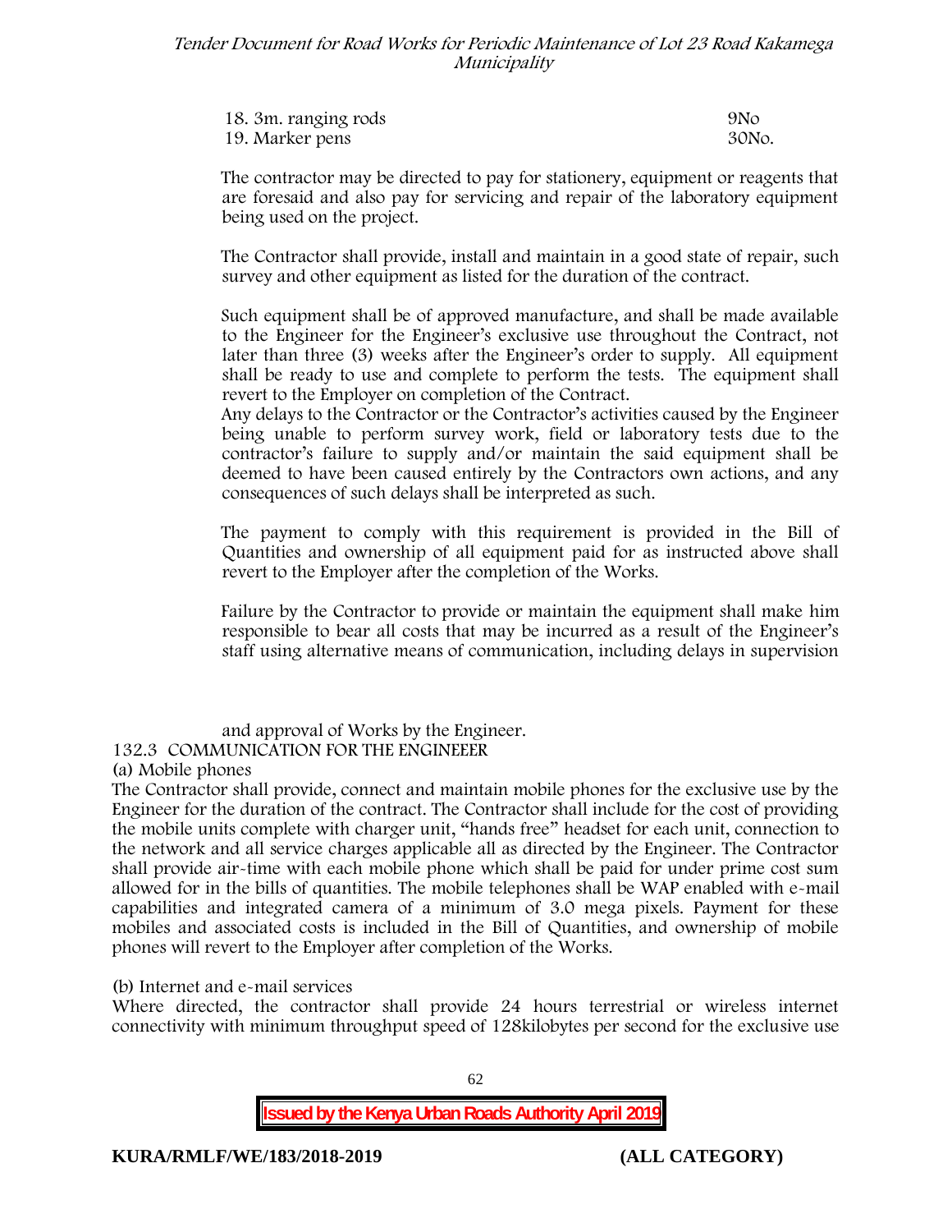18. 3m. ranging rods 9No
19. Marker pens 30No.

The contractor may be directed to pay for stationery, equipment or reagents that are foresaid and also pay for servicing and repair of the laboratory equipment being used on the project.

The Contractor shall provide, install and maintain in a good state of repair, such survey and other equipment as listed for the duration of the contract.

Such equipment shall be of approved manufacture, and shall be made available to the Engineer for the Engineer's exclusive use throughout the Contract, not later than three (3) weeks after the Engineer's order to supply. All equipment shall be ready to use and complete to perform the tests. The equipment shall revert to the Employer on completion of the Contract.
Any delays to the Contractor or the Contractor's activities caused by the Engineer being unable to perform survey work, field or laboratory tests due to the contractor's failure to supply and/or maintain the said equipment shall be deemed to have been caused entirely by the Contractors own actions, and any consequences of such delays shall be interpreted as such.

The payment to comply with this requirement is provided in the Bill of Quantities and ownership of all equipment paid for as instructed above shall revert to the Employer after the completion of the Works.

Failure by the Contractor to provide or maintain the equipment shall make him responsible to bear all costs that may be incurred as a result of the Engineer's staff using alternative means of communication, including delays in supervision and approval of Works by the Engineer.

132.3 COMMUNICATION FOR THE ENGINEEER

(a) Mobile phones

The Contractor shall provide, connect and maintain mobile phones for the exclusive use by the Engineer for the duration of the contract. The Contractor shall include for the cost of providing the mobile units complete with charger unit, "hands free" headset for each unit, connection to the network and all service charges applicable all as directed by the Engineer. The Contractor shall provide air-time with each mobile phone which shall be paid for under prime cost sum allowed for in the bills of quantities. The mobile telephones shall be WAP enabled with e-mail capabilities and integrated camera of a minimum of 3.0 mega pixels. Payment for these mobiles and associated costs is included in the Bill of Quantities, and ownership of mobile phones will revert to the Employer after completion of the Works.

(b) Internet and e-mail services

Where directed, the contractor shall provide 24 hours terrestrial or wireless internet connectivity with minimum throughput speed of 128kilobytes per second for the exclusive use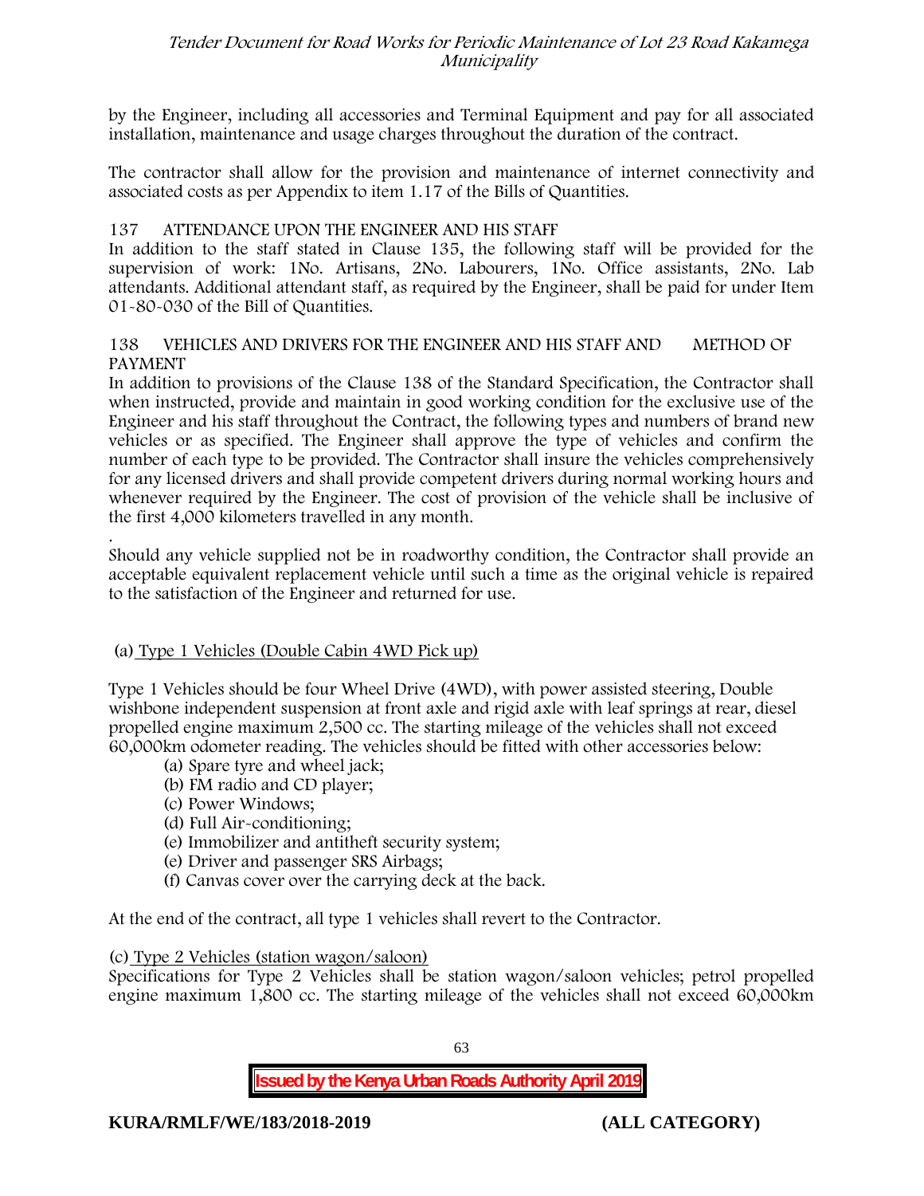by the Engineer, including all accessories and Terminal Equipment and pay for all associated installation, maintenance and usage charges throughout the duration of the contract.

The contractor shall allow for the provision and maintenance of internet connectivity and associated costs as per Appendix to item 1.17 of the Bills of Quantities.

## 137 ATTENDANCE UPON THE ENGINEER AND HIS STAFF

In addition to the staff stated in Clause 135, the following staff will be provided for the supervision of work: 1No. Artisans, 2No. Labourers, 1No. Office assistants, 2No. Lab attendants. Additional attendant staff, as required by the Engineer, shall be paid for under Item 01-80-030 of the Bill of Quantities.

## 138 VEHICLES AND DRIVERS FOR THE ENGINEER AND HIS STAFF AND METHOD OF PAYMENT

In addition to provisions of the Clause 138 of the Standard Specification, the Contractor shall when instructed, provide and maintain in good working condition for the exclusive use of the Engineer and his staff throughout the Contract, the following types and numbers of brand new vehicles or as specified. The Engineer shall approve the type of vehicles and confirm the number of each type to be provided. The Contractor shall insure the vehicles comprehensively for any licensed drivers and shall provide competent drivers during normal working hours and whenever required by the Engineer. The cost of provision of the vehicle shall be inclusive of the first 4,000 kilometers travelled in any month.

.

Should any vehicle supplied not be in roadworthy condition, the Contractor shall provide an acceptable equivalent replacement vehicle until such a time as the original vehicle is repaired to the satisfaction of the Engineer and returned for use.

(a) Type 1 Vehicles (Double Cabin 4WD Pick up)

Type 1 Vehicles should be four Wheel Drive (4WD), with power assisted steering, Double wishbone independent suspension at front axle and rigid axle with leaf springs at rear, diesel propelled engine maximum 2,500 cc. The starting mileage of the vehicles shall not exceed 60,000km odometer reading. The vehicles should be fitted with other accessories below:

(a) Spare tyre and wheel jack;
(b) FM radio and CD player;
(c) Power Windows;
(d) Full Air-conditioning;
(e) Immobilizer and antitheft security system;
(e) Driver and passenger SRS Airbags;
(f) Canvas cover over the carrying deck at the back.

At the end of the contract, all type 1 vehicles shall revert to the Contractor.

(c) Type 2 Vehicles (station wagon/saloon)

Specifications for Type 2 Vehicles shall be station wagon/saloon vehicles; petrol propelled engine maximum 1,800 cc. The starting mileage of the vehicles shall not exceed 60,000km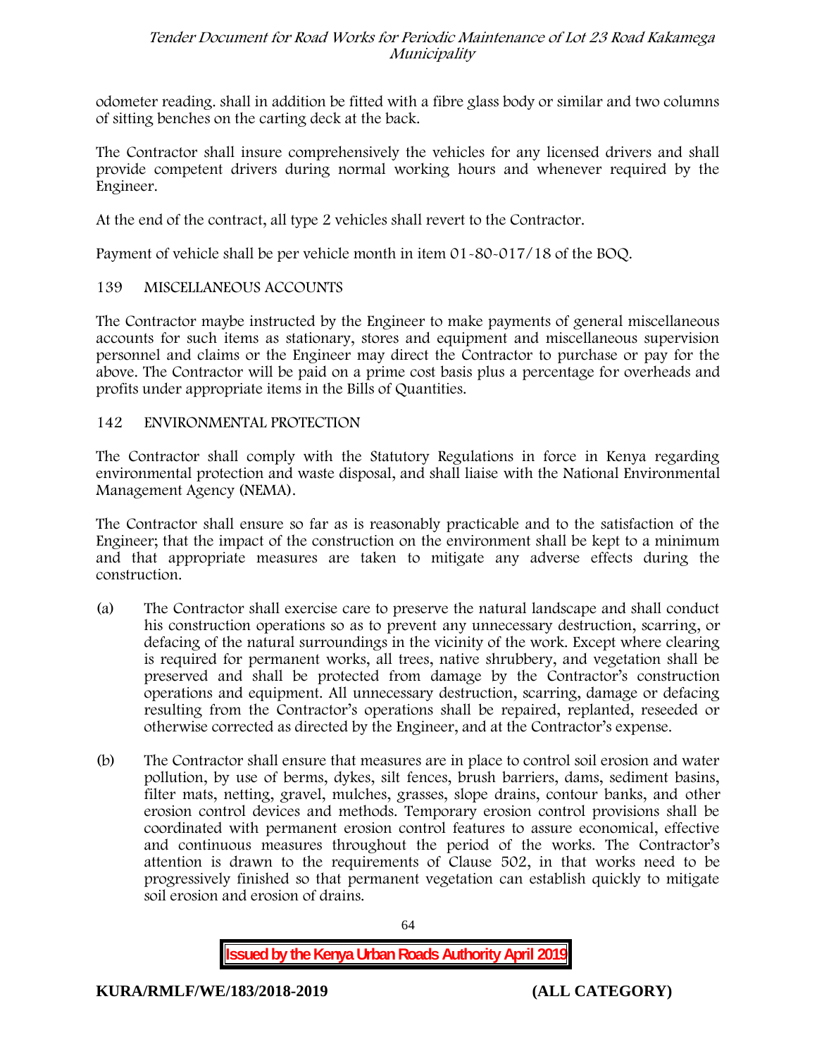odometer reading. shall in addition be fitted with a fibre glass body or similar and two columns of sitting benches on the carting deck at the back.

The Contractor shall insure comprehensively the vehicles for any licensed drivers and shall provide competent drivers during normal working hours and whenever required by the Engineer.

At the end of the contract, all type 2 vehicles shall revert to the Contractor.

Payment of vehicle shall be per vehicle month in item 01-80-017/18 of the BOQ.

## 139 MISCELLANEOUS ACCOUNTS

The Contractor maybe instructed by the Engineer to make payments of general miscellaneous accounts for such items as stationary, stores and equipment and miscellaneous supervision personnel and claims or the Engineer may direct the Contractor to purchase or pay for the above. The Contractor will be paid on a prime cost basis plus a percentage for overheads and profits under appropriate items in the Bills of Quantities.

## 142 ENVIRONMENTAL PROTECTION

The Contractor shall comply with the Statutory Regulations in force in Kenya regarding environmental protection and waste disposal, and shall liaise with the National Environmental Management Agency (NEMA).

The Contractor shall ensure so far as is reasonably practicable and to the satisfaction of the Engineer; that the impact of the construction on the environment shall be kept to a minimum and that appropriate measures are taken to mitigate any adverse effects during the construction.

(a) The Contractor shall exercise care to preserve the natural landscape and shall conduct his construction operations so as to prevent any unnecessary destruction, scarring, or defacing of the natural surroundings in the vicinity of the work. Except where clearing is required for permanent works, all trees, native shrubbery, and vegetation shall be preserved and shall be protected from damage by the Contractor's construction operations and equipment. All unnecessary destruction, scarring, damage or defacing resulting from the Contractor's operations shall be repaired, replanted, reseeded or otherwise corrected as directed by the Engineer, and at the Contractor's expense.

(b) The Contractor shall ensure that measures are in place to control soil erosion and water pollution, by use of berms, dykes, silt fences, brush barriers, dams, sediment basins, filter mats, netting, gravel, mulches, grasses, slope drains, contour banks, and other erosion control devices and methods. Temporary erosion control provisions shall be coordinated with permanent erosion control features to assure economical, effective and continuous measures throughout the period of the works. The Contractor's attention is drawn to the requirements of Clause 502, in that works need to be progressively finished so that permanent vegetation can establish quickly to mitigate soil erosion and erosion of drains.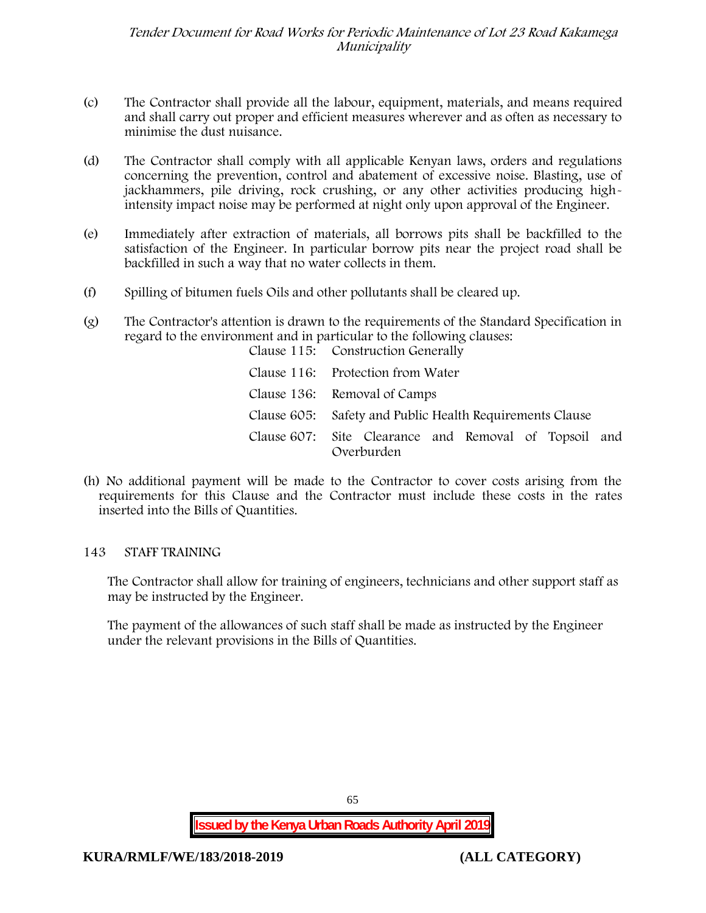(c) The Contractor shall provide all the labour, equipment, materials, and means required and shall carry out proper and efficient measures wherever and as often as necessary to minimise the dust nuisance.

(d) The Contractor shall comply with all applicable Kenyan laws, orders and regulations concerning the prevention, control and abatement of excessive noise. Blasting, use of jackhammers, pile driving, rock crushing, or any other activities producing high-intensity impact noise may be performed at night only upon approval of the Engineer.

(e) Immediately after extraction of materials, all borrows pits shall be backfilled to the satisfaction of the Engineer. In particular borrow pits near the project road shall be backfilled in such a way that no water collects in them.

(f) Spilling of bitumen fuels Oils and other pollutants shall be cleared up.

(g) The Contractor's attention is drawn to the requirements of the Standard Specification in regard to the environment and in particular to the following clauses:

| | |
|---|---|
| Clause 115: | Construction Generally |
| Clause 116: | Protection from Water |
| Clause 136: | Removal of Camps |
| Clause 605: | Safety and Public Health Requirements Clause |
| Clause 607: | Site Clearance and Removal of Topsoil and Overburden |

(h) No additional payment will be made to the Contractor to cover costs arising from the requirements for this Clause and the Contractor must include these costs in the rates inserted into the Bills of Quantities.

## 143 STAFF TRAINING

The Contractor shall allow for training of engineers, technicians and other support staff as may be instructed by the Engineer.

The payment of the allowances of such staff shall be made as instructed by the Engineer under the relevant provisions in the Bills of Quantities.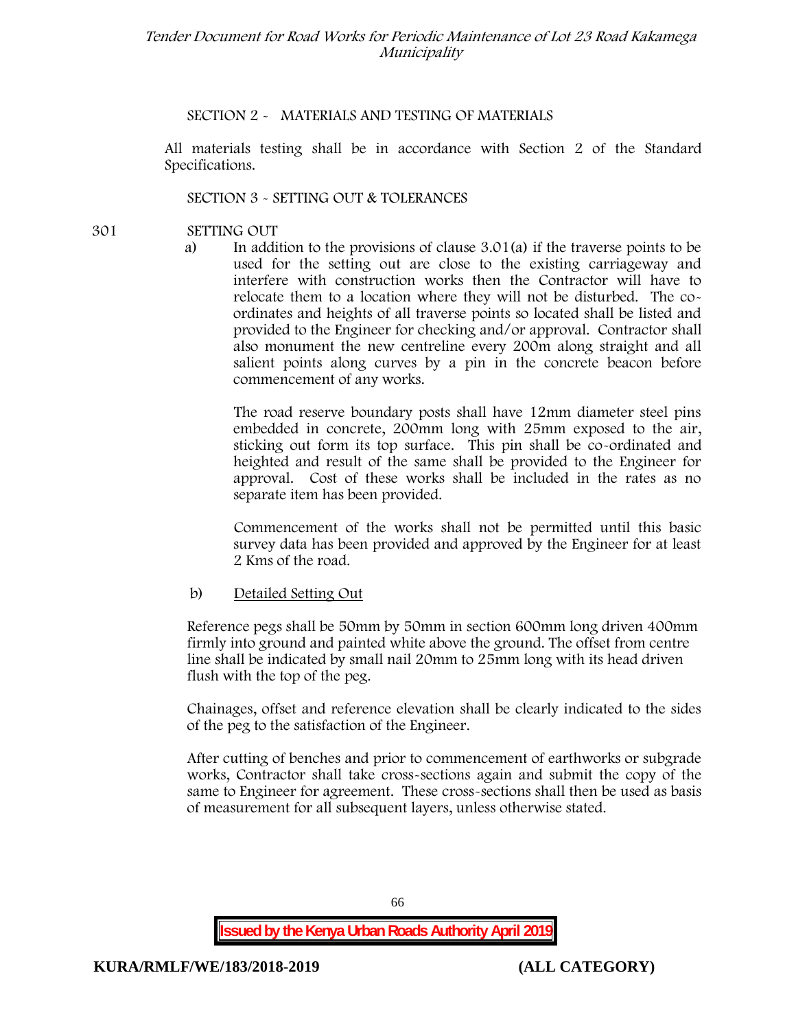## SECTION 2 - MATERIALS AND TESTING OF MATERIALS

All materials testing shall be in accordance with Section 2 of the Standard Specifications.

## SECTION 3 - SETTING OUT & TOLERANCES

### 301 SETTING OUT

a) In addition to the provisions of clause 3.01(a) if the traverse points to be used for the setting out are close to the existing carriageway and interfere with construction works then the Contractor will have to relocate them to a location where they will not be disturbed. The co-ordinates and heights of all traverse points so located shall be listed and provided to the Engineer for checking and/or approval. Contractor shall also monument the new centreline every 200m along straight and all salient points along curves by a pin in the concrete beacon before commencement of any works.

The road reserve boundary posts shall have 12mm diameter steel pins embedded in concrete, 200mm long with 25mm exposed to the air, sticking out form its top surface. This pin shall be co-ordinated and heighted and result of the same shall be provided to the Engineer for approval. Cost of these works shall be included in the rates as no separate item has been provided.

Commencement of the works shall not be permitted until this basic survey data has been provided and approved by the Engineer for at least 2 Kms of the road.

b) Detailed Setting Out

Reference pegs shall be 50mm by 50mm in section 600mm long driven 400mm firmly into ground and painted white above the ground. The offset from centre line shall be indicated by small nail 20mm to 25mm long with its head driven flush with the top of the peg.

Chainages, offset and reference elevation shall be clearly indicated to the sides of the peg to the satisfaction of the Engineer.

After cutting of benches and prior to commencement of earthworks or subgrade works, Contractor shall take cross-sections again and submit the copy of the same to Engineer for agreement. These cross-sections shall then be used as basis of measurement for all subsequent layers, unless otherwise stated.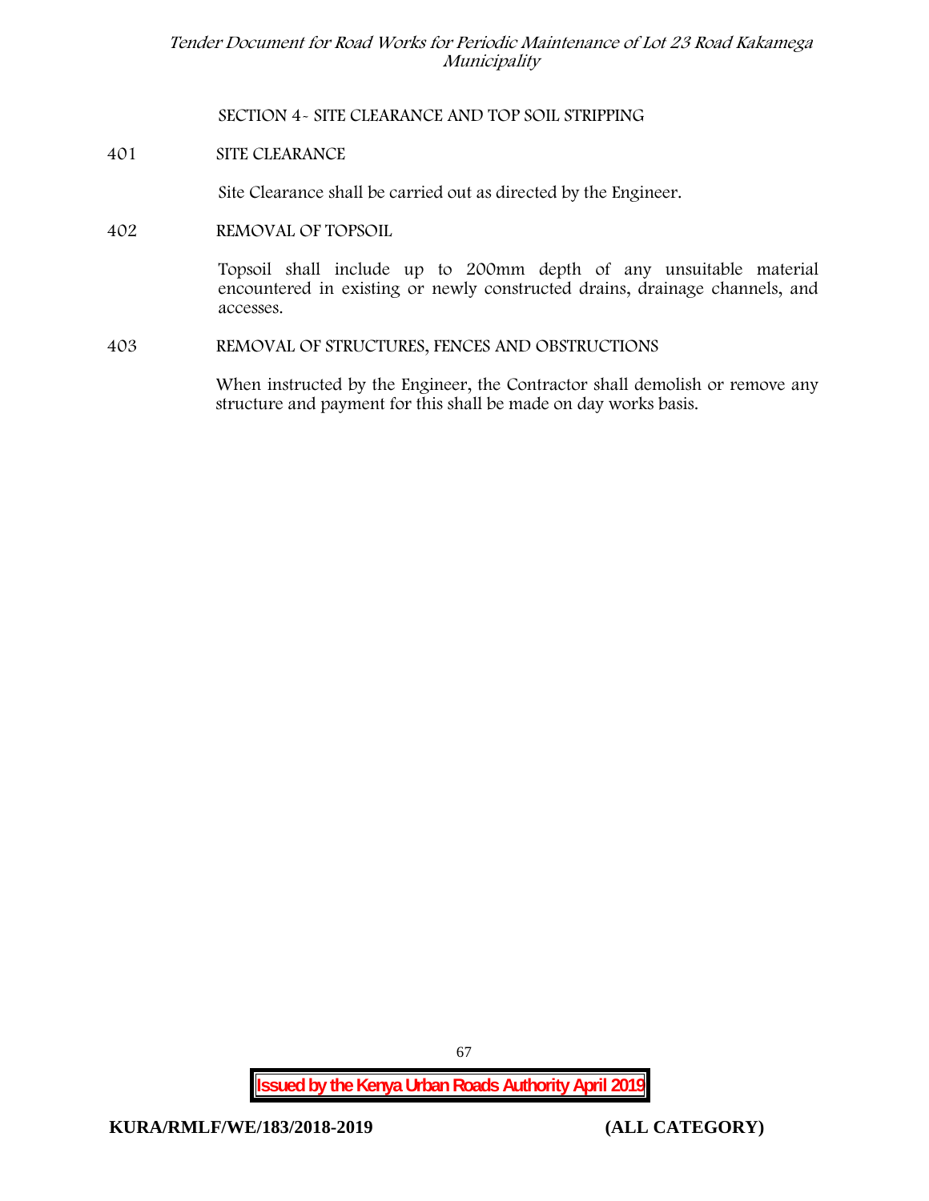## SECTION 4- SITE CLEARANCE AND TOP SOIL STRIPPING

### 401 SITE CLEARANCE

Site Clearance shall be carried out as directed by the Engineer.

### 402 REMOVAL OF TOPSOIL

Topsoil shall include up to 200mm depth of any unsuitable material encountered in existing or newly constructed drains, drainage channels, and accesses.

### 403 REMOVAL OF STRUCTURES, FENCES AND OBSTRUCTIONS

When instructed by the Engineer, the Contractor shall demolish or remove any structure and payment for this shall be made on day works basis.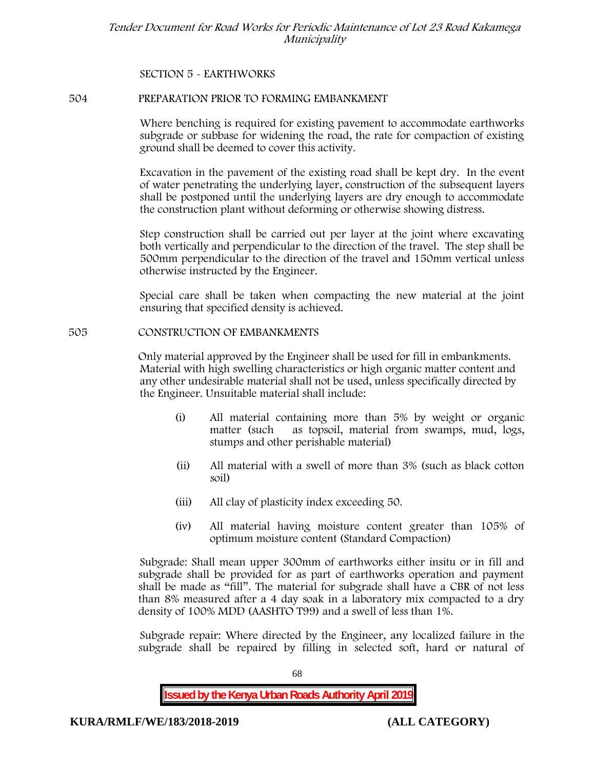SECTION 5 - EARTHWORKS

504 PREPARATION PRIOR TO FORMING EMBANKMENT

Where benching is required for existing pavement to accommodate earthworks subgrade or subbase for widening the road, the rate for compaction of existing ground shall be deemed to cover this activity.

Excavation in the pavement of the existing road shall be kept dry. In the event of water penetrating the underlying layer, construction of the subsequent layers shall be postponed until the underlying layers are dry enough to accommodate the construction plant without deforming or otherwise showing distress.

Step construction shall be carried out per layer at the joint where excavating both vertically and perpendicular to the direction of the travel. The step shall be 500mm perpendicular to the direction of the travel and 150mm vertical unless otherwise instructed by the Engineer.

Special care shall be taken when compacting the new material at the joint ensuring that specified density is achieved.

505 CONSTRUCTION OF EMBANKMENTS

Only material approved by the Engineer shall be used for fill in embankments. Material with high swelling characteristics or high organic matter content and any other undesirable material shall not be used, unless specifically directed by the Engineer. Unsuitable material shall include:

(i) All material containing more than 5% by weight or organic matter (such as topsoil, material from swamps, mud, logs, stumps and other perishable material)

(ii) All material with a swell of more than 3% (such as black cotton soil)

(iii) All clay of plasticity index exceeding 50.

(iv) All material having moisture content greater than 105% of optimum moisture content (Standard Compaction)

Subgrade: Shall mean upper 300mm of earthworks either insitu or in fill and subgrade shall be provided for as part of earthworks operation and payment shall be made as "fill". The material for subgrade shall have a CBR of not less than 8% measured after a 4 day soak in a laboratory mix compacted to a dry density of 100% MDD (AASHTO T99) and a swell of less than 1%.

Subgrade repair: Where directed by the Engineer, any localized failure in the subgrade shall be repaired by filling in selected soft, hard or natural of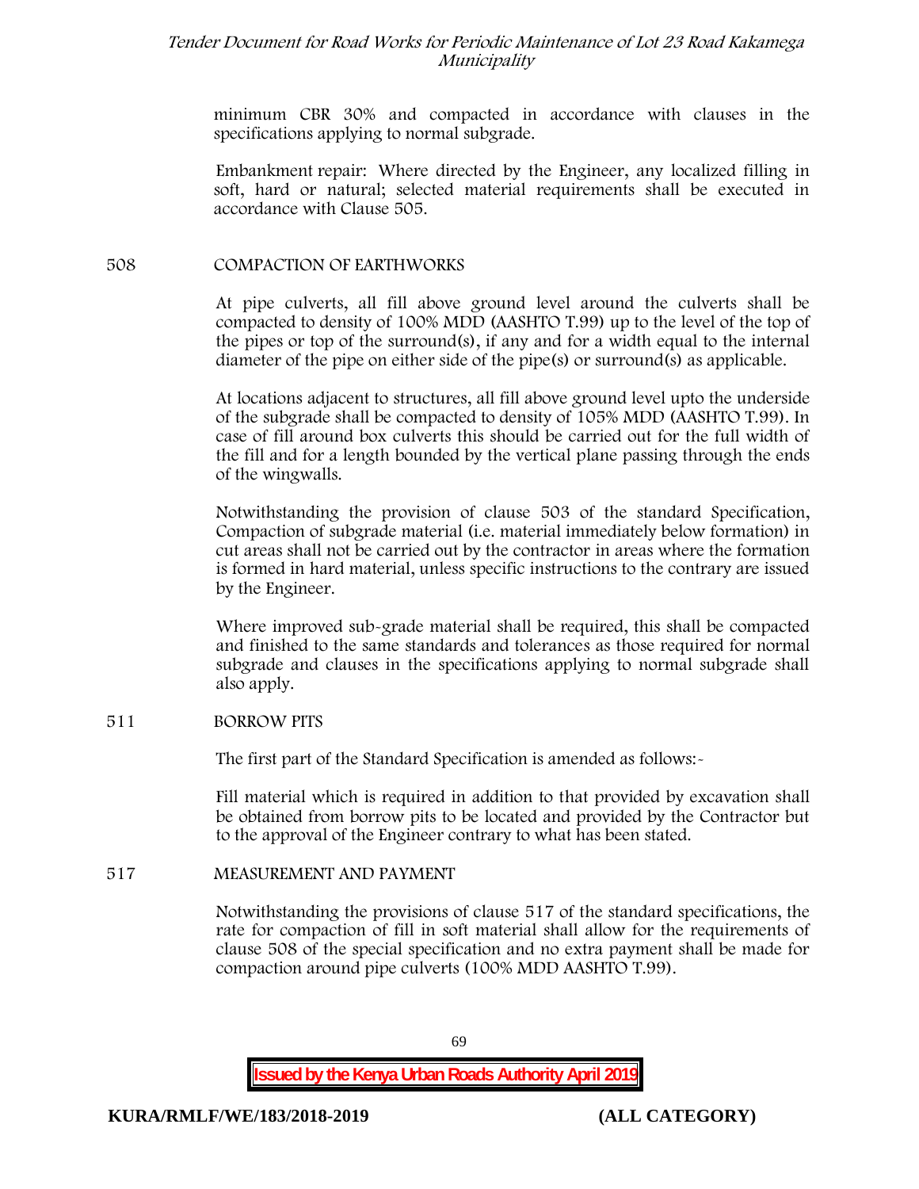minimum CBR 30% and compacted in accordance with clauses in the specifications applying to normal subgrade.

Embankment repair: Where directed by the Engineer, any localized filling in soft, hard or natural; selected material requirements shall be executed in accordance with Clause 505.

508 COMPACTION OF EARTHWORKS

At pipe culverts, all fill above ground level around the culverts shall be compacted to density of 100% MDD (AASHTO T.99) up to the level of the top of the pipes or top of the surround(s), if any and for a width equal to the internal diameter of the pipe on either side of the pipe(s) or surround(s) as applicable.

At locations adjacent to structures, all fill above ground level upto the underside of the subgrade shall be compacted to density of 105% MDD (AASHTO T.99). In case of fill around box culverts this should be carried out for the full width of the fill and for a length bounded by the vertical plane passing through the ends of the wingwalls.

Notwithstanding the provision of clause 503 of the standard Specification, Compaction of subgrade material (i.e. material immediately below formation) in cut areas shall not be carried out by the contractor in areas where the formation is formed in hard material, unless specific instructions to the contrary are issued by the Engineer.

Where improved sub-grade material shall be required, this shall be compacted and finished to the same standards and tolerances as those required for normal subgrade and clauses in the specifications applying to normal subgrade shall also apply.

511 BORROW PITS

The first part of the Standard Specification is amended as follows:-

Fill material which is required in addition to that provided by excavation shall be obtained from borrow pits to be located and provided by the Contractor but to the approval of the Engineer contrary to what has been stated.

517 MEASUREMENT AND PAYMENT

Notwithstanding the provisions of clause 517 of the standard specifications, the rate for compaction of fill in soft material shall allow for the requirements of clause 508 of the special specification and no extra payment shall be made for compaction around pipe culverts (100% MDD AASHTO T.99).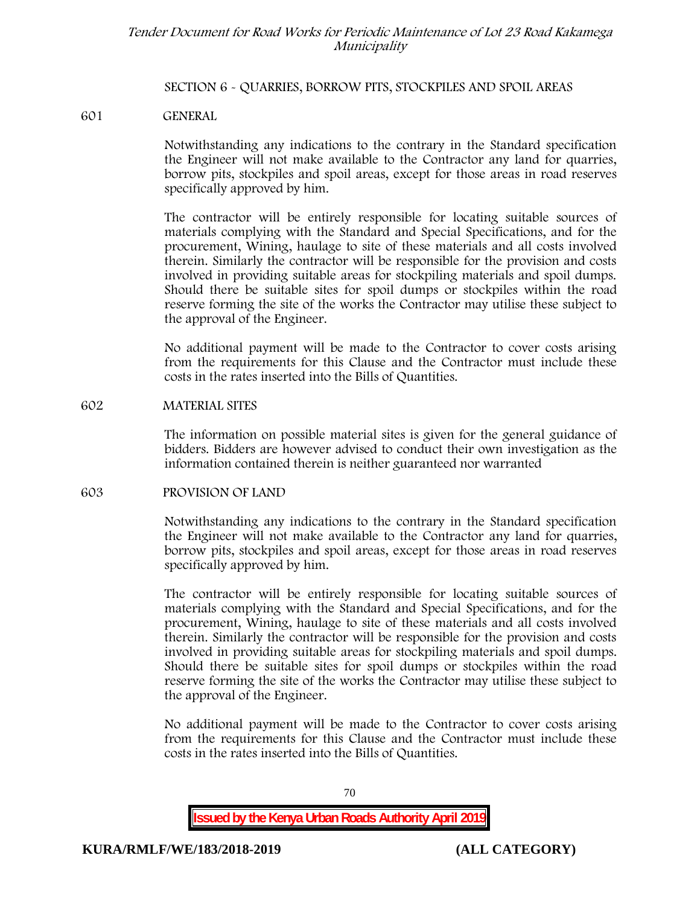## SECTION 6 - QUARRIES, BORROW PITS, STOCKPILES AND SPOIL AREAS

### 601 GENERAL

Notwithstanding any indications to the contrary in the Standard specification the Engineer will not make available to the Contractor any land for quarries, borrow pits, stockpiles and spoil areas, except for those areas in road reserves specifically approved by him.

The contractor will be entirely responsible for locating suitable sources of materials complying with the Standard and Special Specifications, and for the procurement, Wining, haulage to site of these materials and all costs involved therein. Similarly the contractor will be responsible for the provision and costs involved in providing suitable areas for stockpiling materials and spoil dumps. Should there be suitable sites for spoil dumps or stockpiles within the road reserve forming the site of the works the Contractor may utilise these subject to the approval of the Engineer.

No additional payment will be made to the Contractor to cover costs arising from the requirements for this Clause and the Contractor must include these costs in the rates inserted into the Bills of Quantities.

### 602 MATERIAL SITES

The information on possible material sites is given for the general guidance of bidders. Bidders are however advised to conduct their own investigation as the information contained therein is neither guaranteed nor warranted

### 603 PROVISION OF LAND

Notwithstanding any indications to the contrary in the Standard specification the Engineer will not make available to the Contractor any land for quarries, borrow pits, stockpiles and spoil areas, except for those areas in road reserves specifically approved by him.

The contractor will be entirely responsible for locating suitable sources of materials complying with the Standard and Special Specifications, and for the procurement, Wining, haulage to site of these materials and all costs involved therein. Similarly the contractor will be responsible for the provision and costs involved in providing suitable areas for stockpiling materials and spoil dumps. Should there be suitable sites for spoil dumps or stockpiles within the road reserve forming the site of the works the Contractor may utilise these subject to the approval of the Engineer.

No additional payment will be made to the Contractor to cover costs arising from the requirements for this Clause and the Contractor must include these costs in the rates inserted into the Bills of Quantities.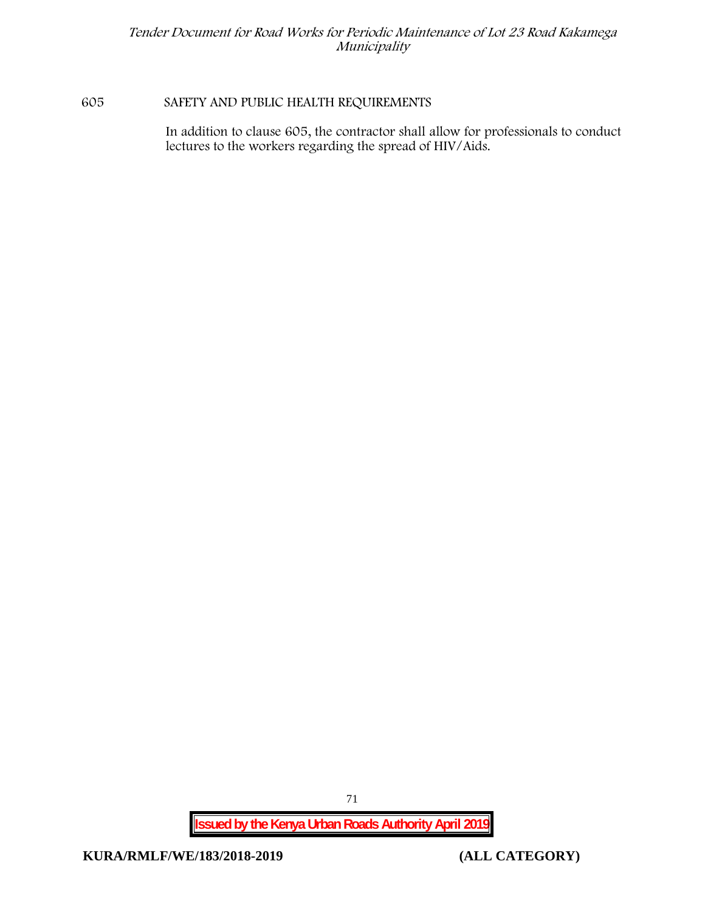605 SAFETY AND PUBLIC HEALTH REQUIREMENTS

In addition to clause 605, the contractor shall allow for professionals to conduct lectures to the workers regarding the spread of HIV/Aids.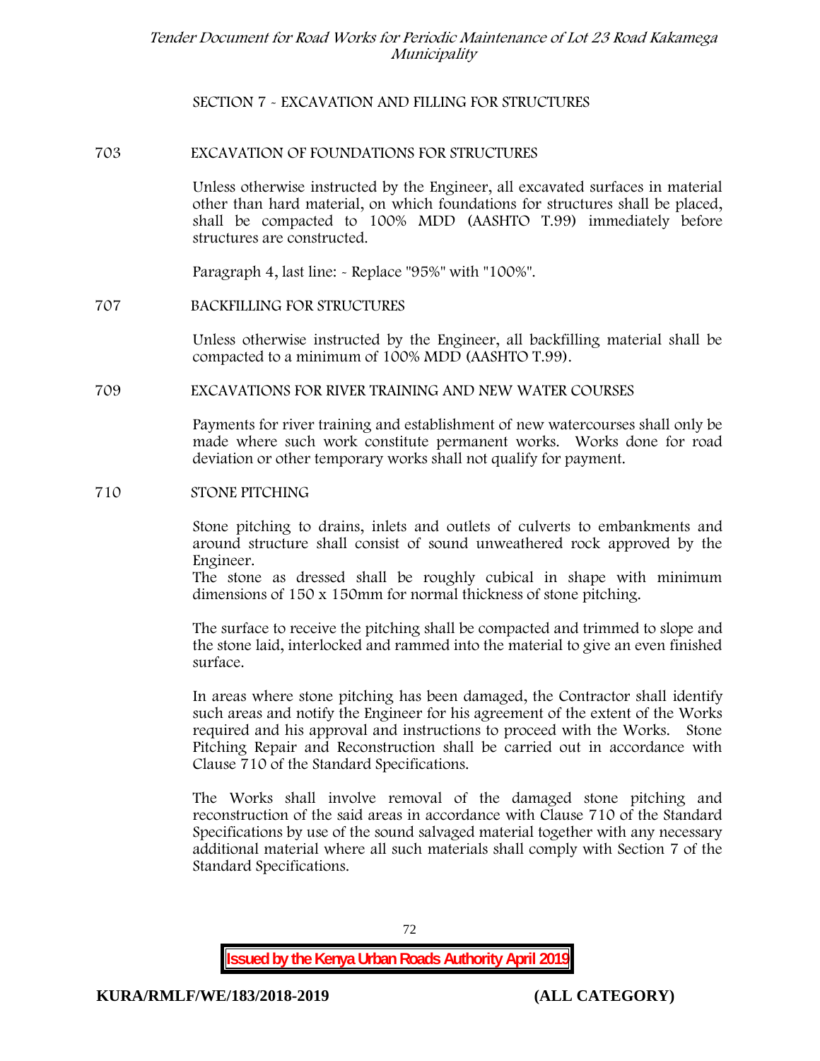## SECTION 7 - EXCAVATION AND FILLING FOR STRUCTURES

### 703 EXCAVATION OF FOUNDATIONS FOR STRUCTURES

Unless otherwise instructed by the Engineer, all excavated surfaces in material other than hard material, on which foundations for structures shall be placed, shall be compacted to 100% MDD (AASHTO T.99) immediately before structures are constructed.

Paragraph 4, last line: - Replace "95%" with "100%".

### 707 BACKFILLING FOR STRUCTURES

Unless otherwise instructed by the Engineer, all backfilling material shall be compacted to a minimum of 100% MDD (AASHTO T.99).

### 709 EXCAVATIONS FOR RIVER TRAINING AND NEW WATER COURSES

Payments for river training and establishment of new watercourses shall only be made where such work constitute permanent works. Works done for road deviation or other temporary works shall not qualify for payment.

### 710 STONE PITCHING

Stone pitching to drains, inlets and outlets of culverts to embankments and around structure shall consist of sound unweathered rock approved by the Engineer.
The stone as dressed shall be roughly cubical in shape with minimum dimensions of 150 x 150mm for normal thickness of stone pitching.

The surface to receive the pitching shall be compacted and trimmed to slope and the stone laid, interlocked and rammed into the material to give an even finished surface.

In areas where stone pitching has been damaged, the Contractor shall identify such areas and notify the Engineer for his agreement of the extent of the Works required and his approval and instructions to proceed with the Works. Stone Pitching Repair and Reconstruction shall be carried out in accordance with Clause 710 of the Standard Specifications.

The Works shall involve removal of the damaged stone pitching and reconstruction of the said areas in accordance with Clause 710 of the Standard Specifications by use of the sound salvaged material together with any necessary additional material where all such materials shall comply with Section 7 of the Standard Specifications.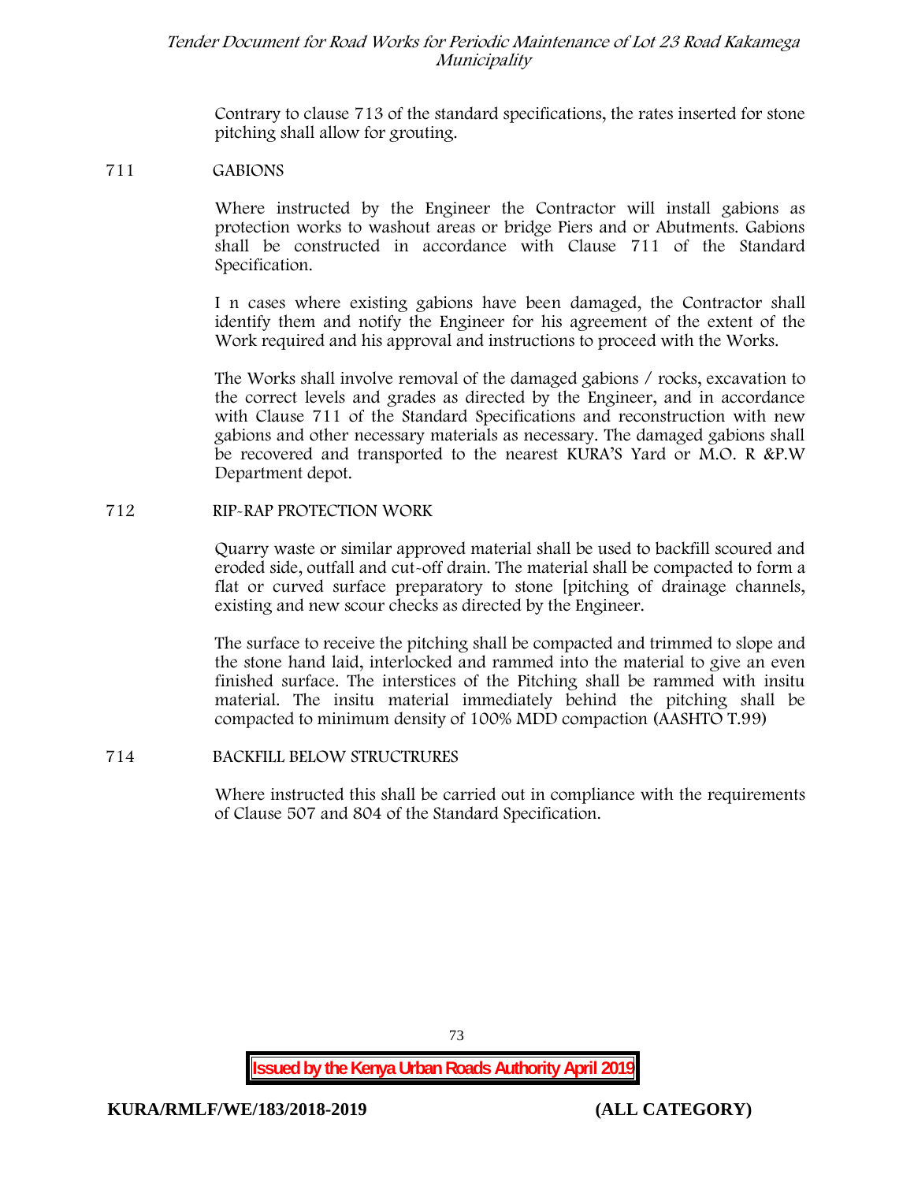Contrary to clause 713 of the standard specifications, the rates inserted for stone pitching shall allow for grouting.

## 711 GABIONS

Where instructed by the Engineer the Contractor will install gabions as protection works to washout areas or bridge Piers and or Abutments. Gabions shall be constructed in accordance with Clause 711 of the Standard Specification.

I n cases where existing gabions have been damaged, the Contractor shall identify them and notify the Engineer for his agreement of the extent of the Work required and his approval and instructions to proceed with the Works.

The Works shall involve removal of the damaged gabions / rocks, excavation to the correct levels and grades as directed by the Engineer, and in accordance with Clause 711 of the Standard Specifications and reconstruction with new gabions and other necessary materials as necessary. The damaged gabions shall be recovered and transported to the nearest KURA'S Yard or M.O. R &P.W Department depot.

## 712 RIP-RAP PROTECTION WORK

Quarry waste or similar approved material shall be used to backfill scoured and eroded side, outfall and cut-off drain. The material shall be compacted to form a flat or curved surface preparatory to stone [pitching of drainage channels, existing and new scour checks as directed by the Engineer.

The surface to receive the pitching shall be compacted and trimmed to slope and the stone hand laid, interlocked and rammed into the material to give an even finished surface. The interstices of the Pitching shall be rammed with insitu material. The insitu material immediately behind the pitching shall be compacted to minimum density of 100% MDD compaction (AASHTO T.99)

## 714 BACKFILL BELOW STRUCTRURES

Where instructed this shall be carried out in compliance with the requirements of Clause 507 and 804 of the Standard Specification.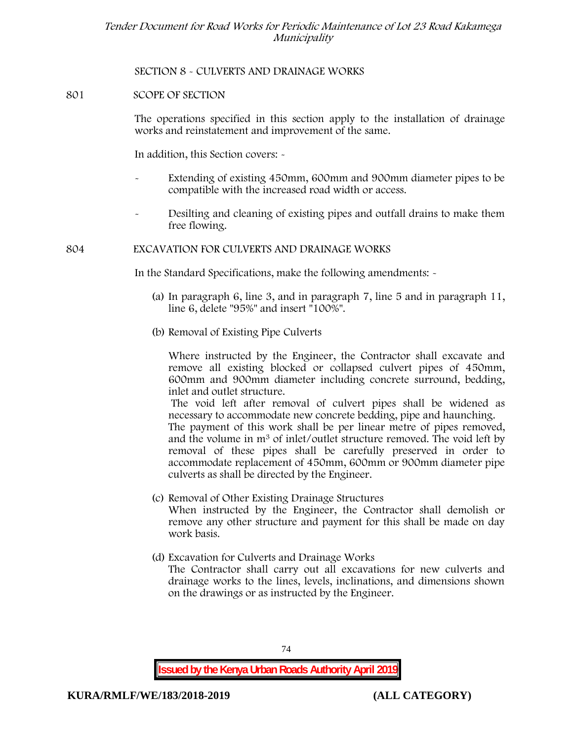## SECTION 8 - CULVERTS AND DRAINAGE WORKS

### 801 SCOPE OF SECTION

The operations specified in this section apply to the installation of drainage works and reinstatement and improvement of the same.

In addition, this Section covers: -

- Extending of existing 450mm, 600mm and 900mm diameter pipes to be compatible with the increased road width or access.
- Desilting and cleaning of existing pipes and outfall drains to make them free flowing.

### 804 EXCAVATION FOR CULVERTS AND DRAINAGE WORKS

In the Standard Specifications, make the following amendments: -

(a) In paragraph 6, line 3, and in paragraph 7, line 5 and in paragraph 11, line 6, delete "95%" and insert "100%".

(b) Removal of Existing Pipe Culverts

Where instructed by the Engineer, the Contractor shall excavate and remove all existing blocked or collapsed culvert pipes of 450mm, 600mm and 900mm diameter including concrete surround, bedding, inlet and outlet structure.

The void left after removal of culvert pipes shall be widened as necessary to accommodate new concrete bedding, pipe and haunching.

The payment of this work shall be per linear metre of pipes removed, and the volume in $m^3$ of inlet/outlet structure removed. The void left by removal of these pipes shall be carefully preserved in order to accommodate replacement of 450mm, 600mm or 900mm diameter pipe culverts as shall be directed by the Engineer.

(c) Removal of Other Existing Drainage Structures

When instructed by the Engineer, the Contractor shall demolish or remove any other structure and payment for this shall be made on day work basis.

(d) Excavation for Culverts and Drainage Works

The Contractor shall carry out all excavations for new culverts and drainage works to the lines, levels, inclinations, and dimensions shown on the drawings or as instructed by the Engineer.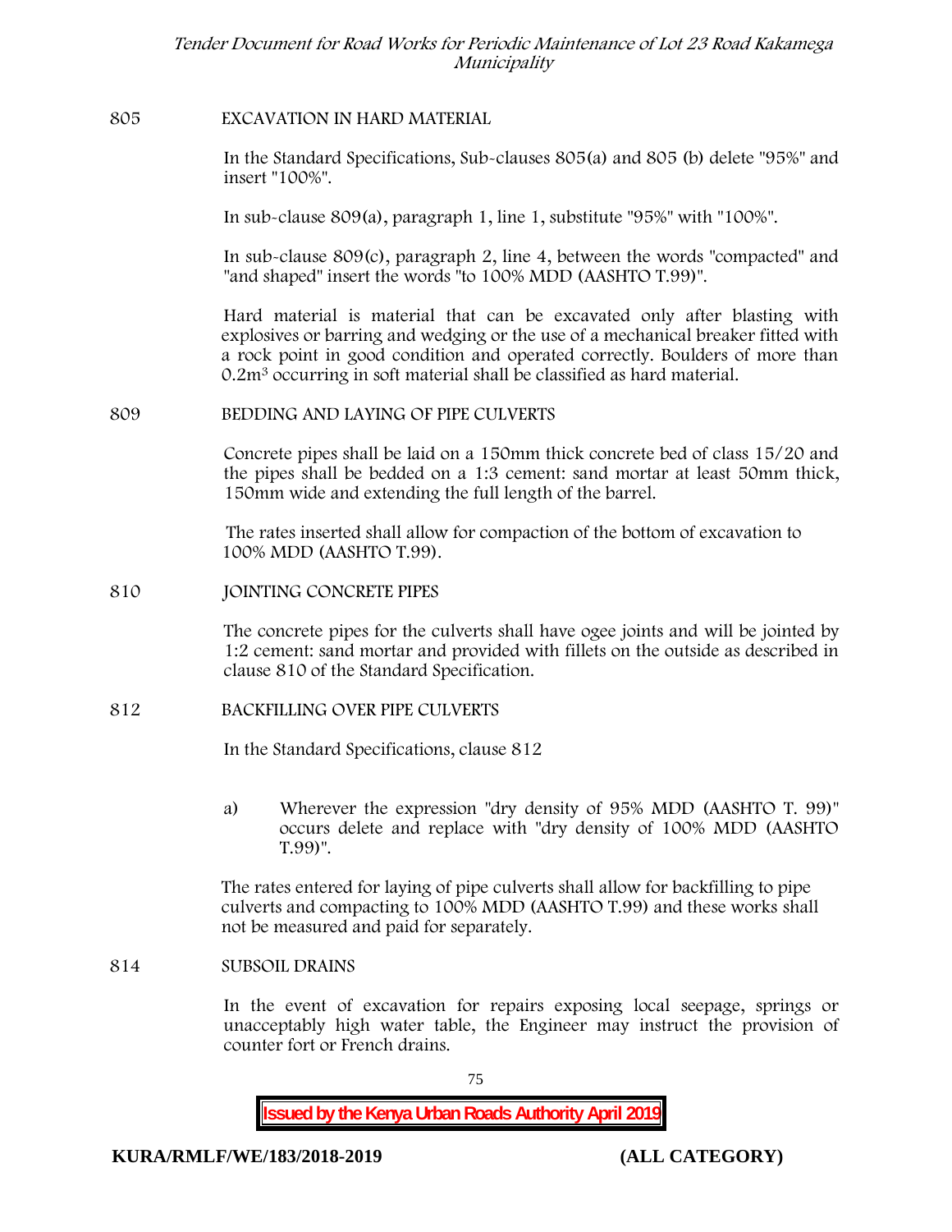## 805 EXCAVATION IN HARD MATERIAL

In the Standard Specifications, Sub-clauses 805(a) and 805 (b) delete "95%" and insert "100%".

In sub-clause 809(a), paragraph 1, line 1, substitute "95%" with "100%".

In sub-clause 809(c), paragraph 2, line 4, between the words "compacted" and "and shaped" insert the words "to 100% MDD (AASHTO T.99)".

Hard material is material that can be excavated only after blasting with explosives or barring and wedging or the use of a mechanical breaker fitted with a rock point in good condition and operated correctly. Boulders of more than $0.2m^3$ occurring in soft material shall be classified as hard material.

## 809 BEDDING AND LAYING OF PIPE CULVERTS

Concrete pipes shall be laid on a 150mm thick concrete bed of class 15/20 and the pipes shall be bedded on a 1:3 cement: sand mortar at least 50mm thick, 150mm wide and extending the full length of the barrel.

The rates inserted shall allow for compaction of the bottom of excavation to 100% MDD (AASHTO T.99).

## 810 JOINTING CONCRETE PIPES

The concrete pipes for the culverts shall have ogee joints and will be jointed by 1:2 cement: sand mortar and provided with fillets on the outside as described in clause 810 of the Standard Specification.

## 812 BACKFILLING OVER PIPE CULVERTS

In the Standard Specifications, clause 812

a) Wherever the expression "dry density of 95% MDD (AASHTO T. 99)" occurs delete and replace with "dry density of 100% MDD (AASHTO T.99)".

The rates entered for laying of pipe culverts shall allow for backfilling to pipe culverts and compacting to 100% MDD (AASHTO T.99) and these works shall not be measured and paid for separately.

## 814 SUBSOIL DRAINS

In the event of excavation for repairs exposing local seepage, springs or unacceptably high water table, the Engineer may instruct the provision of counter fort or French drains.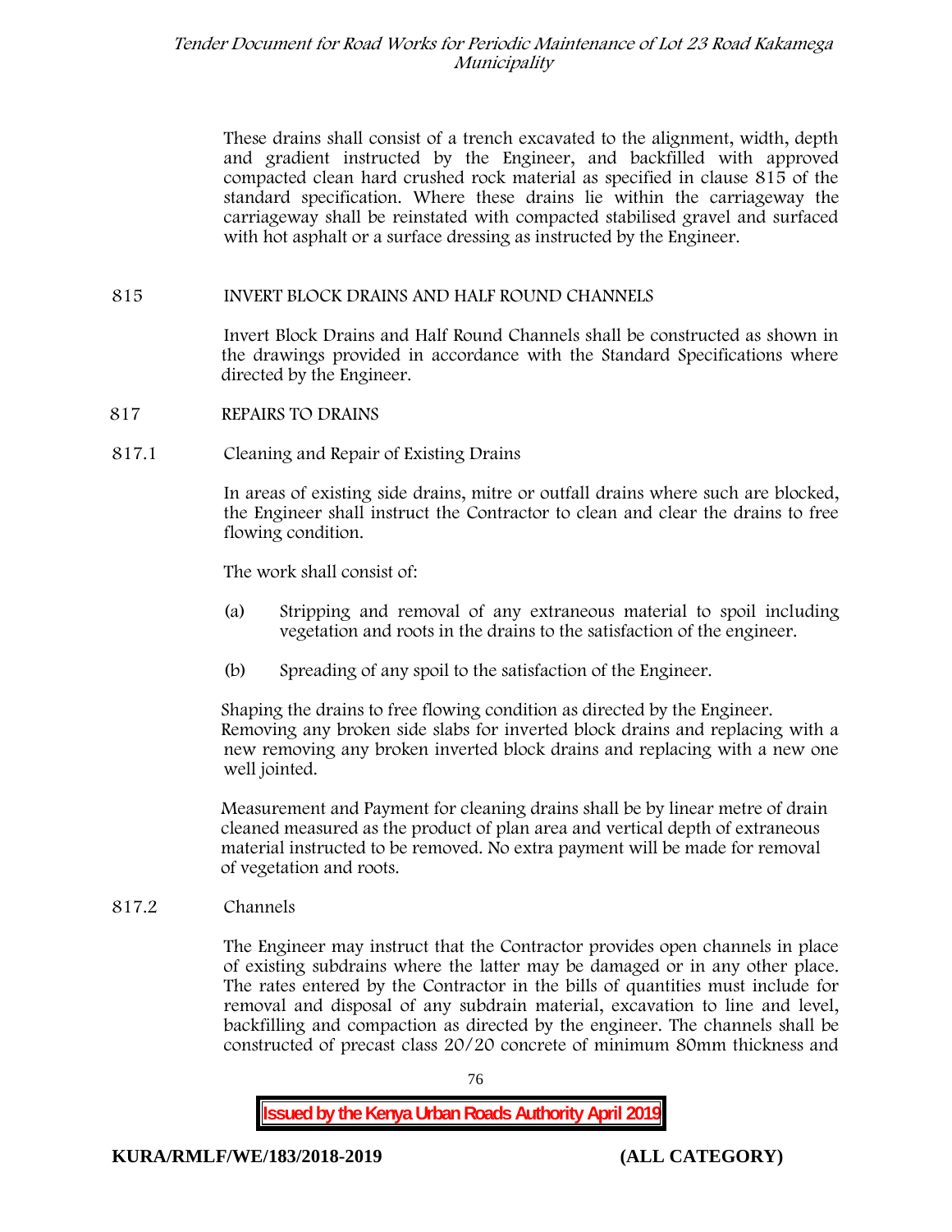These drains shall consist of a trench excavated to the alignment, width, depth and gradient instructed by the Engineer, and backfilled with approved compacted clean hard crushed rock material as specified in clause 815 of the standard specification. Where these drains lie within the carriageway the carriageway shall be reinstated with compacted stabilised gravel and surfaced with hot asphalt or a surface dressing as instructed by the Engineer.

## 815 INVERT BLOCK DRAINS AND HALF ROUND CHANNELS

Invert Block Drains and Half Round Channels shall be constructed as shown in the drawings provided in accordance with the Standard Specifications where directed by the Engineer.

## 817 REPAIRS TO DRAINS

### 817.1 Cleaning and Repair of Existing Drains

In areas of existing side drains, mitre or outfall drains where such are blocked, the Engineer shall instruct the Contractor to clean and clear the drains to free flowing condition.

The work shall consist of:

(a) Stripping and removal of any extraneous material to spoil including vegetation and roots in the drains to the satisfaction of the engineer.

(b) Spreading of any spoil to the satisfaction of the Engineer.

Shaping the drains to free flowing condition as directed by the Engineer. Removing any broken side slabs for inverted block drains and replacing with a new removing any broken inverted block drains and replacing with a new one well jointed.

Measurement and Payment for cleaning drains shall be by linear metre of drain cleaned measured as the product of plan area and vertical depth of extraneous material instructed to be removed. No extra payment will be made for removal of vegetation and roots.

### 817.2 Channels

The Engineer may instruct that the Contractor provides open channels in place of existing subdrains where the latter may be damaged or in any other place. The rates entered by the Contractor in the bills of quantities must include for removal and disposal of any subdrain material, excavation to line and level, backfilling and compaction as directed by the engineer. The channels shall be constructed of precast class 20/20 concrete of minimum 80mm thickness and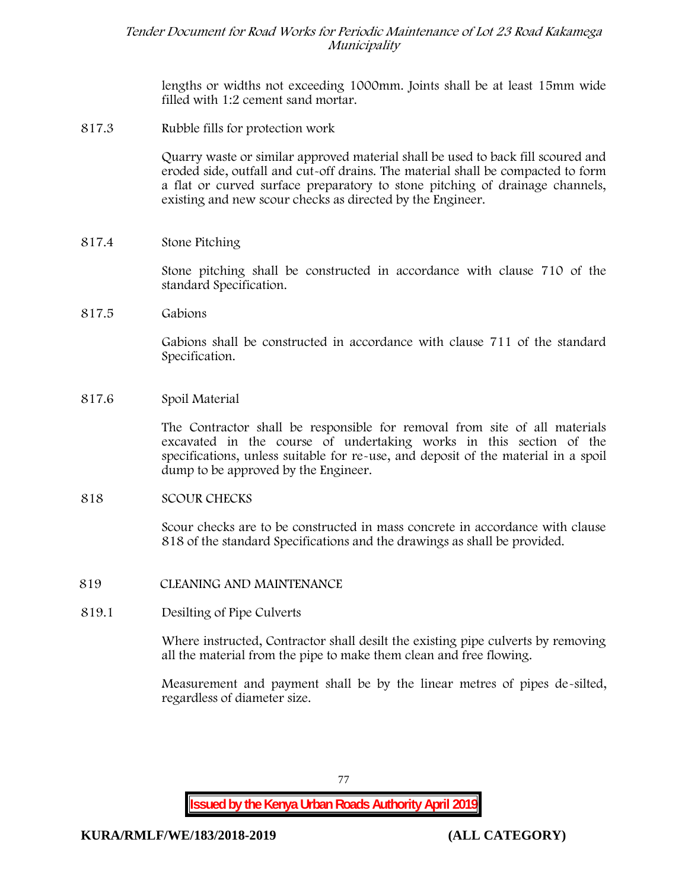lengths or widths not exceeding 1000mm. Joints shall be at least 15mm wide filled with 1:2 cement sand mortar.

817.3 Rubble fills for protection work

Quarry waste or similar approved material shall be used to back fill scoured and eroded side, outfall and cut-off drains. The material shall be compacted to form a flat or curved surface preparatory to stone pitching of drainage channels, existing and new scour checks as directed by the Engineer.

817.4 Stone Pitching

Stone pitching shall be constructed in accordance with clause 710 of the standard Specification.

817.5 Gabions

Gabions shall be constructed in accordance with clause 711 of the standard Specification.

817.6 Spoil Material

The Contractor shall be responsible for removal from site of all materials excavated in the course of undertaking works in this section of the specifications, unless suitable for re-use, and deposit of the material in a spoil dump to be approved by the Engineer.

818 SCOUR CHECKS

Scour checks are to be constructed in mass concrete in accordance with clause 818 of the standard Specifications and the drawings as shall be provided.

819 CLEANING AND MAINTENANCE

819.1 Desilting of Pipe Culverts

Where instructed, Contractor shall desilt the existing pipe culverts by removing all the material from the pipe to make them clean and free flowing.

Measurement and payment shall be by the linear metres of pipes de-silted, regardless of diameter size.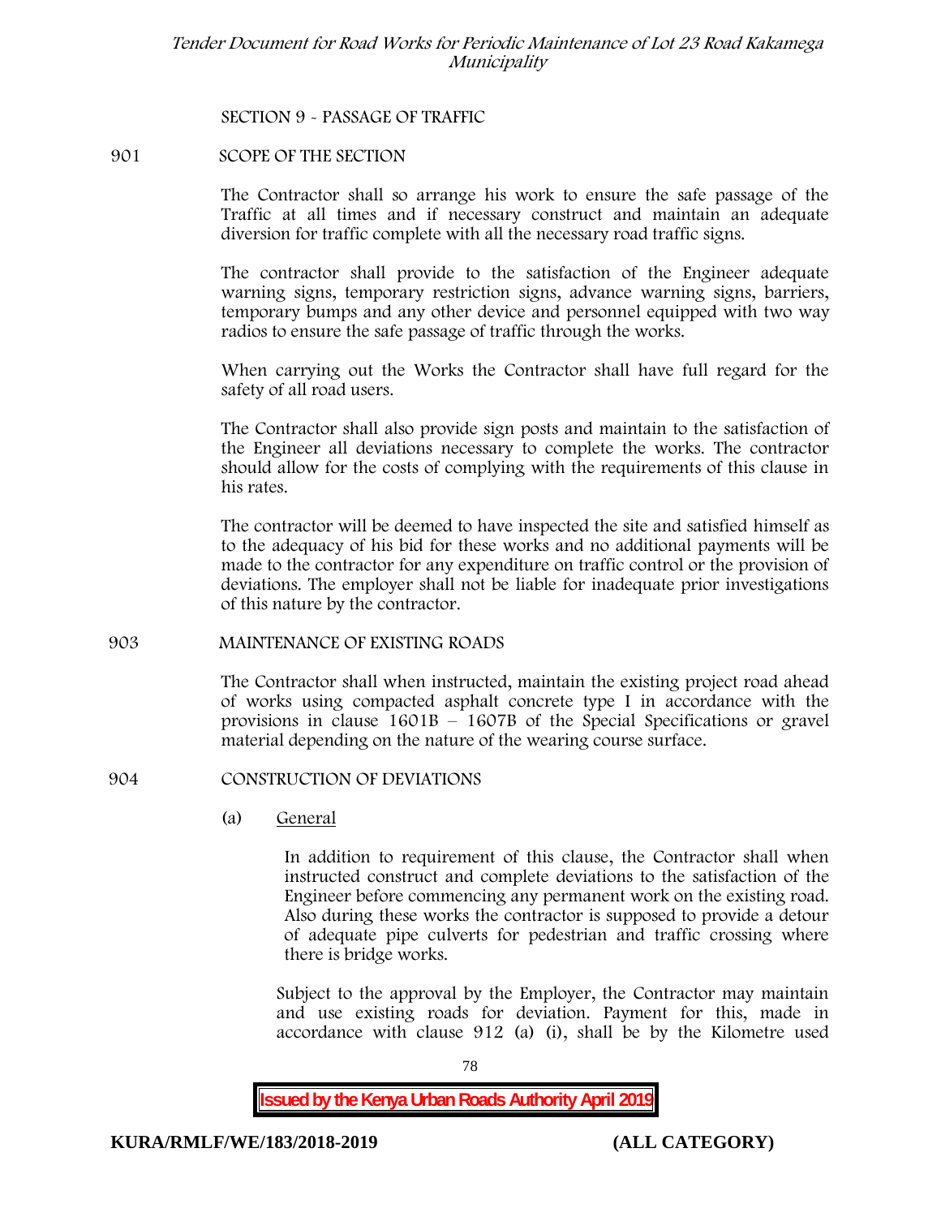## SECTION 9 - PASSAGE OF TRAFFIC

### 901 SCOPE OF THE SECTION

The Contractor shall so arrange his work to ensure the safe passage of the Traffic at all times and if necessary construct and maintain an adequate diversion for traffic complete with all the necessary road traffic signs.

The contractor shall provide to the satisfaction of the Engineer adequate warning signs, temporary restriction signs, advance warning signs, barriers, temporary bumps and any other device and personnel equipped with two way radios to ensure the safe passage of traffic through the works.

When carrying out the Works the Contractor shall have full regard for the safety of all road users.

The Contractor shall also provide sign posts and maintain to the satisfaction of the Engineer all deviations necessary to complete the works. The contractor should allow for the costs of complying with the requirements of this clause in his rates.

The contractor will be deemed to have inspected the site and satisfied himself as to the adequacy of his bid for these works and no additional payments will be made to the contractor for any expenditure on traffic control or the provision of deviations. The employer shall not be liable for inadequate prior investigations of this nature by the contractor.

### 903 MAINTENANCE OF EXISTING ROADS

The Contractor shall when instructed, maintain the existing project road ahead of works using compacted asphalt concrete type I in accordance with the provisions in clause 1601B – 1607B of the Special Specifications or gravel material depending on the nature of the wearing course surface.

### 904 CONSTRUCTION OF DEVIATIONS

(a) General

In addition to requirement of this clause, the Contractor shall when instructed construct and complete deviations to the satisfaction of the Engineer before commencing any permanent work on the existing road. Also during these works the contractor is supposed to provide a detour of adequate pipe culverts for pedestrian and traffic crossing where there is bridge works.

Subject to the approval by the Employer, the Contractor may maintain and use existing roads for deviation. Payment for this, made in accordance with clause 912 (a) (i), shall be by the Kilometre used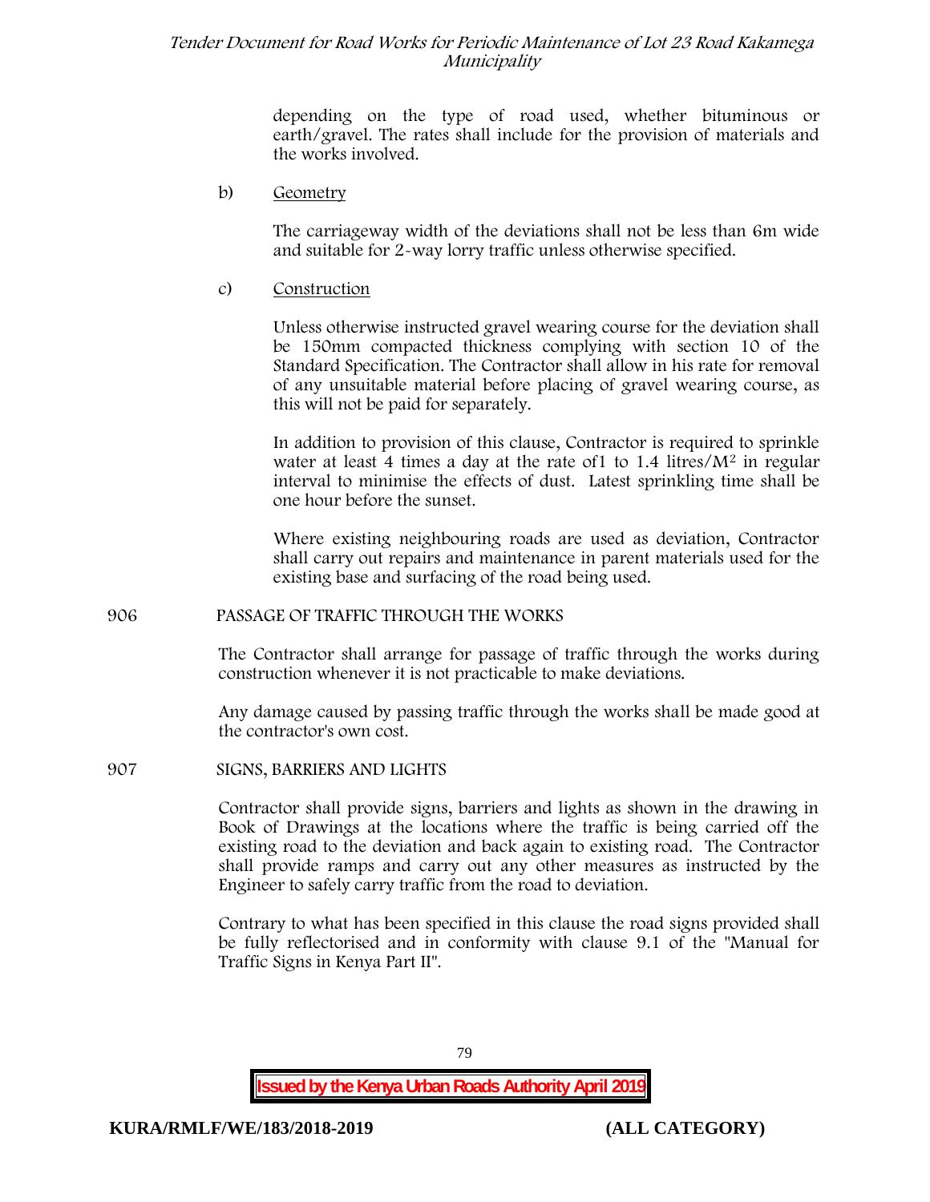depending on the type of road used, whether bituminous or earth/gravel. The rates shall include for the provision of materials and the works involved.

b) Geometry

The carriageway width of the deviations shall not be less than 6m wide and suitable for 2-way lorry traffic unless otherwise specified.

c) Construction

Unless otherwise instructed gravel wearing course for the deviation shall be 150mm compacted thickness complying with section 10 of the Standard Specification. The Contractor shall allow in his rate for removal of any unsuitable material before placing of gravel wearing course, as this will not be paid for separately.

In addition to provision of this clause, Contractor is required to sprinkle water at least 4 times a day at the rate of1 to 1.4 litres/$M^2$ in regular interval to minimise the effects of dust. Latest sprinkling time shall be one hour before the sunset.

Where existing neighbouring roads are used as deviation, Contractor shall carry out repairs and maintenance in parent materials used for the existing base and surfacing of the road being used.

## 906 PASSAGE OF TRAFFIC THROUGH THE WORKS

The Contractor shall arrange for passage of traffic through the works during construction whenever it is not practicable to make deviations.

Any damage caused by passing traffic through the works shall be made good at the contractor's own cost.

## 907 SIGNS, BARRIERS AND LIGHTS

Contractor shall provide signs, barriers and lights as shown in the drawing in Book of Drawings at the locations where the traffic is being carried off the existing road to the deviation and back again to existing road. The Contractor shall provide ramps and carry out any other measures as instructed by the Engineer to safely carry traffic from the road to deviation.

Contrary to what has been specified in this clause the road signs provided shall be fully reflectorised and in conformity with clause 9.1 of the "Manual for Traffic Signs in Kenya Part II".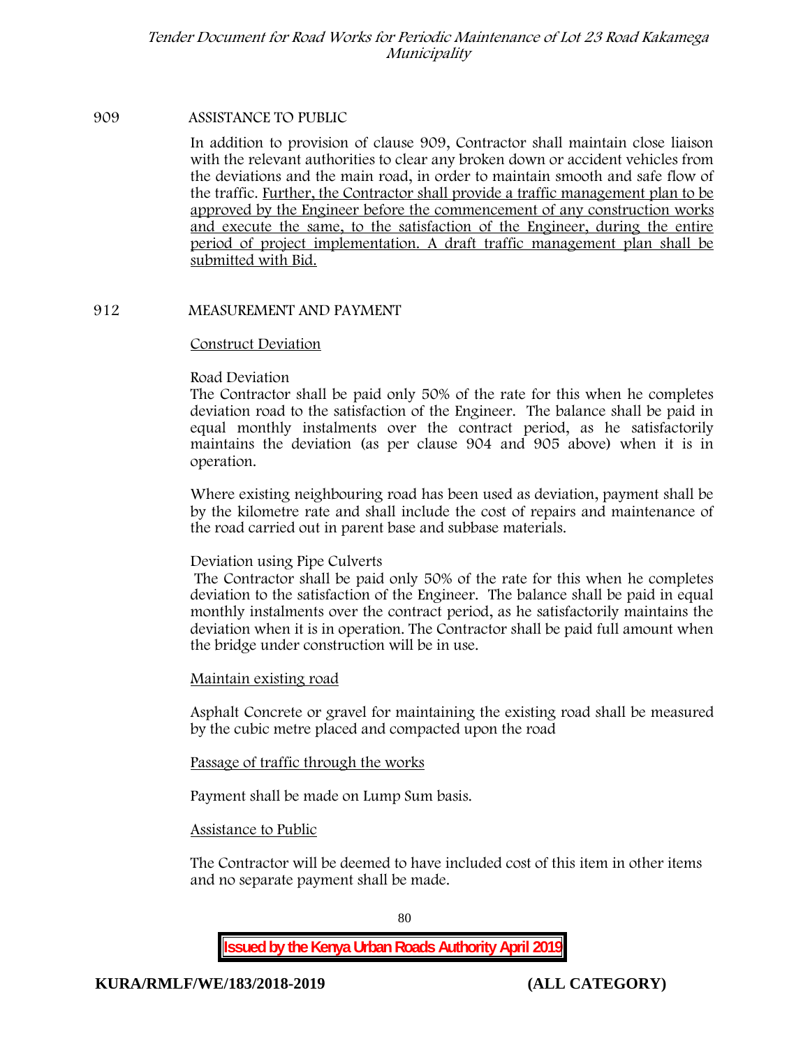909 ASSISTANCE TO PUBLIC

In addition to provision of clause 909, Contractor shall maintain close liaison with the relevant authorities to clear any broken down or accident vehicles from the deviations and the main road, in order to maintain smooth and safe flow of the traffic. Further, the Contractor shall provide a traffic management plan to be approved by the Engineer before the commencement of any construction works and execute the same, to the satisfaction of the Engineer, during the entire period of project implementation. A draft traffic management plan shall be submitted with Bid.

912 MEASUREMENT AND PAYMENT

Construct Deviation

Road Deviation

The Contractor shall be paid only 50% of the rate for this when he completes deviation road to the satisfaction of the Engineer. The balance shall be paid in equal monthly instalments over the contract period, as he satisfactorily maintains the deviation (as per clause 904 and 905 above) when it is in operation.

Where existing neighbouring road has been used as deviation, payment shall be by the kilometre rate and shall include the cost of repairs and maintenance of the road carried out in parent base and subbase materials.

Deviation using Pipe Culverts

The Contractor shall be paid only 50% of the rate for this when he completes deviation to the satisfaction of the Engineer. The balance shall be paid in equal monthly instalments over the contract period, as he satisfactorily maintains the deviation when it is in operation. The Contractor shall be paid full amount when the bridge under construction will be in use.

Maintain existing road

Asphalt Concrete or gravel for maintaining the existing road shall be measured by the cubic metre placed and compacted upon the road

Passage of traffic through the works

Payment shall be made on Lump Sum basis.

Assistance to Public

The Contractor will be deemed to have included cost of this item in other items and no separate payment shall be made.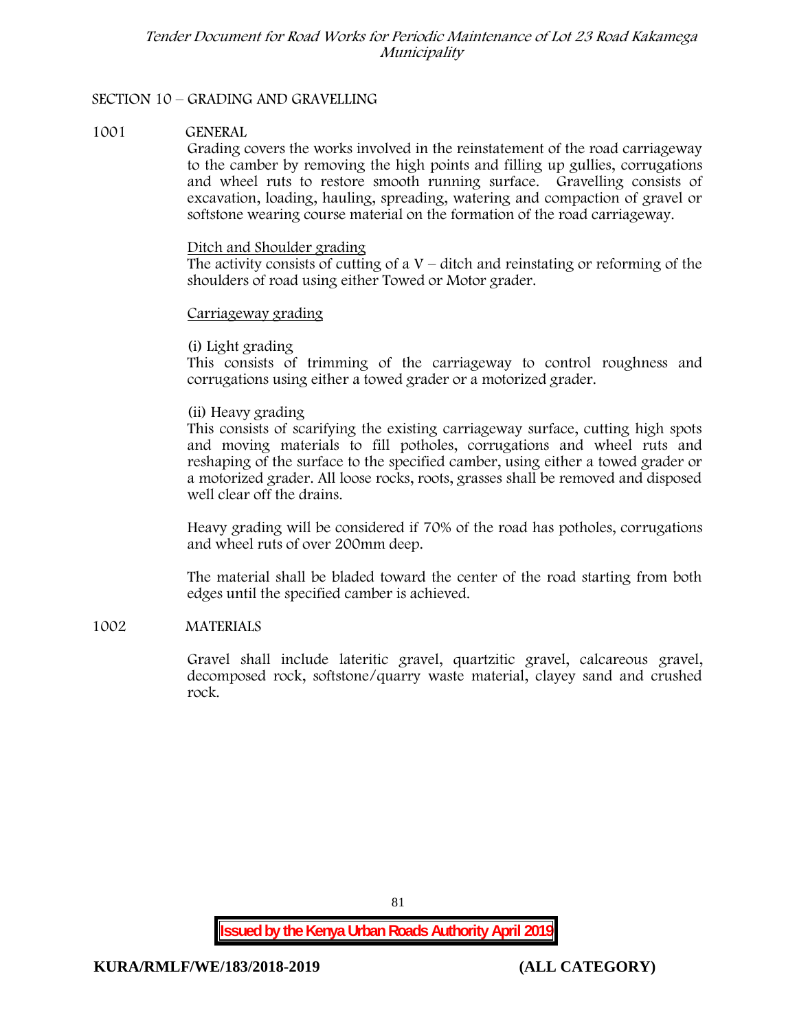## SECTION 10 – GRADING AND GRAVELLING

### 1001 GENERAL

Grading covers the works involved in the reinstatement of the road carriageway to the camber by removing the high points and filling up gullies, corrugations and wheel ruts to restore smooth running surface. Gravelling consists of excavation, loading, hauling, spreading, watering and compaction of gravel or softstone wearing course material on the formation of the road carriageway.

<u>Ditch and Shoulder grading</u>

The activity consists of cutting of a V – ditch and reinstating or reforming of the shoulders of road using either Towed or Motor grader.

<u>Carriageway grading</u>

(i) Light grading

This consists of trimming of the carriageway to control roughness and corrugations using either a towed grader or a motorized grader.

(ii) Heavy grading

This consists of scarifying the existing carriageway surface, cutting high spots and moving materials to fill potholes, corrugations and wheel ruts and reshaping of the surface to the specified camber, using either a towed grader or a motorized grader. All loose rocks, roots, grasses shall be removed and disposed well clear off the drains.

Heavy grading will be considered if 70% of the road has potholes, corrugations and wheel ruts of over 200mm deep.

The material shall be bladed toward the center of the road starting from both edges until the specified camber is achieved.

### 1002 MATERIALS

Gravel shall include lateritic gravel, quartzitic gravel, calcareous gravel, decomposed rock, softstone/quarry waste material, clayey sand and crushed rock.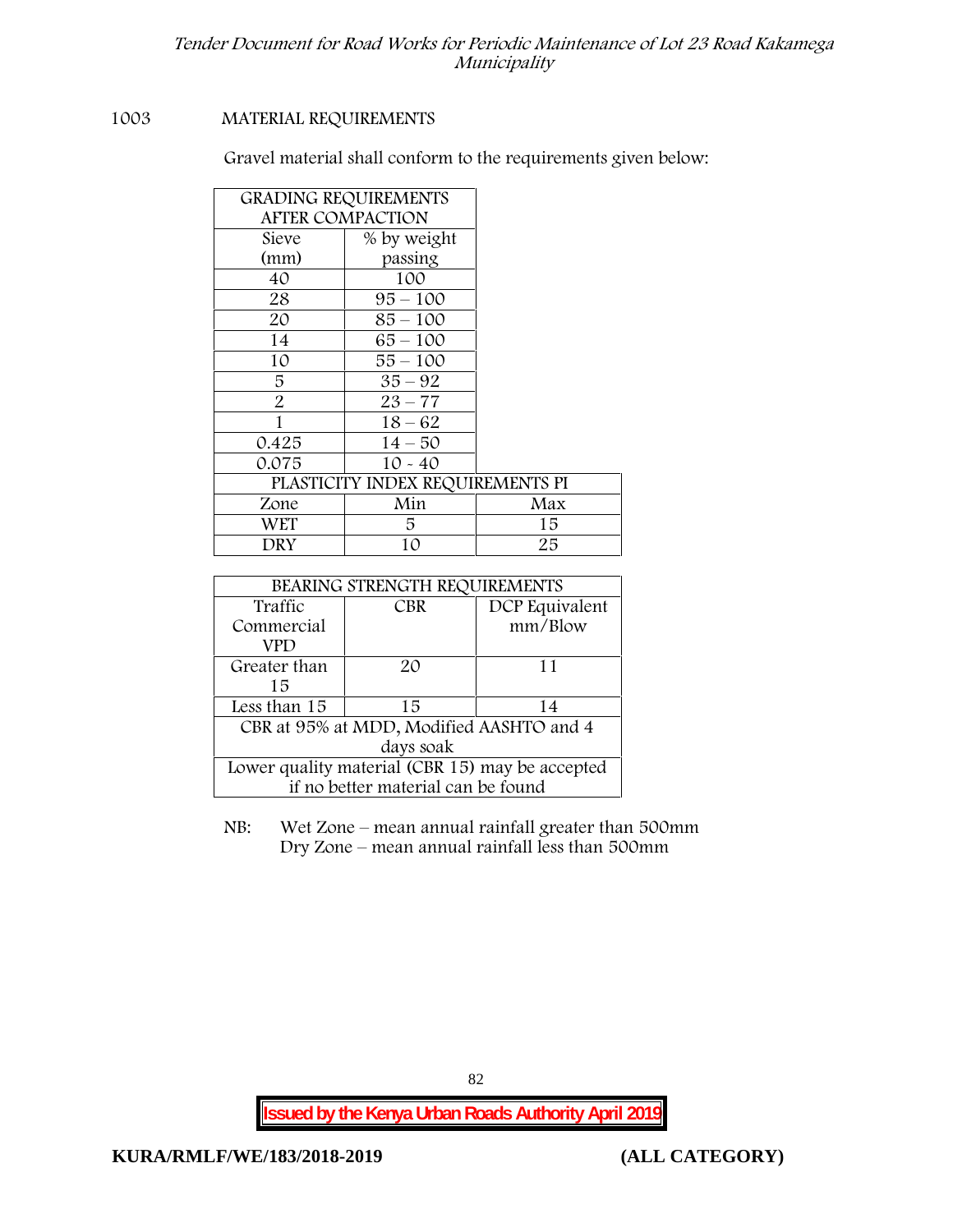## 1003 MATERIAL REQUIREMENTS

Gravel material shall conform to the requirements given below:

| GRADING REQUIREMENTS AFTER COMPACTION | | |
|---|---|---|
| Sieve (mm) | % by weight passing | |
| 40 | 100 | |
| 28 | 95 – 100 | |
| 20 | 85 – 100 | |
| 14 | 65 – 100 | |
| 10 | 55 – 100 | |
| 5 | 35 – 92 | |
| 2 | 23 – 77 | |
| 1 | 18 – 62 | |
| 0.425 | 14 – 50 | |
| 0.075 | 10 - 40 | |
| PLASTICITY INDEX REQUIREMENTS PI | | |
| Zone | Min | Max |
| WET | 5 | 15 |
| DRY | 10 | 25 |

| BEARING STRENGTH REQUIREMENTS | | |
|---|---|---|
| Traffic Commercial VPD | CBR | DCP Equivalent mm/Blow |
| Greater than 15 | 20 | 11 |
| Less than 15 | 15 | 14 |
| CBR at 95% at MDD, Modified AASHTO and 4 days soak | | |
| Lower quality material (CBR 15) may be accepted if no better material can be found | | |

NB: Wet Zone – mean annual rainfall greater than 500mm
Dry Zone – mean annual rainfall less than 500mm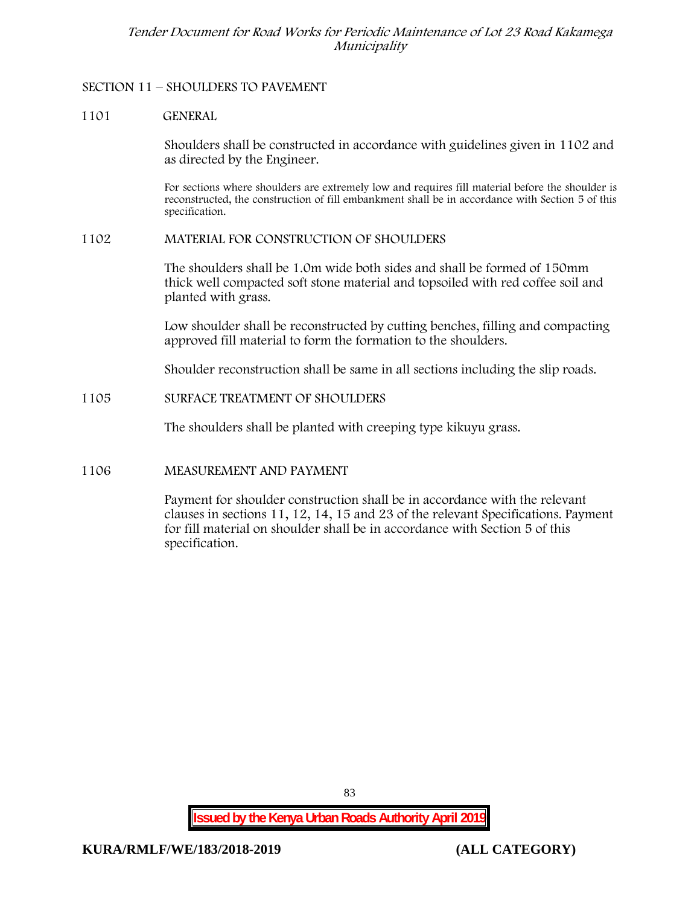## SECTION 11 – SHOULDERS TO PAVEMENT

### 1101 GENERAL

Shoulders shall be constructed in accordance with guidelines given in 1102 and as directed by the Engineer.

For sections where shoulders are extremely low and requires fill material before the shoulder is reconstructed, the construction of fill embankment shall be in accordance with Section 5 of this specification.

### 1102 MATERIAL FOR CONSTRUCTION OF SHOULDERS

The shoulders shall be 1.0m wide both sides and shall be formed of 150mm thick well compacted soft stone material and topsoiled with red coffee soil and planted with grass.

Low shoulder shall be reconstructed by cutting benches, filling and compacting approved fill material to form the formation to the shoulders.

Shoulder reconstruction shall be same in all sections including the slip roads.

### 1105 SURFACE TREATMENT OF SHOULDERS

The shoulders shall be planted with creeping type kikuyu grass.

### 1106 MEASUREMENT AND PAYMENT

Payment for shoulder construction shall be in accordance with the relevant clauses in sections 11, 12, 14, 15 and 23 of the relevant Specifications. Payment for fill material on shoulder shall be in accordance with Section 5 of this specification.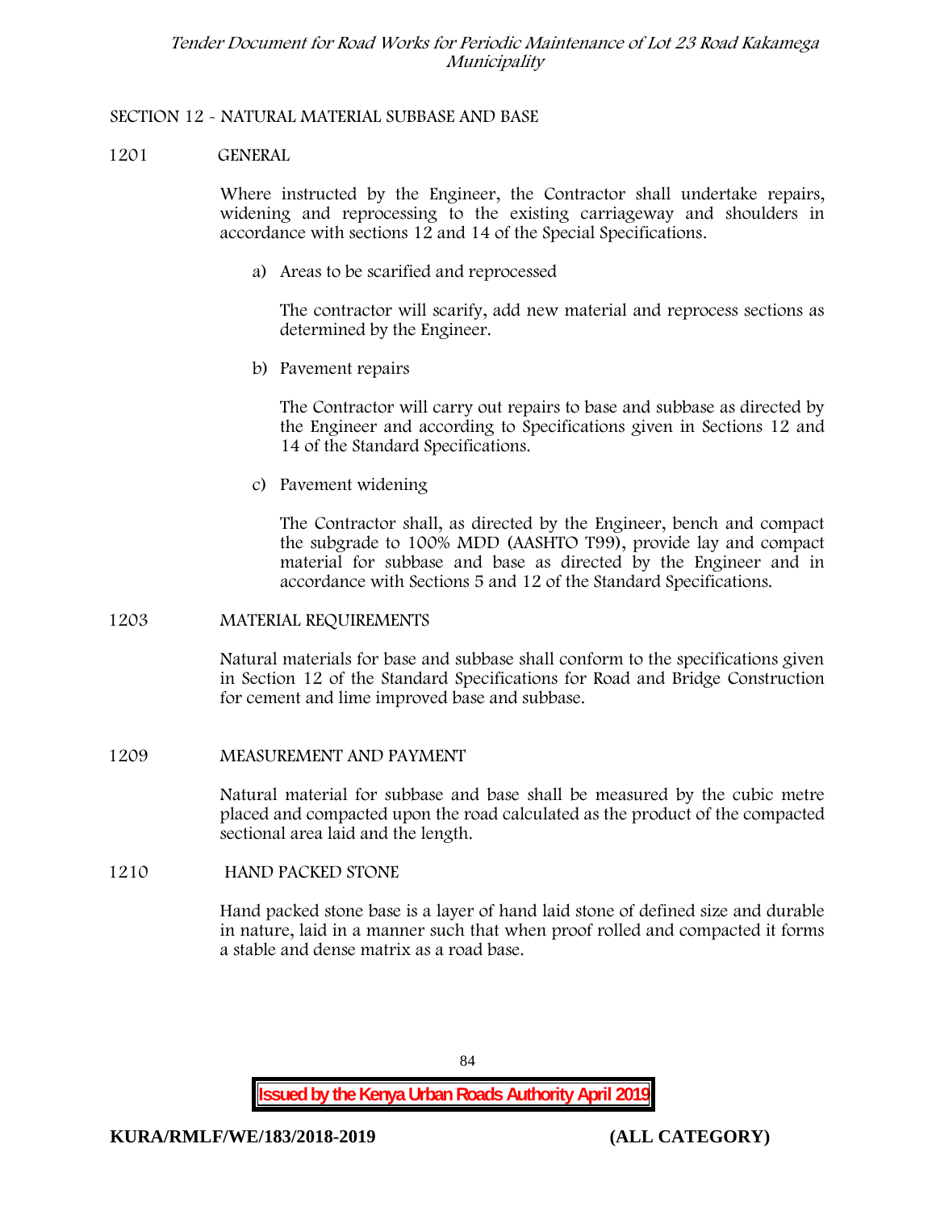## SECTION 12 - NATURAL MATERIAL SUBBASE AND BASE

### 1201 GENERAL

Where instructed by the Engineer, the Contractor shall undertake repairs, widening and reprocessing to the existing carriageway and shoulders in accordance with sections 12 and 14 of the Special Specifications.

a) Areas to be scarified and reprocessed

The contractor will scarify, add new material and reprocess sections as determined by the Engineer.

b) Pavement repairs

The Contractor will carry out repairs to base and subbase as directed by the Engineer and according to Specifications given in Sections 12 and 14 of the Standard Specifications.

c) Pavement widening

The Contractor shall, as directed by the Engineer, bench and compact the subgrade to 100% MDD (AASHTO T99), provide lay and compact material for subbase and base as directed by the Engineer and in accordance with Sections 5 and 12 of the Standard Specifications.

### 1203 MATERIAL REQUIREMENTS

Natural materials for base and subbase shall conform to the specifications given in Section 12 of the Standard Specifications for Road and Bridge Construction for cement and lime improved base and subbase.

### 1209 MEASUREMENT AND PAYMENT

Natural material for subbase and base shall be measured by the cubic metre placed and compacted upon the road calculated as the product of the compacted sectional area laid and the length.

### 1210 HAND PACKED STONE

Hand packed stone base is a layer of hand laid stone of defined size and durable in nature, laid in a manner such that when proof rolled and compacted it forms a stable and dense matrix as a road base.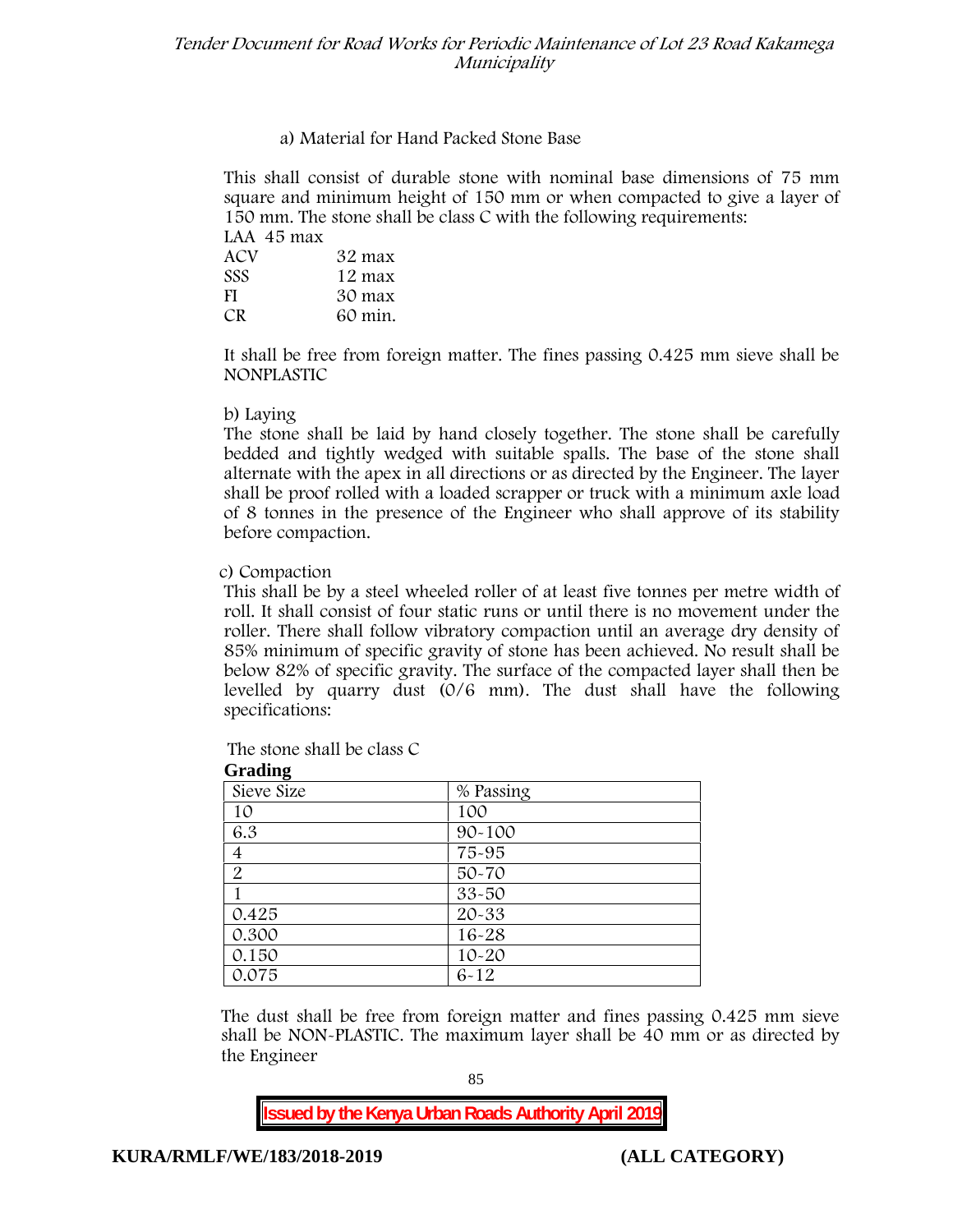a) Material for Hand Packed Stone Base

This shall consist of durable stone with nominal base dimensions of 75 mm square and minimum height of 150 mm or when compacted to give a layer of 150 mm. The stone shall be class C with the following requirements:

LAA 45 max
ACV 32 max
SSS 12 max
FI 30 max
CR 60 min.

It shall be free from foreign matter. The fines passing 0.425 mm sieve shall be NONPLASTIC

b) Laying

The stone shall be laid by hand closely together. The stone shall be carefully bedded and tightly wedged with suitable spalls. The base of the stone shall alternate with the apex in all directions or as directed by the Engineer. The layer shall be proof rolled with a loaded scrapper or truck with a minimum axle load of 8 tonnes in the presence of the Engineer who shall approve of its stability before compaction.

c) Compaction

This shall be by a steel wheeled roller of at least five tonnes per metre width of roll. It shall consist of four static runs or until there is no movement under the roller. There shall follow vibratory compaction until an average dry density of 85% minimum of specific gravity of stone has been achieved. No result shall be below 82% of specific gravity. The surface of the compacted layer shall then be levelled by quarry dust (0/6 mm). The dust shall have the following specifications:

The stone shall be class C

**Grading**

| Sieve Size | % Passing |
|---|---|
| 10 | 100 |
| 6.3 | 90-100 |
| 4 | 75-95 |
| 2 | 50-70 |
| 1 | 33-50 |
| 0.425 | 20-33 |
| 0.300 | 16-28 |
| 0.150 | 10-20 |
| 0.075 | 6-12 |

The dust shall be free from foreign matter and fines passing 0.425 mm sieve shall be NON-PLASTIC. The maximum layer shall be 40 mm or as directed by the Engineer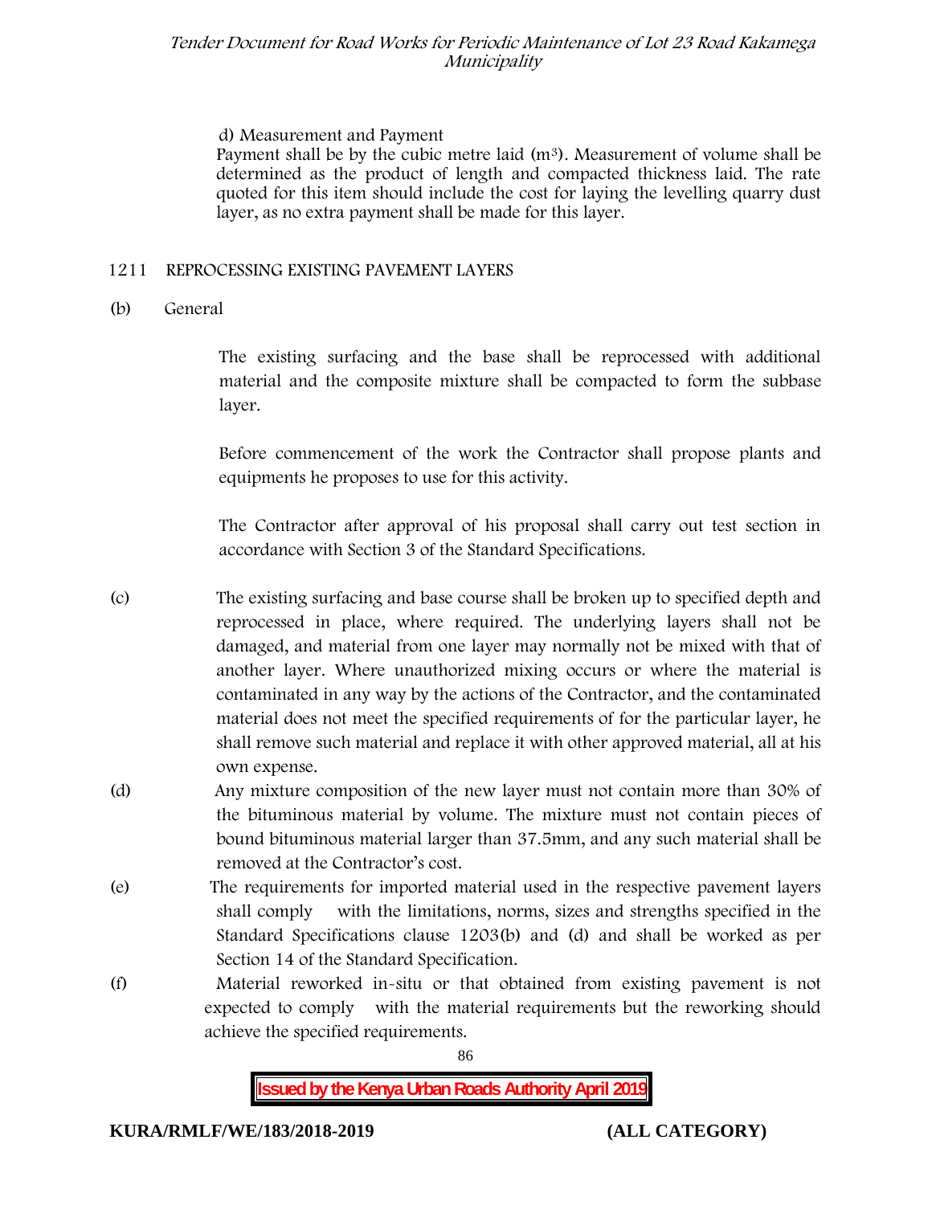d) Measurement and Payment

Payment shall be by the cubic metre laid ($m^3$). Measurement of volume shall be determined as the product of length and compacted thickness laid. The rate quoted for this item should include the cost for laying the levelling quarry dust layer, as no extra payment shall be made for this layer.

## 1211 REPROCESSING EXISTING PAVEMENT LAYERS

(b) General

The existing surfacing and the base shall be reprocessed with additional material and the composite mixture shall be compacted to form the subbase layer.

Before commencement of the work the Contractor shall propose plants and equipments he proposes to use for this activity.

The Contractor after approval of his proposal shall carry out test section in accordance with Section 3 of the Standard Specifications.

(c) The existing surfacing and base course shall be broken up to specified depth and reprocessed in place, where required. The underlying layers shall not be damaged, and material from one layer may normally not be mixed with that of another layer. Where unauthorized mixing occurs or where the material is contaminated in any way by the actions of the Contractor, and the contaminated material does not meet the specified requirements of for the particular layer, he shall remove such material and replace it with other approved material, all at his own expense.

(d) Any mixture composition of the new layer must not contain more than 30% of the bituminous material by volume. The mixture must not contain pieces of bound bituminous material larger than 37.5mm, and any such material shall be removed at the Contractor's cost.

(e) The requirements for imported material used in the respective pavement layers shall comply with the limitations, norms, sizes and strengths specified in the Standard Specifications clause 1203(b) and (d) and shall be worked as per Section 14 of the Standard Specification.

(f) Material reworked in-situ or that obtained from existing pavement is not expected to comply with the material requirements but the reworking should achieve the specified requirements.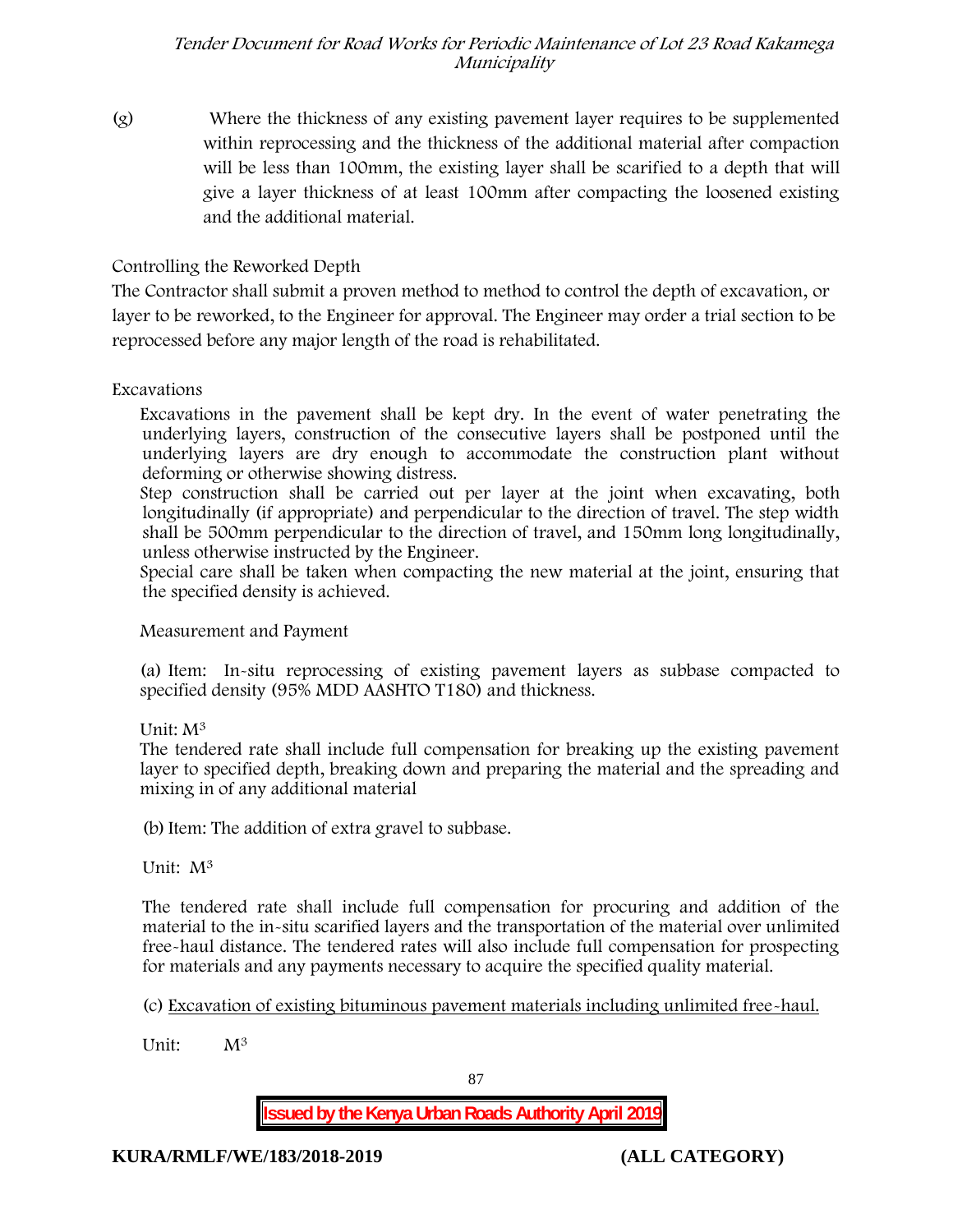(g) Where the thickness of any existing pavement layer requires to be supplemented within reprocessing and the thickness of the additional material after compaction will be less than 100mm, the existing layer shall be scarified to a depth that will give a layer thickness of at least 100mm after compacting the loosened existing and the additional material.

Controlling the Reworked Depth

The Contractor shall submit a proven method to method to control the depth of excavation, or layer to be reworked, to the Engineer for approval. The Engineer may order a trial section to be reprocessed before any major length of the road is rehabilitated.

Excavations

Excavations in the pavement shall be kept dry. In the event of water penetrating the underlying layers, construction of the consecutive layers shall be postponed until the underlying layers are dry enough to accommodate the construction plant without deforming or otherwise showing distress.

Step construction shall be carried out per layer at the joint when excavating, both longitudinally (if appropriate) and perpendicular to the direction of travel. The step width shall be 500mm perpendicular to the direction of travel, and 150mm long longitudinally, unless otherwise instructed by the Engineer.

Special care shall be taken when compacting the new material at the joint, ensuring that the specified density is achieved.

Measurement and Payment

(a) Item: In-situ reprocessing of existing pavement layers as subbase compacted to specified density (95% MDD AASHTO T180) and thickness.

Unit: $M^3$

The tendered rate shall include full compensation for breaking up the existing pavement layer to specified depth, breaking down and preparing the material and the spreading and mixing in of any additional material

(b) Item: The addition of extra gravel to subbase.

Unit: $M^3$

The tendered rate shall include full compensation for procuring and addition of the material to the in-situ scarified layers and the transportation of the material over unlimited free-haul distance. The tendered rates will also include full compensation for prospecting for materials and any payments necessary to acquire the specified quality material.

(c) Excavation of existing bituminous pavement materials including unlimited free-haul.

Unit: $M^3$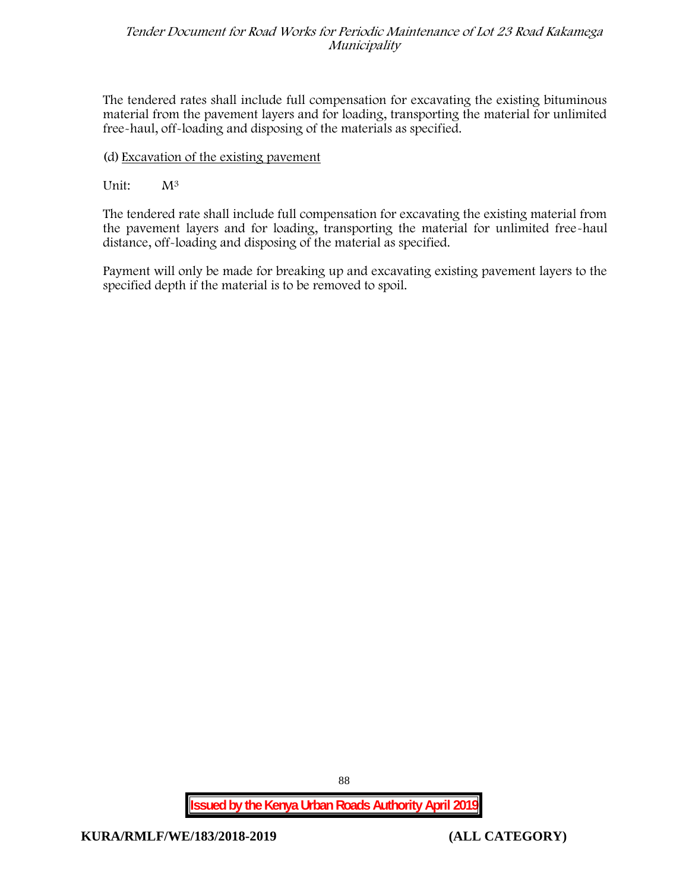The tendered rates shall include full compensation for excavating the existing bituminous material from the pavement layers and for loading, transporting the material for unlimited free-haul, off-loading and disposing of the materials as specified.

(d) Excavation of the existing pavement

Unit: $M^3$

The tendered rate shall include full compensation for excavating the existing material from the pavement layers and for loading, transporting the material for unlimited free-haul distance, off-loading and disposing of the material as specified.

Payment will only be made for breaking up and excavating existing pavement layers to the specified depth if the material is to be removed to spoil.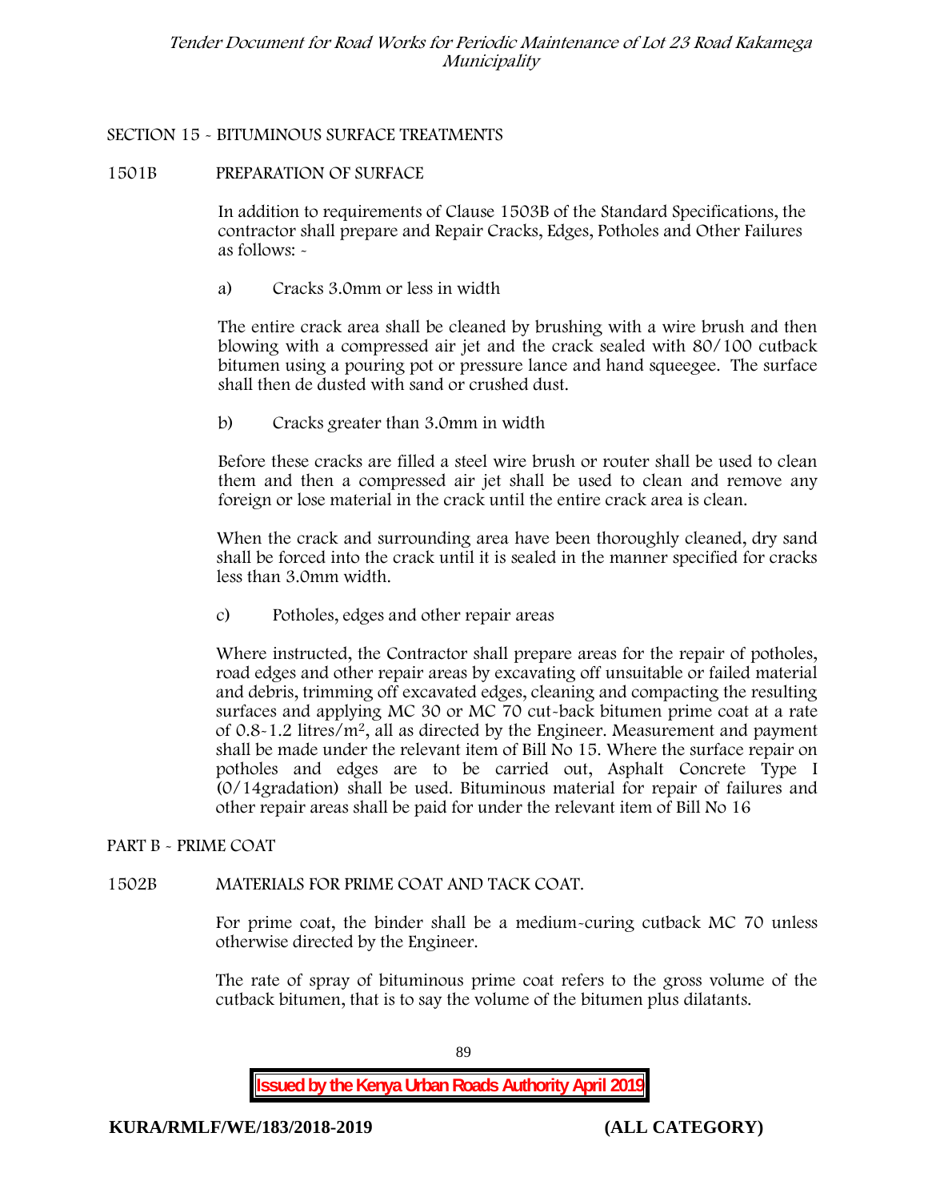## SECTION 15 - BITUMINOUS SURFACE TREATMENTS

### 1501B PREPARATION OF SURFACE

In addition to requirements of Clause 1503B of the Standard Specifications, the contractor shall prepare and Repair Cracks, Edges, Potholes and Other Failures as follows: -

a) Cracks 3.0mm or less in width

The entire crack area shall be cleaned by brushing with a wire brush and then blowing with a compressed air jet and the crack sealed with 80/100 cutback bitumen using a pouring pot or pressure lance and hand squeegee. The surface shall then de dusted with sand or crushed dust.

b) Cracks greater than 3.0mm in width

Before these cracks are filled a steel wire brush or router shall be used to clean them and then a compressed air jet shall be used to clean and remove any foreign or lose material in the crack until the entire crack area is clean.

When the crack and surrounding area have been thoroughly cleaned, dry sand shall be forced into the crack until it is sealed in the manner specified for cracks less than 3.0mm width.

c) Potholes, edges and other repair areas

Where instructed, the Contractor shall prepare areas for the repair of potholes, road edges and other repair areas by excavating off unsuitable or failed material and debris, trimming off excavated edges, cleaning and compacting the resulting surfaces and applying MC 30 or MC 70 cut-back bitumen prime coat at a rate of 0.8-1.2 litres/$m^2$, all as directed by the Engineer. Measurement and payment shall be made under the relevant item of Bill No 15. Where the surface repair on potholes and edges are to be carried out, Asphalt Concrete Type I (0/14gradation) shall be used. Bituminous material for repair of failures and other repair areas shall be paid for under the relevant item of Bill No 16

## PART B - PRIME COAT

### 1502B MATERIALS FOR PRIME COAT AND TACK COAT.

For prime coat, the binder shall be a medium-curing cutback MC 70 unless otherwise directed by the Engineer.

The rate of spray of bituminous prime coat refers to the gross volume of the cutback bitumen, that is to say the volume of the bitumen plus dilatants.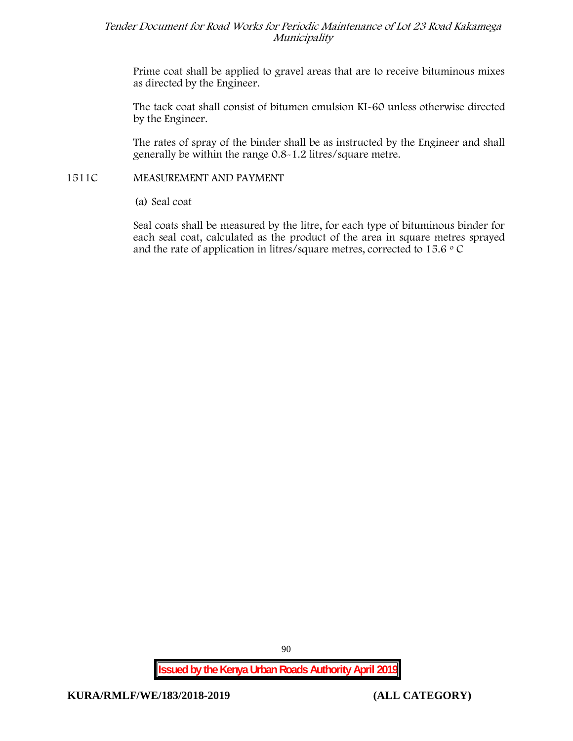Prime coat shall be applied to gravel areas that are to receive bituminous mixes as directed by the Engineer.

The tack coat shall consist of bitumen emulsion KI-60 unless otherwise directed by the Engineer.

The rates of spray of the binder shall be as instructed by the Engineer and shall generally be within the range 0.8-1.2 litres/square metre.

## 1511C MEASUREMENT AND PAYMENT

(a) Seal coat

Seal coats shall be measured by the litre, for each type of bituminous binder for each seal coat, calculated as the product of the area in square metres sprayed and the rate of application in litres/square metres, corrected to 15.6 $^{o}$ C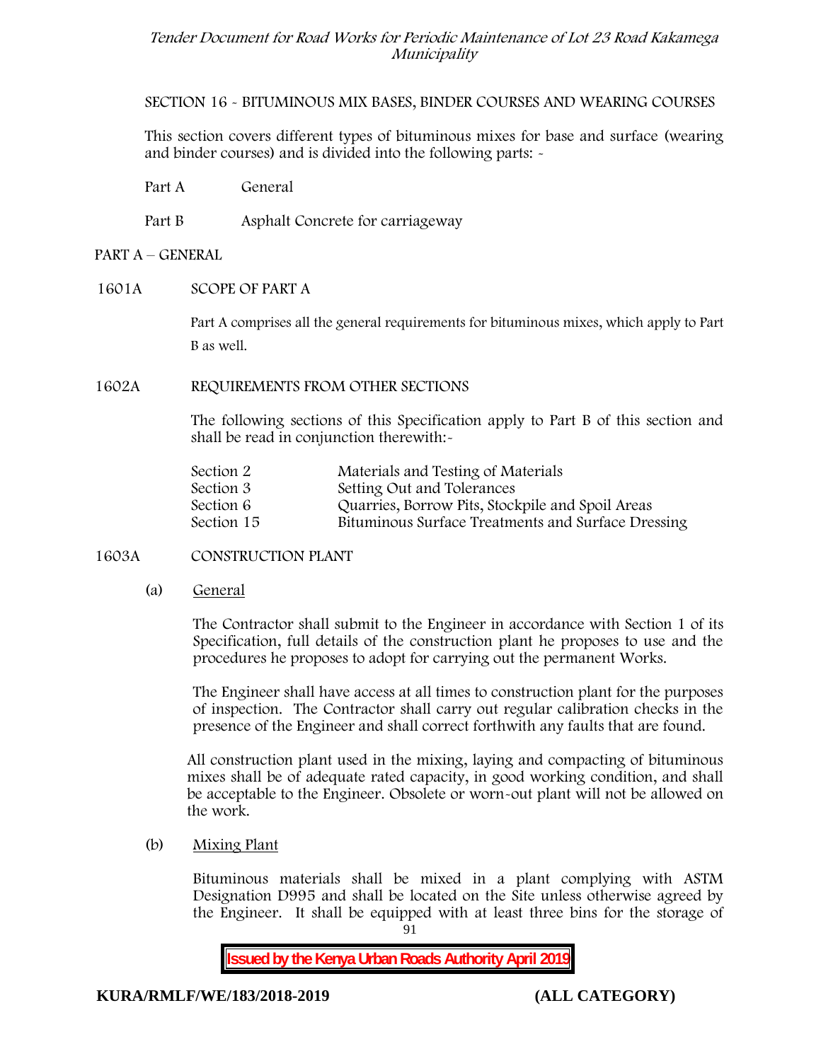SECTION 16 - BITUMINOUS MIX BASES, BINDER COURSES AND WEARING COURSES

This section covers different types of bituminous mixes for base and surface (wearing and binder courses) and is divided into the following parts: -

Part A General

Part B Asphalt Concrete for carriageway

## PART A – GENERAL

### 1601A SCOPE OF PART A

Part A comprises all the general requirements for bituminous mixes, which apply to Part B as well.

### 1602A REQUIREMENTS FROM OTHER SECTIONS

The following sections of this Specification apply to Part B of this section and shall be read in conjunction therewith:-

| | |
|---|---|
| Section 2 | Materials and Testing of Materials |
| Section 3 | Setting Out and Tolerances |
| Section 6 | Quarries, Borrow Pits, Stockpile and Spoil Areas |
| Section 15 | Bituminous Surface Treatments and Surface Dressing |

### 1603A CONSTRUCTION PLANT

(a) General

The Contractor shall submit to the Engineer in accordance with Section 1 of its Specification, full details of the construction plant he proposes to use and the procedures he proposes to adopt for carrying out the permanent Works.

The Engineer shall have access at all times to construction plant for the purposes of inspection. The Contractor shall carry out regular calibration checks in the presence of the Engineer and shall correct forthwith any faults that are found.

All construction plant used in the mixing, laying and compacting of bituminous mixes shall be of adequate rated capacity, in good working condition, and shall be acceptable to the Engineer. Obsolete or worn-out plant will not be allowed on the work.

(b) Mixing Plant

Bituminous materials shall be mixed in a plant complying with ASTM Designation D995 and shall be located on the Site unless otherwise agreed by the Engineer. It shall be equipped with at least three bins for the storage of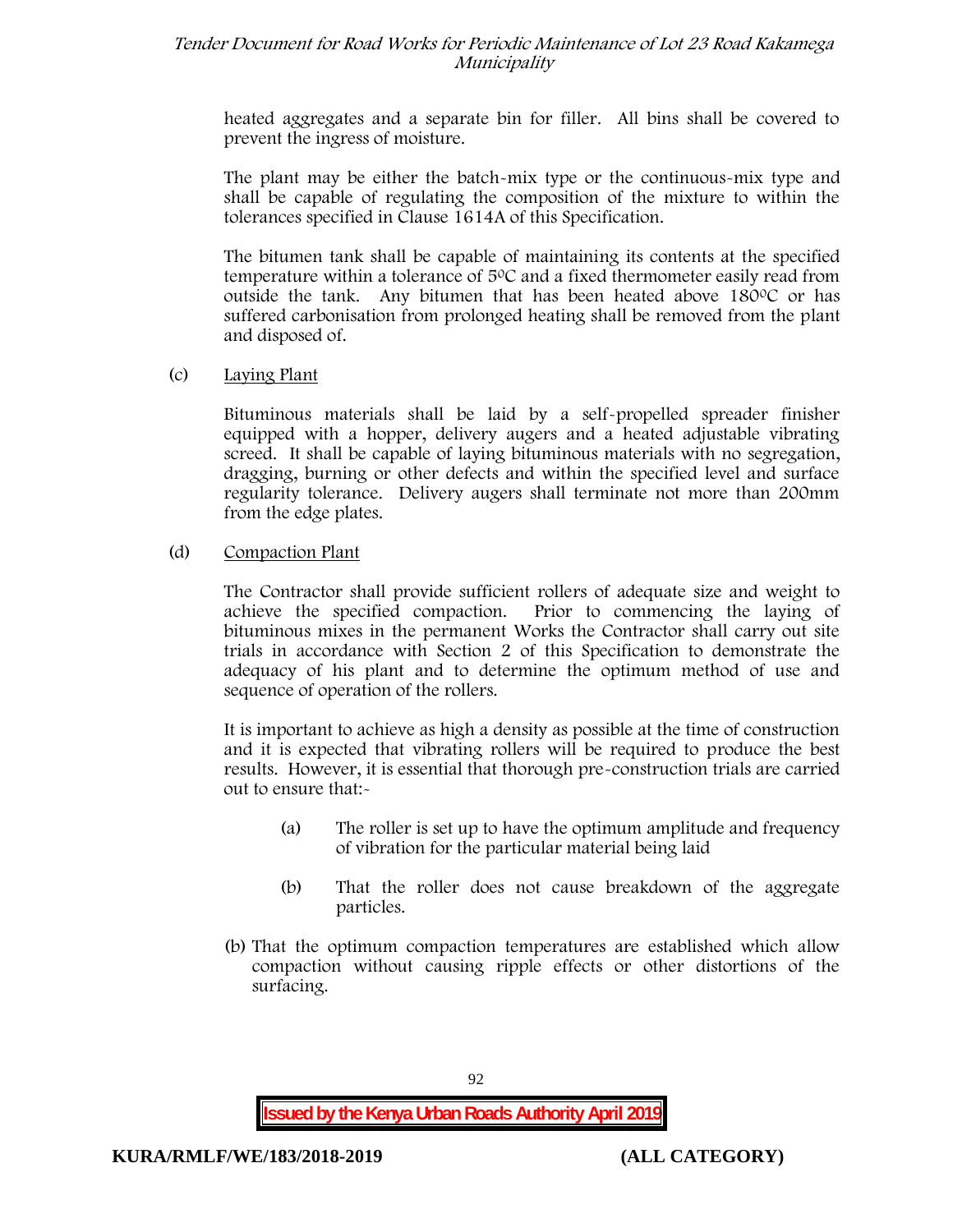heated aggregates and a separate bin for filler. All bins shall be covered to prevent the ingress of moisture.

The plant may be either the batch-mix type or the continuous-mix type and shall be capable of regulating the composition of the mixture to within the tolerances specified in Clause 1614A of this Specification.

The bitumen tank shall be capable of maintaining its contents at the specified temperature within a tolerance of 5ºC and a fixed thermometer easily read from outside the tank. Any bitumen that has been heated above 180ºC or has suffered carbonisation from prolonged heating shall be removed from the plant and disposed of.

(c) Laying Plant

Bituminous materials shall be laid by a self-propelled spreader finisher equipped with a hopper, delivery augers and a heated adjustable vibrating screed. It shall be capable of laying bituminous materials with no segregation, dragging, burning or other defects and within the specified level and surface regularity tolerance. Delivery augers shall terminate not more than 200mm from the edge plates.

(d) Compaction Plant

The Contractor shall provide sufficient rollers of adequate size and weight to achieve the specified compaction. Prior to commencing the laying of bituminous mixes in the permanent Works the Contractor shall carry out site trials in accordance with Section 2 of this Specification to demonstrate the adequacy of his plant and to determine the optimum method of use and sequence of operation of the rollers.

It is important to achieve as high a density as possible at the time of construction and it is expected that vibrating rollers will be required to produce the best results. However, it is essential that thorough pre-construction trials are carried out to ensure that:-

(a) The roller is set up to have the optimum amplitude and frequency of vibration for the particular material being laid

(b) That the roller does not cause breakdown of the aggregate particles.

(b) That the optimum compaction temperatures are established which allow compaction without causing ripple effects or other distortions of the surfacing.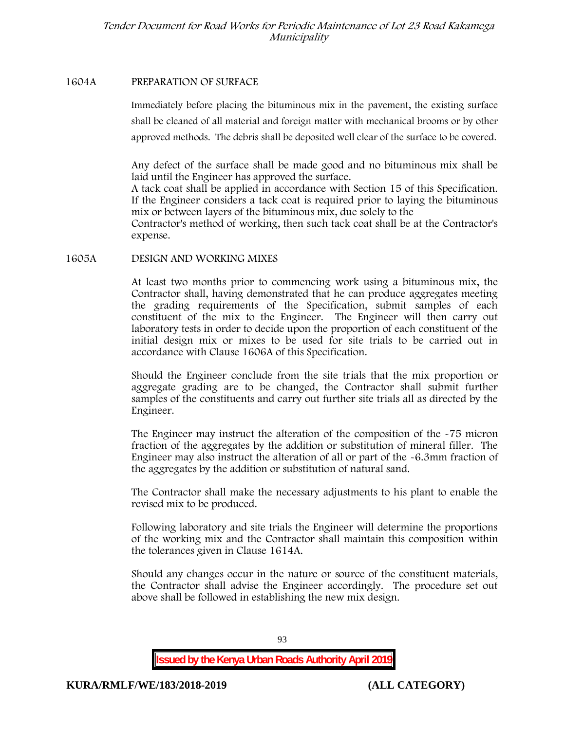## 1604A PREPARATION OF SURFACE

Immediately before placing the bituminous mix in the pavement, the existing surface shall be cleaned of all material and foreign matter with mechanical brooms or by other approved methods. The debris shall be deposited well clear of the surface to be covered.

Any defect of the surface shall be made good and no bituminous mix shall be laid until the Engineer has approved the surface.
A tack coat shall be applied in accordance with Section 15 of this Specification. If the Engineer considers a tack coat is required prior to laying the bituminous mix or between layers of the bituminous mix, due solely to the
Contractor's method of working, then such tack coat shall be at the Contractor's expense.

## 1605A DESIGN AND WORKING MIXES

At least two months prior to commencing work using a bituminous mix, the Contractor shall, having demonstrated that he can produce aggregates meeting the grading requirements of the Specification, submit samples of each constituent of the mix to the Engineer. The Engineer will then carry out laboratory tests in order to decide upon the proportion of each constituent of the initial design mix or mixes to be used for site trials to be carried out in accordance with Clause 1606A of this Specification.

Should the Engineer conclude from the site trials that the mix proportion or aggregate grading are to be changed, the Contractor shall submit further samples of the constituents and carry out further site trials all as directed by the Engineer.

The Engineer may instruct the alteration of the composition of the -75 micron fraction of the aggregates by the addition or substitution of mineral filler. The Engineer may also instruct the alteration of all or part of the -6.3mm fraction of the aggregates by the addition or substitution of natural sand.

The Contractor shall make the necessary adjustments to his plant to enable the revised mix to be produced.

Following laboratory and site trials the Engineer will determine the proportions of the working mix and the Contractor shall maintain this composition within the tolerances given in Clause 1614A.

Should any changes occur in the nature or source of the constituent materials, the Contractor shall advise the Engineer accordingly. The procedure set out above shall be followed in establishing the new mix design.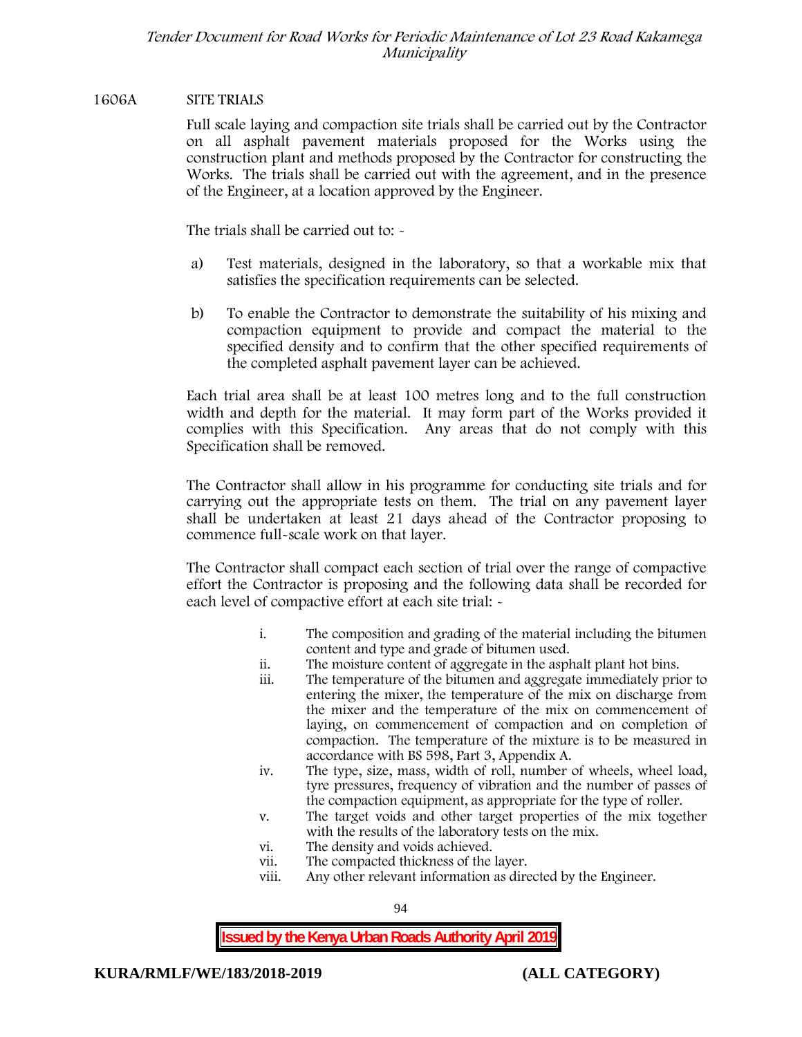## 1606A SITE TRIALS

Full scale laying and compaction site trials shall be carried out by the Contractor on all asphalt pavement materials proposed for the Works using the construction plant and methods proposed by the Contractor for constructing the Works. The trials shall be carried out with the agreement, and in the presence of the Engineer, at a location approved by the Engineer.

The trials shall be carried out to: -

a) Test materials, designed in the laboratory, so that a workable mix that satisfies the specification requirements can be selected.

b) To enable the Contractor to demonstrate the suitability of his mixing and compaction equipment to provide and compact the material to the specified density and to confirm that the other specified requirements of the completed asphalt pavement layer can be achieved.

Each trial area shall be at least 100 metres long and to the full construction width and depth for the material. It may form part of the Works provided it complies with this Specification. Any areas that do not comply with this Specification shall be removed.

The Contractor shall allow in his programme for conducting site trials and for carrying out the appropriate tests on them. The trial on any pavement layer shall be undertaken at least 21 days ahead of the Contractor proposing to commence full-scale work on that layer.

The Contractor shall compact each section of trial over the range of compactive effort the Contractor is proposing and the following data shall be recorded for each level of compactive effort at each site trial: -

i. The composition and grading of the material including the bitumen content and type and grade of bitumen used.
ii. The moisture content of aggregate in the asphalt plant hot bins.
iii. The temperature of the bitumen and aggregate immediately prior to entering the mixer, the temperature of the mix on discharge from the mixer and the temperature of the mix on commencement of laying, on commencement of compaction and on completion of compaction. The temperature of the mixture is to be measured in accordance with BS 598, Part 3, Appendix A.
iv. The type, size, mass, width of roll, number of wheels, wheel load, tyre pressures, frequency of vibration and the number of passes of the compaction equipment, as appropriate for the type of roller.
v. The target voids and other target properties of the mix together with the results of the laboratory tests on the mix.
vi. The density and voids achieved.
vii. The compacted thickness of the layer.
viii. Any other relevant information as directed by the Engineer.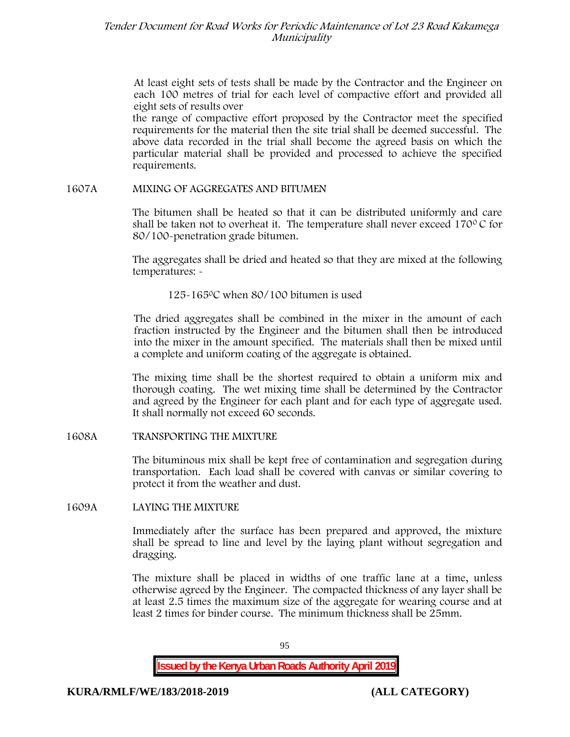At least eight sets of tests shall be made by the Contractor and the Engineer on each 100 metres of trial for each level of compactive effort and provided all eight sets of results over

the range of compactive effort proposed by the Contractor meet the specified requirements for the material then the site trial shall be deemed successful. The above data recorded in the trial shall become the agreed basis on which the particular material shall be provided and processed to achieve the specified requirements.

## 1607A MIXING OF AGGREGATES AND BITUMEN

The bitumen shall be heated so that it can be distributed uniformly and care shall be taken not to overheat it. The temperature shall never exceed 170$^{0}$ C for 80/100-penetration grade bitumen.

The aggregates shall be dried and heated so that they are mixed at the following temperatures: -

125-165$^{0}$C when 80/100 bitumen is used

The dried aggregates shall be combined in the mixer in the amount of each fraction instructed by the Engineer and the bitumen shall then be introduced into the mixer in the amount specified. The materials shall then be mixed until a complete and uniform coating of the aggregate is obtained.

The mixing time shall be the shortest required to obtain a uniform mix and thorough coating. The wet mixing time shall be determined by the Contractor and agreed by the Engineer for each plant and for each type of aggregate used. It shall normally not exceed 60 seconds.

## 1608A TRANSPORTING THE MIXTURE

The bituminous mix shall be kept free of contamination and segregation during transportation. Each load shall be covered with canvas or similar covering to protect it from the weather and dust.

## 1609A LAYING THE MIXTURE

Immediately after the surface has been prepared and approved, the mixture shall be spread to line and level by the laying plant without segregation and dragging.

The mixture shall be placed in widths of one traffic lane at a time, unless otherwise agreed by the Engineer. The compacted thickness of any layer shall be at least 2.5 times the maximum size of the aggregate for wearing course and at least 2 times for binder course. The minimum thickness shall be 25mm.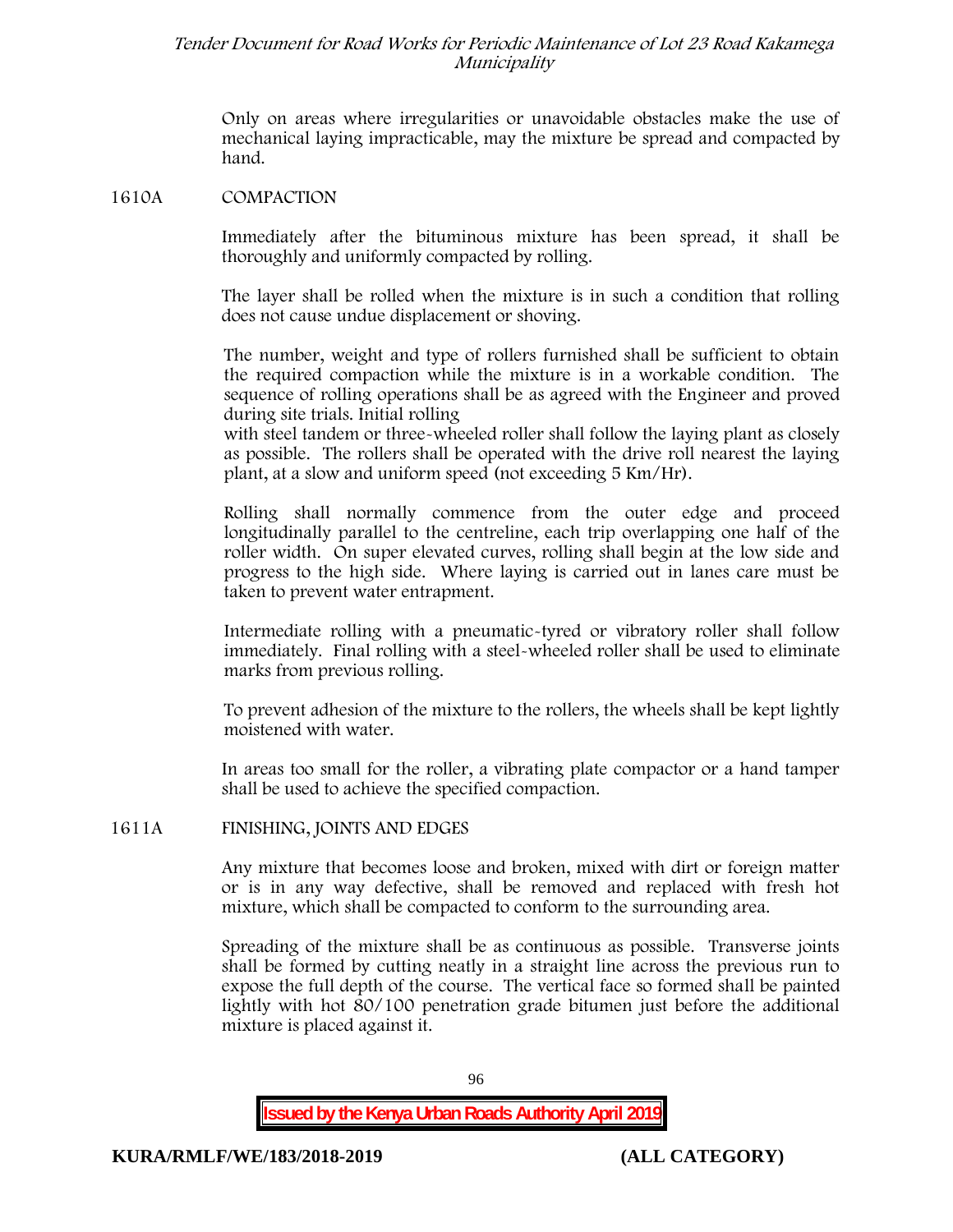Only on areas where irregularities or unavoidable obstacles make the use of mechanical laying impracticable, may the mixture be spread and compacted by hand.

## 1610A COMPACTION

Immediately after the bituminous mixture has been spread, it shall be thoroughly and uniformly compacted by rolling.

The layer shall be rolled when the mixture is in such a condition that rolling does not cause undue displacement or shoving.

The number, weight and type of rollers furnished shall be sufficient to obtain the required compaction while the mixture is in a workable condition. The sequence of rolling operations shall be as agreed with the Engineer and proved during site trials. Initial rolling with steel tandem or three-wheeled roller shall follow the laying plant as closely as possible. The rollers shall be operated with the drive roll nearest the laying plant, at a slow and uniform speed (not exceeding 5 Km/Hr).

Rolling shall normally commence from the outer edge and proceed longitudinally parallel to the centreline, each trip overlapping one half of the roller width. On super elevated curves, rolling shall begin at the low side and progress to the high side. Where laying is carried out in lanes care must be taken to prevent water entrapment.

Intermediate rolling with a pneumatic-tyred or vibratory roller shall follow immediately. Final rolling with a steel-wheeled roller shall be used to eliminate marks from previous rolling.

To prevent adhesion of the mixture to the rollers, the wheels shall be kept lightly moistened with water.

In areas too small for the roller, a vibrating plate compactor or a hand tamper shall be used to achieve the specified compaction.

## 1611A FINISHING, JOINTS AND EDGES

Any mixture that becomes loose and broken, mixed with dirt or foreign matter or is in any way defective, shall be removed and replaced with fresh hot mixture, which shall be compacted to conform to the surrounding area.

Spreading of the mixture shall be as continuous as possible. Transverse joints shall be formed by cutting neatly in a straight line across the previous run to expose the full depth of the course. The vertical face so formed shall be painted lightly with hot 80/100 penetration grade bitumen just before the additional mixture is placed against it.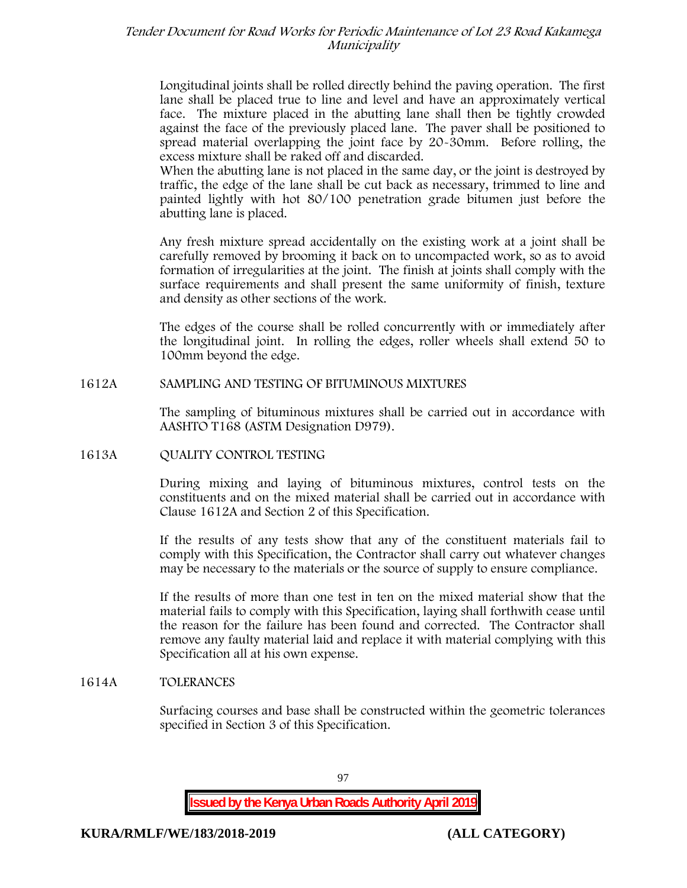Longitudinal joints shall be rolled directly behind the paving operation. The first lane shall be placed true to line and level and have an approximately vertical face. The mixture placed in the abutting lane shall then be tightly crowded against the face of the previously placed lane. The paver shall be positioned to spread material overlapping the joint face by 20-30mm. Before rolling, the excess mixture shall be raked off and discarded.

When the abutting lane is not placed in the same day, or the joint is destroyed by traffic, the edge of the lane shall be cut back as necessary, trimmed to line and painted lightly with hot 80/100 penetration grade bitumen just before the abutting lane is placed.

Any fresh mixture spread accidentally on the existing work at a joint shall be carefully removed by brooming it back on to uncompacted work, so as to avoid formation of irregularities at the joint. The finish at joints shall comply with the surface requirements and shall present the same uniformity of finish, texture and density as other sections of the work.

The edges of the course shall be rolled concurrently with or immediately after the longitudinal joint. In rolling the edges, roller wheels shall extend 50 to 100mm beyond the edge.

## 1612A SAMPLING AND TESTING OF BITUMINOUS MIXTURES

The sampling of bituminous mixtures shall be carried out in accordance with AASHTO T168 (ASTM Designation D979).

## 1613A QUALITY CONTROL TESTING

During mixing and laying of bituminous mixtures, control tests on the constituents and on the mixed material shall be carried out in accordance with Clause 1612A and Section 2 of this Specification.

If the results of any tests show that any of the constituent materials fail to comply with this Specification, the Contractor shall carry out whatever changes may be necessary to the materials or the source of supply to ensure compliance.

If the results of more than one test in ten on the mixed material show that the material fails to comply with this Specification, laying shall forthwith cease until the reason for the failure has been found and corrected. The Contractor shall remove any faulty material laid and replace it with material complying with this Specification all at his own expense.

## 1614A TOLERANCES

Surfacing courses and base shall be constructed within the geometric tolerances specified in Section 3 of this Specification.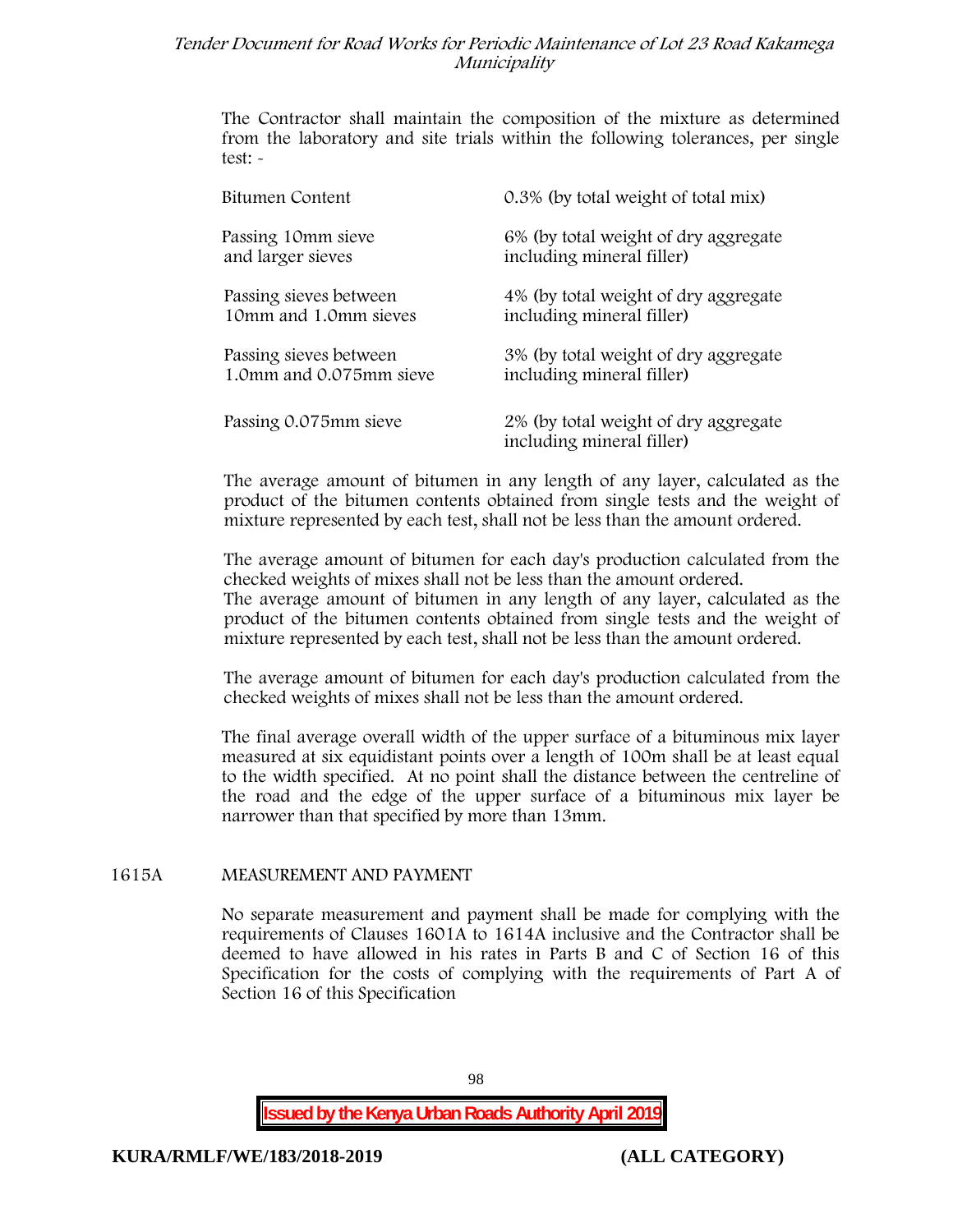The Contractor shall maintain the composition of the mixture as determined from the laboratory and site trials within the following tolerances, per single test: -

| | |
|---|---|
| Bitumen Content | 0.3% (by total weight of total mix) |
| Passing 10mm sieve and larger sieves | 6% (by total weight of dry aggregate including mineral filler) |
| Passing sieves between 10mm and 1.0mm sieves | 4% (by total weight of dry aggregate including mineral filler) |
| Passing sieves between 1.0mm and 0.075mm sieve | 3% (by total weight of dry aggregate including mineral filler) |
| Passing 0.075mm sieve | 2% (by total weight of dry aggregate including mineral filler) |

The average amount of bitumen in any length of any layer, calculated as the product of the bitumen contents obtained from single tests and the weight of mixture represented by each test, shall not be less than the amount ordered.

The average amount of bitumen for each day's production calculated from the checked weights of mixes shall not be less than the amount ordered.
The average amount of bitumen in any length of any layer, calculated as the product of the bitumen contents obtained from single tests and the weight of mixture represented by each test, shall not be less than the amount ordered.

The average amount of bitumen for each day's production calculated from the checked weights of mixes shall not be less than the amount ordered.

The final average overall width of the upper surface of a bituminous mix layer measured at six equidistant points over a length of 100m shall be at least equal to the width specified. At no point shall the distance between the centreline of the road and the edge of the upper surface of a bituminous mix layer be narrower than that specified by more than 13mm.

## 1615A MEASUREMENT AND PAYMENT

No separate measurement and payment shall be made for complying with the requirements of Clauses 1601A to 1614A inclusive and the Contractor shall be deemed to have allowed in his rates in Parts B and C of Section 16 of this Specification for the costs of complying with the requirements of Part A of Section 16 of this Specification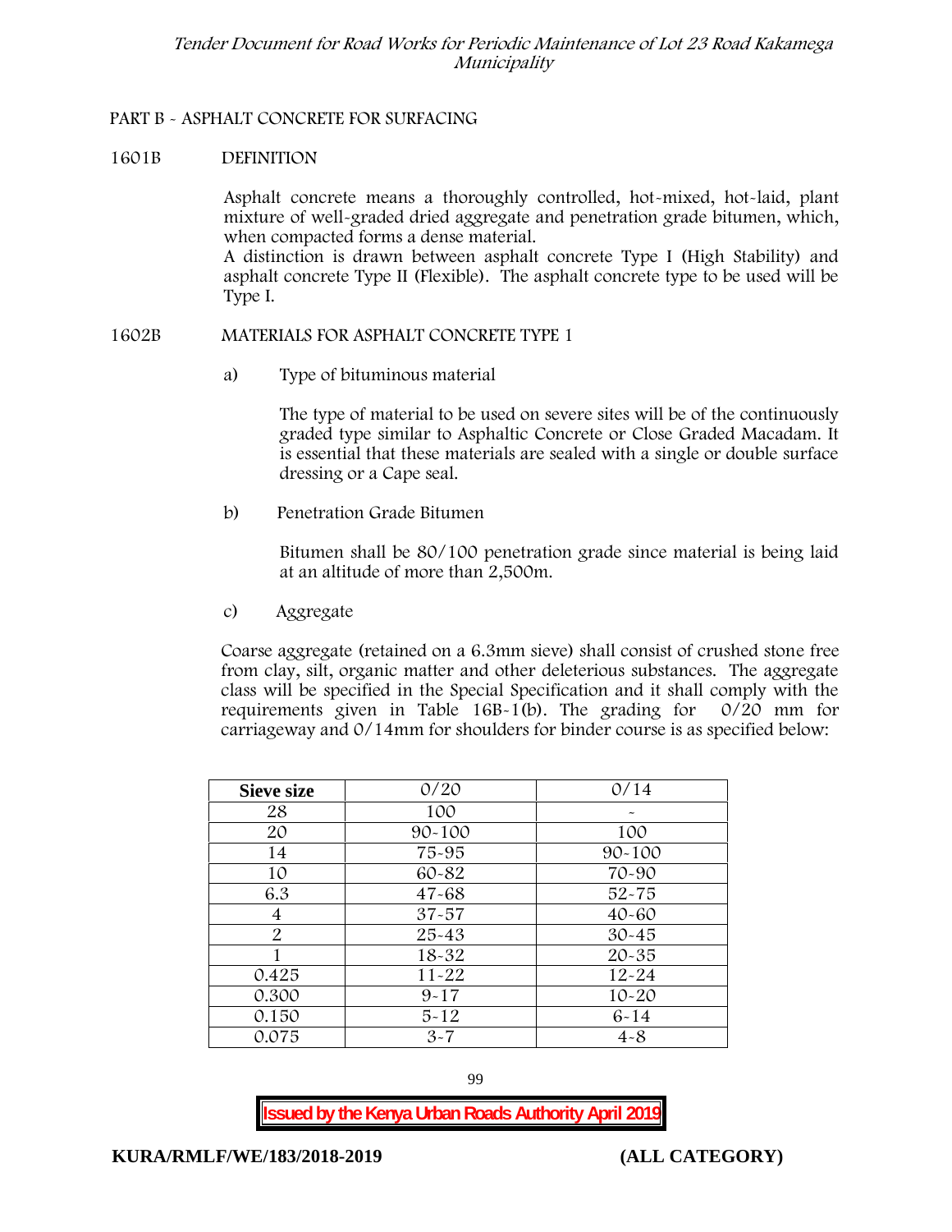PART B - ASPHALT CONCRETE FOR SURFACING

1601B DEFINITION

Asphalt concrete means a thoroughly controlled, hot-mixed, hot-laid, plant mixture of well-graded dried aggregate and penetration grade bitumen, which, when compacted forms a dense material.
A distinction is drawn between asphalt concrete Type I (High Stability) and asphalt concrete Type II (Flexible). The asphalt concrete type to be used will be Type I.

1602B MATERIALS FOR ASPHALT CONCRETE TYPE 1

a) Type of bituminous material

The type of material to be used on severe sites will be of the continuously graded type similar to Asphaltic Concrete or Close Graded Macadam. It is essential that these materials are sealed with a single or double surface dressing or a Cape seal.

b) Penetration Grade Bitumen

Bitumen shall be 80/100 penetration grade since material is being laid at an altitude of more than 2,500m.

c) Aggregate

Coarse aggregate (retained on a 6.3mm sieve) shall consist of crushed stone free from clay, silt, organic matter and other deleterious substances. The aggregate class will be specified in the Special Specification and it shall comply with the requirements given in Table 16B-1(b). The grading for 0/20 mm for carriageway and 0/14mm for shoulders for binder course is as specified below:

| Sieve size | 0/20 | 0/14 |
|---|---|---|
| 28 | 100 | - |
| 20 | 90-100 | 100 |
| 14 | 75-95 | 90-100 |
| 10 | 60-82 | 70-90 |
| 6.3 | 47-68 | 52-75 |
| 4 | 37-57 | 40-60 |
| 2 | 25-43 | 30-45 |
| 1 | 18-32 | 20-35 |
| 0.425 | 11-22 | 12-24 |
| 0.300 | 9-17 | 10-20 |
| 0.150 | 5-12 | 6-14 |
| 0.075 | 3-7 | 4-8 |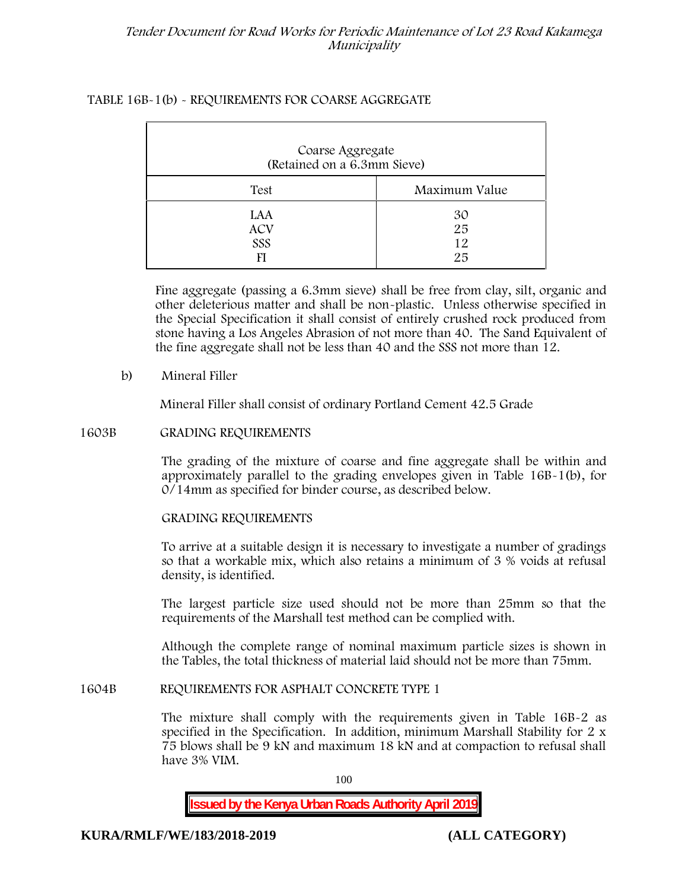TABLE 16B-1(b) - REQUIREMENTS FOR COARSE AGGREGATE

| Coarse Aggregate (Retained on a 6.3mm Sieve) | |
|---|---|
| Test | Maximum Value |
| LAA | 30 |
| ACV | 25 |
| SSS | 12 |
| FI | 25 |

Fine aggregate (passing a 6.3mm sieve) shall be free from clay, silt, organic and other deleterious matter and shall be non-plastic. Unless otherwise specified in the Special Specification it shall consist of entirely crushed rock produced from stone having a Los Angeles Abrasion of not more than 40. The Sand Equivalent of the fine aggregate shall not be less than 40 and the SSS not more than 12.

b) Mineral Filler

Mineral Filler shall consist of ordinary Portland Cement 42.5 Grade

## 1603B GRADING REQUIREMENTS

The grading of the mixture of coarse and fine aggregate shall be within and approximately parallel to the grading envelopes given in Table 16B-1(b), for 0/14mm as specified for binder course, as described below.

GRADING REQUIREMENTS

To arrive at a suitable design it is necessary to investigate a number of gradings so that a workable mix, which also retains a minimum of 3 % voids at refusal density, is identified.

The largest particle size used should not be more than 25mm so that the requirements of the Marshall test method can be complied with.

Although the complete range of nominal maximum particle sizes is shown in the Tables, the total thickness of material laid should not be more than 75mm.

## 1604B REQUIREMENTS FOR ASPHALT CONCRETE TYPE 1

The mixture shall comply with the requirements given in Table 16B-2 as specified in the Specification. In addition, minimum Marshall Stability for 2 x 75 blows shall be 9 kN and maximum 18 kN and at compaction to refusal shall have 3% VIM.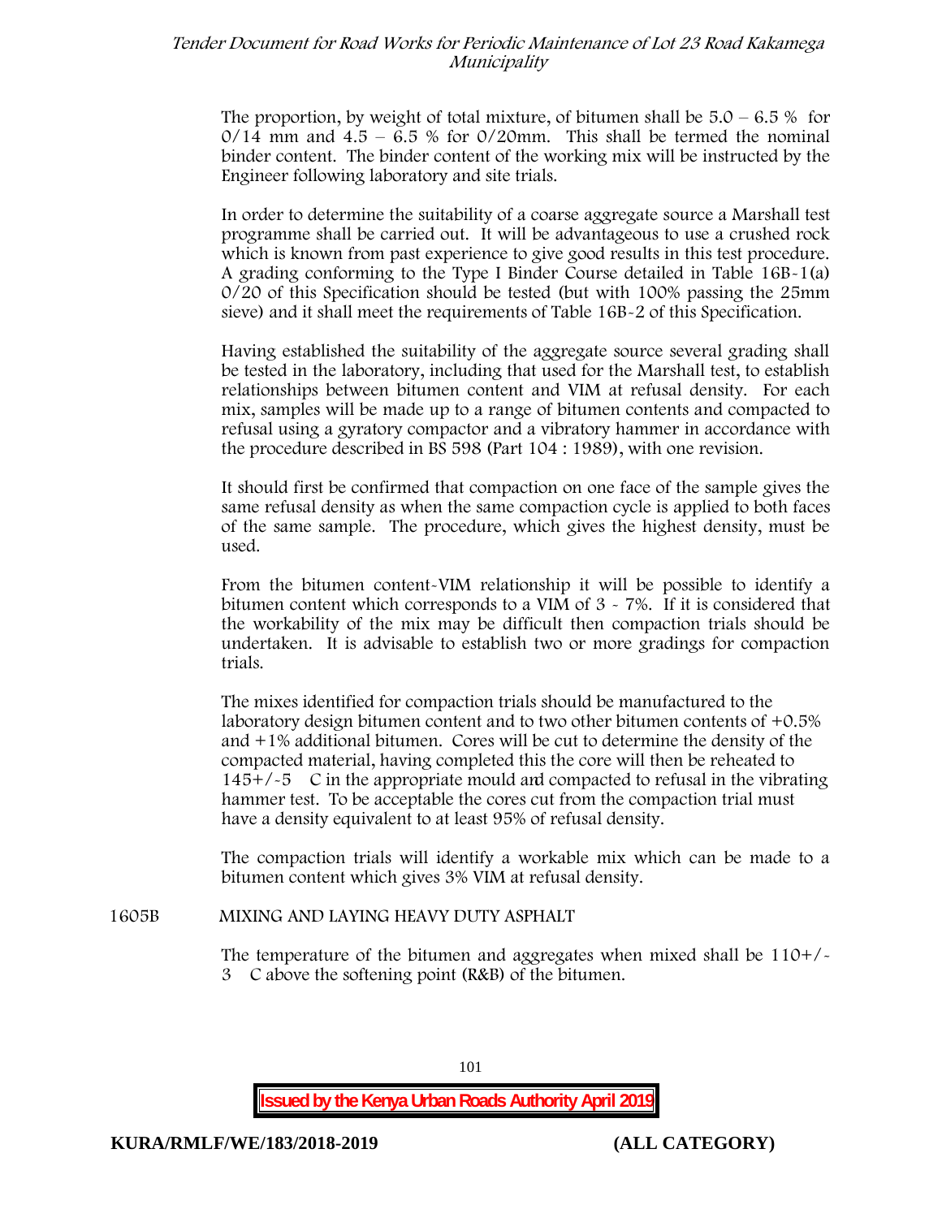The proportion, by weight of total mixture, of bitumen shall be 5.0 – 6.5 % for 0/14 mm and 4.5 – 6.5 % for 0/20mm. This shall be termed the nominal binder content. The binder content of the working mix will be instructed by the Engineer following laboratory and site trials.

In order to determine the suitability of a coarse aggregate source a Marshall test programme shall be carried out. It will be advantageous to use a crushed rock which is known from past experience to give good results in this test procedure. A grading conforming to the Type I Binder Course detailed in Table 16B-1(a) 0/20 of this Specification should be tested (but with 100% passing the 25mm sieve) and it shall meet the requirements of Table 16B-2 of this Specification.

Having established the suitability of the aggregate source several grading shall be tested in the laboratory, including that used for the Marshall test, to establish relationships between bitumen content and VIM at refusal density. For each mix, samples will be made up to a range of bitumen contents and compacted to refusal using a gyratory compactor and a vibratory hammer in accordance with the procedure described in BS 598 (Part 104 : 1989), with one revision.

It should first be confirmed that compaction on one face of the sample gives the same refusal density as when the same compaction cycle is applied to both faces of the same sample. The procedure, which gives the highest density, must be used.

From the bitumen content-VIM relationship it will be possible to identify a bitumen content which corresponds to a VIM of 3 - 7%. If it is considered that the workability of the mix may be difficult then compaction trials should be undertaken. It is advisable to establish two or more gradings for compaction trials.

The mixes identified for compaction trials should be manufactured to the laboratory design bitumen content and to two other bitumen contents of +0.5% and +1% additional bitumen. Cores will be cut to determine the density of the compacted material, having completed this the core will then be reheated to 145+/-5 C in the appropriate mould and compacted to refusal in the vibrating hammer test. To be acceptable the cores cut from the compaction trial must have a density equivalent to at least 95% of refusal density.

The compaction trials will identify a workable mix which can be made to a bitumen content which gives 3% VIM at refusal density.

## 1605B MIXING AND LAYING HEAVY DUTY ASPHALT

The temperature of the bitumen and aggregates when mixed shall be 110+/- 3 C above the softening point (R&B) of the bitumen.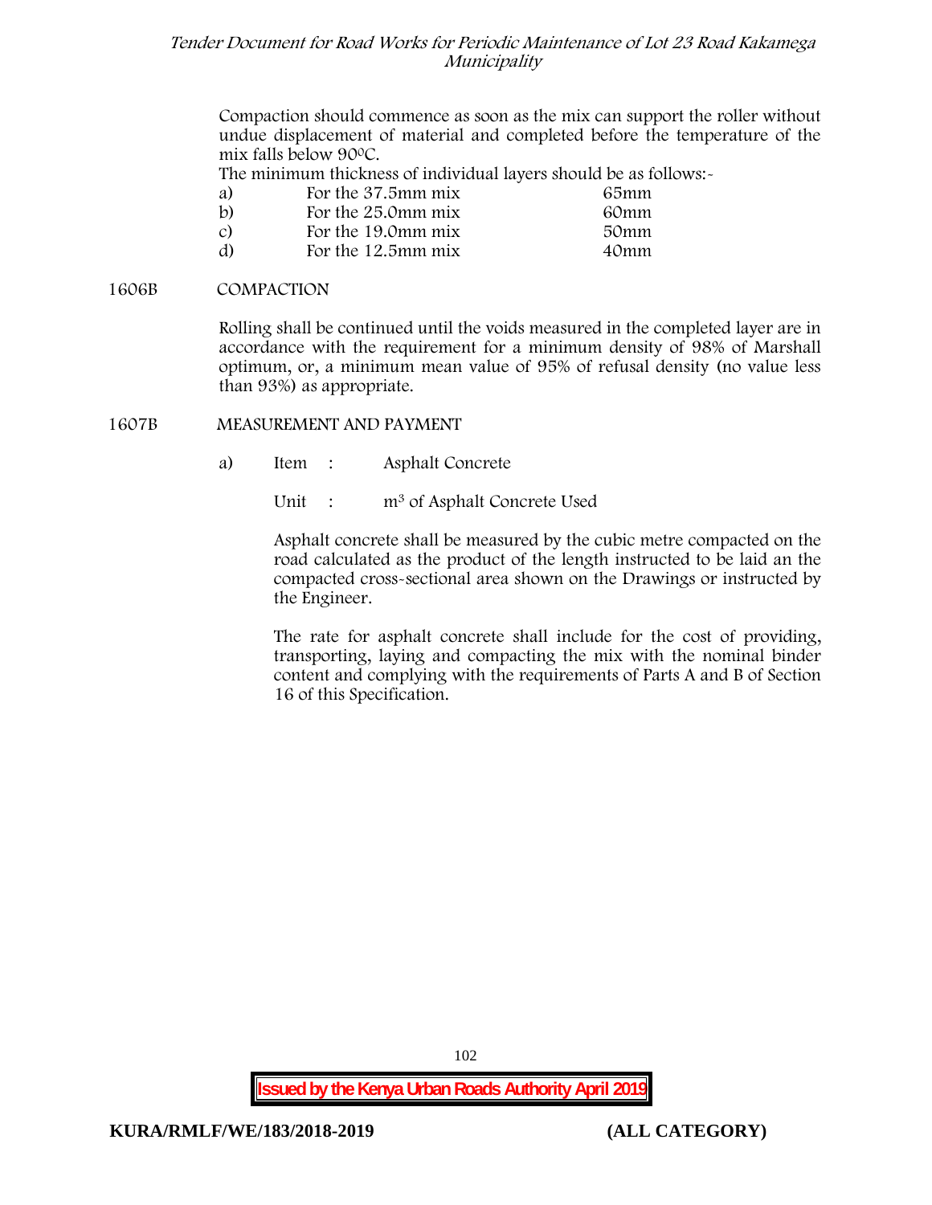Compaction should commence as soon as the mix can support the roller without undue displacement of material and completed before the temperature of the mix falls below 90ºC.

The minimum thickness of individual layers should be as follows:-

| | | |
|---|---|---|
| a) | For the 37.5mm mix | 65mm |
| b) | For the 25.0mm mix | 60mm |
| c) | For the 19.0mm mix | 50mm |
| d) | For the 12.5mm mix | 40mm |

## 1606B COMPACTION

Rolling shall be continued until the voids measured in the completed layer are in accordance with the requirement for a minimum density of 98% of Marshall optimum, or, a minimum mean value of 95% of refusal density (no value less than 93%) as appropriate.

## 1607B MEASUREMENT AND PAYMENT

a) Item : Asphalt Concrete

Unit : $m^3$ of Asphalt Concrete Used

Asphalt concrete shall be measured by the cubic metre compacted on the road calculated as the product of the length instructed to be laid an the compacted cross-sectional area shown on the Drawings or instructed by the Engineer.

The rate for asphalt concrete shall include for the cost of providing, transporting, laying and compacting the mix with the nominal binder content and complying with the requirements of Parts A and B of Section 16 of this Specification.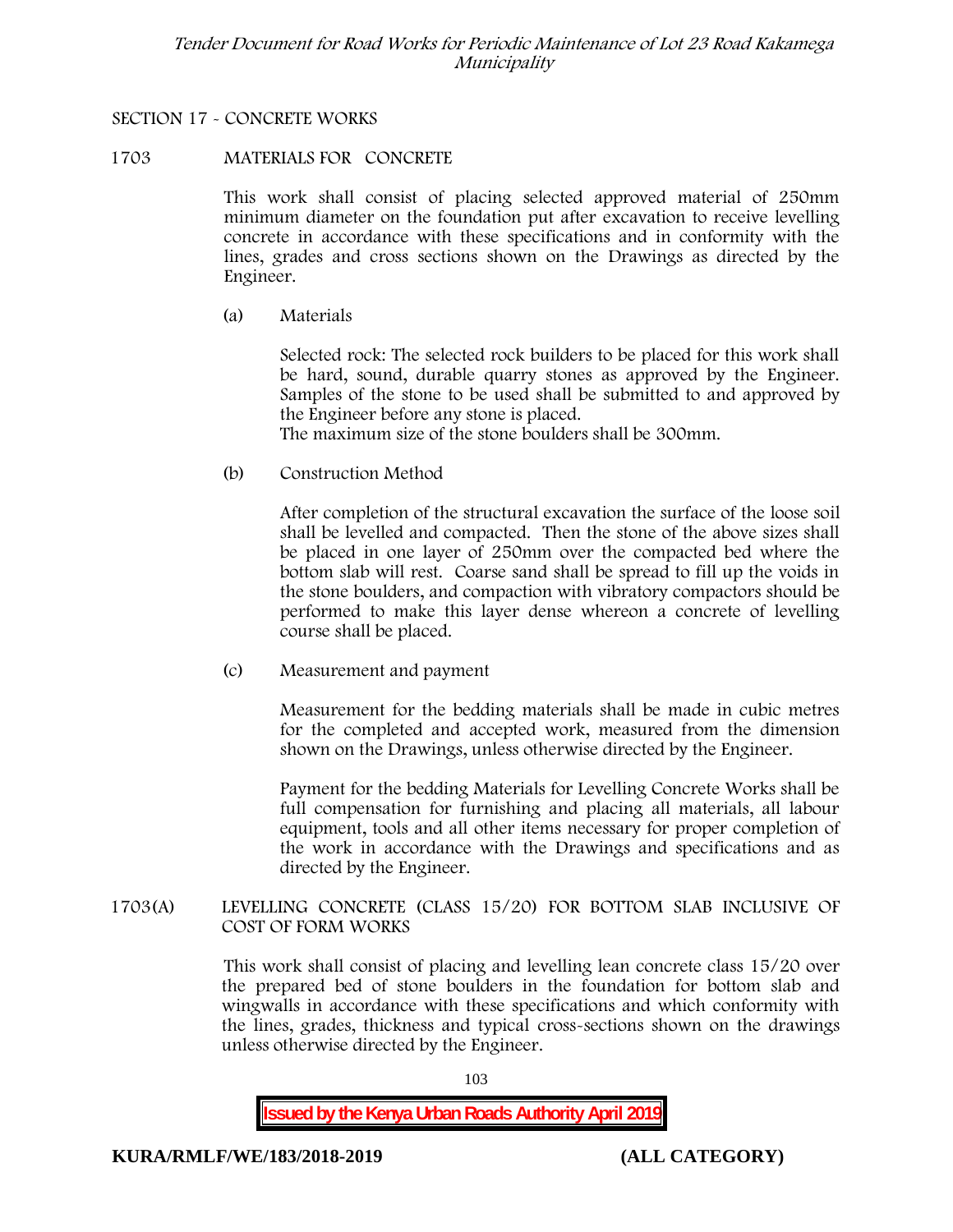## SECTION 17 - CONCRETE WORKS

### 1703 MATERIALS FOR CONCRETE

This work shall consist of placing selected approved material of 250mm minimum diameter on the foundation put after excavation to receive levelling concrete in accordance with these specifications and in conformity with the lines, grades and cross sections shown on the Drawings as directed by the Engineer.

(a) Materials

Selected rock: The selected rock builders to be placed for this work shall be hard, sound, durable quarry stones as approved by the Engineer. Samples of the stone to be used shall be submitted to and approved by the Engineer before any stone is placed.
The maximum size of the stone boulders shall be 300mm.

(b) Construction Method

After completion of the structural excavation the surface of the loose soil shall be levelled and compacted. Then the stone of the above sizes shall be placed in one layer of 250mm over the compacted bed where the bottom slab will rest. Coarse sand shall be spread to fill up the voids in the stone boulders, and compaction with vibratory compactors should be performed to make this layer dense whereon a concrete of levelling course shall be placed.

(c) Measurement and payment

Measurement for the bedding materials shall be made in cubic metres for the completed and accepted work, measured from the dimension shown on the Drawings, unless otherwise directed by the Engineer.

Payment for the bedding Materials for Levelling Concrete Works shall be full compensation for furnishing and placing all materials, all labour equipment, tools and all other items necessary for proper completion of the work in accordance with the Drawings and specifications and as directed by the Engineer.

### 1703(A) LEVELLING CONCRETE (CLASS 15/20) FOR BOTTOM SLAB INCLUSIVE OF COST OF FORM WORKS

This work shall consist of placing and levelling lean concrete class 15/20 over the prepared bed of stone boulders in the foundation for bottom slab and wingwalls in accordance with these specifications and which conformity with the lines, grades, thickness and typical cross-sections shown on the drawings unless otherwise directed by the Engineer.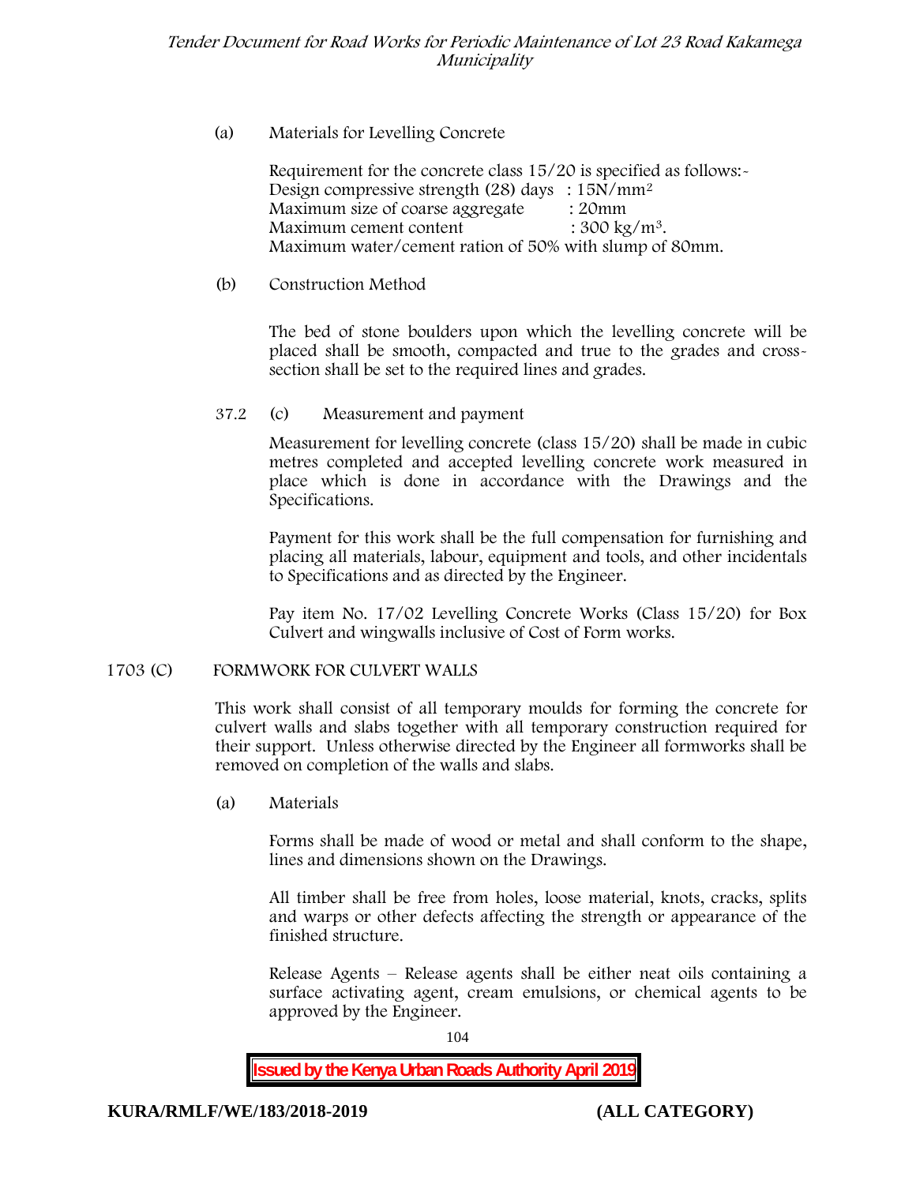(a) Materials for Levelling Concrete

Requirement for the concrete class 15/20 is specified as follows:-
Design compressive strength (28) days : 15N/mm$^2$
Maximum size of coarse aggregate : 20mm
Maximum cement content : 300 kg/m$^3$.
Maximum water/cement ration of 50% with slump of 80mm.

(b) Construction Method

The bed of stone boulders upon which the levelling concrete will be placed shall be smooth, compacted and true to the grades and cross-section shall be set to the required lines and grades.

37.2 (c) Measurement and payment

Measurement for levelling concrete (class 15/20) shall be made in cubic metres completed and accepted levelling concrete work measured in place which is done in accordance with the Drawings and the Specifications.

Payment for this work shall be the full compensation for furnishing and placing all materials, labour, equipment and tools, and other incidentals to Specifications and as directed by the Engineer.

Pay item No. 17/02 Levelling Concrete Works (Class 15/20) for Box Culvert and wingwalls inclusive of Cost of Form works.

## 1703 (C) FORMWORK FOR CULVERT WALLS

This work shall consist of all temporary moulds for forming the concrete for culvert walls and slabs together with all temporary construction required for their support. Unless otherwise directed by the Engineer all formworks shall be removed on completion of the walls and slabs.

(a) Materials

Forms shall be made of wood or metal and shall conform to the shape, lines and dimensions shown on the Drawings.

All timber shall be free from holes, loose material, knots, cracks, splits and warps or other defects affecting the strength or appearance of the finished structure.

Release Agents – Release agents shall be either neat oils containing a surface activating agent, cream emulsions, or chemical agents to be approved by the Engineer.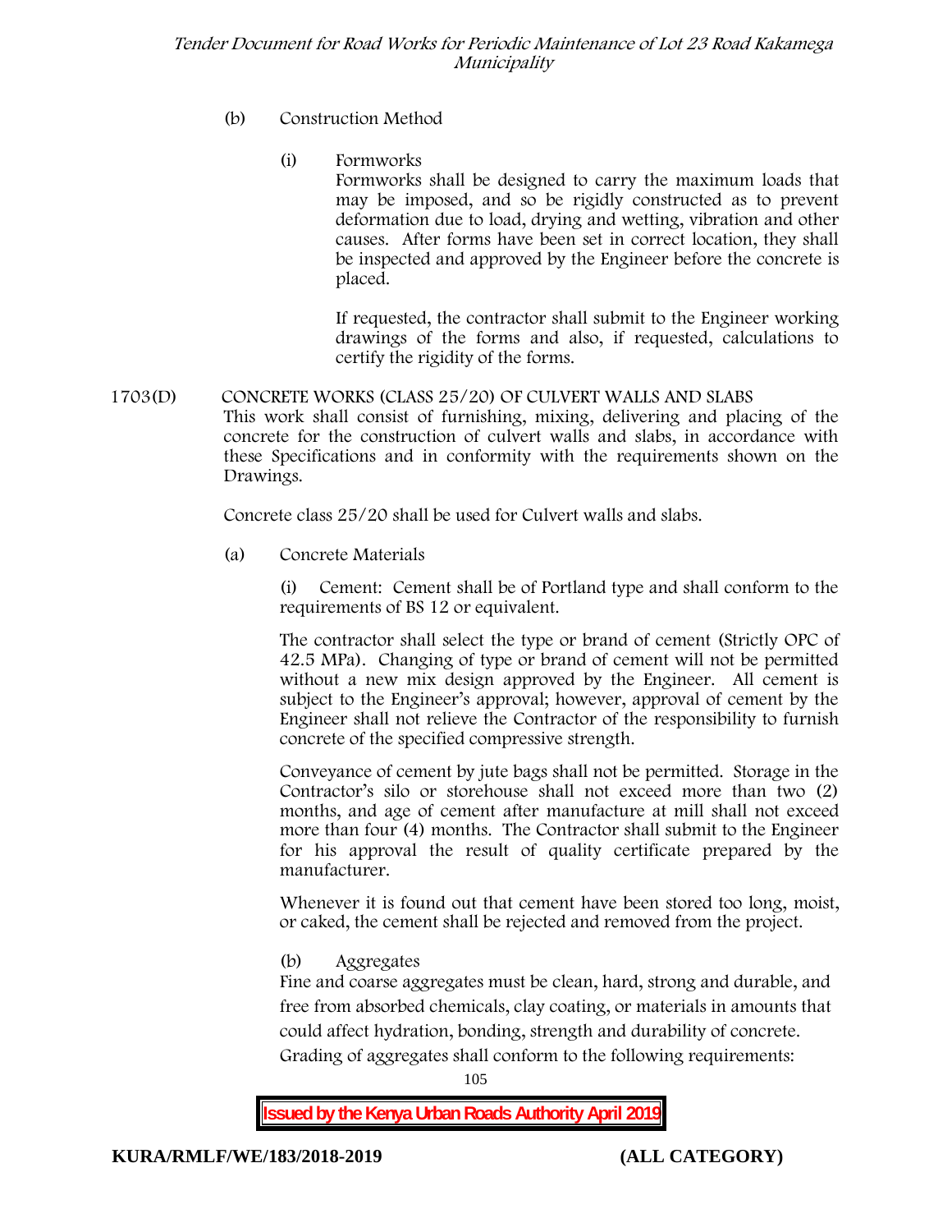(b) Construction Method

(i) Formworks

Formworks shall be designed to carry the maximum loads that may be imposed, and so be rigidly constructed as to prevent deformation due to load, drying and wetting, vibration and other causes. After forms have been set in correct location, they shall be inspected and approved by the Engineer before the concrete is placed.

If requested, the contractor shall submit to the Engineer working drawings of the forms and also, if requested, calculations to certify the rigidity of the forms.

1703(D) CONCRETE WORKS (CLASS 25/20) OF CULVERT WALLS AND SLABS

This work shall consist of furnishing, mixing, delivering and placing of the concrete for the construction of culvert walls and slabs, in accordance with these Specifications and in conformity with the requirements shown on the Drawings.

Concrete class 25/20 shall be used for Culvert walls and slabs.

(a) Concrete Materials

(i) Cement: Cement shall be of Portland type and shall conform to the requirements of BS 12 or equivalent.

The contractor shall select the type or brand of cement (Strictly OPC of 42.5 MPa). Changing of type or brand of cement will not be permitted without a new mix design approved by the Engineer. All cement is subject to the Engineer's approval; however, approval of cement by the Engineer shall not relieve the Contractor of the responsibility to furnish concrete of the specified compressive strength.

Conveyance of cement by jute bags shall not be permitted. Storage in the Contractor's silo or storehouse shall not exceed more than two (2) months, and age of cement after manufacture at mill shall not exceed more than four (4) months. The Contractor shall submit to the Engineer for his approval the result of quality certificate prepared by the manufacturer.

Whenever it is found out that cement have been stored too long, moist, or caked, the cement shall be rejected and removed from the project.

(b) Aggregates

Fine and coarse aggregates must be clean, hard, strong and durable, and free from absorbed chemicals, clay coating, or materials in amounts that could affect hydration, bonding, strength and durability of concrete. Grading of aggregates shall conform to the following requirements: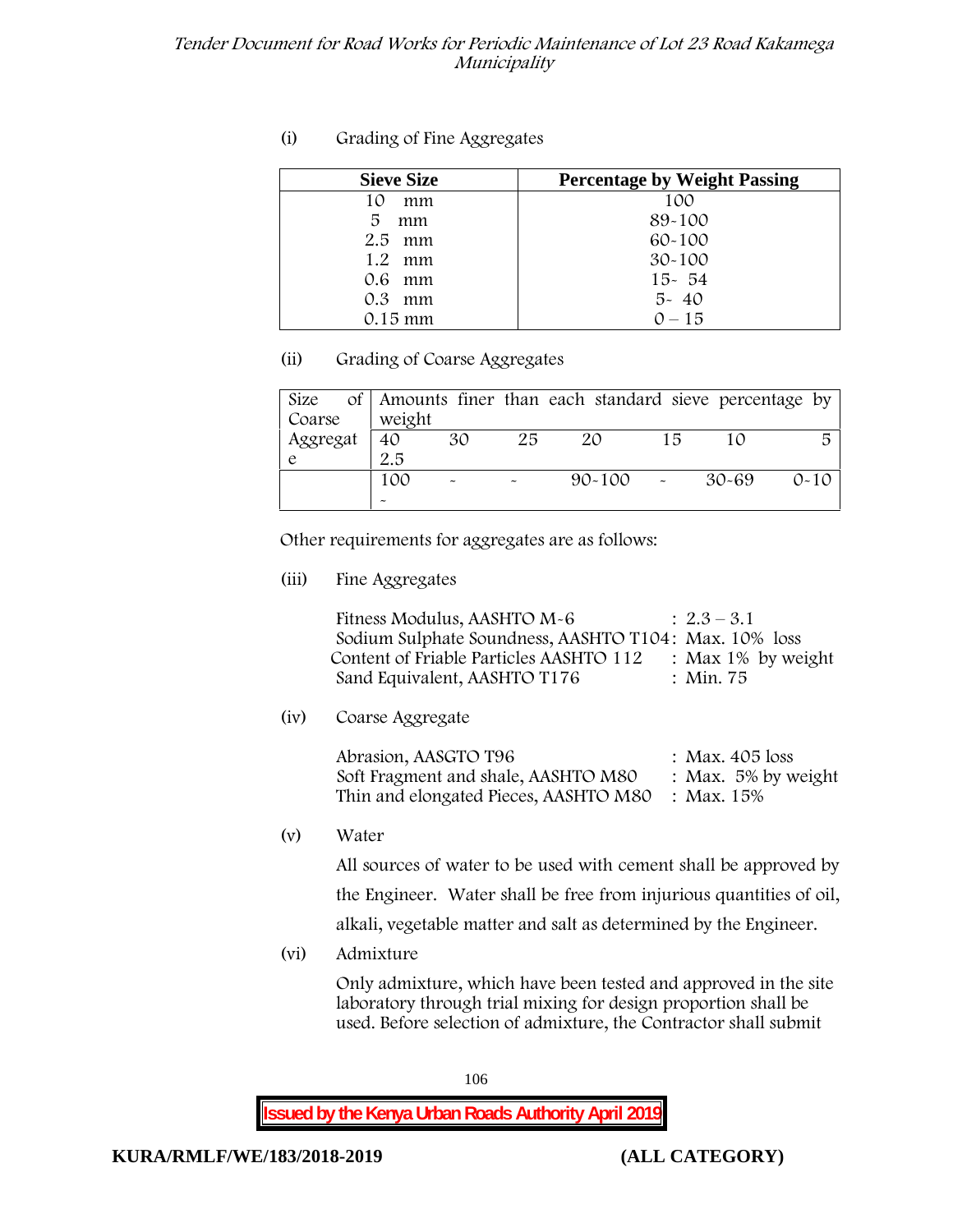(i) Grading of Fine Aggregates

| Sieve Size | Percentage by Weight Passing |
|---|---|
| 10 mm | 100 |
| 5 mm | 89-100 |
| 2.5 mm | 60-100 |
| 1.2 mm | 30-100 |
| 0.6 mm | 15- 54 |
| 0.3 mm | 5- 40 |
| 0.15 mm | 0 – 15 |

(ii) Grading of Coarse Aggregates

| Size of Coarse Aggregate | Amounts finer than each standard sieve percentage by weight | | | | | | |
|---|---|---|---|---|---|---|---|
| | 40 2.5 | 30 | 25 | 20 | 15 | 10 | 5 |
| | 100 - | - | - | 90-100 | - | 30-69 | 0-10 |

Other requirements for aggregates are as follows:

(iii) Fine Aggregates

Fitness Modulus, AASHTO M-6 : 2.3 – 3.1
Sodium Sulphate Soundness, AASHTO T104: Max. 10% loss
Content of Friable Particles AASHTO 112 : Max 1% by weight
Sand Equivalent, AASHTO T176 : Min. 75

(iv) Coarse Aggregate

Abrasion, AASGTO T96 : Max. 405 loss
Soft Fragment and shale, AASHTO M80 : Max. 5% by weight
Thin and elongated Pieces, AASHTO M80 : Max. 15%

(v) Water

All sources of water to be used with cement shall be approved by the Engineer. Water shall be free from injurious quantities of oil, alkali, vegetable matter and salt as determined by the Engineer.

(vi) Admixture

Only admixture, which have been tested and approved in the site laboratory through trial mixing for design proportion shall be used. Before selection of admixture, the Contractor shall submit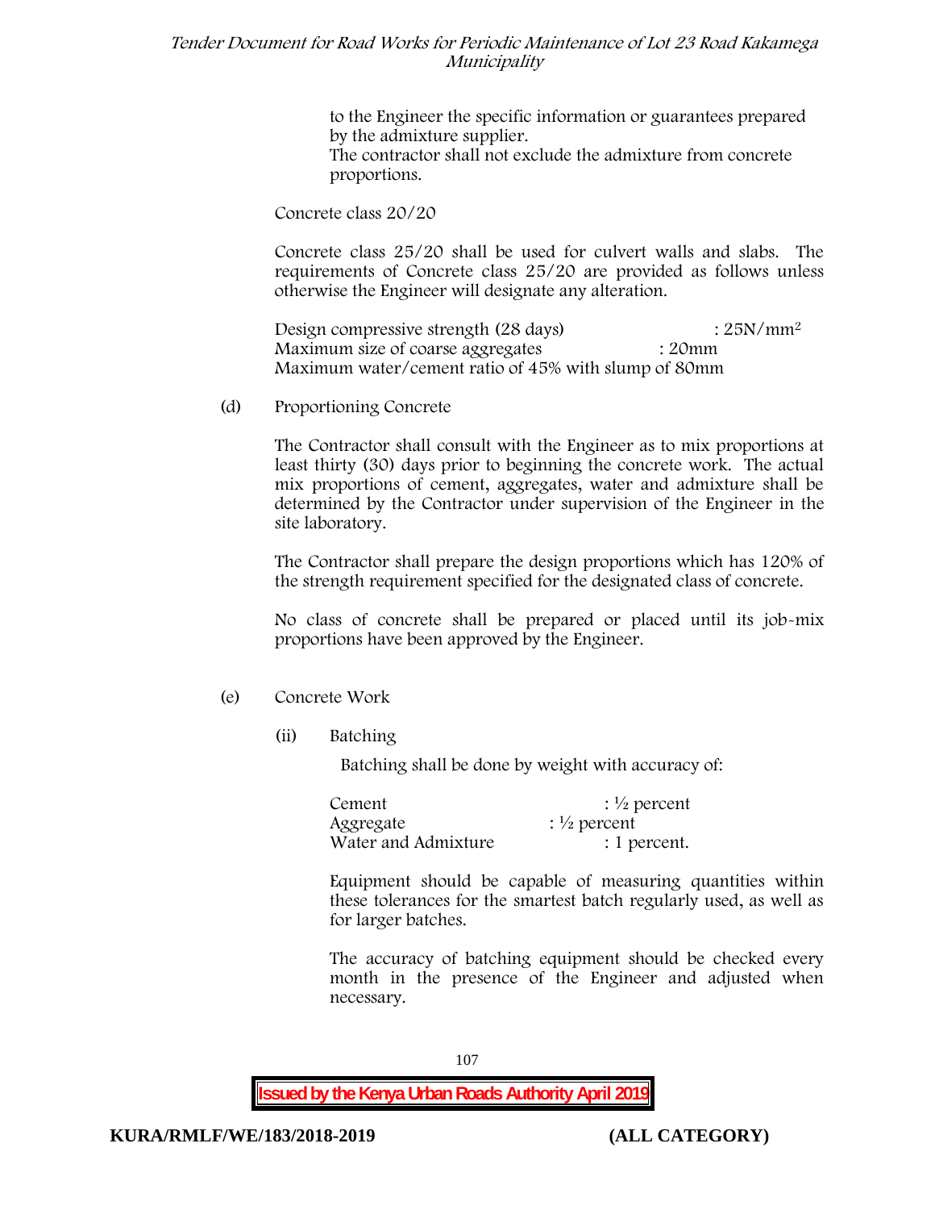to the Engineer the specific information or guarantees prepared by the admixture supplier.
The contractor shall not exclude the admixture from concrete proportions.

Concrete class 20/20

Concrete class 25/20 shall be used for culvert walls and slabs. The requirements of Concrete class 25/20 are provided as follows unless otherwise the Engineer will designate any alteration.

Design compressive strength (28 days) : $25N/mm^2$
Maximum size of coarse aggregates : 20mm
Maximum water/cement ratio of 45% with slump of 80mm

(d) Proportioning Concrete

The Contractor shall consult with the Engineer as to mix proportions at least thirty (30) days prior to beginning the concrete work. The actual mix proportions of cement, aggregates, water and admixture shall be determined by the Contractor under supervision of the Engineer in the site laboratory.

The Contractor shall prepare the design proportions which has 120% of the strength requirement specified for the designated class of concrete.

No class of concrete shall be prepared or placed until its job-mix proportions have been approved by the Engineer.

(e) Concrete Work

(ii) Batching

Batching shall be done by weight with accuracy of:

Cement : ½ percent
Aggregate : ½ percent
Water and Admixture : 1 percent.

Equipment should be capable of measuring quantities within these tolerances for the smartest batch regularly used, as well as for larger batches.

The accuracy of batching equipment should be checked every month in the presence of the Engineer and adjusted when necessary.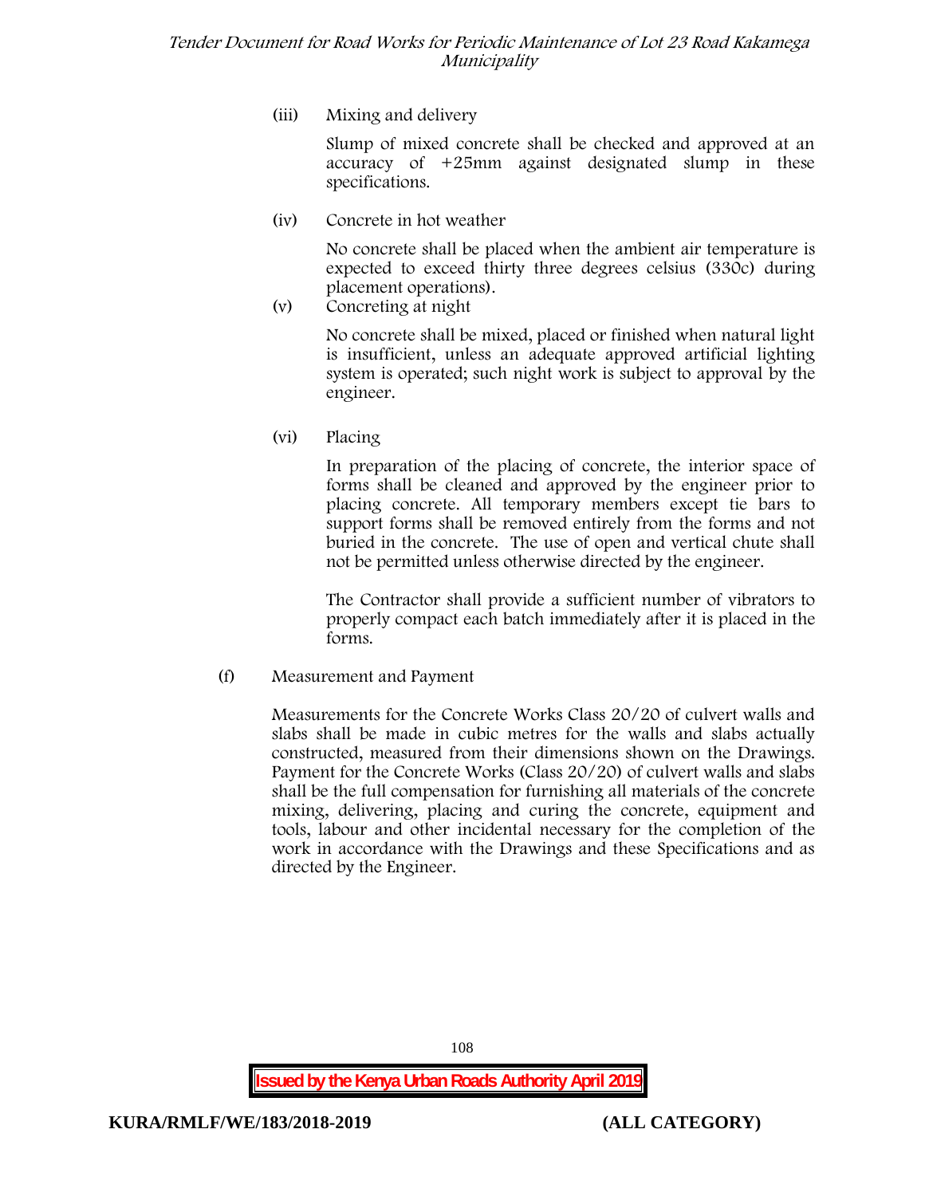(iii) Mixing and delivery

Slump of mixed concrete shall be checked and approved at an accuracy of +25mm against designated slump in these specifications.

(iv) Concrete in hot weather

No concrete shall be placed when the ambient air temperature is expected to exceed thirty three degrees celsius (330c) during placement operations).

(v) Concreting at night

No concrete shall be mixed, placed or finished when natural light is insufficient, unless an adequate approved artificial lighting system is operated; such night work is subject to approval by the engineer.

(vi) Placing

In preparation of the placing of concrete, the interior space of forms shall be cleaned and approved by the engineer prior to placing concrete. All temporary members except tie bars to support forms shall be removed entirely from the forms and not buried in the concrete. The use of open and vertical chute shall not be permitted unless otherwise directed by the engineer.

The Contractor shall provide a sufficient number of vibrators to properly compact each batch immediately after it is placed in the forms.

(f) Measurement and Payment

Measurements for the Concrete Works Class 20/20 of culvert walls and slabs shall be made in cubic metres for the walls and slabs actually constructed, measured from their dimensions shown on the Drawings. Payment for the Concrete Works (Class 20/20) of culvert walls and slabs shall be the full compensation for furnishing all materials of the concrete mixing, delivering, placing and curing the concrete, equipment and tools, labour and other incidental necessary for the completion of the work in accordance with the Drawings and these Specifications and as directed by the Engineer.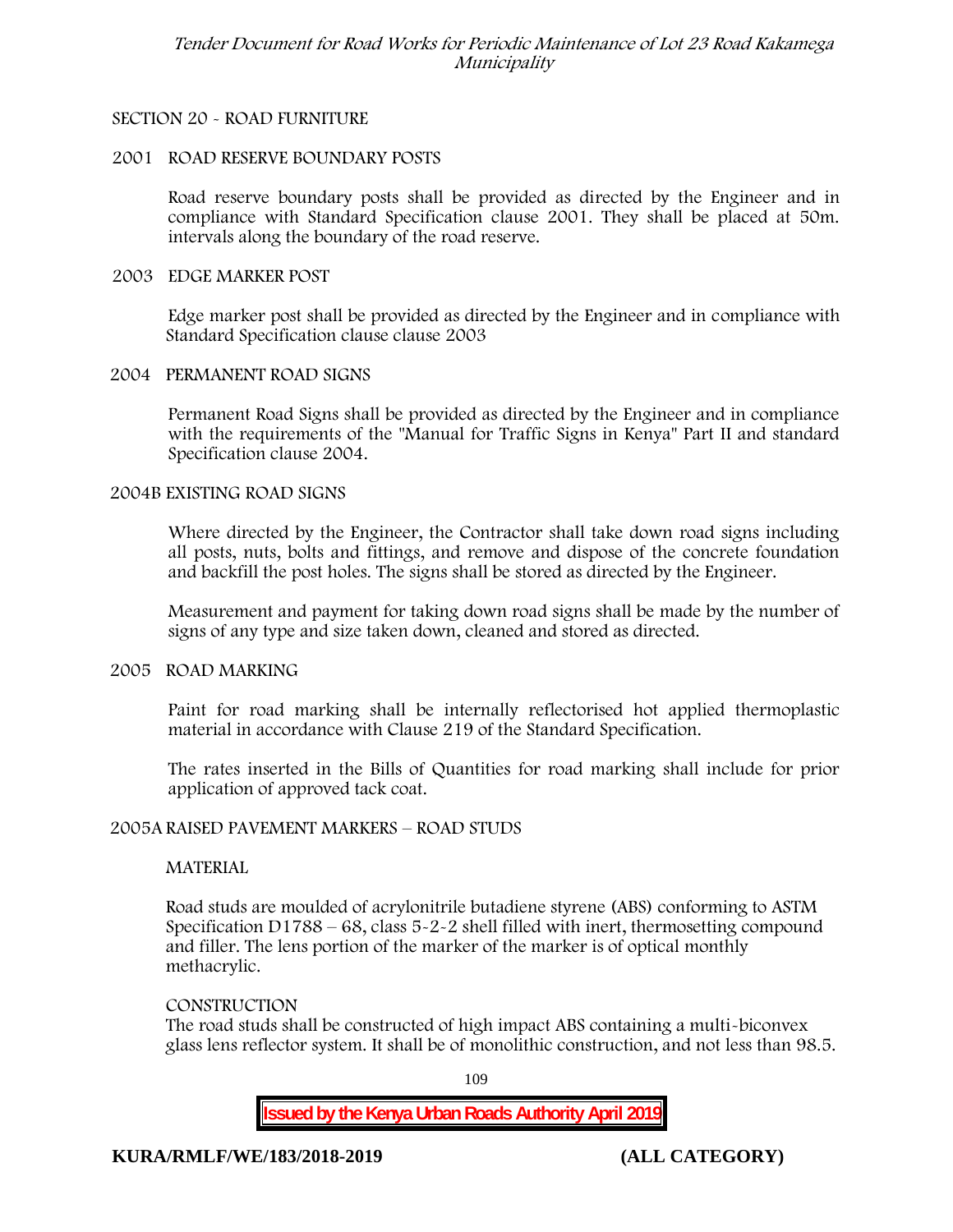## SECTION 20 - ROAD FURNITURE

### 2001 ROAD RESERVE BOUNDARY POSTS

Road reserve boundary posts shall be provided as directed by the Engineer and in compliance with Standard Specification clause 2001. They shall be placed at 50m. intervals along the boundary of the road reserve.

### 2003 EDGE MARKER POST

Edge marker post shall be provided as directed by the Engineer and in compliance with Standard Specification clause clause 2003

### 2004 PERMANENT ROAD SIGNS

Permanent Road Signs shall be provided as directed by the Engineer and in compliance with the requirements of the "Manual for Traffic Signs in Kenya" Part II and standard Specification clause 2004.

### 2004B EXISTING ROAD SIGNS

Where directed by the Engineer, the Contractor shall take down road signs including all posts, nuts, bolts and fittings, and remove and dispose of the concrete foundation and backfill the post holes. The signs shall be stored as directed by the Engineer.

Measurement and payment for taking down road signs shall be made by the number of signs of any type and size taken down, cleaned and stored as directed.

### 2005 ROAD MARKING

Paint for road marking shall be internally reflectorised hot applied thermoplastic material in accordance with Clause 219 of the Standard Specification.

The rates inserted in the Bills of Quantities for road marking shall include for prior application of approved tack coat.

### 2005A RAISED PAVEMENT MARKERS – ROAD STUDS

MATERIAL

Road studs are moulded of acrylonitrile butadiene styrene (ABS) conforming to ASTM Specification D1788 – 68, class 5-2-2 shell filled with inert, thermosetting compound and filler. The lens portion of the marker of the marker is of optical monthly methacrylic.

CONSTRUCTION

The road studs shall be constructed of high impact ABS containing a multi-biconvex glass lens reflector system. It shall be of monolithic construction, and not less than 98.5.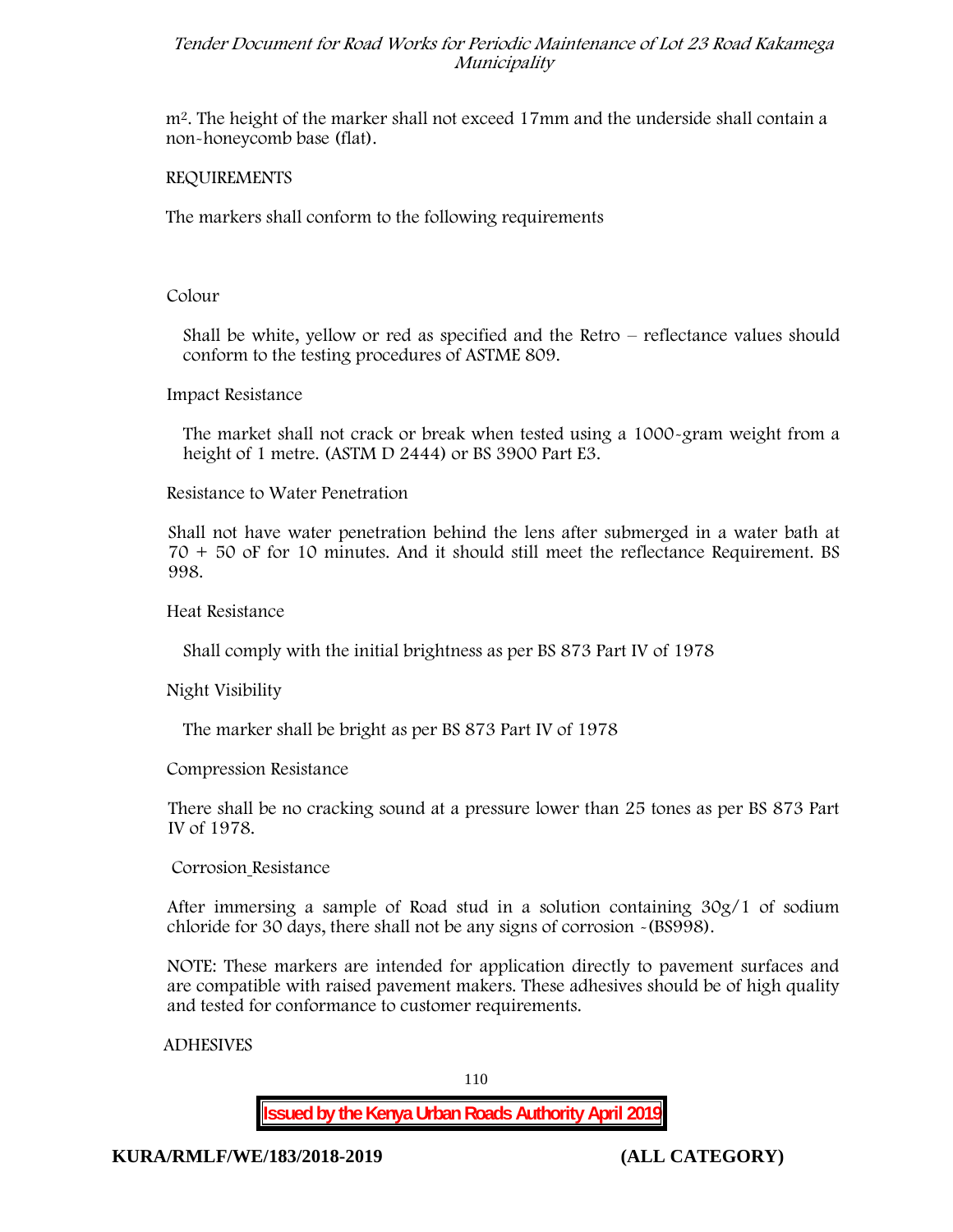m². The height of the marker shall not exceed 17mm and the underside shall contain a non-honeycomb base (flat).

REQUIREMENTS

The markers shall conform to the following requirements

Colour

Shall be white, yellow or red as specified and the Retro – reflectance values should conform to the testing procedures of ASTME 809.

Impact Resistance

The market shall not crack or break when tested using a 1000-gram weight from a height of 1 metre. (ASTM D 2444) or BS 3900 Part E3.

Resistance to Water Penetration

Shall not have water penetration behind the lens after submerged in a water bath at 70 + 50 oF for 10 minutes. And it should still meet the reflectance Requirement. BS 998.

Heat Resistance

Shall comply with the initial brightness as per BS 873 Part IV of 1978

Night Visibility

The marker shall be bright as per BS 873 Part IV of 1978

Compression Resistance

There shall be no cracking sound at a pressure lower than 25 tones as per BS 873 Part IV of 1978.

Corrosion Resistance

After immersing a sample of Road stud in a solution containing 30g/1 of sodium chloride for 30 days, there shall not be any signs of corrosion -(BS998).

NOTE: These markers are intended for application directly to pavement surfaces and are compatible with raised pavement makers. These adhesives should be of high quality and tested for conformance to customer requirements.

ADHESIVES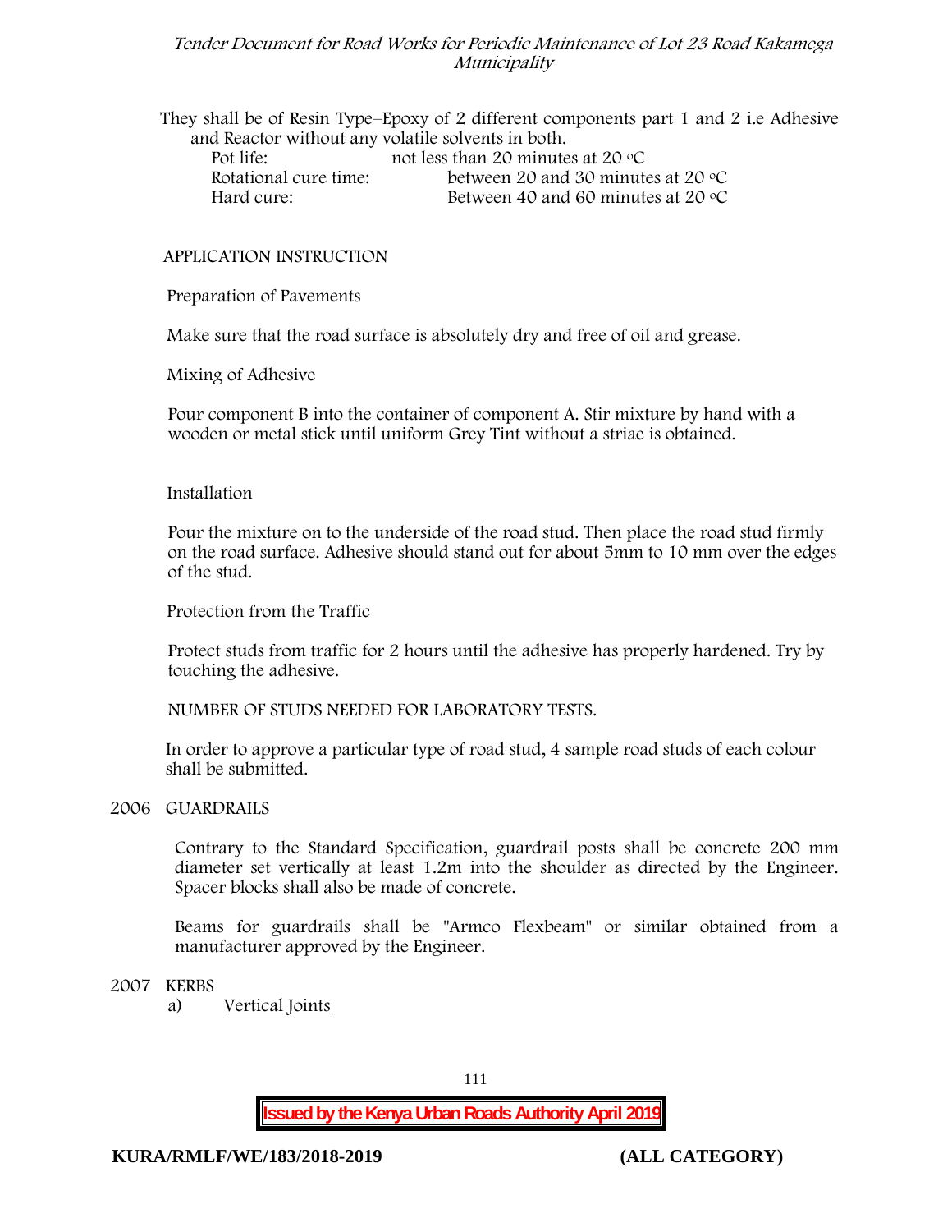They shall be of Resin Type–Epoxy of 2 different components part 1 and 2 i.e Adhesive and Reactor without any volatile solvents in both.

| | |
|---|---|
| Pot life: | not less than 20 minutes at 20 °C |
| Rotational cure time: | between 20 and 30 minutes at 20 °C |
| Hard cure: | Between 40 and 60 minutes at 20 °C |

APPLICATION INSTRUCTION

Preparation of Pavements

Make sure that the road surface is absolutely dry and free of oil and grease.

Mixing of Adhesive

Pour component B into the container of component A. Stir mixture by hand with a wooden or metal stick until uniform Grey Tint without a striae is obtained.

Installation

Pour the mixture on to the underside of the road stud. Then place the road stud firmly on the road surface. Adhesive should stand out for about 5mm to 10 mm over the edges of the stud.

Protection from the Traffic

Protect studs from traffic for 2 hours until the adhesive has properly hardened. Try by touching the adhesive.

NUMBER OF STUDS NEEDED FOR LABORATORY TESTS.

In order to approve a particular type of road stud, 4 sample road studs of each colour shall be submitted.

## 2006 GUARDRAILS

Contrary to the Standard Specification, guardrail posts shall be concrete 200 mm diameter set vertically at least 1.2m into the shoulder as directed by the Engineer. Spacer blocks shall also be made of concrete.

Beams for guardrails shall be "Armco Flexbeam" or similar obtained from a manufacturer approved by the Engineer.

## 2007 KERBS

a) Vertical Joints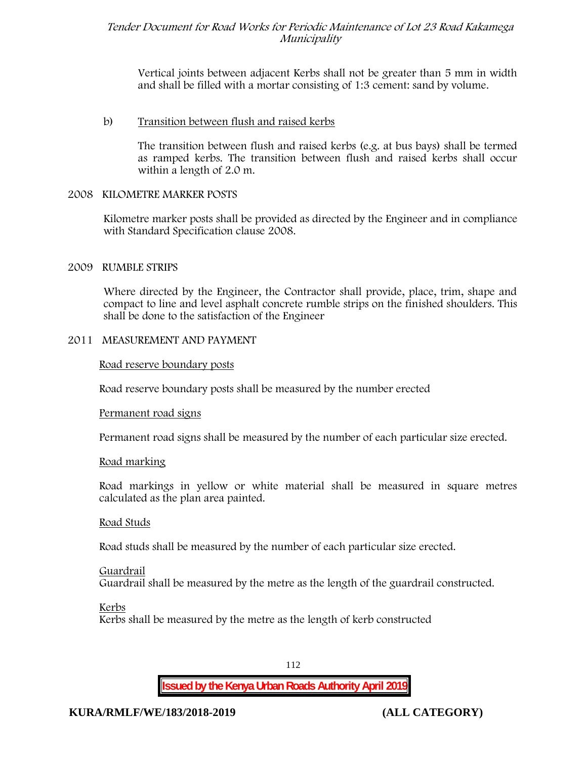Vertical joints between adjacent Kerbs shall not be greater than 5 mm in width and shall be filled with a mortar consisting of 1:3 cement: sand by volume.

b) Transition between flush and raised kerbs

The transition between flush and raised kerbs (e.g. at bus bays) shall be termed as ramped kerbs. The transition between flush and raised kerbs shall occur within a length of 2.0 m.

2008 KILOMETRE MARKER POSTS

Kilometre marker posts shall be provided as directed by the Engineer and in compliance with Standard Specification clause 2008.

2009 RUMBLE STRIPS

Where directed by the Engineer, the Contractor shall provide, place, trim, shape and compact to line and level asphalt concrete rumble strips on the finished shoulders. This shall be done to the satisfaction of the Engineer

2011 MEASUREMENT AND PAYMENT

Road reserve boundary posts

Road reserve boundary posts shall be measured by the number erected

Permanent road signs

Permanent road signs shall be measured by the number of each particular size erected.

Road marking

Road markings in yellow or white material shall be measured in square metres calculated as the plan area painted.

Road Studs

Road studs shall be measured by the number of each particular size erected.

Guardrail

Guardrail shall be measured by the metre as the length of the guardrail constructed.

Kerbs

Kerbs shall be measured by the metre as the length of kerb constructed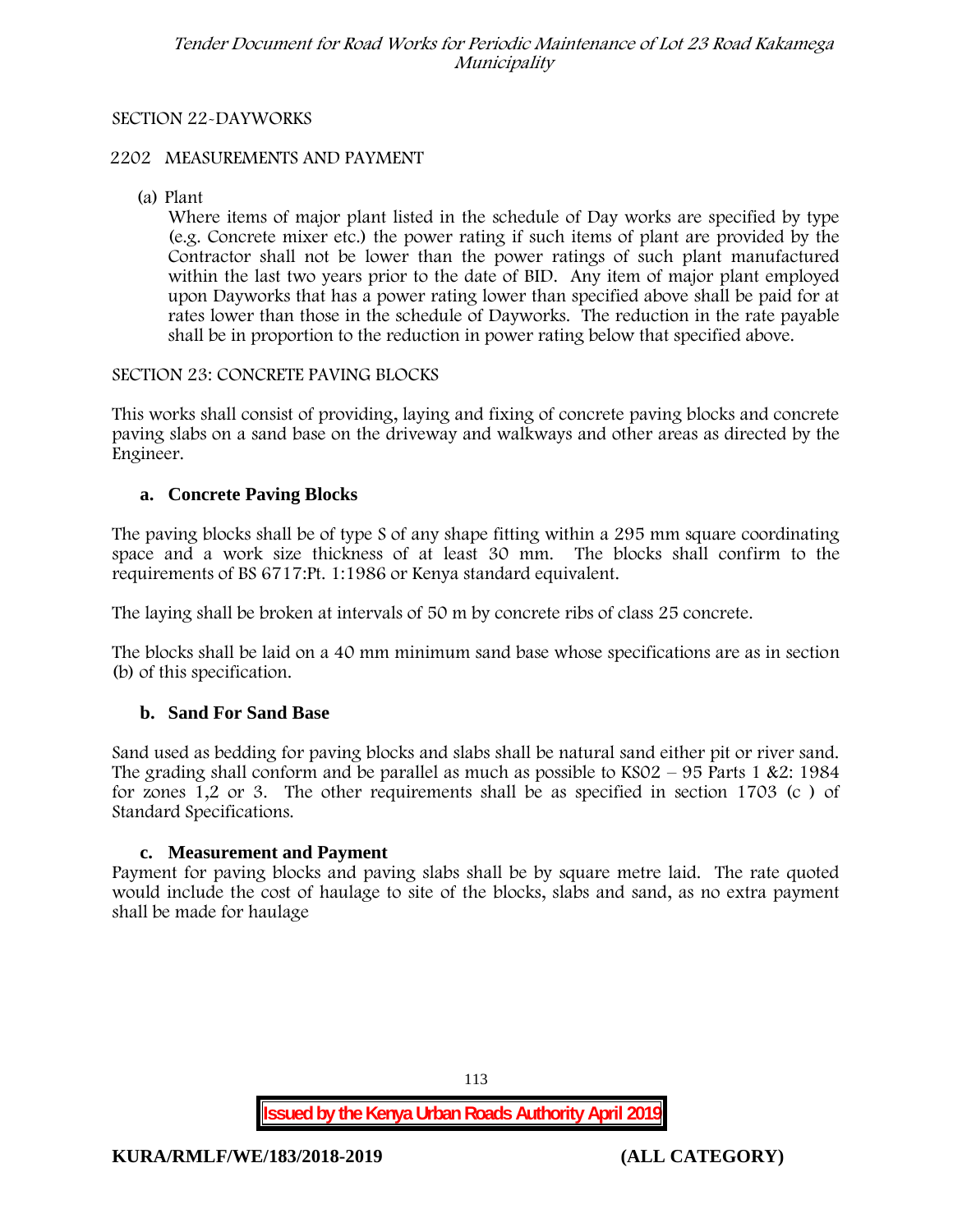SECTION 22-DAYWORKS

2202 MEASUREMENTS AND PAYMENT

(a) Plant

Where items of major plant listed in the schedule of Day works are specified by type (e.g. Concrete mixer etc.) the power rating if such items of plant are provided by the Contractor shall not be lower than the power ratings of such plant manufactured within the last two years prior to the date of BID. Any item of major plant employed upon Dayworks that has a power rating lower than specified above shall be paid for at rates lower than those in the schedule of Dayworks. The reduction in the rate payable shall be in proportion to the reduction in power rating below that specified above.

SECTION 23: CONCRETE PAVING BLOCKS

This works shall consist of providing, laying and fixing of concrete paving blocks and concrete paving slabs on a sand base on the driveway and walkways and other areas as directed by the Engineer.

**a. Concrete Paving Blocks**

The paving blocks shall be of type S of any shape fitting within a 295 mm square coordinating space and a work size thickness of at least 30 mm. The blocks shall confirm to the requirements of BS 6717:Pt. 1:1986 or Kenya standard equivalent.

The laying shall be broken at intervals of 50 m by concrete ribs of class 25 concrete.

The blocks shall be laid on a 40 mm minimum sand base whose specifications are as in section (b) of this specification.

**b. Sand For Sand Base**

Sand used as bedding for paving blocks and slabs shall be natural sand either pit or river sand. The grading shall conform and be parallel as much as possible to KS02 – 95 Parts 1 &2: 1984 for zones 1,2 or 3. The other requirements shall be as specified in section 1703 (c ) of Standard Specifications.

**c. Measurement and Payment**

Payment for paving blocks and paving slabs shall be by square metre laid. The rate quoted would include the cost of haulage to site of the blocks, slabs and sand, as no extra payment shall be made for haulage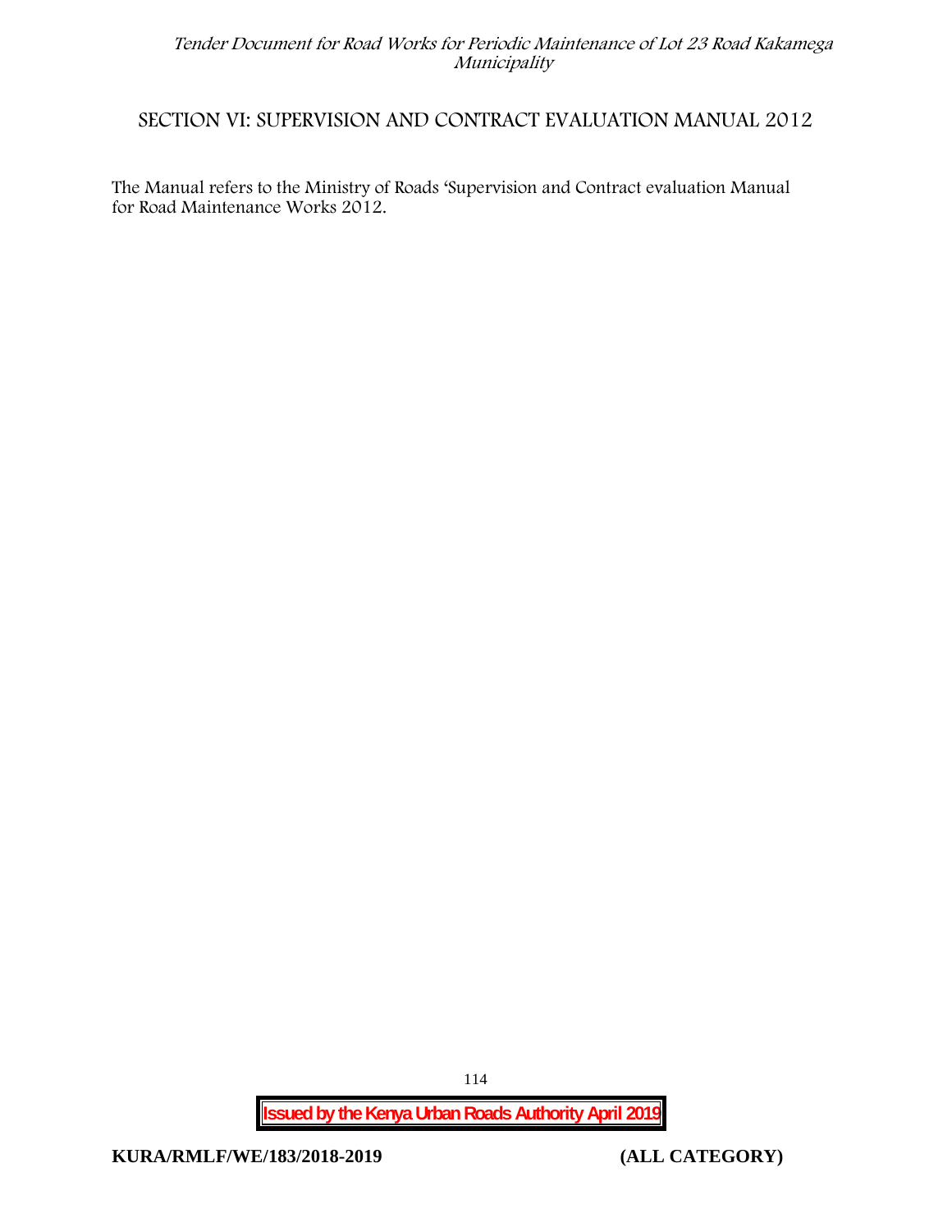## SECTION VI: SUPERVISION AND CONTRACT EVALUATION MANUAL 2012

The Manual refers to the Ministry of Roads 'Supervision and Contract evaluation Manual for Road Maintenance Works 2012.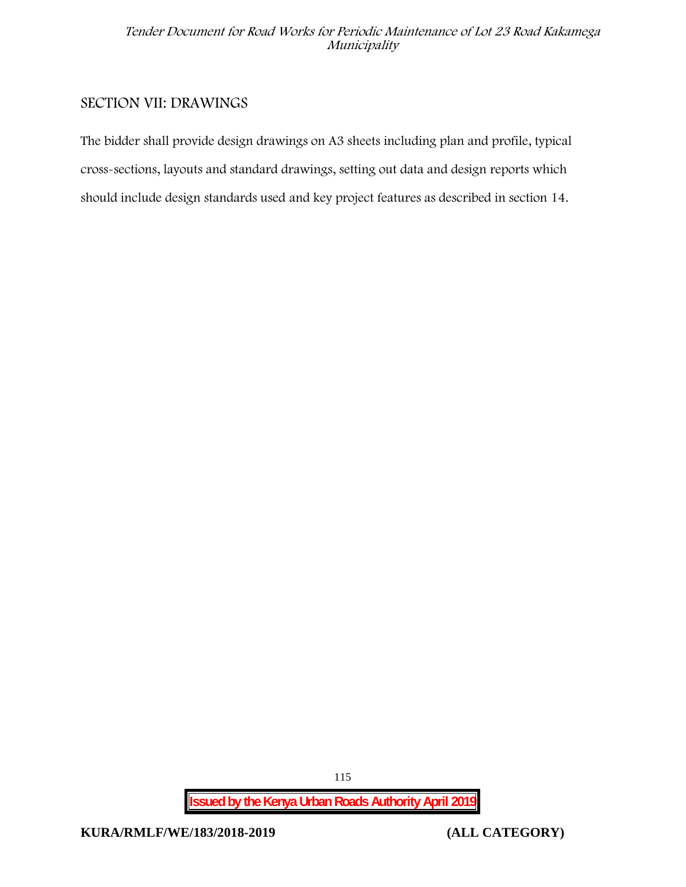## SECTION VII: DRAWINGS

The bidder shall provide design drawings on A3 sheets including plan and profile, typical cross-sections, layouts and standard drawings, setting out data and design reports which should include design standards used and key project features as described in section 14.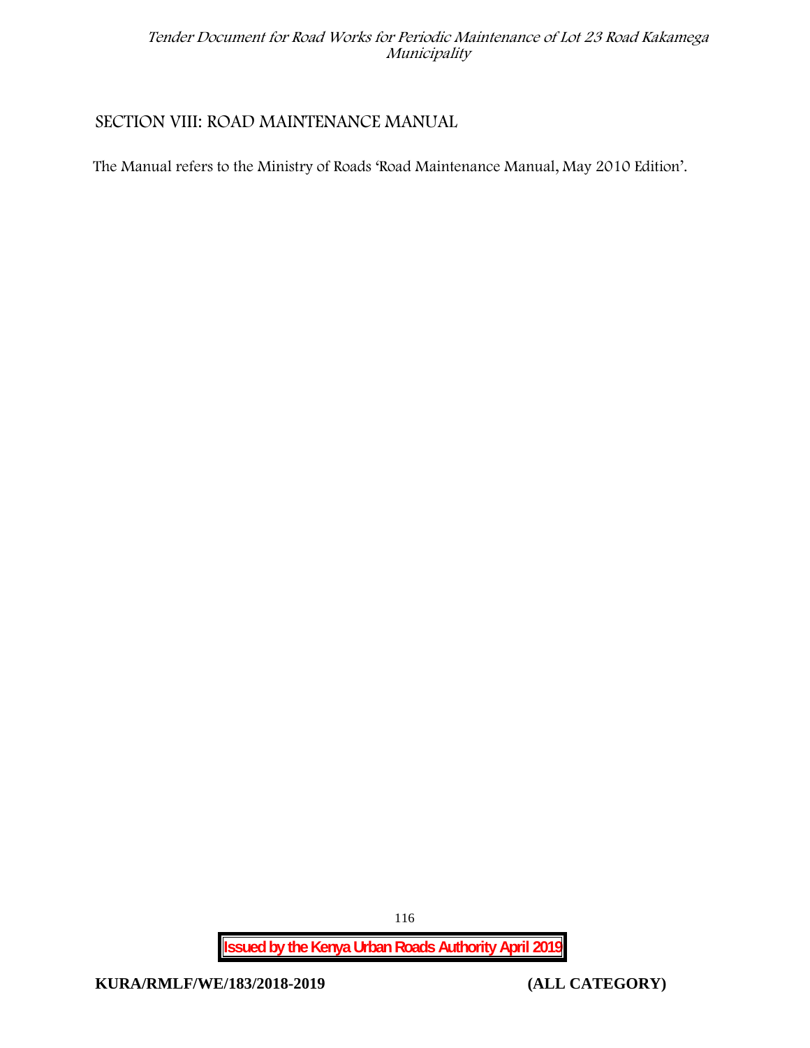# SECTION VIII: ROAD MAINTENANCE MANUAL

The Manual refers to the Ministry of Roads 'Road Maintenance Manual, May 2010 Edition'.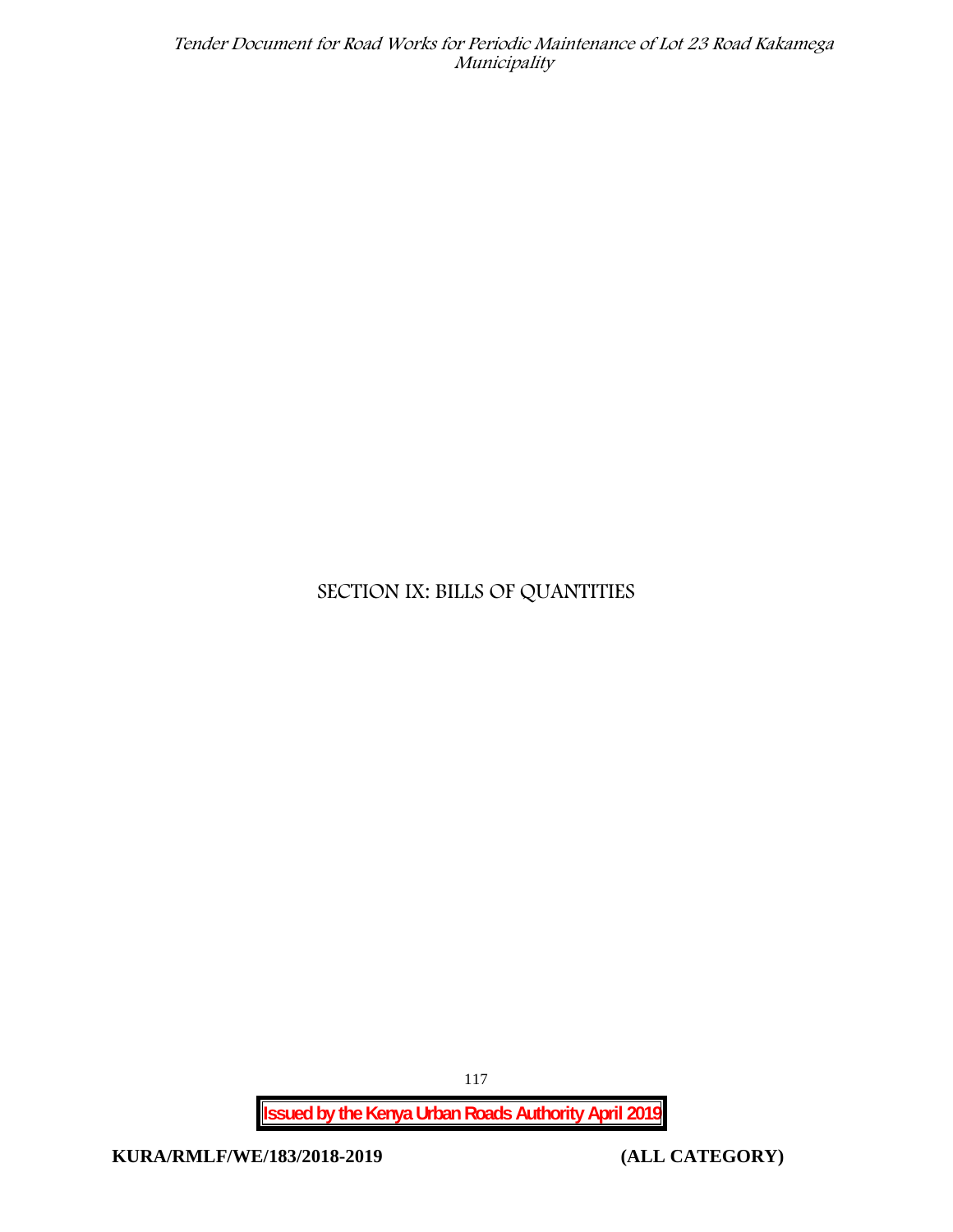# SECTION IX: BILLS OF QUANTITIES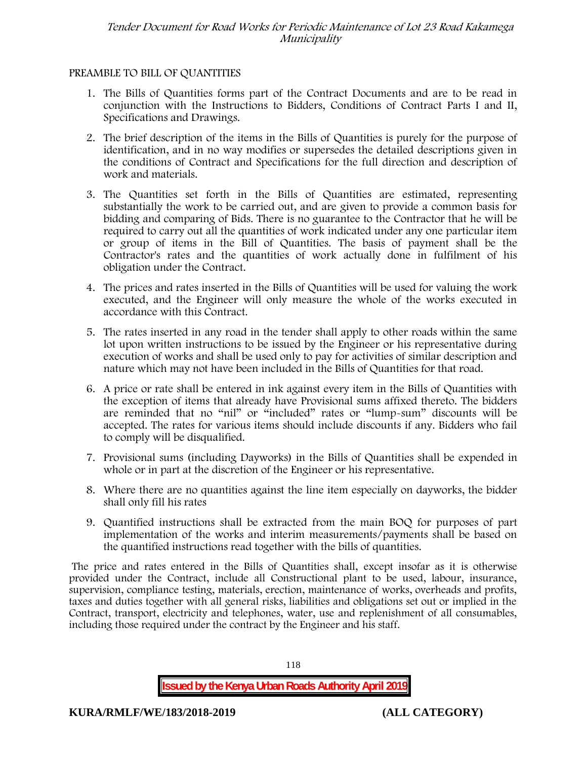PREAMBLE TO BILL OF QUANTITIES

1. The Bills of Quantities forms part of the Contract Documents and are to be read in conjunction with the Instructions to Bidders, Conditions of Contract Parts I and II, Specifications and Drawings.
2. The brief description of the items in the Bills of Quantities is purely for the purpose of identification, and in no way modifies or supersedes the detailed descriptions given in the conditions of Contract and Specifications for the full direction and description of work and materials.
3. The Quantities set forth in the Bills of Quantities are estimated, representing substantially the work to be carried out, and are given to provide a common basis for bidding and comparing of Bids. There is no guarantee to the Contractor that he will be required to carry out all the quantities of work indicated under any one particular item or group of items in the Bill of Quantities. The basis of payment shall be the Contractor's rates and the quantities of work actually done in fulfilment of his obligation under the Contract.
4. The prices and rates inserted in the Bills of Quantities will be used for valuing the work executed, and the Engineer will only measure the whole of the works executed in accordance with this Contract.
5. The rates inserted in any road in the tender shall apply to other roads within the same lot upon written instructions to be issued by the Engineer or his representative during execution of works and shall be used only to pay for activities of similar description and nature which may not have been included in the Bills of Quantities for that road.
6. A price or rate shall be entered in ink against every item in the Bills of Quantities with the exception of items that already have Provisional sums affixed thereto. The bidders are reminded that no "nil" or "included" rates or "lump-sum" discounts will be accepted. The rates for various items should include discounts if any. Bidders who fail to comply will be disqualified.
7. Provisional sums (including Dayworks) in the Bills of Quantities shall be expended in whole or in part at the discretion of the Engineer or his representative.
8. Where there are no quantities against the line item especially on dayworks, the bidder shall only fill his rates
9. Quantified instructions shall be extracted from the main BOQ for purposes of part implementation of the works and interim measurements/payments shall be based on the quantified instructions read together with the bills of quantities.

The price and rates entered in the Bills of Quantities shall, except insofar as it is otherwise provided under the Contract, include all Constructional plant to be used, labour, insurance, supervision, compliance testing, materials, erection, maintenance of works, overheads and profits, taxes and duties together with all general risks, liabilities and obligations set out or implied in the Contract, transport, electricity and telephones, water, use and replenishment of all consumables, including those required under the contract by the Engineer and his staff.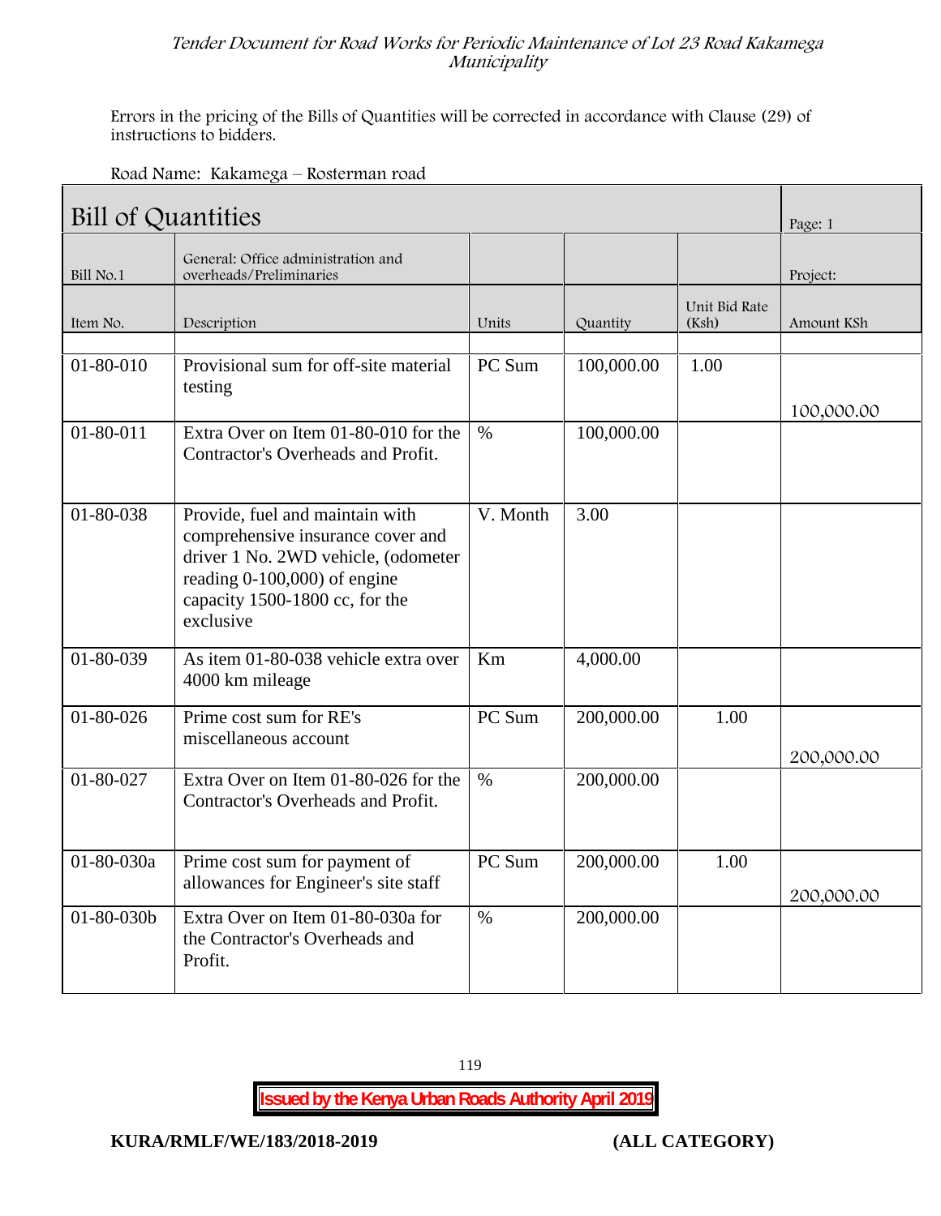Errors in the pricing of the Bills of Quantities will be corrected in accordance with Clause (29) of instructions to bidders.

Road Name: Kakamega – Rosterman road

| Bill of Quantities | | | | | Page: 1 |
|---|---|---|---|---|---|
| Bill No.1 | General: Office administration and overheads/Preliminaries | | | | Project: |
| Item No. | Description | Units | Quantity | Unit Bid Rate (Ksh) | Amount KSh |
| | | | | | |
| 01-80-010 | Provisional sum for off-site material testing | PC Sum | 100,000.00 | 1.00 | 100,000.00 |
| 01-80-011 | Extra Over on Item 01-80-010 for the Contractor's Overheads and Profit. | % | 100,000.00 | | |
| 01-80-038 | Provide, fuel and maintain with comprehensive insurance cover and driver 1 No. 2WD vehicle, (odometer reading 0-100,000) of engine capacity 1500-1800 cc, for the exclusive | V. Month | 3.00 | | |
| 01-80-039 | As item 01-80-038 vehicle extra over 4000 km mileage | Km | 4,000.00 | | |
| 01-80-026 | Prime cost sum for RE's miscellaneous account | PC Sum | 200,000.00 | 1.00 | 200,000.00 |
| 01-80-027 | Extra Over on Item 01-80-026 for the Contractor's Overheads and Profit. | % | 200,000.00 | | |
| 01-80-030a | Prime cost sum for payment of allowances for Engineer's site staff | PC Sum | 200,000.00 | 1.00 | 200,000.00 |
| 01-80-030b | Extra Over on Item 01-80-030a for the Contractor's Overheads and Profit. | % | 200,000.00 | | |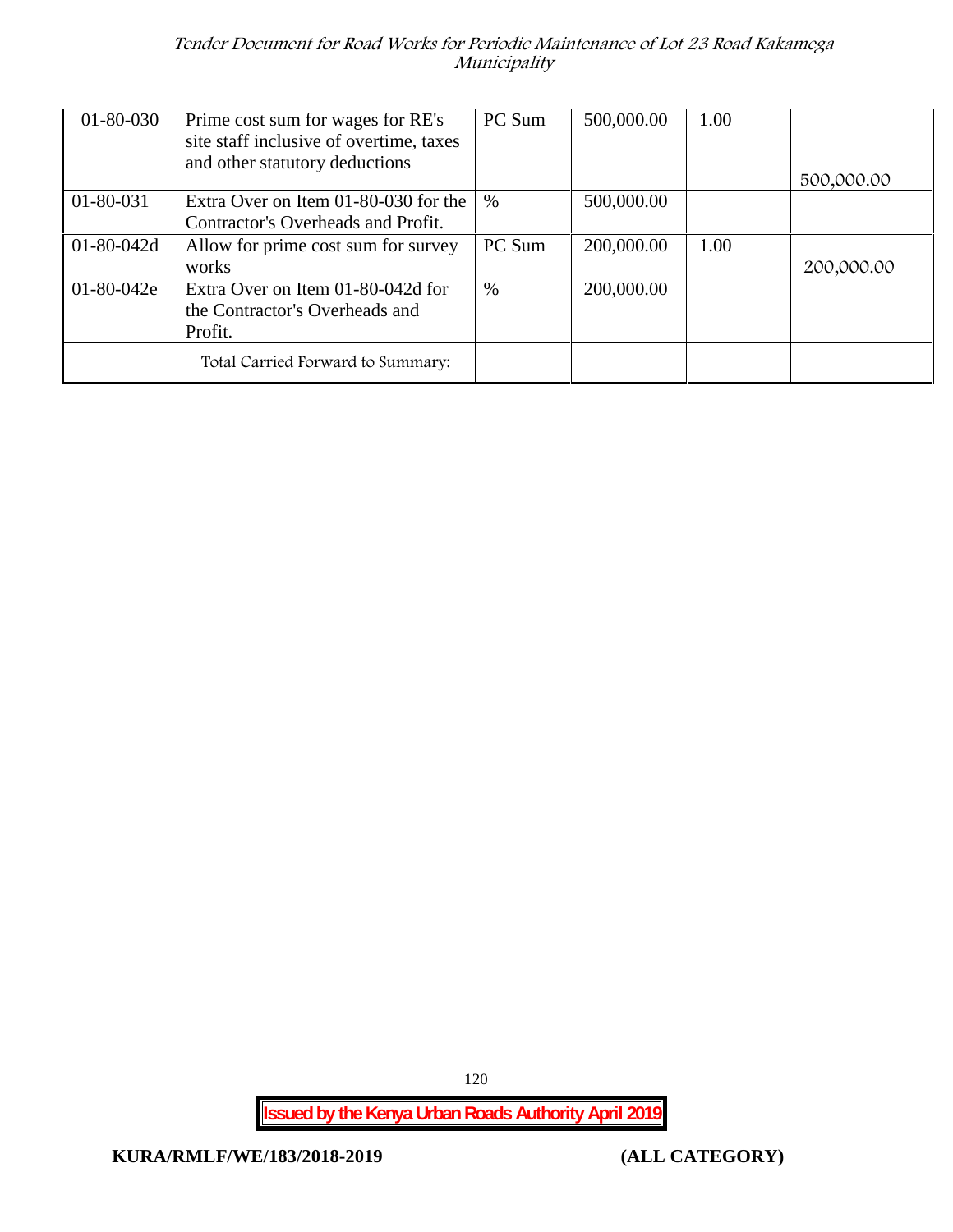| 01-80-030 | Prime cost sum for wages for RE's site staff inclusive of overtime, taxes and other statutory deductions | PC Sum | 500,000.00 | 1.00 | 500,000.00 |
|---|---|---|---|---|---|
| 01-80-031 | Extra Over on Item 01-80-030 for the Contractor's Overheads and Profit. | % | 500,000.00 | | |
| 01-80-042d | Allow for prime cost sum for survey works | PC Sum | 200,000.00 | 1.00 | 200,000.00 |
| 01-80-042e | Extra Over on Item 01-80-042d for the Contractor's Overheads and Profit. | % | 200,000.00 | | |
| | Total Carried Forward to Summary: | | | | |

**Issued by the Kenya Urban Roads Authority April 2019**

**KURA/RMLF/WE/183/2018-2019** **(ALL CATEGORY)**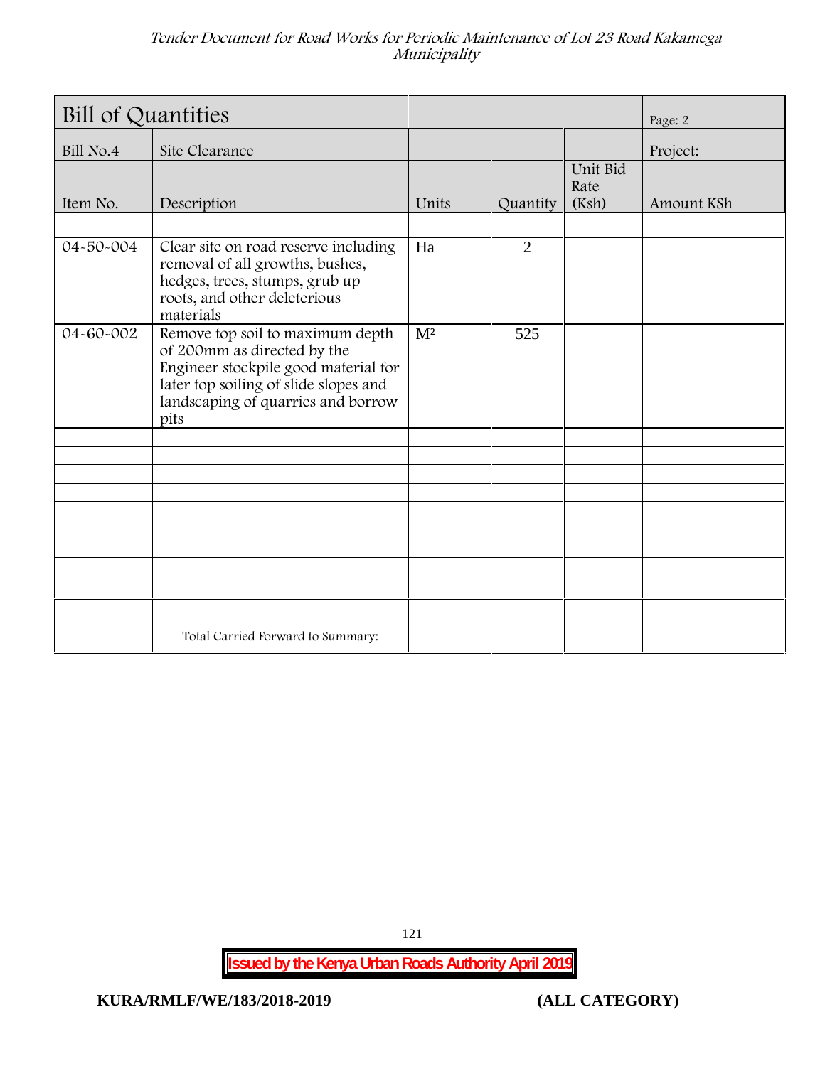| Bill of Quantities | | | | | Page: 2 |
|---|---|---|---|---|---|
| Bill No.4 | Site Clearance | | | | Project: |
| Item No. | Description | Units | Quantity | Unit Bid Rate (Ksh) | Amount KSh |
| | | | | | |
| 04-50-004 | Clear site on road reserve including removal of all growths, bushes, hedges, trees, stumps, grub up roots, and other deleterious materials | Ha | 2 | | |
| 04-60-002 | Remove top soil to maximum depth of 200mm as directed by the Engineer stockpile good material for later top soiling of slide slopes and landscaping of quarries and borrow pits | $M^2$ | 525 | | |
| | | | | | |
| | | | | | |
| | | | | | |
| | | | | | |
| | | | | | |
| | | | | | |
| | | | | | |
| | | | | | |
| | | | | | |
| | Total Carried Forward to Summary: | | | | |

**Issued by the Kenya Urban Roads Authority April 2019**

**KURA/RMLF/WE/183/2018-2019** **(ALL CATEGORY)**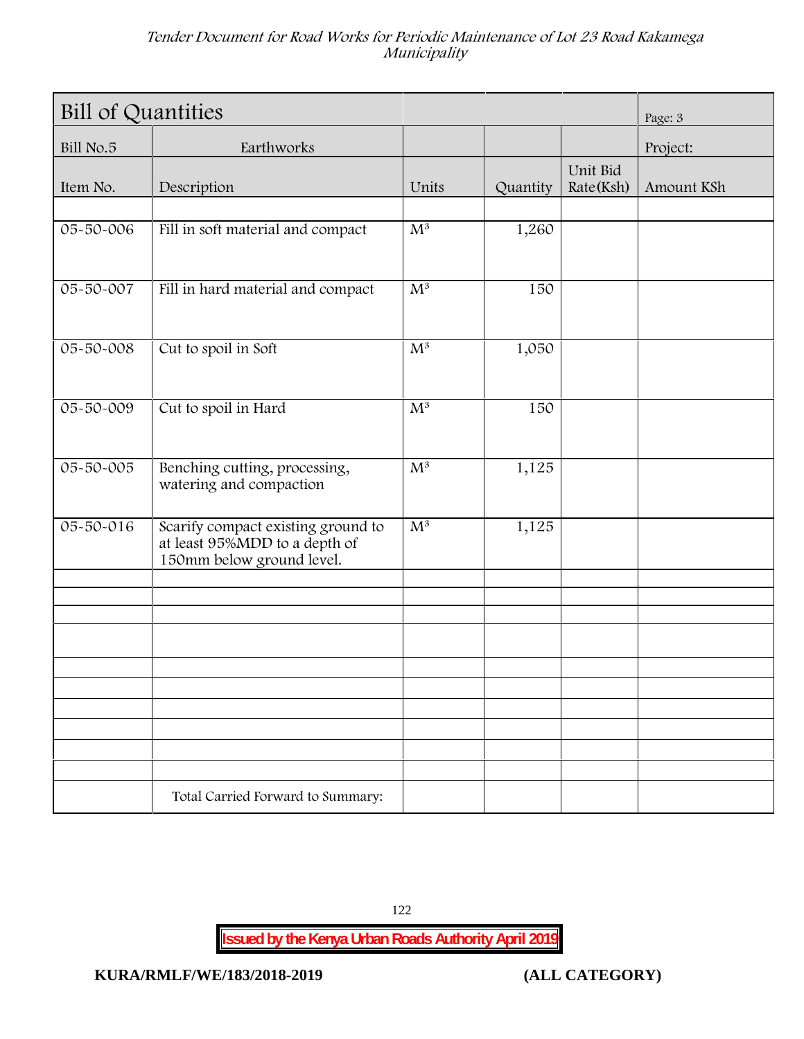| Bill of Quantities | | | | | Page: 3 |
|---|---|---|---|---|---|
| Bill No.5 | Earthworks | | | | Project: |
| Item No. | Description | Units | Quantity | Unit Bid Rate(Ksh) | Amount KSh |
| | | | | | |
| 05-50-006 | Fill in soft material and compact | $M^3$ | 1,260 | | |
| 05-50-007 | Fill in hard material and compact | $M^3$ | 150 | | |
| 05-50-008 | Cut to spoil in Soft | $M^3$ | 1,050 | | |
| 05-50-009 | Cut to spoil in Hard | $M^3$ | 150 | | |
| 05-50-005 | Benching cutting, processing, watering and compaction | $M^3$ | 1,125 | | |
| 05-50-016 | Scarify compact existing ground to at least 95%MDD to a depth of 150mm below ground level. | $M^3$ | 1,125 | | |
| | | | | | |
| | | | | | |
| | | | | | |
| | | | | | |
| | | | | | |
| | | | | | |
| | | | | | |
| | | | | | |
| | | | | | |
| | | | | | |
| | Total Carried Forward to Summary: | | | | |

**Issued by the Kenya Urban Roads Authority April 2019**

**KURA/RMLF/WE/183/2018-2019** **(ALL CATEGORY)**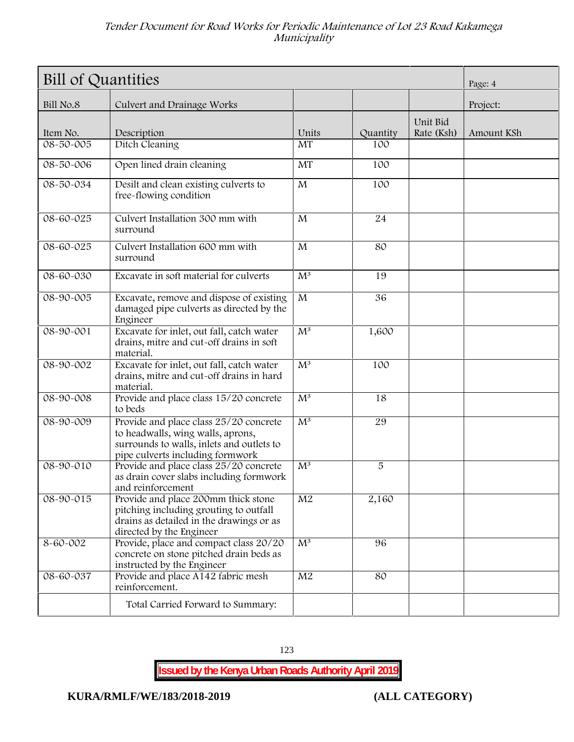| Bill of Quantities | | | | | Page: 4 |
|---|---|---|---|---|---|
| Bill No.8 | Culvert and Drainage Works | | | | Project: |
| Item No. | Description | Units | Quantity | Unit Bid Rate (Ksh) | Amount KSh |
| 08-50-005 | Ditch Cleaning | MT | 100 | | |
| 08-50-006 | Open lined drain cleaning | MT | 100 | | |
| 08-50-034 | Desilt and clean existing culverts to free-flowing condition | M | 100 | | |
| 08-60-025 | Culvert Installation 300 mm with surround | M | 24 | | |
| 08-60-025 | Culvert Installation 600 mm with surround | M | 80 | | |
| 08-60-030 | Excavate in soft material for culverts | $M^3$ | 19 | | |
| 08-90-005 | Excavate, remove and dispose of existing damaged pipe culverts as directed by the Engineer | M | 36 | | |
| 08-90-001 | Excavate for inlet, out fall, catch water drains, mitre and cut-off drains in soft material. | $M^3$ | 1,600 | | |
| 08-90-002 | Excavate for inlet, out fall, catch water drains, mitre and cut-off drains in hard material. | $M^3$ | 100 | | |
| 08-90-008 | Provide and place class 15/20 concrete to beds | $M^3$ | 18 | | |
| 08-90-009 | Provide and place class 25/20 concrete to headwalls, wing walls, aprons, surrounds to walls, inlets and outlets to pipe culverts including formwork | $M^3$ | 29 | | |
| 08-90-010 | Provide and place class 25/20 concrete as drain cover slabs including formwork and reinforcement | $M^3$ | 5 | | |
| 08-90-015 | Provide and place 200mm thick stone pitching including grouting to outfall drains as detailed in the drawings or as directed by the Engineer | M2 | 2,160 | | |
| 8-60-002 | Provide, place and compact class 20/20 concrete on stone pitched drain beds as instructed by the Engineer | $M^3$ | 96 | | |
| 08-60-037 | Provide and place A142 fabric mesh reinforcement. | M2 | 80 | | |
| | Total Carried Forward to Summary: | | | | |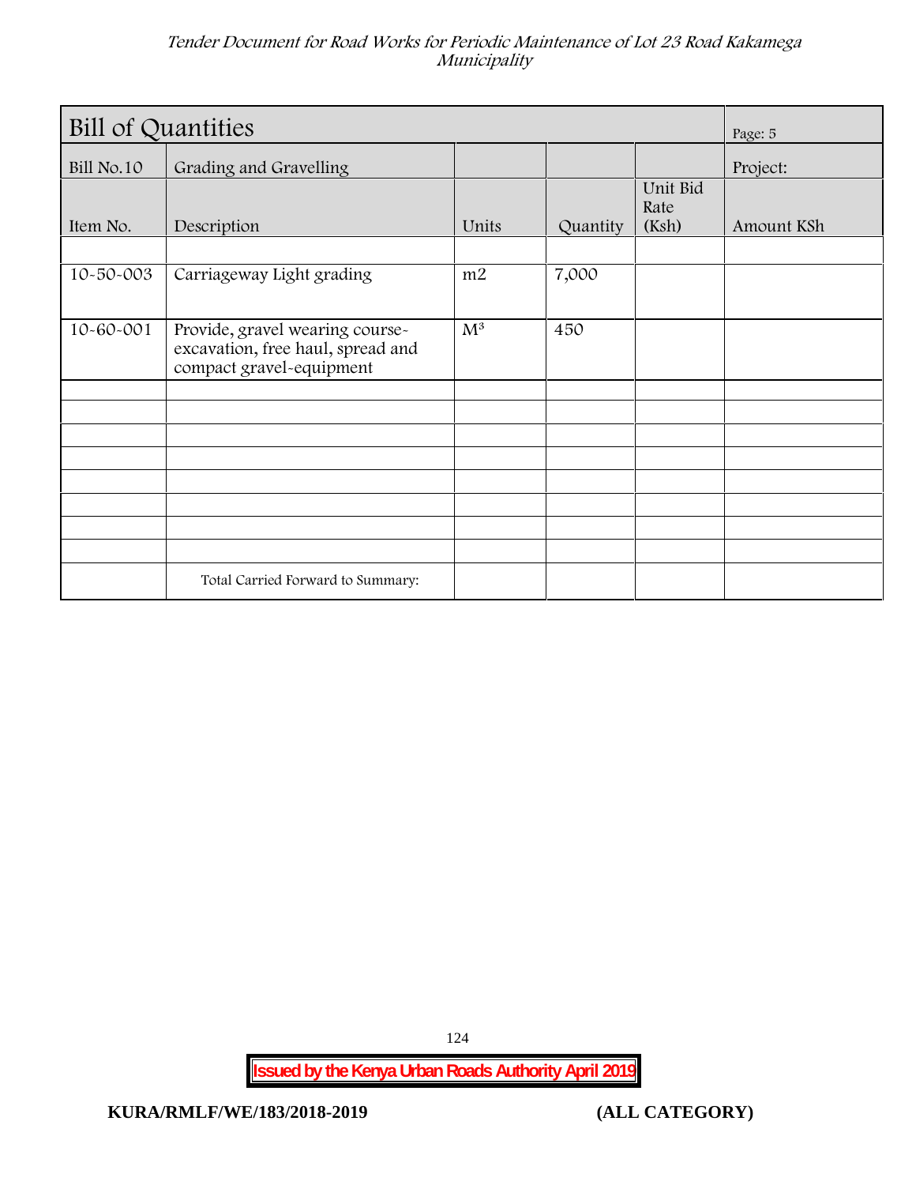| Bill of Quantities | | | | | Page: 5 |
|---|---|---|---|---|---|
| Bill No.10 | Grading and Gravelling | | | | Project: |
| Item No. | Description | Units | Quantity | Unit Bid Rate (Ksh) | Amount KSh |
| | | | | | |
| 10-50-003 | Carriageway Light grading | m2 | 7,000 | | |
| 10-60-001 | Provide, gravel wearing course-excavation, free haul, spread and compact gravel-equipment | $M^3$ | 450 | | |
| | | | | | |
| | | | | | |
| | | | | | |
| | | | | | |
| | | | | | |
| | | | | | |
| | | | | | |
| | | | | | |
| | Total Carried Forward to Summary: | | | | |

**Issued by the Kenya Urban Roads Authority April 2019**

**KURA/RMLF/WE/183/2018-2019** **(ALL CATEGORY)**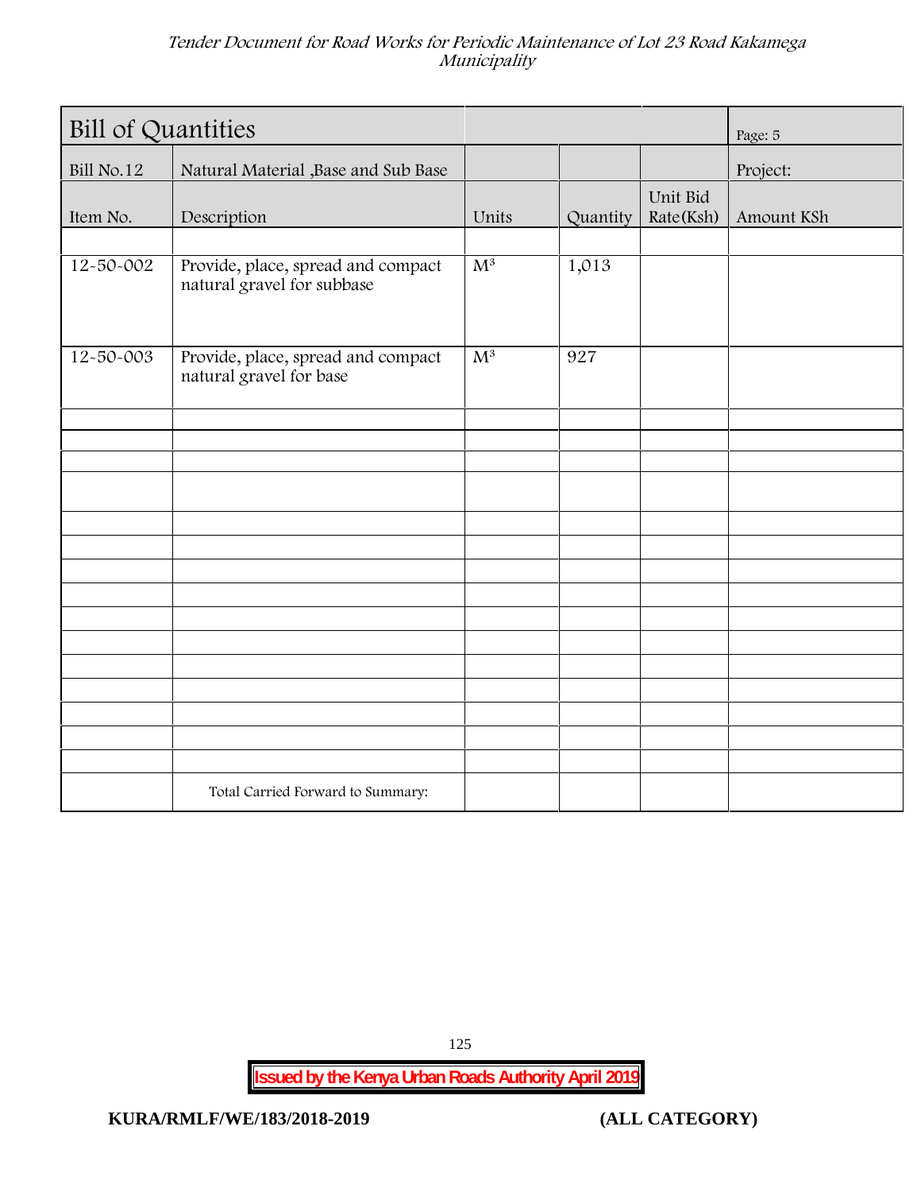| Bill of Quantities | | | | | Page: 5 |
|---|---|---|---|---|---|
| Bill No.12 | Natural Material ,Base and Sub Base | | | | Project: |
| Item No. | Description | Units | Quantity | Unit Bid Rate(Ksh) | Amount KSh |
| | | | | | |
| 12-50-002 | Provide, place, spread and compact natural gravel for subbase | $M^3$ | 1,013 | | |
| 12-50-003 | Provide, place, spread and compact natural gravel for base | $M^3$ | 927 | | |
| | | | | | |
| | | | | | |
| | | | | | |
| | | | | | |
| | | | | | |
| | | | | | |
| | | | | | |
| | | | | | |
| | | | | | |
| | | | | | |
| | | | | | |
| | | | | | |
| | | | | | |
| | | | | | |
| | | | | | |
| | Total Carried Forward to Summary: | | | | |

**Issued by the Kenya Urban Roads Authority April 2019**

**KURA/RMLF/WE/183/2018-2019** **(ALL CATEGORY)**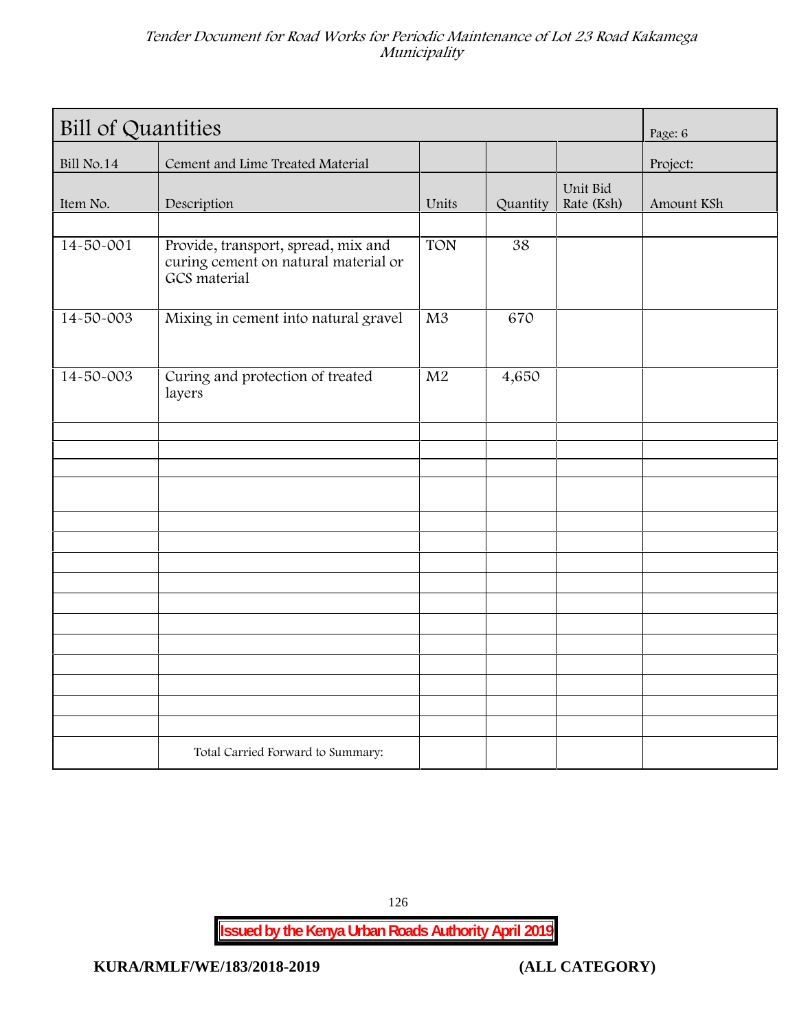| Bill of Quantities | | | | | Page: 6 |
|---|---|---|---|---|---|
| Bill No.14 | Cement and Lime Treated Material | | | | Project: |
| Item No. | Description | Units | Quantity | Unit Bid Rate (Ksh) | Amount KSh |
| | | | | | |
| 14-50-001 | Provide, transport, spread, mix and curing cement on natural material or GCS material | TON | 38 | | |
| 14-50-003 | Mixing in cement into natural gravel | M3 | 670 | | |
| 14-50-003 | Curing and protection of treated layers | M2 | 4,650 | | |
| | | | | | |
| | | | | | |
| | | | | | |
| | | | | | |
| | | | | | |
| | | | | | |
| | | | | | |
| | | | | | |
| | | | | | |
| | | | | | |
| | | | | | |
| | | | | | |
| | | | | | |
| | | | | | |
| | | | | | |
| | Total Carried Forward to Summary: | | | | |

**KURA/RMLF/WE/183/2018-2019 (ALL CATEGORY)**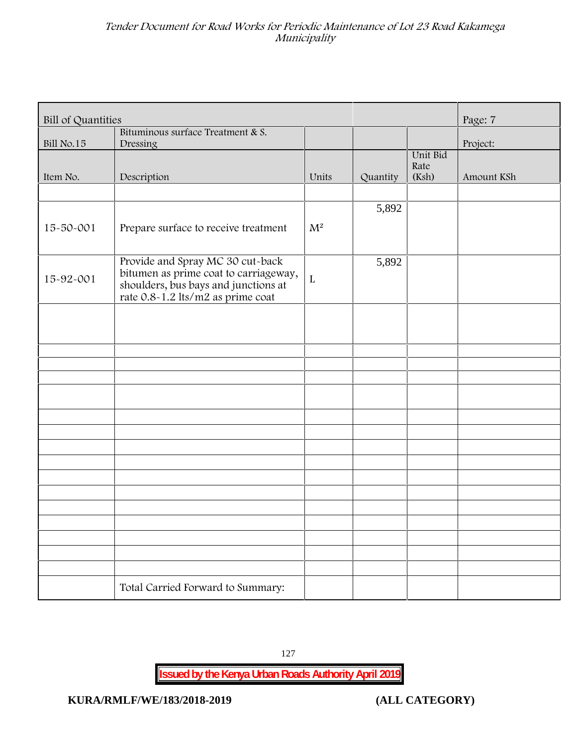| Bill of Quantities | | | | | Page: 7 |
|---|---|---|---|---|---|
| Bill No.15 | Bituminous surface Treatment & S. Dressing | | | | Project: |
| Item No. | Description | Units | Quantity | Unit Bid Rate (Ksh) | Amount KSh |
| | | | | | |
| 15-50-001 | Prepare surface to receive treatment | $M^2$ | 5,892 | | |
| 15-92-001 | Provide and Spray MC 30 cut-back bitumen as prime coat to carriageway, shoulders, bus bays and junctions at rate 0.8-1.2 lts/m2 as prime coat | L | 5,892 | | |
| | | | | | |
| | | | | | |
| | | | | | |
| | | | | | |
| | | | | | |
| | | | | | |
| | | | | | |
| | | | | | |
| | | | | | |
| | | | | | |
| | | | | | |
| | | | | | |
| | | | | | |
| | | | | | |
| | | | | | |
| | | | | | |
| | | | | | |
| | Total Carried Forward to Summary: | | | | |

**Issued by the Kenya Urban Roads Authority April 2019**

**KURA/RMLF/WE/183/2018-2019** **(ALL CATEGORY)**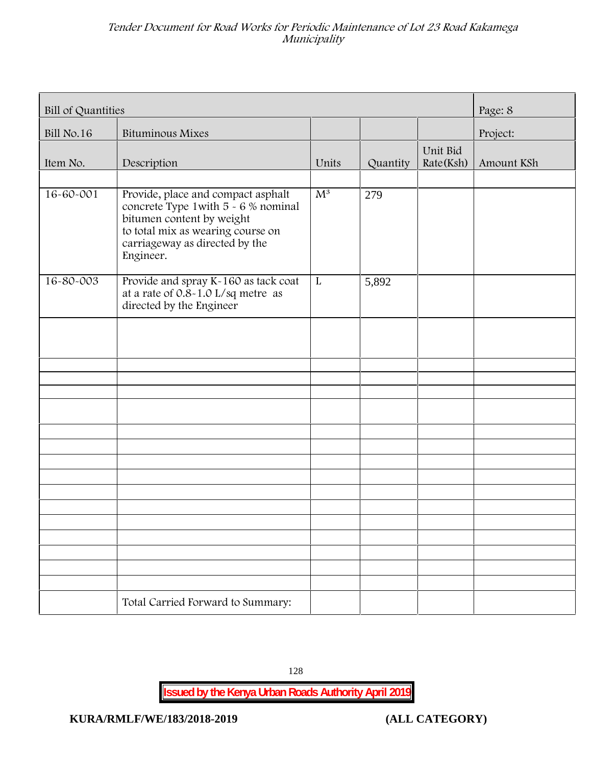| Bill of Quantities | | | | | Page: 8 |
|---|---|---|---|---|---|
| Bill No.16 | Bituminous Mixes | | | | Project: |
| Item No. | Description | Units | Quantity | Unit Bid Rate(Ksh) | Amount KSh |
| | | | | | |
| 16-60-001 | Provide, place and compact asphalt concrete Type 1with 5 - 6 % nominal bitumen content by weight to total mix as wearing course on carriageway as directed by the Engineer. | $M^3$ | 279 | | |
| 16-80-003 | Provide and spray K-160 as tack coat at a rate of 0.8-1.0 L/sq metre as directed by the Engineer | L | 5,892 | | |
| | | | | | |
| | Total Carried Forward to Summary: | | | | |

**Issued by the Kenya Urban Roads Authority April 2019**

**KURA/RMLF/WE/183/2018-2019** **(ALL CATEGORY)**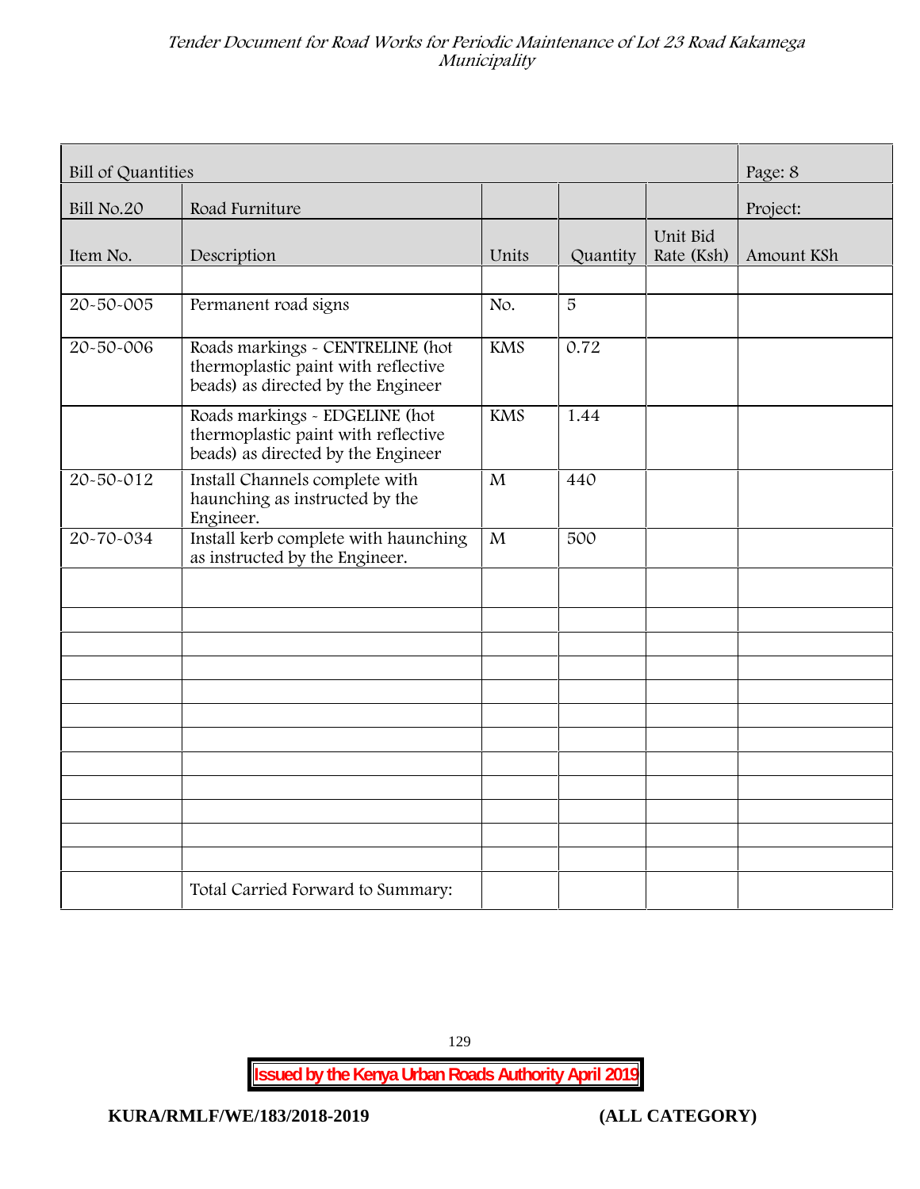| Bill of Quantities | | | | | Page: 8 |
|---|---|---|---|---|---|
| Bill No.20 | Road Furniture | | | | Project: |
| Item No. | Description | Units | Quantity | Unit Bid Rate (Ksh) | Amount KSh |
| | | | | | |
| 20-50-005 | Permanent road signs | No. | 5 | | |
| 20-50-006 | Roads markings - CENTRELINE (hot thermoplastic paint with reflective beads) as directed by the Engineer | KMS | 0.72 | | |
| | Roads markings - EDGELINE (hot thermoplastic paint with reflective beads) as directed by the Engineer | KMS | 1.44 | | |
| 20-50-012 | Install Channels complete with haunching as instructed by the Engineer. | M | 440 | | |
| 20-70-034 | Install kerb complete with haunching as instructed by the Engineer. | M | 500 | | |
| | | | | | |
| | | | | | |
| | | | | | |
| | | | | | |
| | | | | | |
| | | | | | |
| | | | | | |
| | | | | | |
| | | | | | |
| | | | | | |
| | | | | | |
| | | | | | |
| | Total Carried Forward to Summary: | | | | |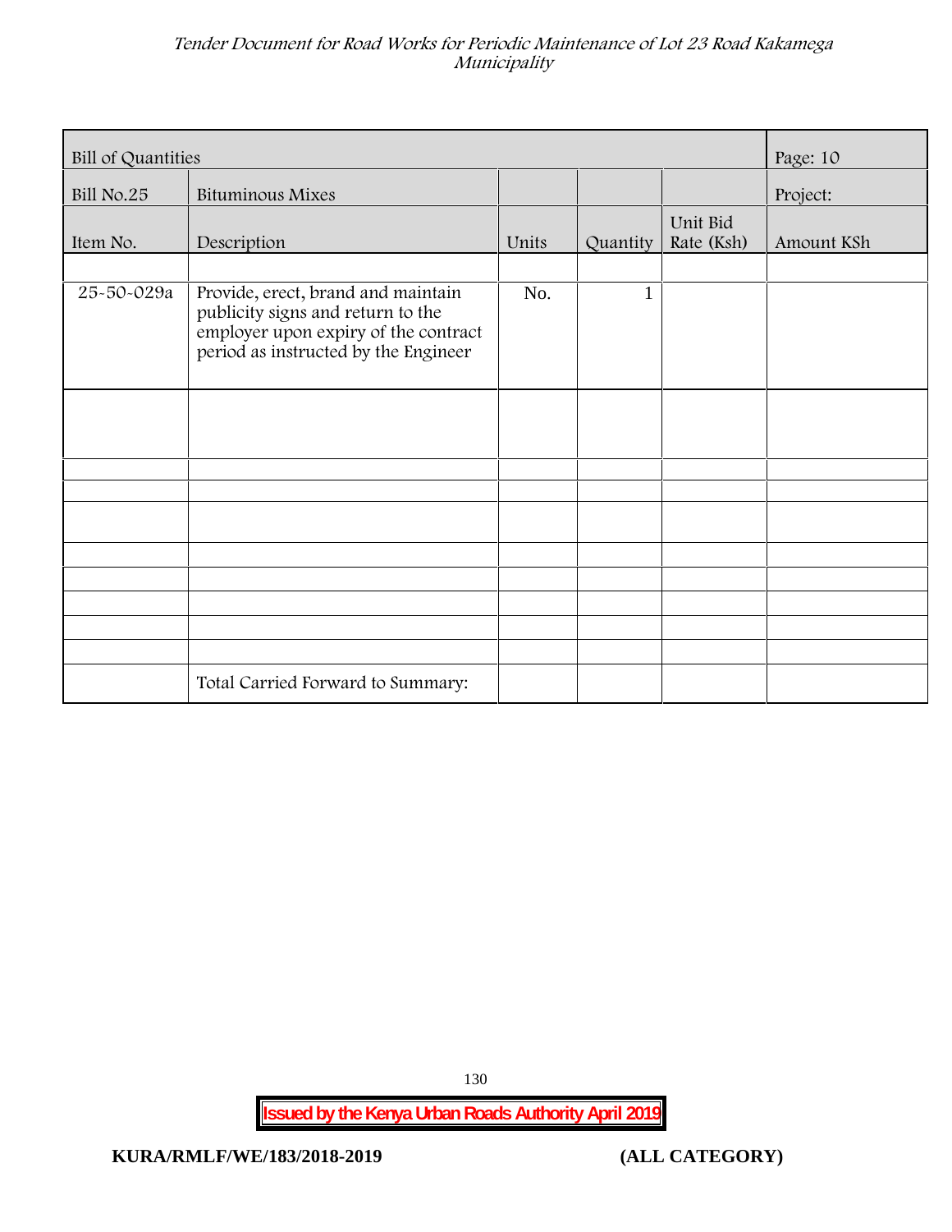| Bill of Quantities | | | | | Page: 10 |
|---|---|---|---|---|---|
| Bill No.25 | Bituminous Mixes | | | | Project: |
| Item No. | Description | Units | Quantity | Unit Bid Rate (Ksh) | Amount KSh |
| | | | | | |
| 25-50-029a | Provide, erect, brand and maintain publicity signs and return to the employer upon expiry of the contract period as instructed by the Engineer | No. | 1 | | |
| | | | | | |
| | | | | | |
| | | | | | |
| | | | | | |
| | | | | | |
| | | | | | |
| | | | | | |
| | | | | | |
| | | | | | |
| | Total Carried Forward to Summary: | | | | |

**Issued by the Kenya Urban Roads Authority April 2019**

**KURA/RMLF/WE/183/2018-2019 (ALL CATEGORY)**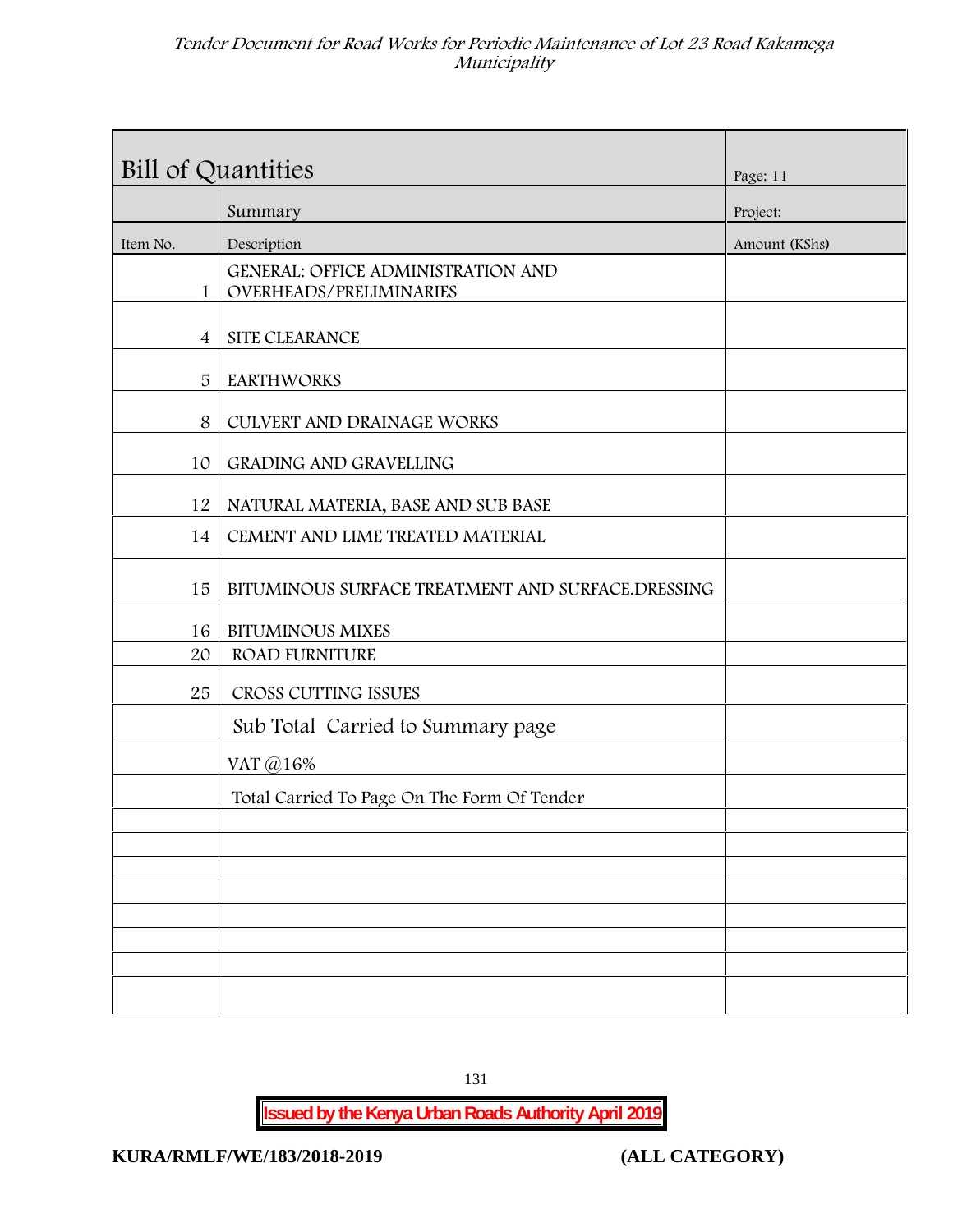| Bill of Quantities | | Page: 11 |
|---|---|---|
| | Summary | Project: |
| Item No. | Description | Amount (KShs) |
| 1 | GENERAL: OFFICE ADMINISTRATION AND OVERHEADS/PRELIMINARIES | |
| 4 | SITE CLEARANCE | |
| 5 | EARTHWORKS | |
| 8 | CULVERT AND DRAINAGE WORKS | |
| 10 | GRADING AND GRAVELLING | |
| 12 | NATURAL MATERIA, BASE AND SUB BASE | |
| 14 | CEMENT AND LIME TREATED MATERIAL | |
| 15 | BITUMINOUS SURFACE TREATMENT AND SURFACE.DRESSING | |
| 16 | BITUMINOUS MIXES | |
| 20 | ROAD FURNITURE | |
| 25 | CROSS CUTTING ISSUES | |
| | Sub Total Carried to Summary page | |
| | VAT @16% | |
| | Total Carried To Page On The Form Of Tender | |
| | | |
| | | |
| | | |
| | | |
| | | |
| | | |
| | | |
| | | |

**Issued by the Kenya Urban Roads Authority April 2019**

**KURA/RMLF/WE/183/2018-2019** **(ALL CATEGORY)**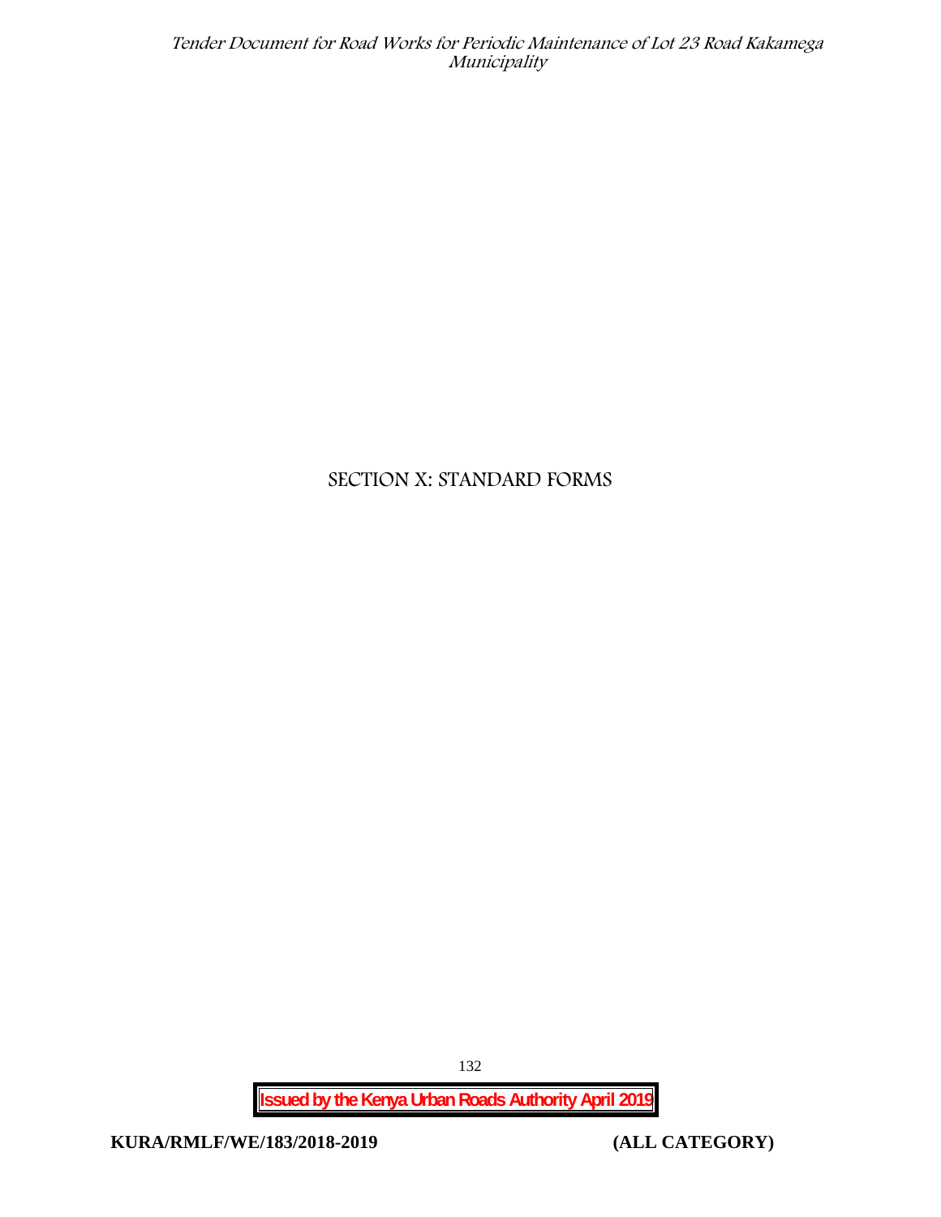# SECTION X: STANDARD FORMS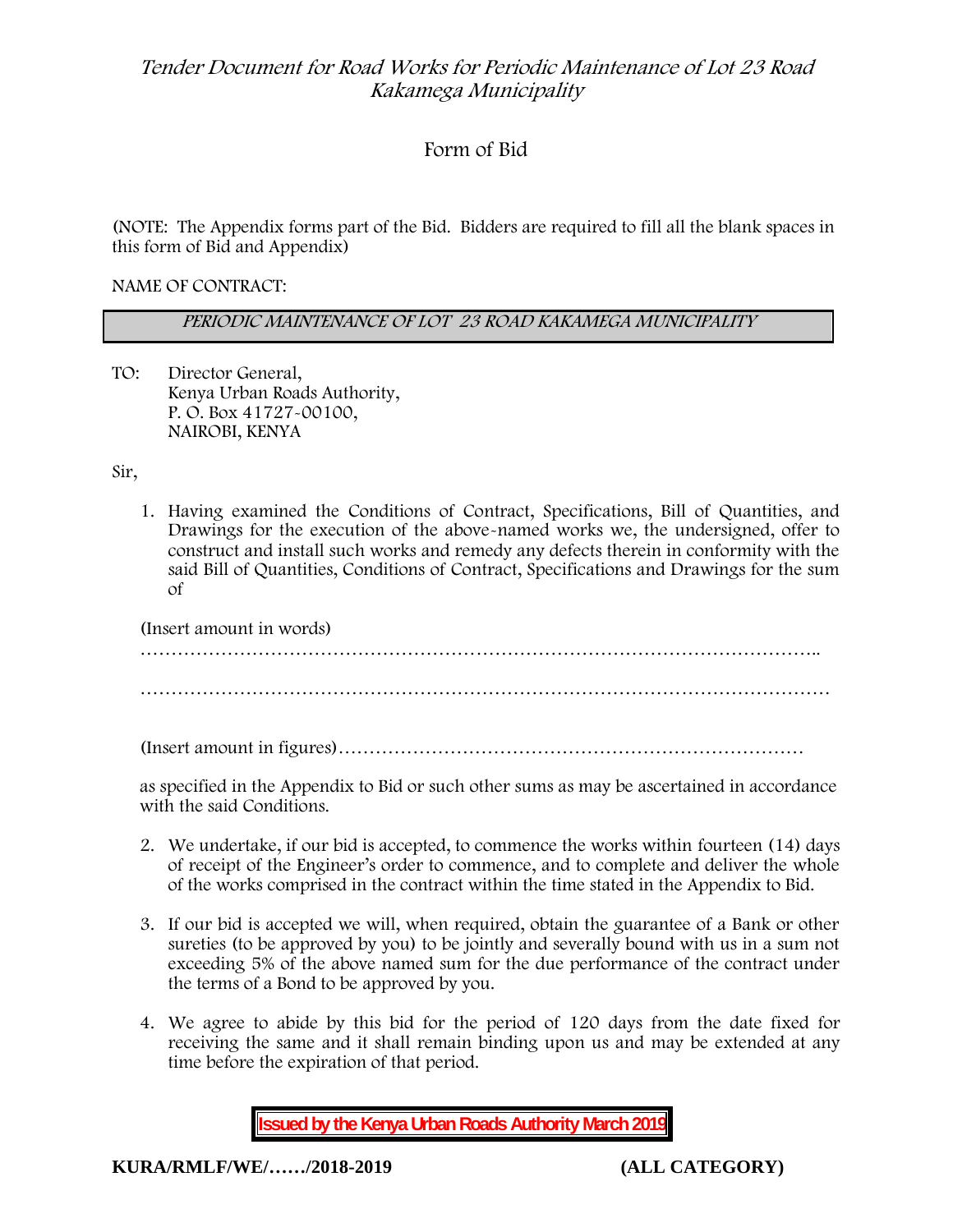# Form of Bid

(NOTE: The Appendix forms part of the Bid. Bidders are required to fill all the blank spaces in this form of Bid and Appendix)

NAME OF CONTRACT:

| *PERIODIC MAINTENANCE OF LOT 23 ROAD KAKAMEGA MUNICIPALITY* |
| --- |

TO: Director General,
Kenya Urban Roads Authority,
P. O. Box 41727-00100,
NAIROBI, KENYA

Sir,

1. Having examined the Conditions of Contract, Specifications, Bill of Quantities, and Drawings for the execution of the above-named works we, the undersigned, offer to construct and install such works and remedy any defects therein in conformity with the said Bill of Quantities, Conditions of Contract, Specifications and Drawings for the sum of

   (Insert amount in words)
   …………………………………………………………………………………………………..

   …………………………………………………………………………………………………

   (Insert amount in figures)…………………………………………………………………

   as specified in the Appendix to Bid or such other sums as may be ascertained in accordance with the said Conditions.

2. We undertake, if our bid is accepted, to commence the works within fourteen (14) days of receipt of the Engineer's order to commence, and to complete and deliver the whole of the works comprised in the contract within the time stated in the Appendix to Bid.

3. If our bid is accepted we will, when required, obtain the guarantee of a Bank or other sureties (to be approved by you) to be jointly and severally bound with us in a sum not exceeding 5% of the above named sum for the due performance of the contract under the terms of a Bond to be approved by you.

4. We agree to abide by this bid for the period of 120 days from the date fixed for receiving the same and it shall remain binding upon us and may be extended at any time before the expiration of that period.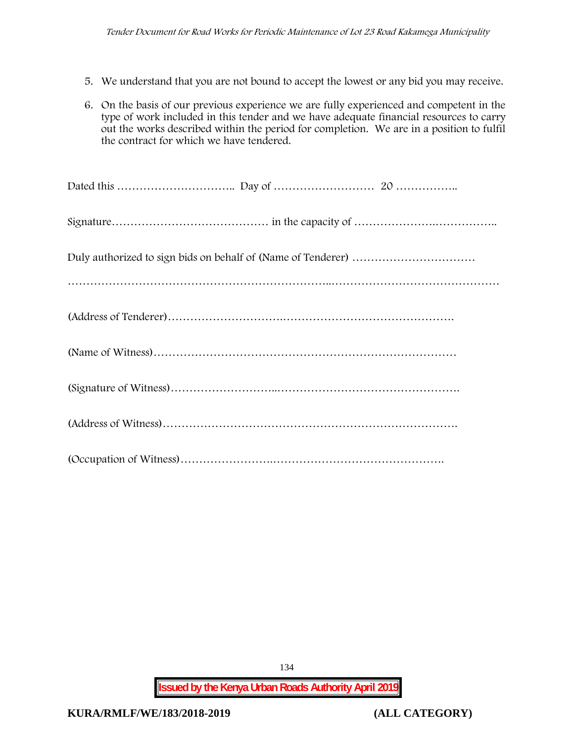5. We understand that you are not bound to accept the lowest or any bid you may receive.

6. On the basis of our previous experience we are fully experienced and competent in the type of work included in this tender and we have adequate financial resources to carry out the works described within the period for completion. We are in a position to fulfil the contract for which we have tendered.

Dated this ………………………….. Day of ……………………… 20 ……………..

Signature…………………………………… in the capacity of ………………….……………..

Duly authorized to sign bids on behalf of (Name of Tenderer) ……………………………

…………………………………………………………..………………………………………

(Address of Tenderer)………………………….……………………………………….

(Name of Witness)……………………………………………………………………

(Signature of Witness)………………………..………………………………………….

(Address of Witness)……………………………………………………………………….

(Occupation of Witness)…………………….……………………………………….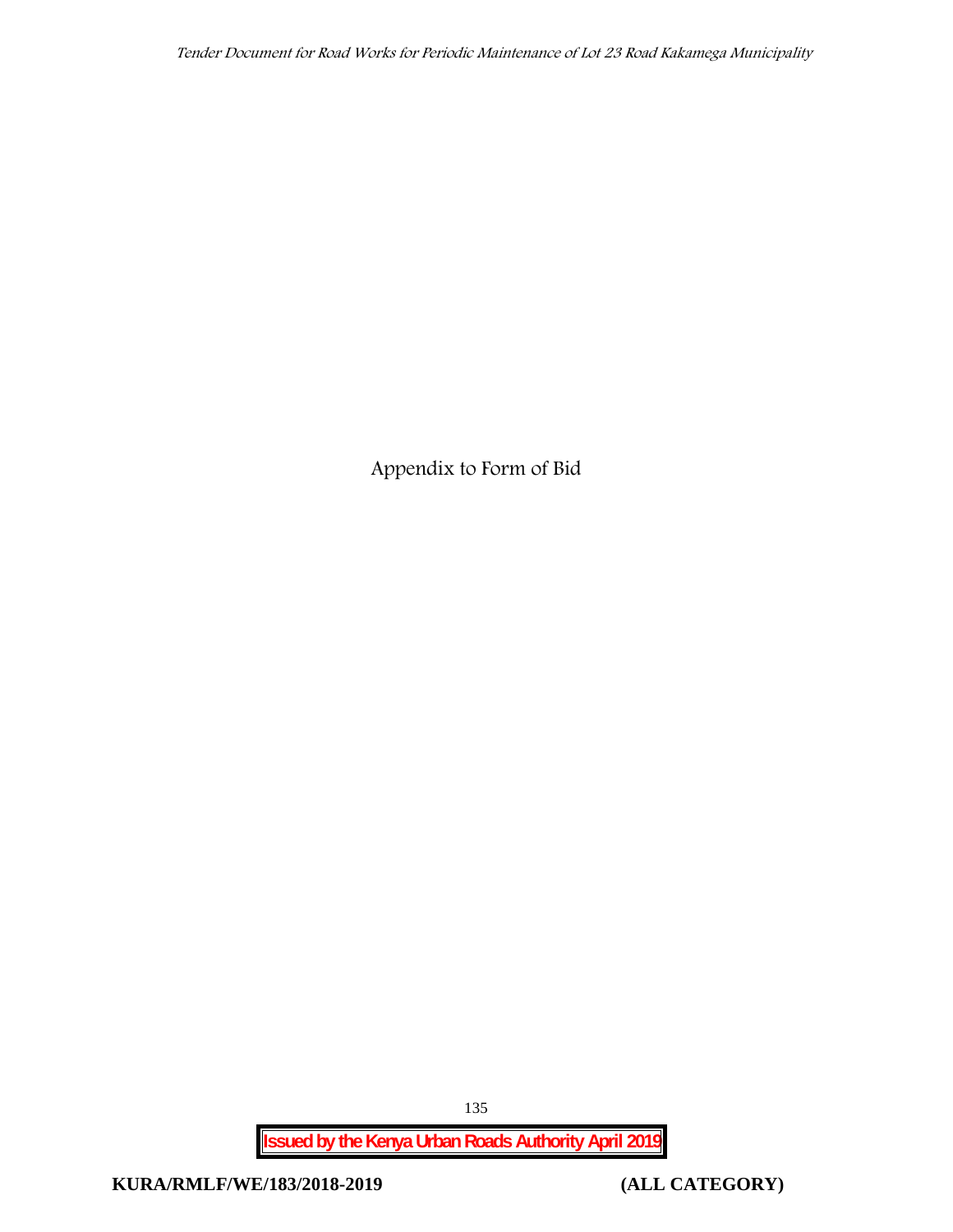# Appendix to Form of Bid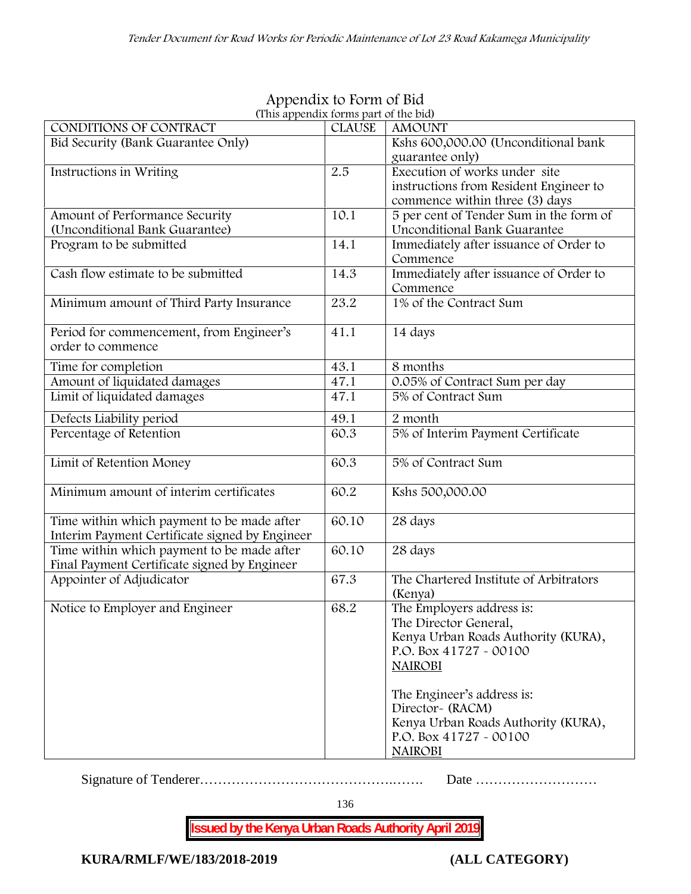# Appendix to Form of Bid

(This appendix forms part of the bid)

| CONDITIONS OF CONTRACT | CLAUSE | AMOUNT |
|---|---|---|
| Bid Security (Bank Guarantee Only) | | Kshs 600,000.00 (Unconditional bank guarantee only) |
| Instructions in Writing | 2.5 | Execution of works under site instructions from Resident Engineer to commence within three (3) days |
| Amount of Performance Security (Unconditional Bank Guarantee) | 10.1 | 5 per cent of Tender Sum in the form of Unconditional Bank Guarantee |
| Program to be submitted | 14.1 | Immediately after issuance of Order to Commence |
| Cash flow estimate to be submitted | 14.3 | Immediately after issuance of Order to Commence |
| Minimum amount of Third Party Insurance | 23.2 | 1% of the Contract Sum |
| Period for commencement, from Engineer's order to commence | 41.1 | 14 days |
| Time for completion | 43.1 | 8 months |
| Amount of liquidated damages | 47.1 | 0.05% of Contract Sum per day |
| Limit of liquidated damages | 47.1 | 5% of Contract Sum |
| Defects Liability period | 49.1 | 2 month |
| Percentage of Retention | 60.3 | 5% of Interim Payment Certificate |
| Limit of Retention Money | 60.3 | 5% of Contract Sum |
| Minimum amount of interim certificates | 60.2 | Kshs 500,000.00 |
| Time within which payment to be made after Interim Payment Certificate signed by Engineer | 60.10 | 28 days |
| Time within which payment to be made after Final Payment Certificate signed by Engineer | 60.10 | 28 days |
| Appointer of Adjudicator | 67.3 | The Chartered Institute of Arbitrators (Kenya) |
| Notice to Employer and Engineer | 68.2 | The Employers address is:<br>The Director General,<br>Kenya Urban Roads Authority (KURA),<br>P.O. Box 41727 - 00100<br>NAIROBI<br><br>The Engineer's address is:<br>Director- (RACM)<br>Kenya Urban Roads Authority (KURA),<br>P.O. Box 41727 - 00100<br>NAIROBI |

Signature of Tenderer………………………………………..……. Date ………………………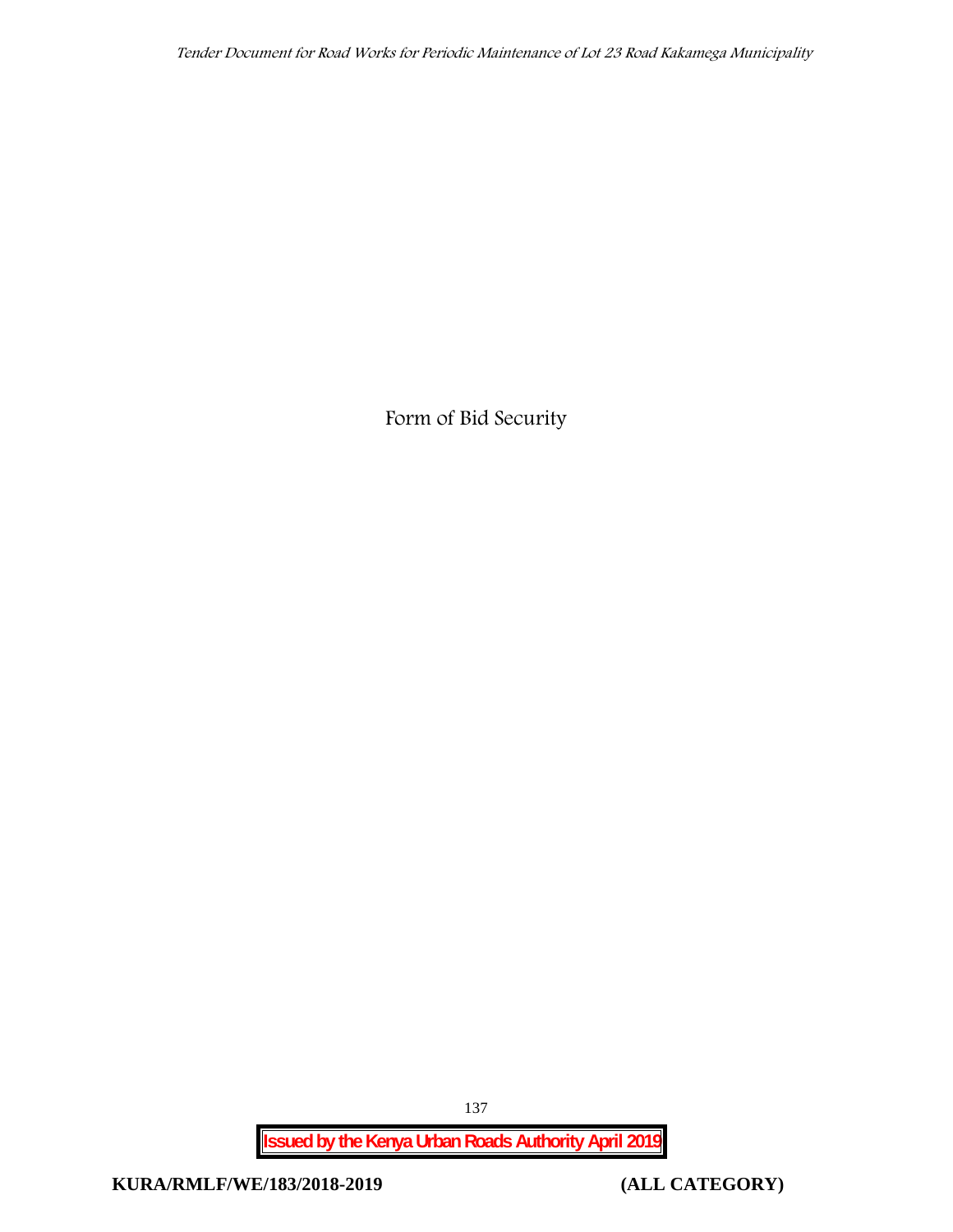Form of Bid Security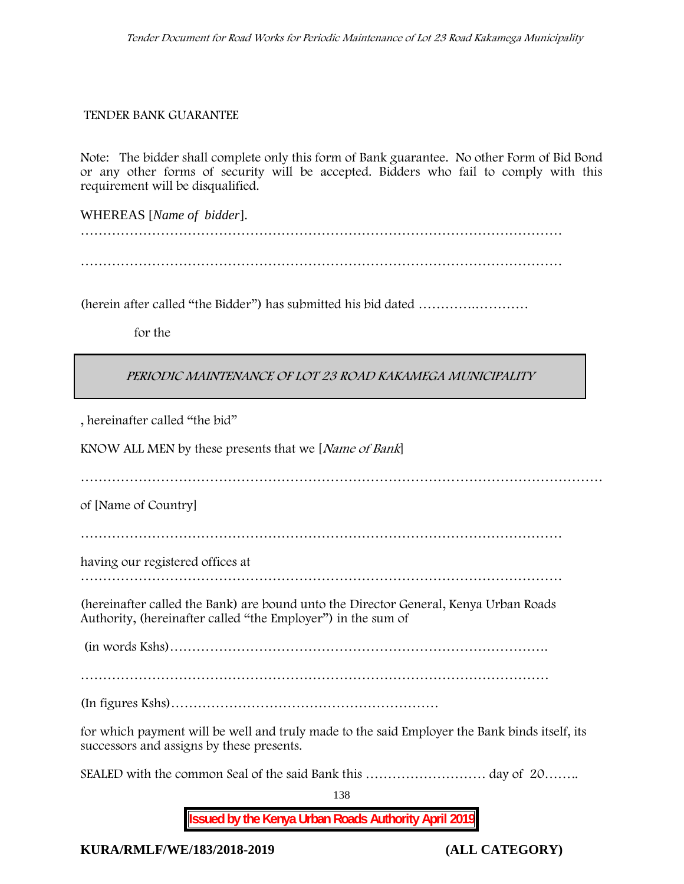TENDER BANK GUARANTEE

Note: The bidder shall complete only this form of Bank guarantee. No other Form of Bid Bond or any other forms of security will be accepted. Bidders who fail to comply with this requirement will be disqualified.

WHEREAS [*Name of bidder*].

…………………………………………………………………………………………………

…………………………………………………………………………………………………

(herein after called "the Bidder") has submitted his bid dated ………….…………

for the

*PERIODIC MAINTENANCE OF LOT 23 ROAD KAKAMEGA MUNICIPALITY*

, hereinafter called "the bid"

KNOW ALL MEN by these presents that we [*Name of Bank*]

……………………………………………………………………………………………………

of [Name of Country]

…………………………………………………………………………………………………

having our registered offices at

…………………………………………………………………………………………………

(hereinafter called the Bank) are bound unto the Director General, Kenya Urban Roads Authority, (hereinafter called "the Employer") in the sum of

(in words Kshs)………………………………………………………………………….

…………………………………………………………………………………………………

(In figures Kshs)……………………………………………………

for which payment will be well and truly made to the said Employer the Bank binds itself, its successors and assigns by these presents.

SEALED with the common Seal of the said Bank this ……………………… day of 20……..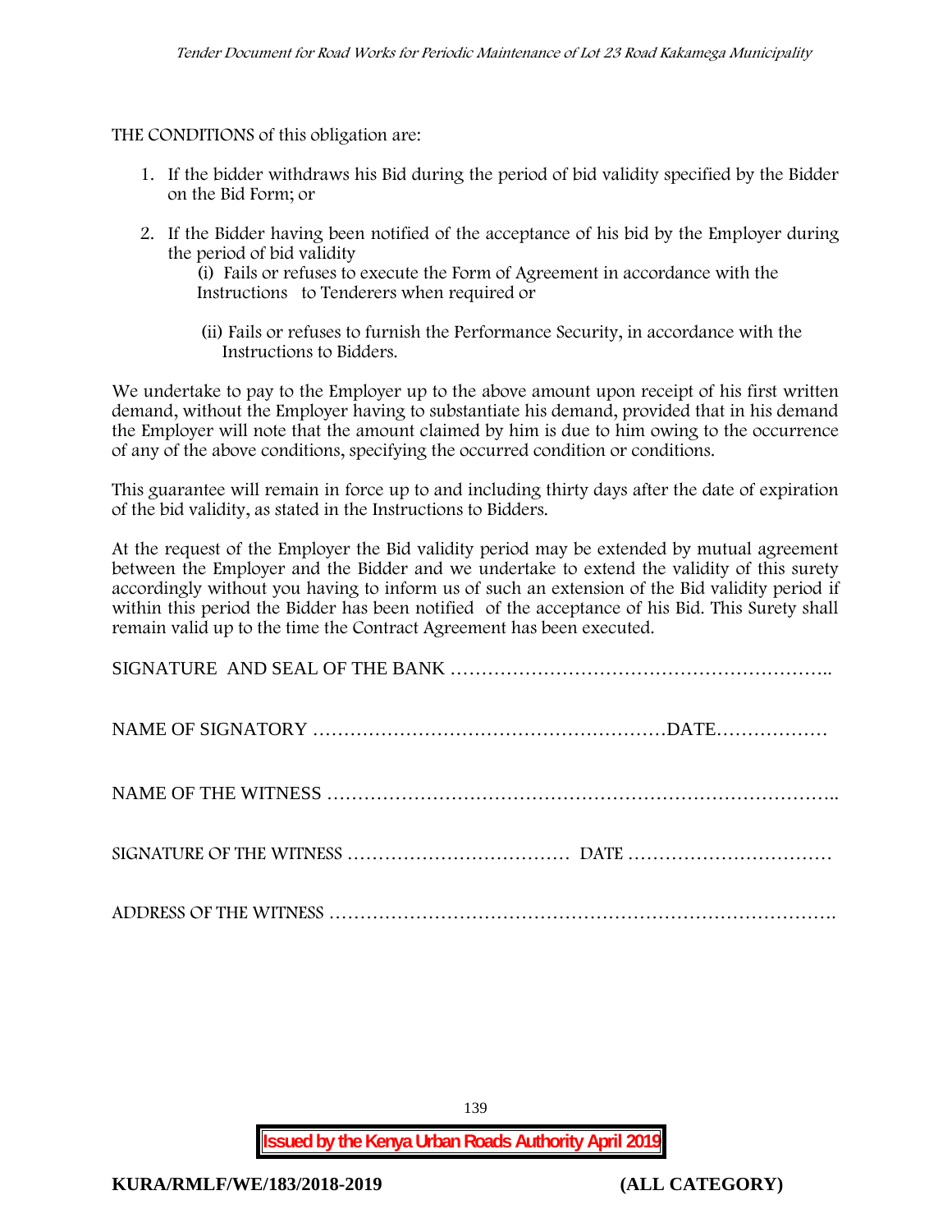THE CONDITIONS of this obligation are:

1. If the bidder withdraws his Bid during the period of bid validity specified by the Bidder on the Bid Form; or
2. If the Bidder having been notified of the acceptance of his bid by the Employer during the period of bid validity

   (i) Fails or refuses to execute the Form of Agreement in accordance with the Instructions to Tenderers when required or

   (ii) Fails or refuses to furnish the Performance Security, in accordance with the Instructions to Bidders.

We undertake to pay to the Employer up to the above amount upon receipt of his first written demand, without the Employer having to substantiate his demand, provided that in his demand the Employer will note that the amount claimed by him is due to him owing to the occurrence of any of the above conditions, specifying the occurred condition or conditions.

This guarantee will remain in force up to and including thirty days after the date of expiration of the bid validity, as stated in the Instructions to Bidders.

At the request of the Employer the Bid validity period may be extended by mutual agreement between the Employer and the Bidder and we undertake to extend the validity of this surety accordingly without you having to inform us of such an extension of the Bid validity period if within this period the Bidder has been notified of the acceptance of his Bid. This Surety shall remain valid up to the time the Contract Agreement has been executed.

SIGNATURE AND SEAL OF THE BANK …………………………………………………..

NAME OF SIGNATORY …………………………………………………DATE………………

NAME OF THE WITNESS ……………………………………………………………………..

SIGNATURE OF THE WITNESS ……………………………… DATE ……………………………

ADDRESS OF THE WITNESS ……………………………………………………………………….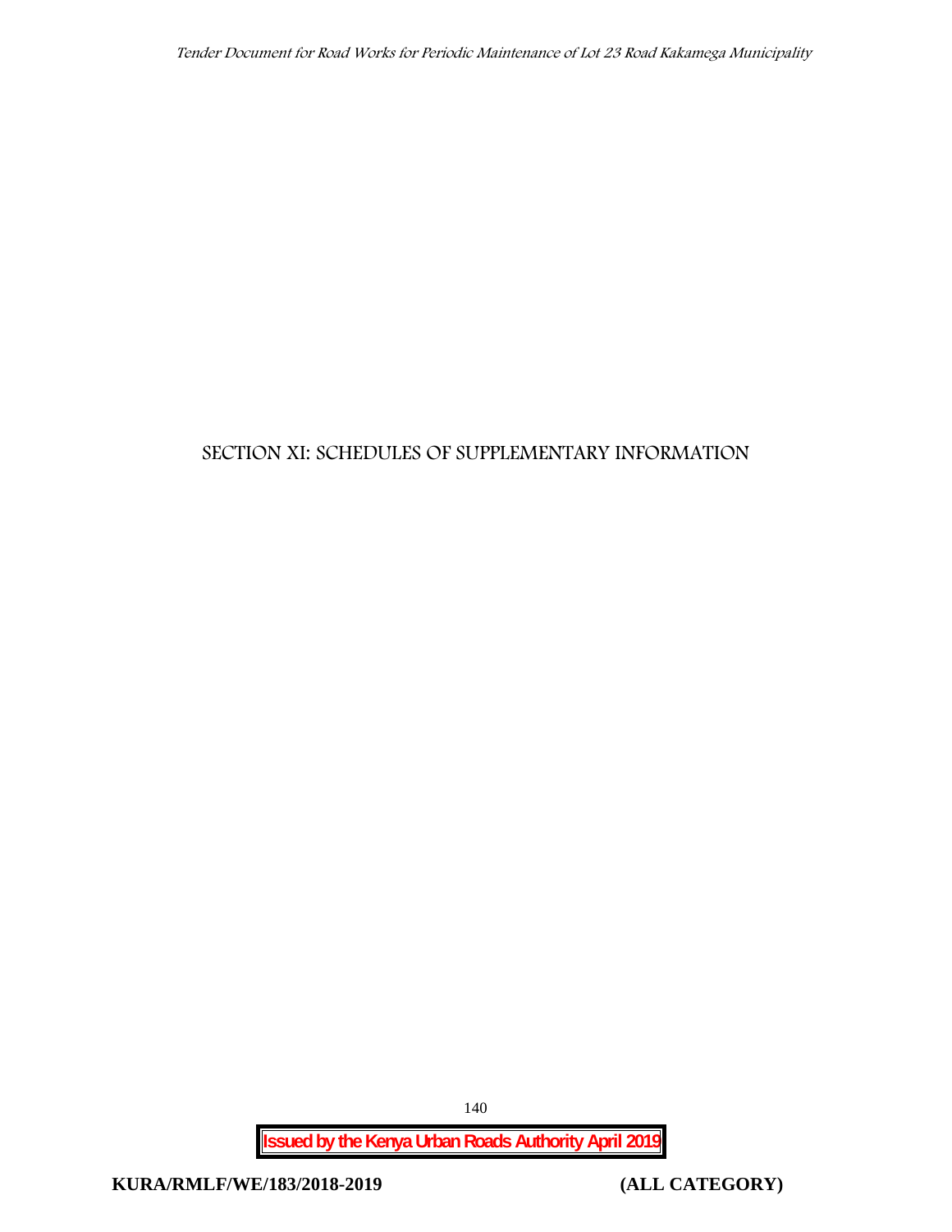# SECTION XI: SCHEDULES OF SUPPLEMENTARY INFORMATION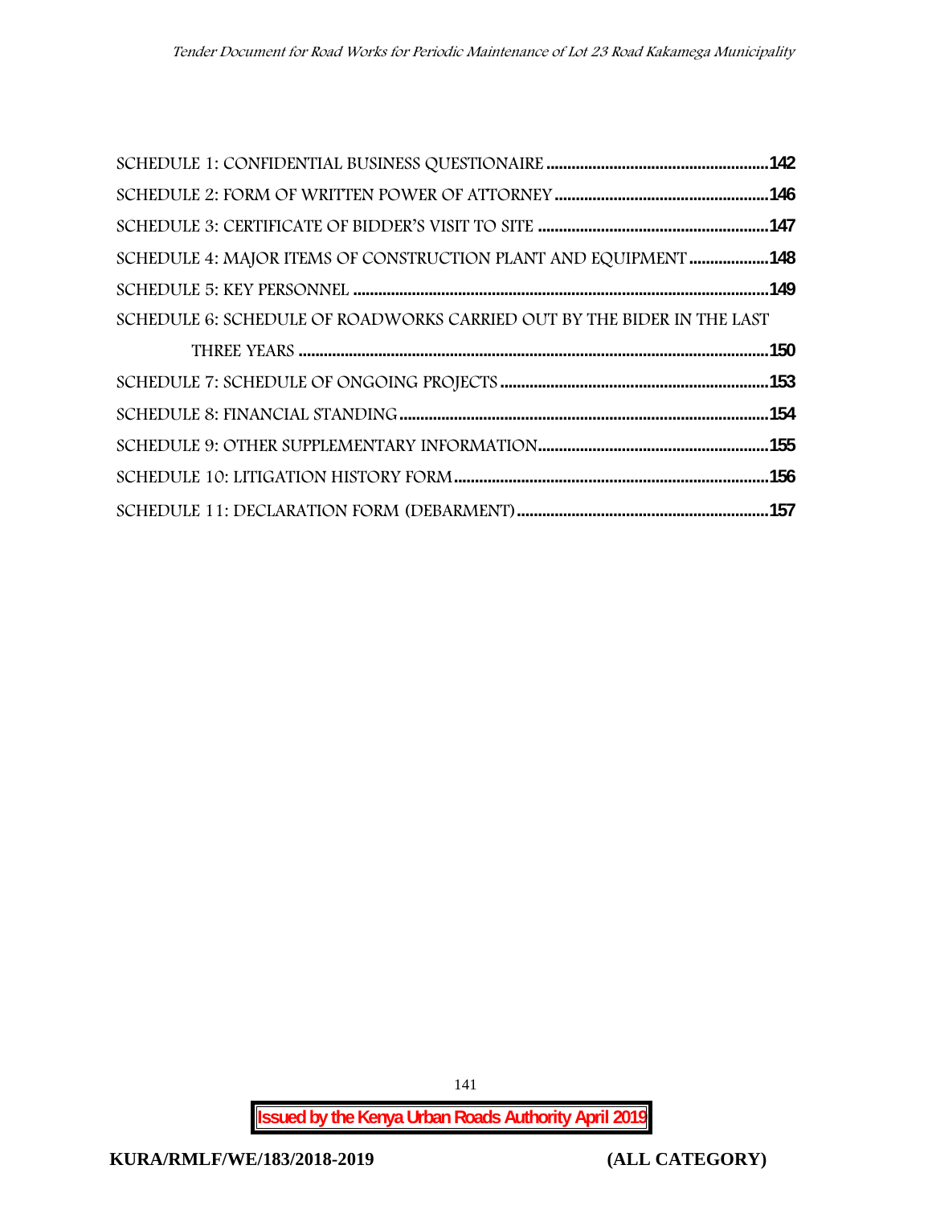SCHEDULE 1: CONFIDENTIAL BUSINESS QUESTIONAIRE .....................................................142

SCHEDULE 2: FORM OF WRITTEN POWER OF ATTORNEY ..................................................146

SCHEDULE 3: CERTIFICATE OF BIDDER'S VISIT TO SITE ......................................................147

SCHEDULE 4: MAJOR ITEMS OF CONSTRUCTION PLANT AND EQUIPMENT ...................148

SCHEDULE 5: KEY PERSONNEL .................................................................................................149

SCHEDULE 6: SCHEDULE OF ROADWORKS CARRIED OUT BY THE BIDER IN THE LAST THREE YEARS ..............................................................................................................150

SCHEDULE 7: SCHEDULE OF ONGOING PROJECTS ...............................................................153

SCHEDULE 8: FINANCIAL STANDING .......................................................................................154

SCHEDULE 9: OTHER SUPPLEMENTARY INFORMATION.......................................................155

SCHEDULE 10: LITIGATION HISTORY FORM...........................................................................156

SCHEDULE 11: DECLARATION FORM (DEBARMENT) ............................................................157

**Issued by the Kenya Urban Roads Authority April 2019**

**KURA/RMLF/WE/183/2018-2019** **(ALL CATEGORY)**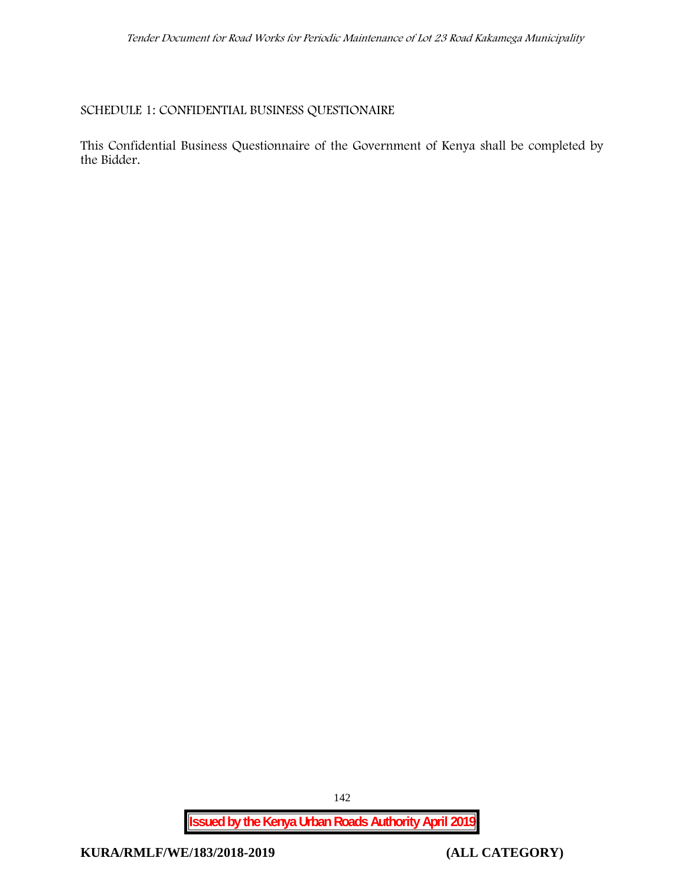## SCHEDULE 1: CONFIDENTIAL BUSINESS QUESTIONAIRE

This Confidential Business Questionnaire of the Government of Kenya shall be completed by the Bidder.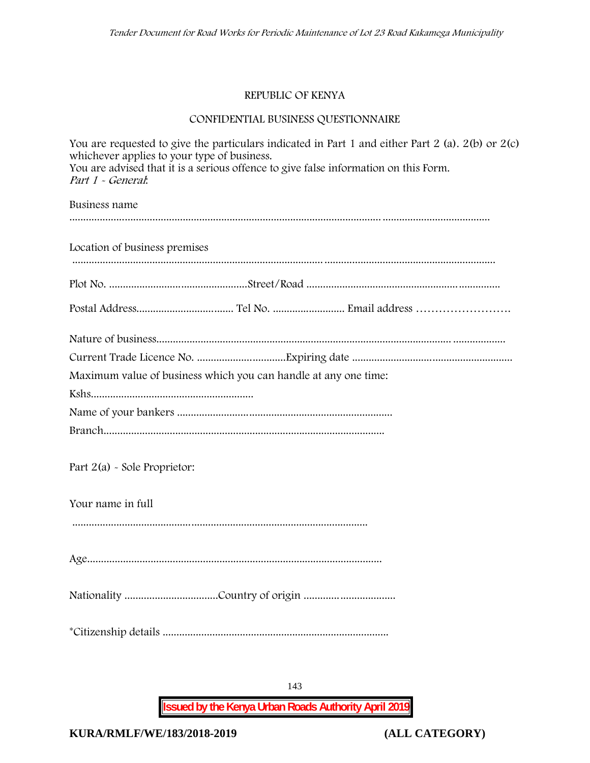REPUBLIC OF KENYA

CONFIDENTIAL BUSINESS QUESTIONNAIRE

You are requested to give the particulars indicated in Part 1 and either Part 2 (a). 2(b) or 2(c) whichever applies to your type of business.
You are advised that it is a serious offence to give false information on this Form.
*Part 1 - General*:

Business name

……………………………………………………………………………………………………

Location of business premises

……………………………………………………………………………………………………

Plot No. …………………………………………Street/Road ………………………………………………

Postal Address……………………………. Tel No. ……………………. Email address …………………….

Nature of business……………………………………………………………………………………………

Current Trade Licence No. ……………………………Expiring date ………………………………………

Maximum value of business which you can handle at any one time:

Kshs……………………………………………

Name of your bankers ………………………………………………………………

Branch……………………………………………………………………………

Part 2(a) - Sole Proprietor:

Your name in full

………………………………………………………………………………

Age……………………………………………………………………………

Nationality ……………………………Country of origin ……………………………

*Citizenship details …………………………………………………………………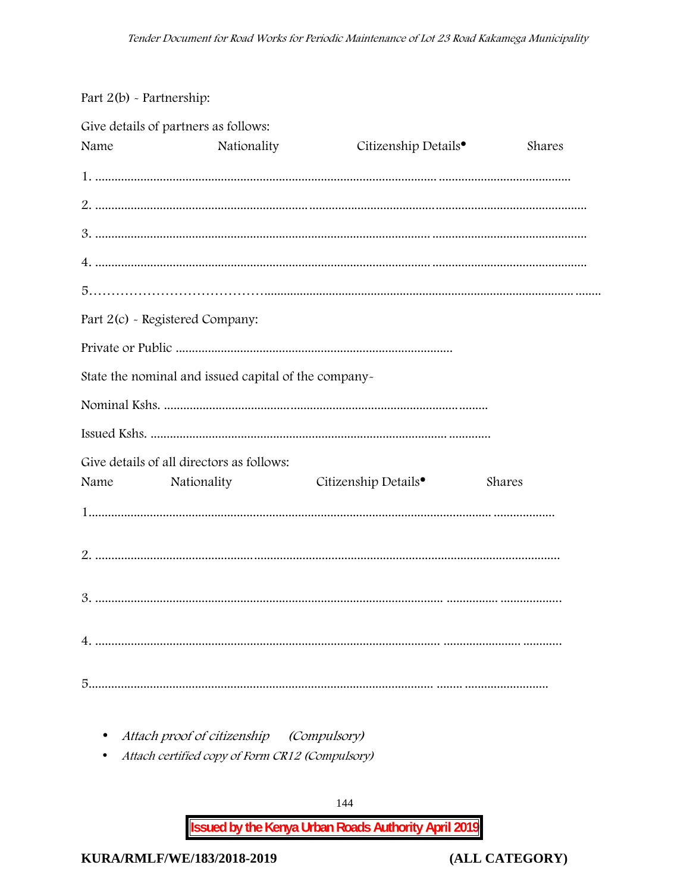Part 2(b) - Partnership:

Give details of partners as follows:

Name Nationality Citizenship Details• Shares

1. ........................................................................................................................ ........................................

2. ....................................................................... ........................................................................................................

3. ........................................................................................................................ ................................................

4. ........................................................................................................................ ................................................

5.……………………………….................................................................................................................. ........

Part 2(c) - Registered Company:

Private or Public .....................................................................................

State the nominal and issued capital of the company-

Nominal Kshs. .................................... .............................................................

Issued Kshs. .......................................................................................... .............

Give details of all directors as follows:

Name Nationality Citizenship Details• Shares

1............................................................................................................................. ..................

2. ............................................. .....................................................................................................

3. ........................................................................................................... ................ ..................

4. .......................................................................................................... ...................... ............

5.......................................................................................................... ....... ..........................

- *Attach proof of citizenship (Compulsory)*
- *Attach certified copy of Form CR12 (Compulsory)*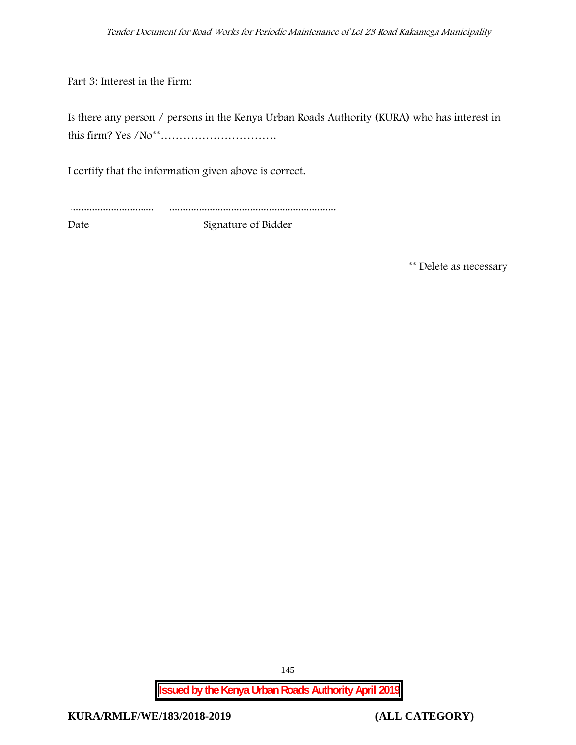Part 3: Interest in the Firm:

Is there any person / persons in the Kenya Urban Roads Authority (KURA) who has interest in this firm? Yes /No** ………………………….

I certify that the information given above is correct.

............................... .............................................................

Date Signature of Bidder

** Delete as necessary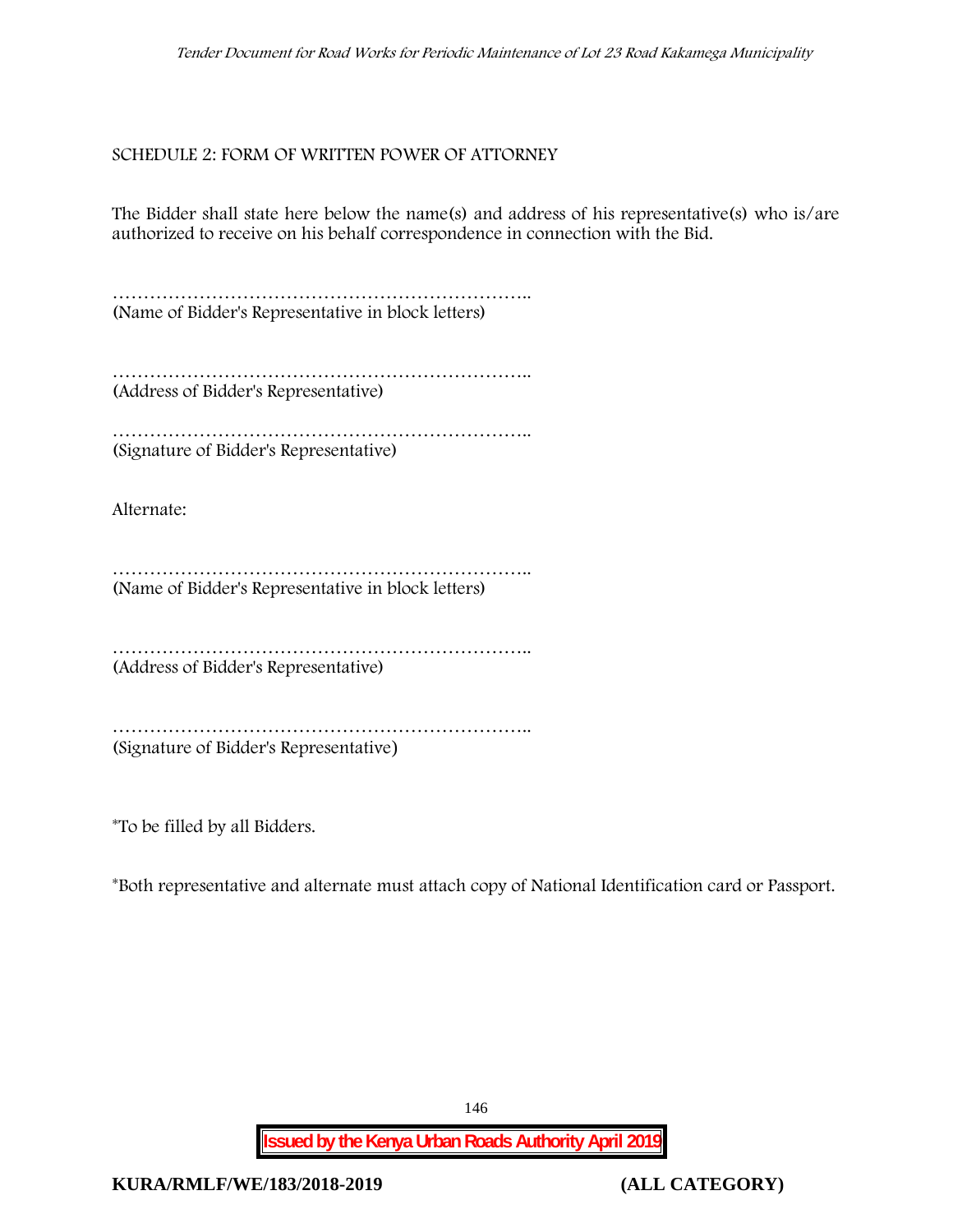SCHEDULE 2: FORM OF WRITTEN POWER OF ATTORNEY

The Bidder shall state here below the name(s) and address of his representative(s) who is/are authorized to receive on his behalf correspondence in connection with the Bid.

…………………………………………………………..
(Name of Bidder's Representative in block letters)

…………………………………………………………..
(Address of Bidder's Representative)

…………………………………………………………..
(Signature of Bidder's Representative)

Alternate:

…………………………………………………………..
(Name of Bidder's Representative in block letters)

…………………………………………………………..
(Address of Bidder's Representative)

…………………………………………………………..
(Signature of Bidder's Representative)

*To be filled by all Bidders.

*Both representative and alternate must attach copy of National Identification card or Passport.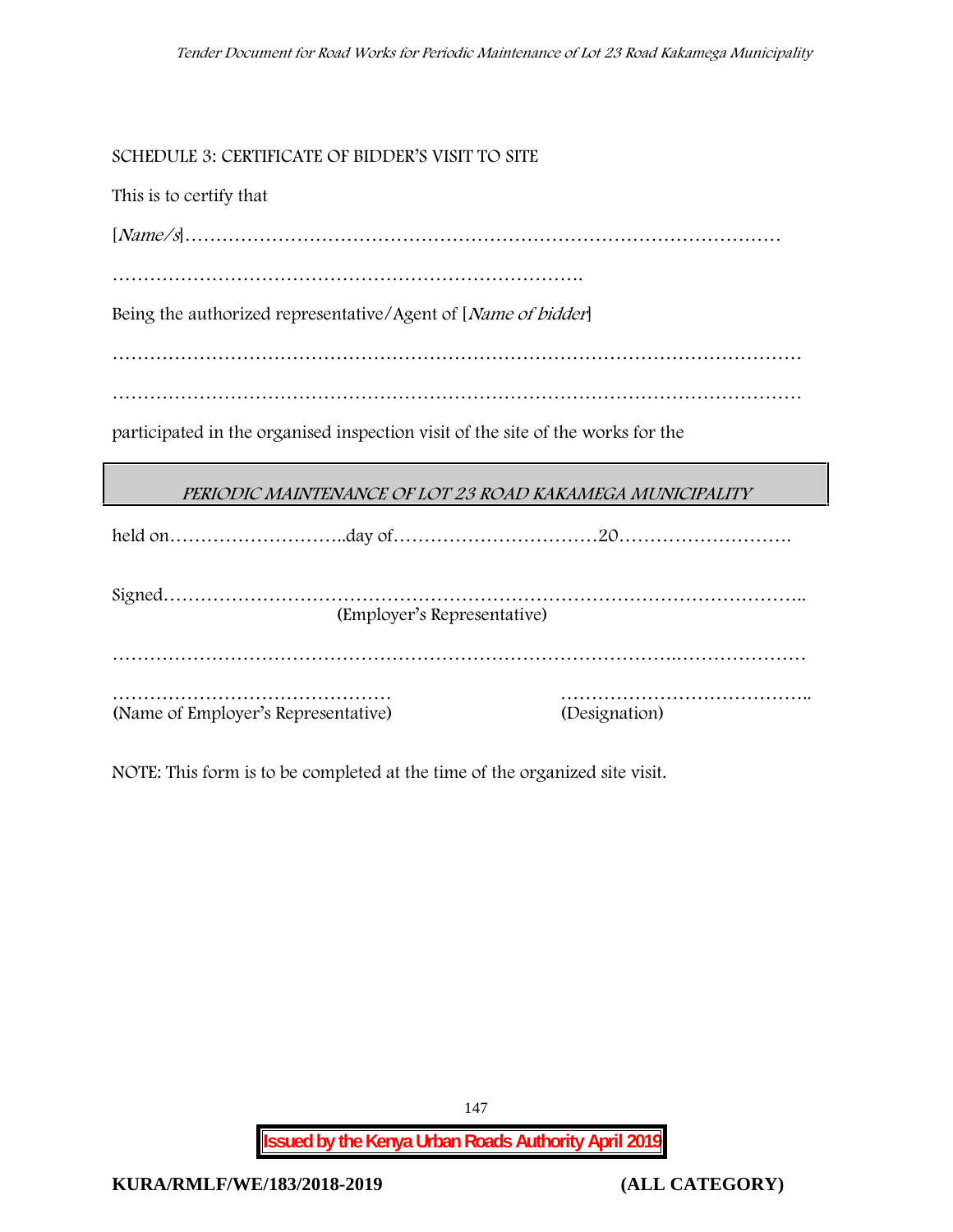SCHEDULE 3: CERTIFICATE OF BIDDER'S VISIT TO SITE

This is to certify that

[*Name/s*]……………………………………………………………………………………

…………………………………………………………………….

Being the authorized representative/Agent of [*Name of bidder*]

……………………………………………………………………………………………………

……………………………………………………………………………………………………

participated in the organised inspection visit of the site of the works for the

*PERIODIC MAINTENANCE OF LOT 23 ROAD KAKAMEGA MUNICIPALITY*

held on………………………..day of……………………………20……………………….

Signed………………………………………………………………………………………..
(Employer's Representative)

…………………………………………………………………………….…………………

……………………………………… (Name of Employer's Representative)

………………………………….. (Designation)

NOTE: This form is to be completed at the time of the organized site visit.

**Issued by the Kenya Urban Roads Authority April 2019**

**KURA/RMLF/WE/183/2018-2019 (ALL CATEGORY)**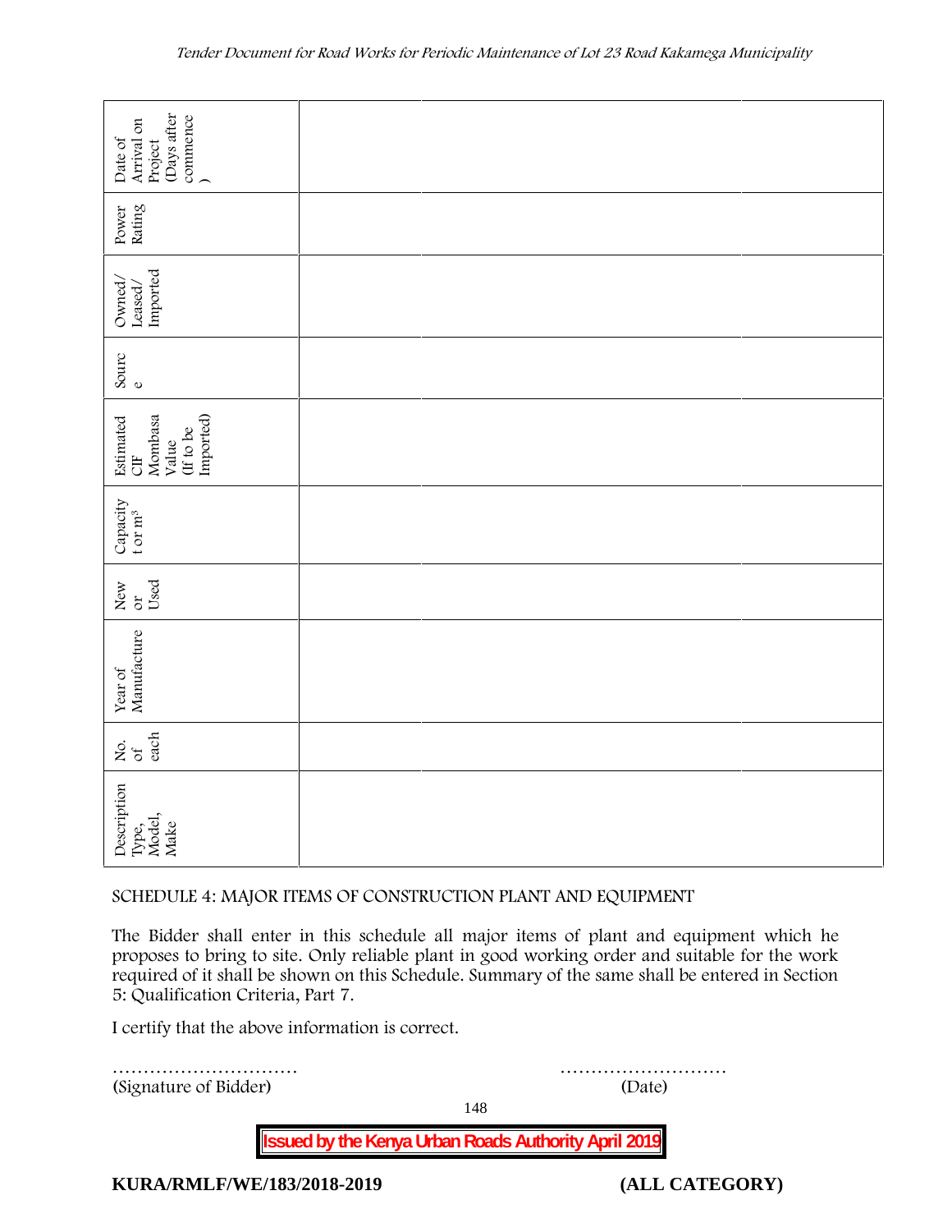| Description Type, Model, Make | No. of each | Year of Manufacture | New or Used | Capacity t or m³ | Estimated CIF Mombasa Value (If to be Imported) | Source | Owned/ Leased/ Imported | Power Rating | Date of Arrival on Project (Days after commence) |
|---|---|---|---|---|---|---|---|---|---|
| | | | | | | | | | |
| | | | | | | | | | |
| | | | | | | | | | |
| | | | | | | | | | |
| | | | | | | | | | |

SCHEDULE 4: MAJOR ITEMS OF CONSTRUCTION PLANT AND EQUIPMENT

The Bidder shall enter in this schedule all major items of plant and equipment which he proposes to bring to site. Only reliable plant in good working order and suitable for the work required of it shall be shown on this Schedule. Summary of the same shall be entered in Section 5: Qualification Criteria, Part 7.

I certify that the above information is correct.

………………………… ………………………

(Signature of Bidder) (Date)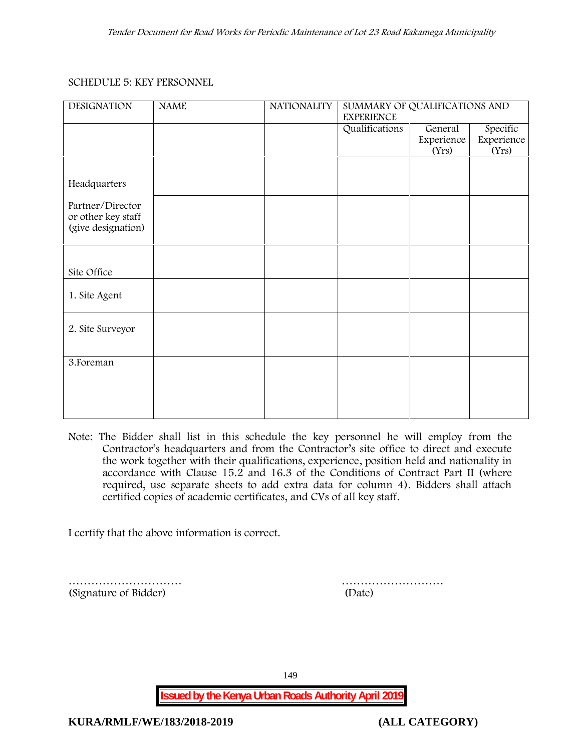SCHEDULE 5: KEY PERSONNEL

| DESIGNATION | NAME | NATIONALITY | SUMMARY OF QUALIFICATIONS AND EXPERIENCE | | |
|---|---|---|---|---|---|
| | | | Qualifications | General Experience (Yrs) | Specific Experience (Yrs) |
| Headquarters | | | | | |
| Partner/Director or other key staff (give designation) | | | | | |
| Site Office | | | | | |
| 1. Site Agent | | | | | |
| 2. Site Surveyor | | | | | |
| 3.Foreman | | | | | |

Note: The Bidder shall list in this schedule the key personnel he will employ from the Contractor's headquarters and from the Contractor's site office to direct and execute the work together with their qualifications, experience, position held and nationality in accordance with Clause 15.2 and 16.3 of the Conditions of Contract Part II (where required, use separate sheets to add extra data for column 4). Bidders shall attach certified copies of academic certificates, and CVs of all key staff.

I certify that the above information is correct.

…………………………  
(Signature of Bidder)

………………………  
(Date)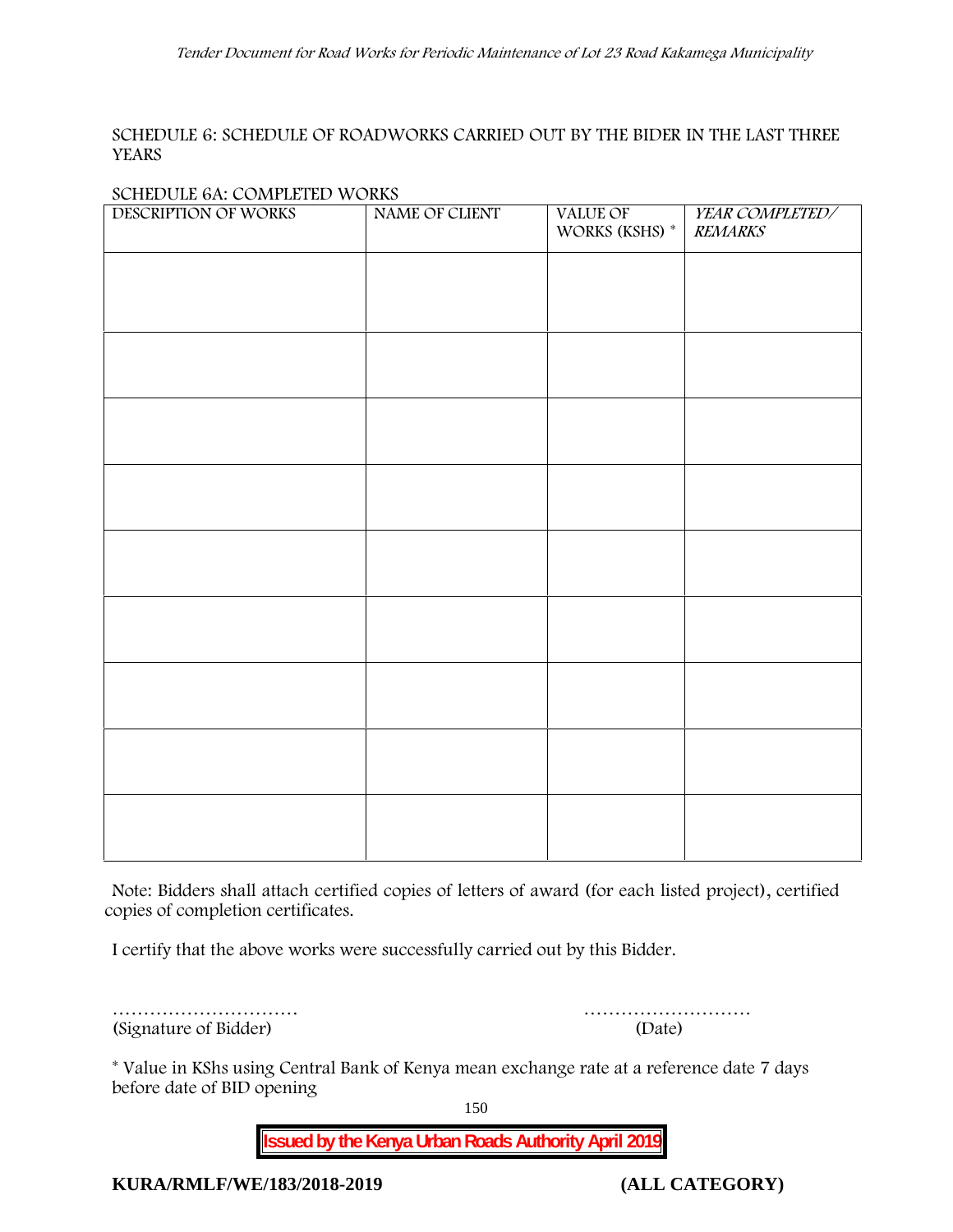SCHEDULE 6: SCHEDULE OF ROADWORKS CARRIED OUT BY THE BIDER IN THE LAST THREE YEARS

SCHEDULE 6A: COMPLETED WORKS

| DESCRIPTION OF WORKS | NAME OF CLIENT | VALUE OF WORKS (KSHS) * | *YEAR COMPLETED/ REMARKS* |
|---|---|---|---|
| | | | |
| | | | |
| | | | |
| | | | |
| | | | |
| | | | |
| | | | |
| | | | |
| | | | |

Note: Bidders shall attach certified copies of letters of award (for each listed project), certified copies of completion certificates.

I certify that the above works were successfully carried out by this Bidder.

………………………… ………………………

(Signature of Bidder) (Date)

* Value in KShs using Central Bank of Kenya mean exchange rate at a reference date 7 days before date of BID opening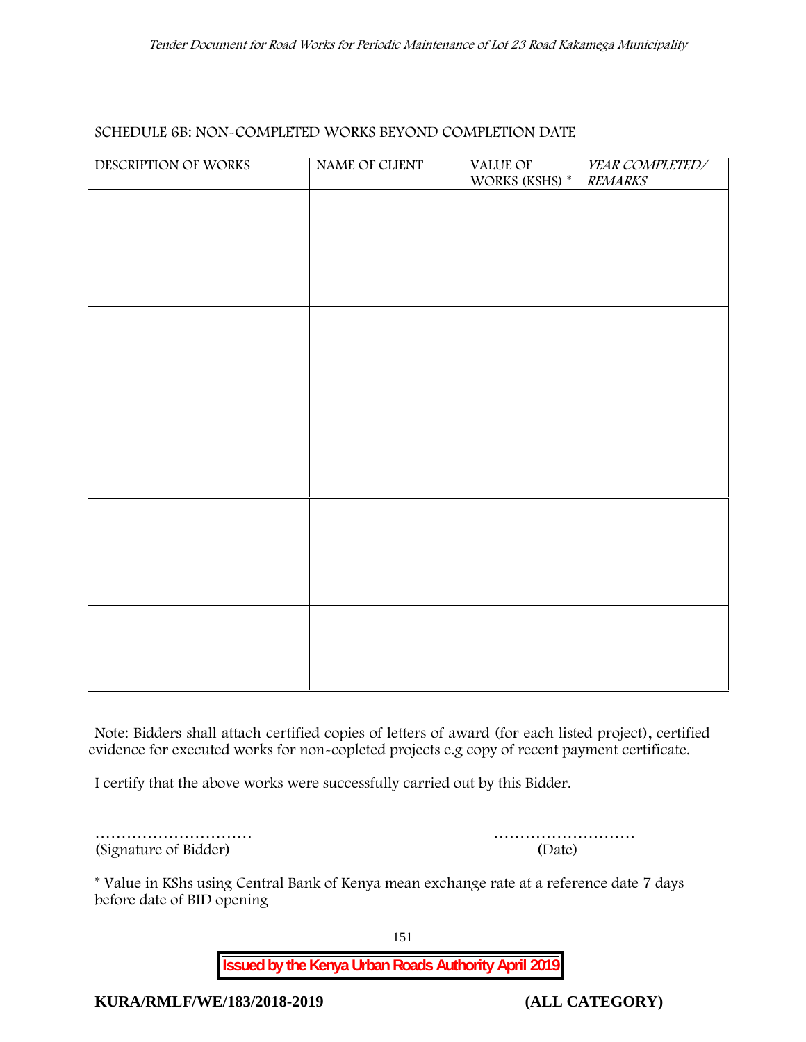SCHEDULE 6B: NON-COMPLETED WORKS BEYOND COMPLETION DATE

| DESCRIPTION OF WORKS | NAME OF CLIENT | VALUE OF WORKS (KSHS) * | *YEAR COMPLETED/ REMARKS* |
|---|---|---|---|
| | | | |
| | | | |
| | | | |
| | | | |
| | | | |

Note: Bidders shall attach certified copies of letters of award (for each listed project), certified evidence for executed works for non-copleted projects e.g copy of recent payment certificate.

I certify that the above works were successfully carried out by this Bidder.

………………………… ………………………
(Signature of Bidder) (Date)

* Value in KShs using Central Bank of Kenya mean exchange rate at a reference date 7 days before date of BID opening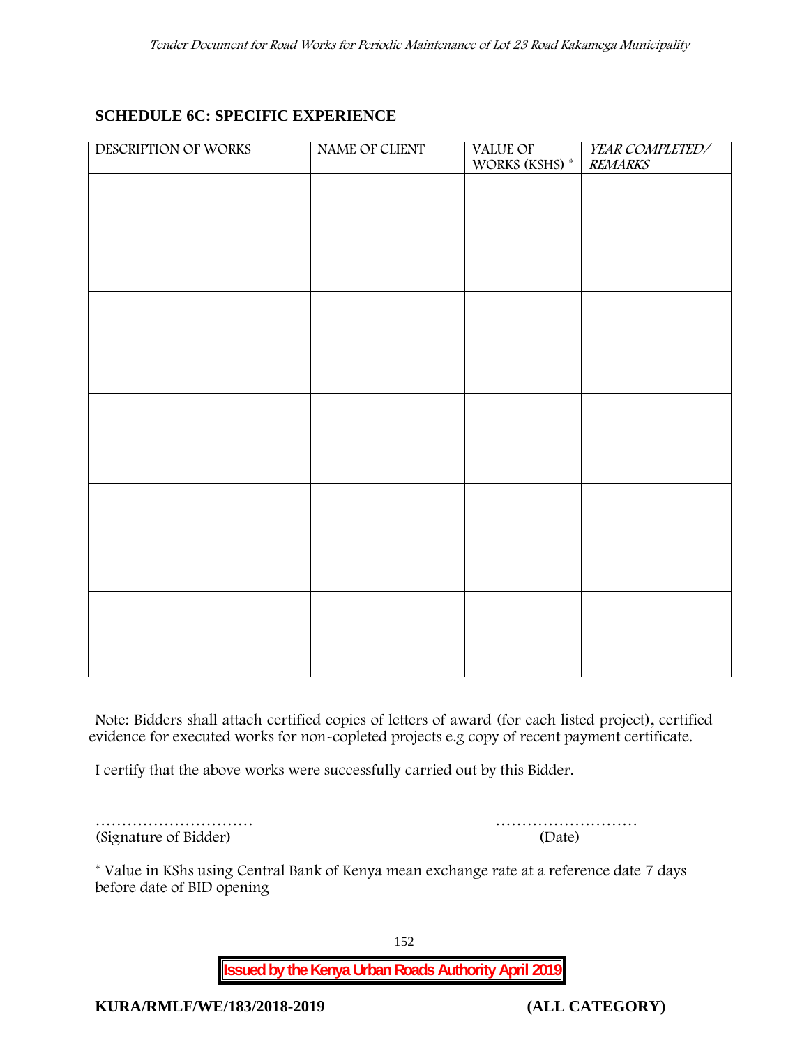## SCHEDULE 6C: SPECIFIC EXPERIENCE

| DESCRIPTION OF WORKS | NAME OF CLIENT | VALUE OF WORKS (KSHS) * | *YEAR COMPLETED/ REMARKS* |
|---|---|---|---|
| | | | |
| | | | |
| | | | |
| | | | |
| | | | |

Note: Bidders shall attach certified copies of letters of award (for each listed project), certified evidence for executed works for non-copleted projects e.g copy of recent payment certificate.

I certify that the above works were successfully carried out by this Bidder.

………………………… ………………………

(Signature of Bidder) (Date)

* Value in KShs using Central Bank of Kenya mean exchange rate at a reference date 7 days before date of BID opening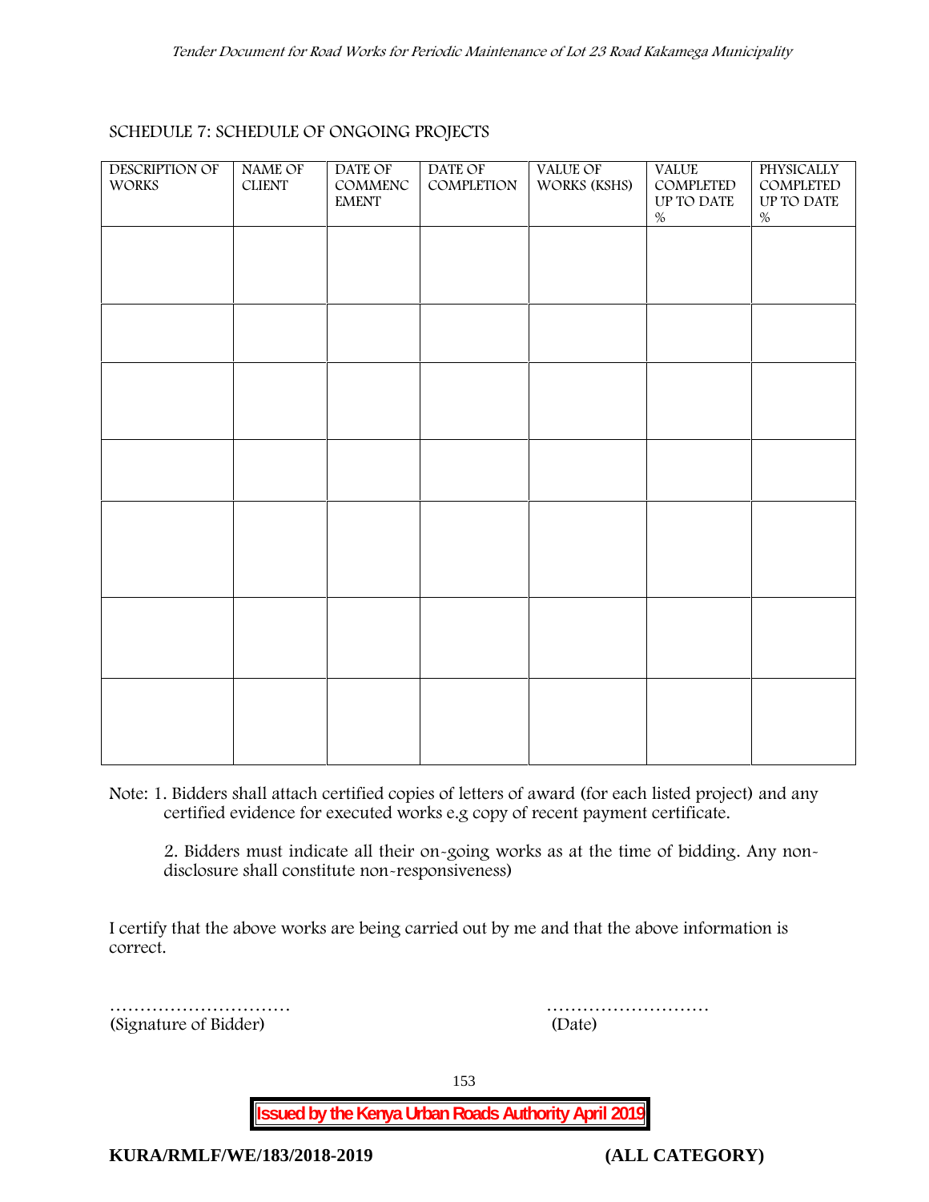SCHEDULE 7: SCHEDULE OF ONGOING PROJECTS

| DESCRIPTION OF WORKS | NAME OF CLIENT | DATE OF COMMENCEMENT | DATE OF COMPLETION | VALUE OF WORKS (KSHS) | VALUE COMPLETED UP TO DATE % | PHYSICALLY COMPLETED UP TO DATE % |
|---|---|---|---|---|---|---|
| | | | | | | |
| | | | | | | |
| | | | | | | |
| | | | | | | |
| | | | | | | |
| | | | | | | |
| | | | | | | |

Note: 1. Bidders shall attach certified copies of letters of award (for each listed project) and any certified evidence for executed works e.g copy of recent payment certificate.

2. Bidders must indicate all their on-going works as at the time of bidding. Any non-disclosure shall constitute non-responsiveness)

I certify that the above works are being carried out by me and that the above information is correct.

…………………………  
(Signature of Bidder)

………………………  
(Date)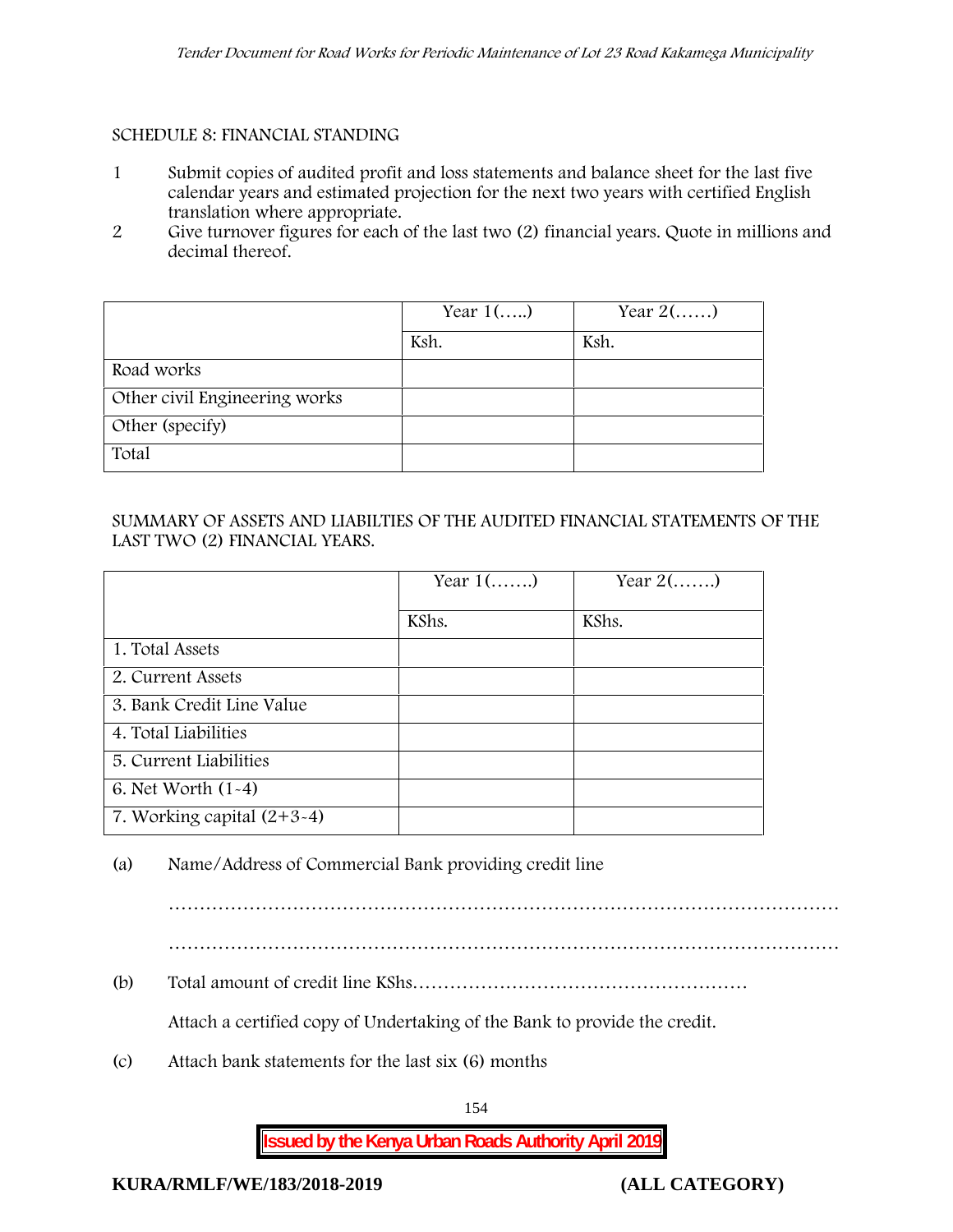SCHEDULE 8: FINANCIAL STANDING

1 Submit copies of audited profit and loss statements and balance sheet for the last five calendar years and estimated projection for the next two years with certified English translation where appropriate.
2 Give turnover figures for each of the last two (2) financial years. Quote in millions and decimal thereof.

| | Year 1(…..) | Year 2(……) |
|---|---|---|
| | Ksh. | Ksh. |
| Road works | | |
| Other civil Engineering works | | |
| Other (specify) | | |
| Total | | |

SUMMARY OF ASSETS AND LIABILTIES OF THE AUDITED FINANCIAL STATEMENTS OF THE LAST TWO (2) FINANCIAL YEARS.

| | Year 1(…….) | Year 2(…….) |
|---|---|---|
| | KShs. | KShs. |
| 1. Total Assets | | |
| 2. Current Assets | | |
| 3. Bank Credit Line Value | | |
| 4. Total Liabilities | | |
| 5. Current Liabilities | | |
| 6. Net Worth (1-4) | | |
| 7. Working capital (2+3-4) | | |

(a) Name/Address of Commercial Bank providing credit line

………………………………………………………………………………………………

………………………………………………………………………………………………

(b) Total amount of credit line KShs………………………………………………

Attach a certified copy of Undertaking of the Bank to provide the credit.

(c) Attach bank statements for the last six (6) months

KURA/RMLF/WE/183/2018-2019 (ALL CATEGORY)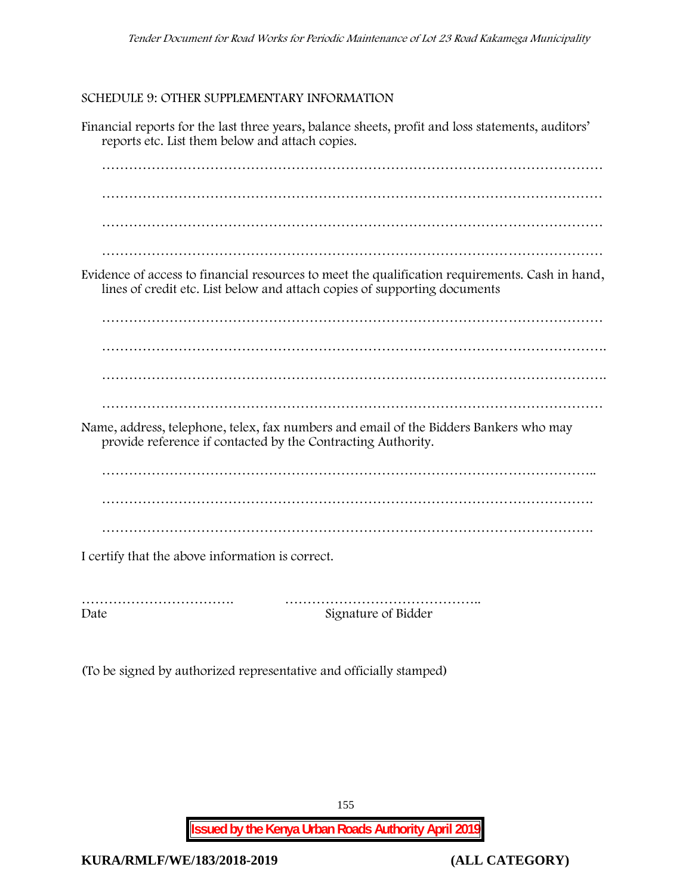SCHEDULE 9: OTHER SUPPLEMENTARY INFORMATION

Financial reports for the last three years, balance sheets, profit and loss statements, auditors' reports etc. List them below and attach copies.

…………………………………………………………………………………………………

…………………………………………………………………………………………………

…………………………………………………………………………………………………

…………………………………………………………………………………………………

Evidence of access to financial resources to meet the qualification requirements. Cash in hand, lines of credit etc. List below and attach copies of supporting documents

…………………………………………………………………………………………………

………………………………………………………………………………………………….

………………………………………………………………………………………………….

…………………………………………………………………………………………………

Name, address, telephone, telex, fax numbers and email of the Bidders Bankers who may provide reference if contacted by the Contracting Authority.

………………………………………………………………………………………………..

……………………………………………………………………………………………….

……………………………………………………………………………………………….

I certify that the above information is correct.

……………………………. ……………………………………..
Date Signature of Bidder

(To be signed by authorized representative and officially stamped)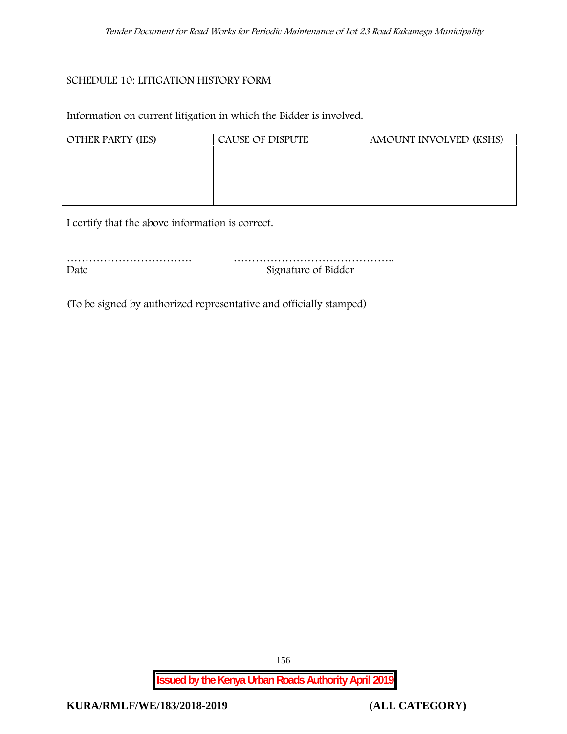## SCHEDULE 10: LITIGATION HISTORY FORM

Information on current litigation in which the Bidder is involved.

| OTHER PARTY (IES) | CAUSE OF DISPUTE | AMOUNT INVOLVED (KSHS) |
|---|---|---|
| | | |

I certify that the above information is correct.

……………………………. ……………………………………..

Date Signature of Bidder

(To be signed by authorized representative and officially stamped)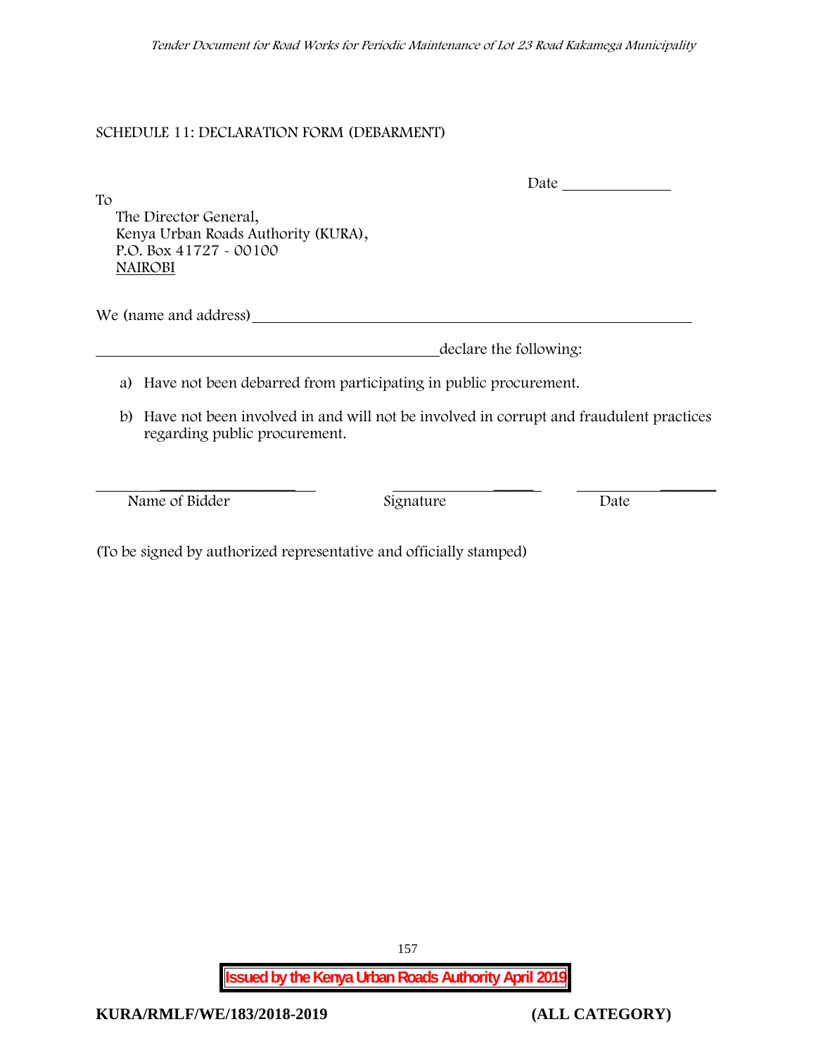SCHEDULE 11: DECLARATION FORM (DEBARMENT)

Date ______________

To

The Director General,
Kenya Urban Roads Authority (KURA),
P.O. Box 41727 - 00100
NAIROBI

We (name and address)_______________________________________________

_____________________________________declare the following:

a) Have not been debarred from participating in public procurement.

b) Have not been involved in and will not be involved in corrupt and fraudulent practices regarding public procurement.

| _________________________ | _________________ | _____________ |
|---|---|---|
| Name of Bidder | Signature | Date |

(To be signed by authorized representative and officially stamped)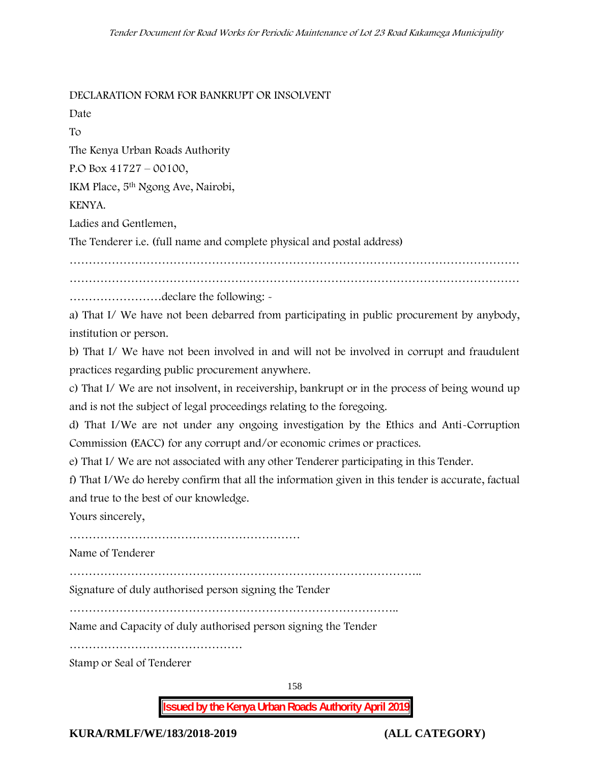DECLARATION FORM FOR BANKRUPT OR INSOLVENT

Date

To

The Kenya Urban Roads Authority

P.O Box 41727 – 00100,

IKM Place, 5th Ngong Ave, Nairobi,

KENYA.

Ladies and Gentlemen,

The Tenderer i.e. (full name and complete physical and postal address)

……………………………………………………………………………………………………
……………………………………………………………………………………………………
……………………declare the following: -

a) That I/ We have not been debarred from participating in public procurement by anybody, institution or person.

b) That I/ We have not been involved in and will not be involved in corrupt and fraudulent practices regarding public procurement anywhere.

c) That I/ We are not insolvent, in receivership, bankrupt or in the process of being wound up and is not the subject of legal proceedings relating to the foregoing.

d) That I/We are not under any ongoing investigation by the Ethics and Anti-Corruption Commission (EACC) for any corrupt and/or economic crimes or practices.

e) That I/ We are not associated with any other Tenderer participating in this Tender.

f) That I/We do hereby confirm that all the information given in this tender is accurate, factual and true to the best of our knowledge.

Yours sincerely,

……………………………………………………

Name of Tenderer

………………………………………………………………………………..

Signature of duly authorised person signing the Tender

…………………………………………………………………………..

Name and Capacity of duly authorised person signing the Tender

………………………………………

Stamp or Seal of Tenderer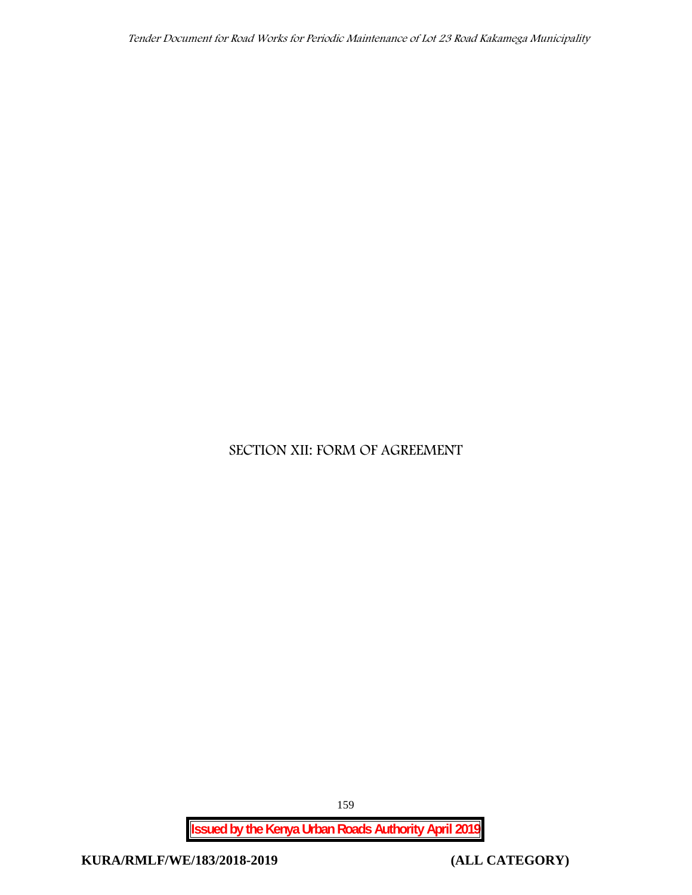# SECTION XII: FORM OF AGREEMENT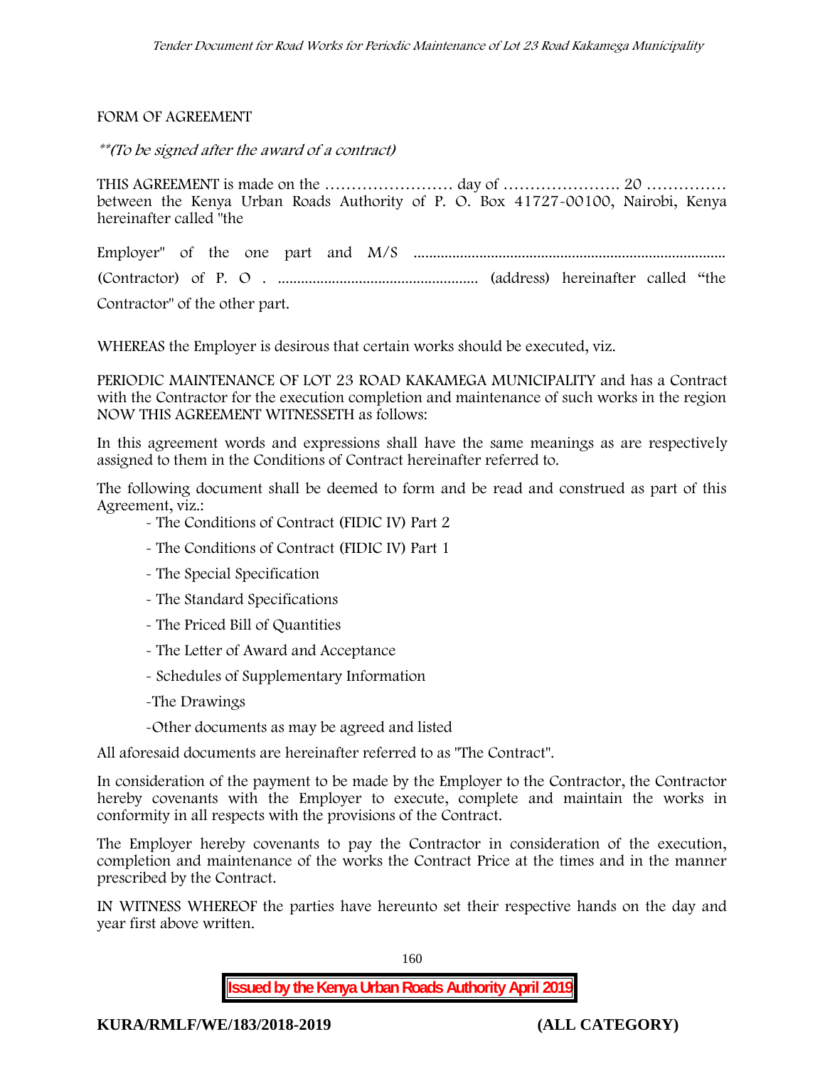FORM OF AGREEMENT

*\*\*(To be signed after the award of a contract)*

THIS AGREEMENT is made on the …………………… day of …………………. 20 …………… between the Kenya Urban Roads Authority of P. O. Box 41727-00100, Nairobi, Kenya hereinafter called "the

Employer" of the one part and M/S ................................................................................ (Contractor) of P. O . .................................................... (address) hereinafter called "the Contractor" of the other part.

WHEREAS the Employer is desirous that certain works should be executed, viz.

PERIODIC MAINTENANCE OF LOT 23 ROAD KAKAMEGA MUNICIPALITY and has a Contract with the Contractor for the execution completion and maintenance of such works in the region NOW THIS AGREEMENT WITNESSETH as follows:

In this agreement words and expressions shall have the same meanings as are respectively assigned to them in the Conditions of Contract hereinafter referred to.

The following document shall be deemed to form and be read and construed as part of this Agreement, viz.:

- The Conditions of Contract (FIDIC IV) Part 2
- The Conditions of Contract (FIDIC IV) Part 1
- The Special Specification
- The Standard Specifications
- The Priced Bill of Quantities
- The Letter of Award and Acceptance
- Schedules of Supplementary Information
- The Drawings
- Other documents as may be agreed and listed

All aforesaid documents are hereinafter referred to as "The Contract".

In consideration of the payment to be made by the Employer to the Contractor, the Contractor hereby covenants with the Employer to execute, complete and maintain the works in conformity in all respects with the provisions of the Contract.

The Employer hereby covenants to pay the Contractor in consideration of the execution, completion and maintenance of the works the Contract Price at the times and in the manner prescribed by the Contract.

IN WITNESS WHEREOF the parties have hereunto set their respective hands on the day and year first above written.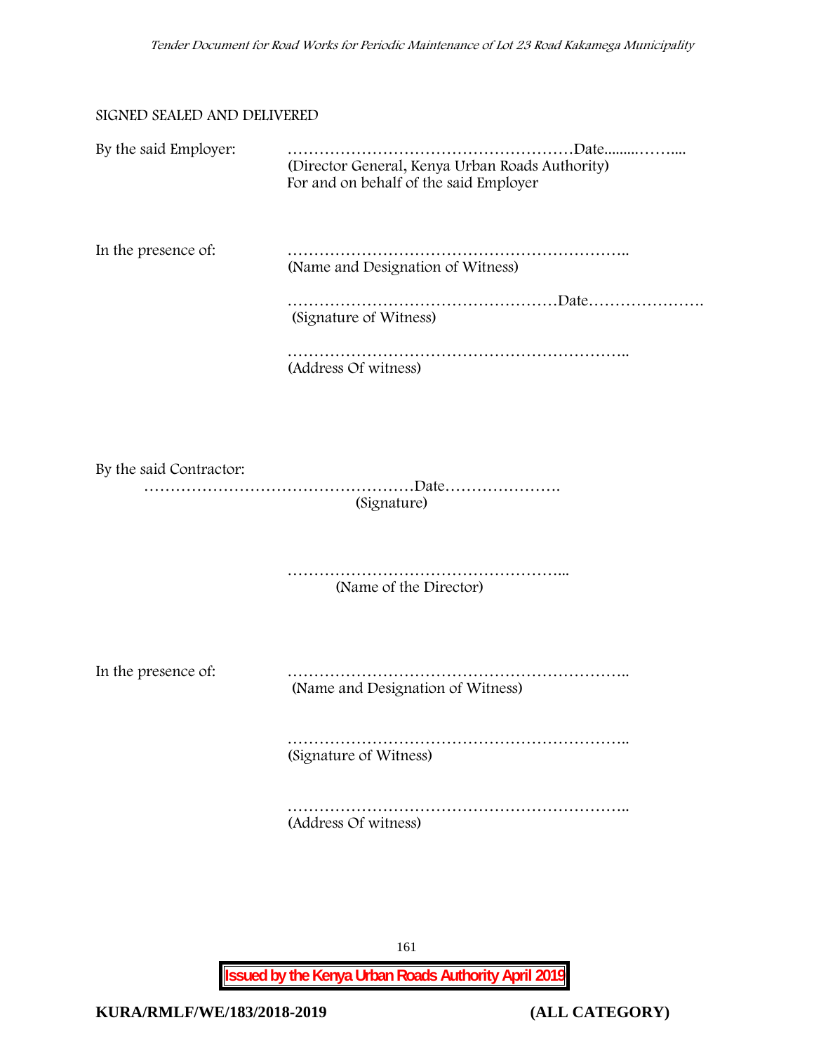SIGNED SEALED AND DELIVERED

By the said Employer: ………………………………………………Date.........……....
(Director General, Kenya Urban Roads Authority)
For and on behalf of the said Employer

In the presence of: ………………………………………………………..
(Name and Designation of Witness)

……………………………………………Date………………….
(Signature of Witness)

………………………………………………………..
(Address Of witness)

By the said Contractor:
……………………………………………Date………………….
(Signature)

……………………………………………...
(Name of the Director)

In the presence of: ………………………………………………………..
(Name and Designation of Witness)

………………………………………………………..
(Signature of Witness)

………………………………………………………..
(Address Of witness)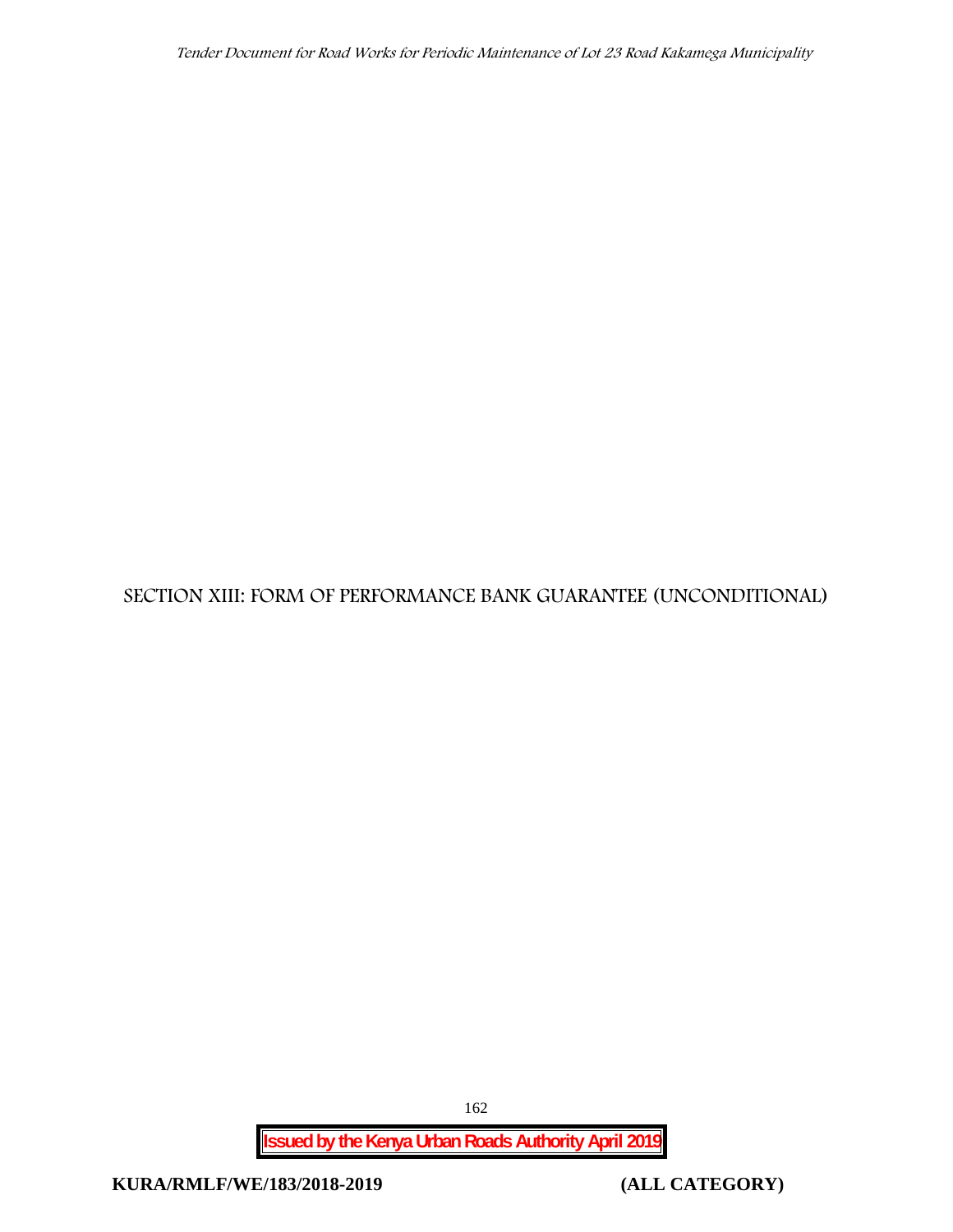# SECTION XIII: FORM OF PERFORMANCE BANK GUARANTEE (UNCONDITIONAL)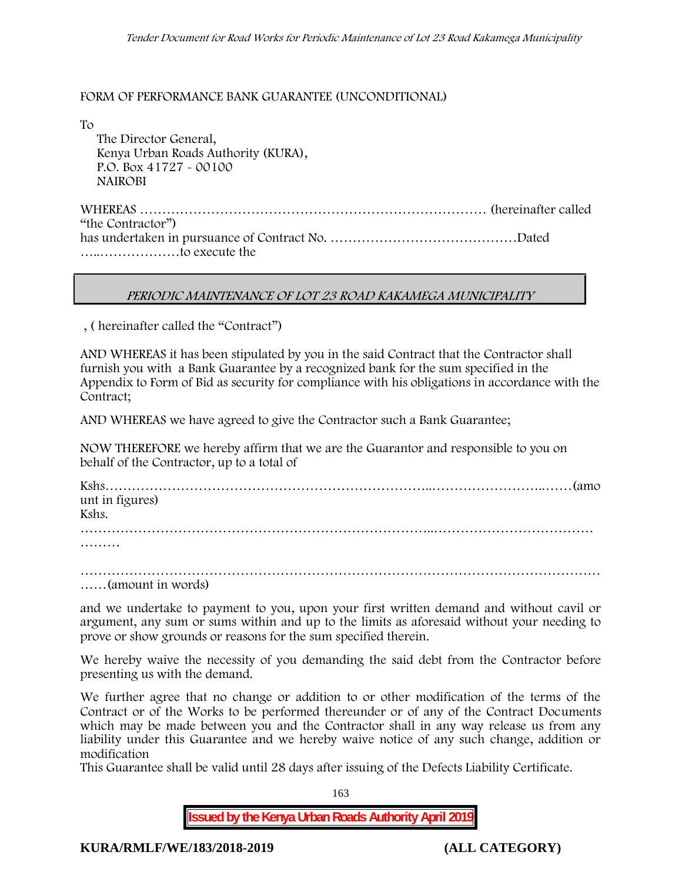FORM OF PERFORMANCE BANK GUARANTEE (UNCONDITIONAL)

To

The Director General,
Kenya Urban Roads Authority (KURA),
P.O. Box 41727 - 00100
NAIROBI

WHEREAS …………………………………………………………………… (hereinafter called "the Contractor")
has undertaken in pursuance of Contract No. ……………………………………Dated …..………………to execute the

*PERIODIC MAINTENANCE OF LOT 23 ROAD KAKAMEGA MUNICIPALITY*

, ( hereinafter called the "Contract")

AND WHEREAS it has been stipulated by you in the said Contract that the Contractor shall furnish you with a Bank Guarantee by a recognized bank for the sum specified in the Appendix to Form of Bid as security for compliance with his obligations in accordance with the Contract;

AND WHEREAS we have agreed to give the Contractor such a Bank Guarantee;

NOW THEREFORE we hereby affirm that we are the Guarantor and responsible to you on behalf of the Contractor, up to a total of

Kshs………………………………………………………………..……………………..……(amount in figures)
Kshs.
…………………………………………………………………...………………………………………

…………………………………………………………………………………………………………………(amount in words)

and we undertake to payment to you, upon your first written demand and without cavil or argument, any sum or sums within and up to the limits as aforesaid without your needing to prove or show grounds or reasons for the sum specified therein.

We hereby waive the necessity of you demanding the said debt from the Contractor before presenting us with the demand.

We further agree that no change or addition to or other modification of the terms of the Contract or of the Works to be performed thereunder or of any of the Contract Documents which may be made between you and the Contractor shall in any way release us from any liability under this Guarantee and we hereby waive notice of any such change, addition or modification
This Guarantee shall be valid until 28 days after issuing of the Defects Liability Certificate.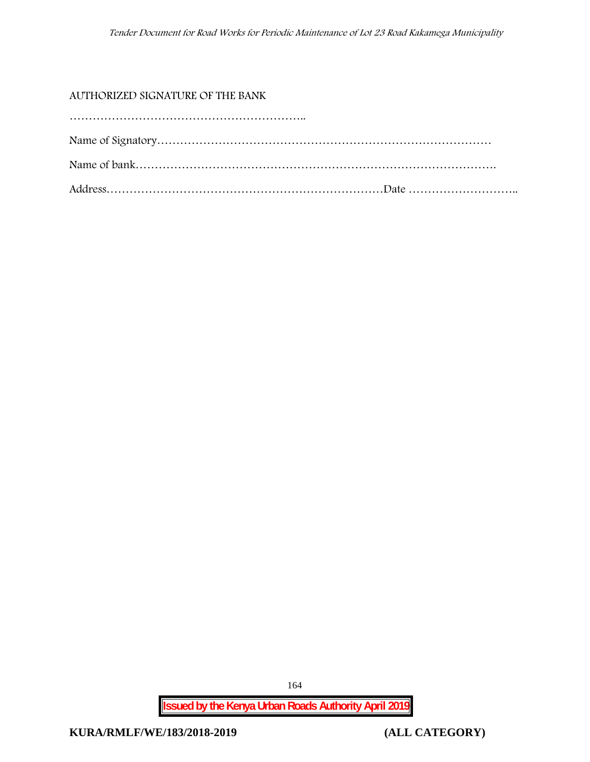AUTHORIZED SIGNATURE OF THE BANK

……………………………………………………..

Name of Signatory……………………………………………………………………………

Name of bank……………………………………………………………………………….

Address………………………………………………………………Date ………………………..